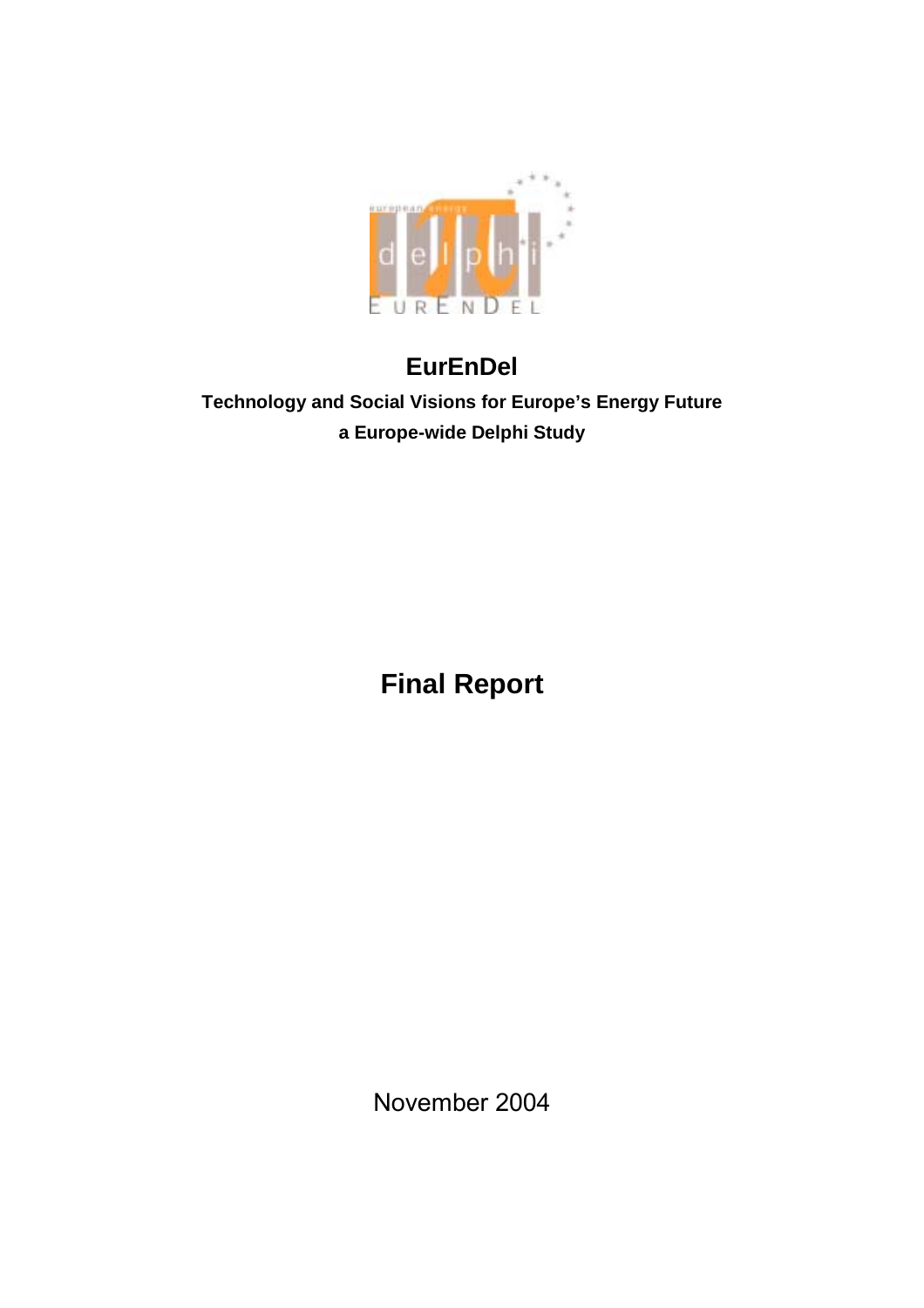# EurEnDel

**Technology and Social Visions for Europe's Energy Future**

**a Europe-wide Delphi Study**

# Final Report

November 2004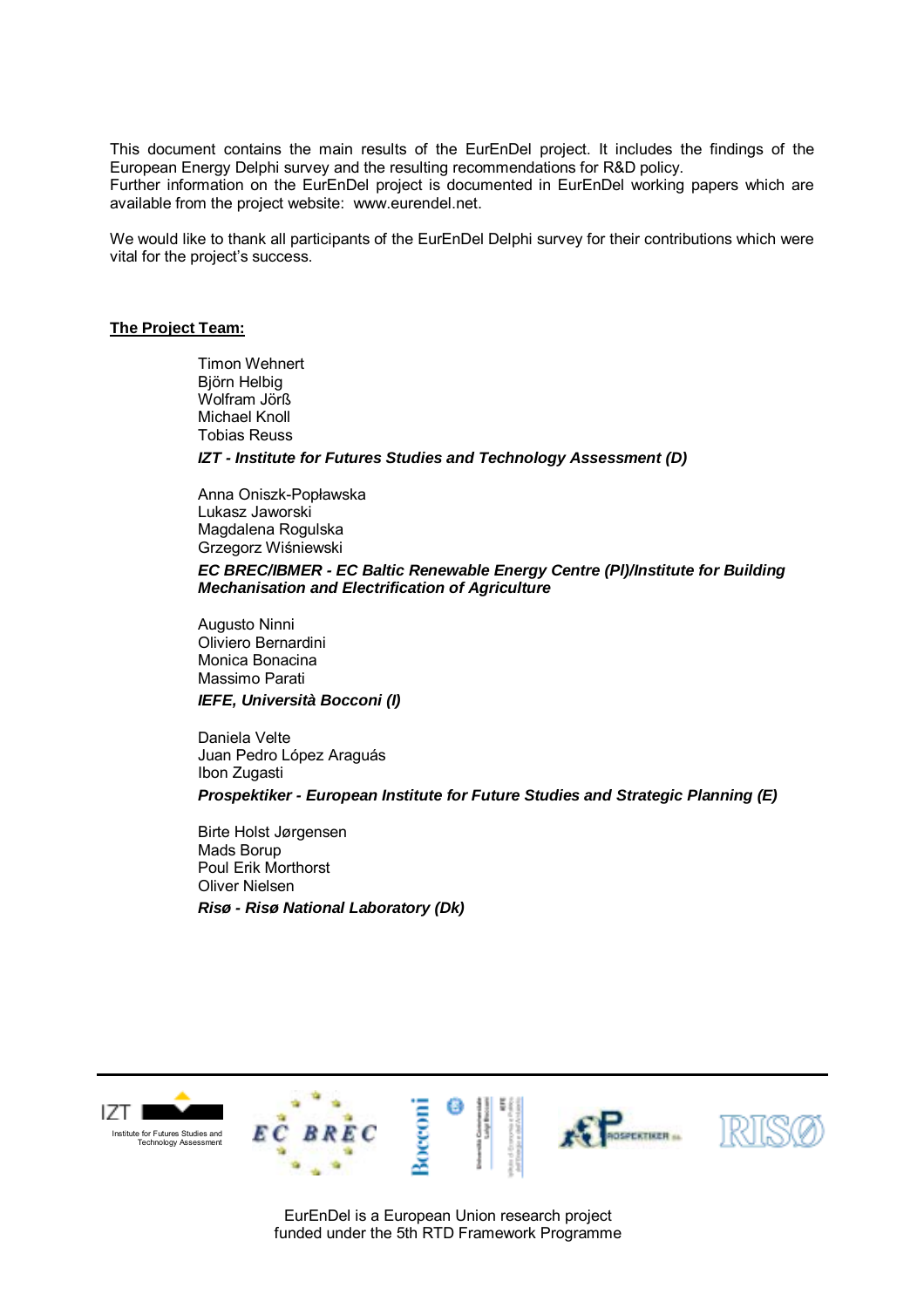This document contains the main results of the EurEnDel project. It includes the findings of the European Energy Delphi survey and the resulting recommendations for R&D policy.
Further information on the EurEnDel project is documented in EurEnDel working papers which are available from the project website: www.eurendel.net.

We would like to thank all participants of the EurEnDel Delphi survey for their contributions which were vital for the project's success.

**The Project Team:**

Timon Wehnert
Björn Helbig
Wolfram Jörß
Michael Knoll
Tobias Reuss

***IZT - Institute for Futures Studies and Technology Assessment (D)***

Anna Oniszk-Popławska
Lukasz Jaworski
Magdalena Rogulska
Grzegorz Wiśniewski

***EC BREC/IBMER - EC Baltic Renewable Energy Centre (Pl)/Institute for Building Mechanisation and Electrification of Agriculture***

Augusto Ninni
Oliviero Bernardini
Monica Bonacina
Massimo Parati

***IEFE, Università Bocconi (I)***

Daniela Velte
Juan Pedro López Araguás
Ibon Zugasti

***Prospektiker - European Institute for Future Studies and Strategic Planning (E)***

Birte Holst Jørgensen
Mads Borup
Poul Erik Morthorst
Oliver Nielsen

***Risø - Risø National Laboratory (Dk)***

EurEnDel is a European Union research project funded under the 5th RTD Framework Programme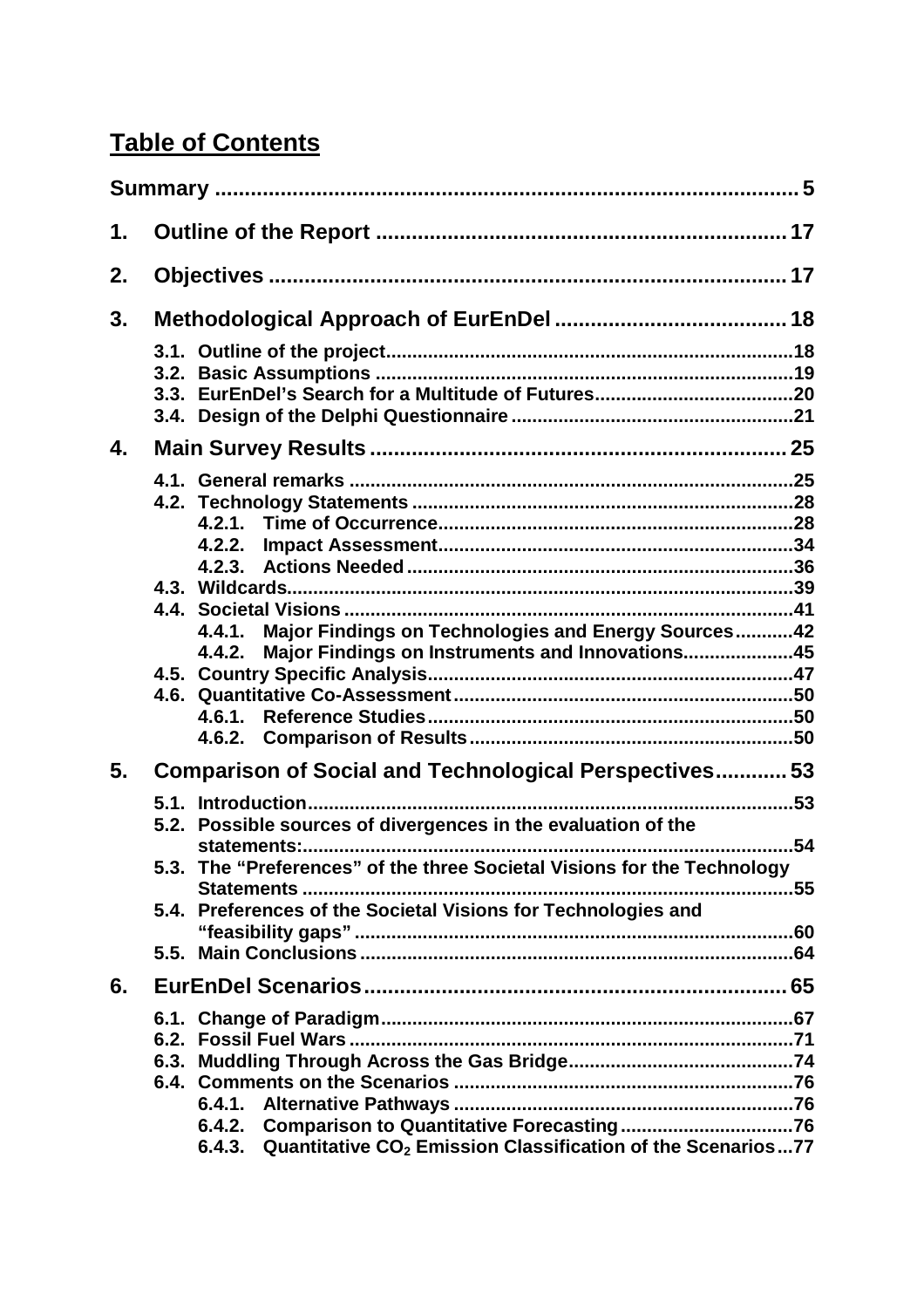# Table of Contents

**Summary** ..... 5

**1. Outline of the Report** ..... 17

**2. Objectives** ..... 17

**3. Methodological Approach of EurEnDel** ..... 18

- 3.1. Outline of the project ..... 18
- 3.2. Basic Assumptions ..... 19
- 3.3. EurEnDel's Search for a Multitude of Futures ..... 20
- 3.4. Design of the Delphi Questionnaire ..... 21

**4. Main Survey Results** ..... 25

- 4.1. General remarks ..... 25
- 4.2. Technology Statements ..... 28
  - 4.2.1. Time of Occurrence ..... 28
  - 4.2.2. Impact Assessment ..... 34
  - 4.2.3. Actions Needed ..... 36
- 4.3. Wildcards ..... 39
- 4.4. Societal Visions ..... 41
  - 4.4.1. Major Findings on Technologies and Energy Sources ..... 42
  - 4.4.2. Major Findings on Instruments and Innovations ..... 45
- 4.5. Country Specific Analysis ..... 47
- 4.6. Quantitative Co-Assessment ..... 50
  - 4.6.1. Reference Studies ..... 50
  - 4.6.2. Comparison of Results ..... 50

**5. Comparison of Social and Technological Perspectives** ..... 53

- 5.1. Introduction ..... 53
- 5.2. Possible sources of divergences in the evaluation of the statements: ..... 54
- 5.3. The "Preferences" of the three Societal Visions for the Technology Statements ..... 55
- 5.4. Preferences of the Societal Visions for Technologies and "feasibility gaps" ..... 60
- 5.5. Main Conclusions ..... 64

**6. EurEnDel Scenarios** ..... 65

- 6.1. Change of Paradigm ..... 67
- 6.2. Fossil Fuel Wars ..... 71
- 6.3. Muddling Through Across the Gas Bridge ..... 74
- 6.4. Comments on the Scenarios ..... 76
  - 6.4.1. Alternative Pathways ..... 76
  - 6.4.2. Comparison to Quantitative Forecasting ..... 76
  - 6.4.3. Quantitative $CO_2$ Emission Classification of the Scenarios ..... 77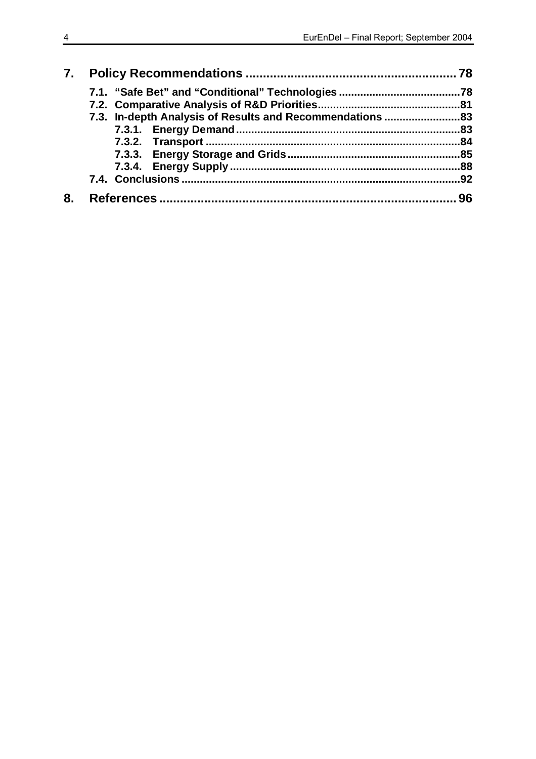7. Policy Recommendations .......... 78

7.1. "Safe Bet" and "Conditional" Technologies .......... 78

7.2. Comparative Analysis of R&D Priorities .......... 81

7.3. In-depth Analysis of Results and Recommendations .......... 83

7.3.1. Energy Demand .......... 83

7.3.2. Transport .......... 84

7.3.3. Energy Storage and Grids .......... 85

7.3.4. Energy Supply .......... 88

7.4. Conclusions .......... 92

8. References .......... 96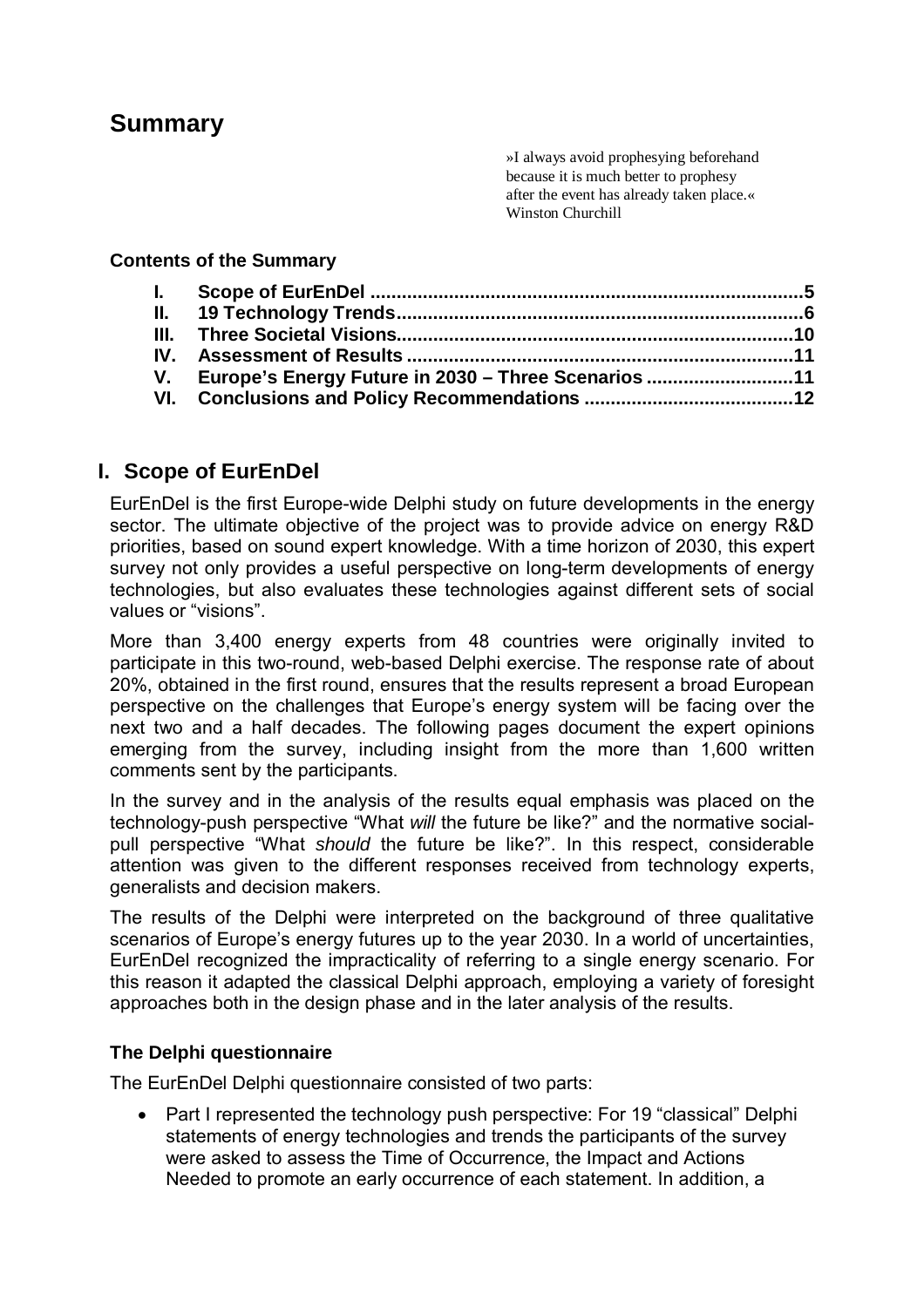# Summary

> »I always avoid prophesying beforehand because it is much better to prophesy after the event has already taken place.«
> Winston Churchill

**Contents of the Summary**

| | | |
|---|---|---|
| **I.** | **Scope of EurEnDel** | **5** |
| **II.** | **19 Technology Trends** | **6** |
| **III.** | **Three Societal Visions** | **10** |
| **IV.** | **Assessment of Results** | **11** |
| **V.** | **Europe's Energy Future in 2030 – Three Scenarios** | **11** |
| **VI.** | **Conclusions and Policy Recommendations** | **12** |

## I. Scope of EurEnDel

EurEnDel is the first Europe-wide Delphi study on future developments in the energy sector. The ultimate objective of the project was to provide advice on energy R&D priorities, based on sound expert knowledge. With a time horizon of 2030, this expert survey not only provides a useful perspective on long-term developments of energy technologies, but also evaluates these technologies against different sets of social values or "visions".

More than 3,400 energy experts from 48 countries were originally invited to participate in this two-round, web-based Delphi exercise. The response rate of about 20%, obtained in the first round, ensures that the results represent a broad European perspective on the challenges that Europe's energy system will be facing over the next two and a half decades. The following pages document the expert opinions emerging from the survey, including insight from the more than 1,600 written comments sent by the participants.

In the survey and in the analysis of the results equal emphasis was placed on the technology-push perspective "What *will* the future be like?" and the normative social-pull perspective "What *should* the future be like?". In this respect, considerable attention was given to the different responses received from technology experts, generalists and decision makers.

The results of the Delphi were interpreted on the background of three qualitative scenarios of Europe's energy futures up to the year 2030. In a world of uncertainties, EurEnDel recognized the impracticality of referring to a single energy scenario. For this reason it adapted the classical Delphi approach, employing a variety of foresight approaches both in the design phase and in the later analysis of the results.

### The Delphi questionnaire

The EurEnDel Delphi questionnaire consisted of two parts:

- Part I represented the technology push perspective: For 19 "classical" Delphi statements of energy technologies and trends the participants of the survey were asked to assess the Time of Occurrence, the Impact and Actions Needed to promote an early occurrence of each statement. In addition, a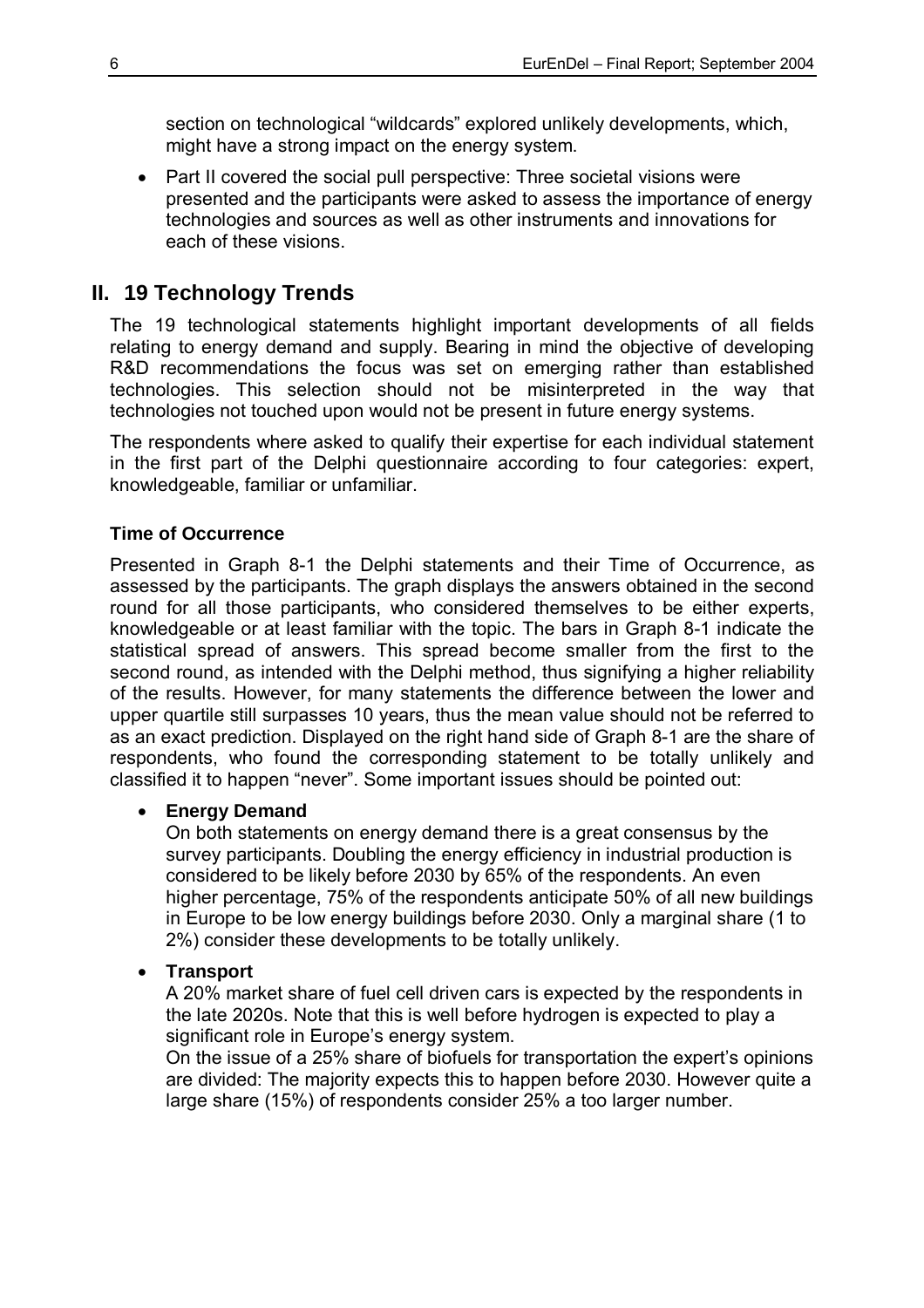section on technological "wildcards" explored unlikely developments, which, might have a strong impact on the energy system.

- Part II covered the social pull perspective: Three societal visions were presented and the participants were asked to assess the importance of energy technologies and sources as well as other instruments and innovations for each of these visions.

## II. 19 Technology Trends

The 19 technological statements highlight important developments of all fields relating to energy demand and supply. Bearing in mind the objective of developing R&D recommendations the focus was set on emerging rather than established technologies. This selection should not be misinterpreted in the way that technologies not touched upon would not be present in future energy systems.

The respondents where asked to qualify their expertise for each individual statement in the first part of the Delphi questionnaire according to four categories: expert, knowledgeable, familiar or unfamiliar.

### Time of Occurrence

Presented in Graph 8-1 the Delphi statements and their Time of Occurrence, as assessed by the participants. The graph displays the answers obtained in the second round for all those participants, who considered themselves to be either experts, knowledgeable or at least familiar with the topic. The bars in Graph 8-1 indicate the statistical spread of answers. This spread become smaller from the first to the second round, as intended with the Delphi method, thus signifying a higher reliability of the results. However, for many statements the difference between the lower and upper quartile still surpasses 10 years, thus the mean value should not be referred to as an exact prediction. Displayed on the right hand side of Graph 8-1 are the share of respondents, who found the corresponding statement to be totally unlikely and classified it to happen "never". Some important issues should be pointed out:

- **Energy Demand**
  On both statements on energy demand there is a great consensus by the survey participants. Doubling the energy efficiency in industrial production is considered to be likely before 2030 by 65% of the respondents. An even higher percentage, 75% of the respondents anticipate 50% of all new buildings in Europe to be low energy buildings before 2030. Only a marginal share (1 to 2%) consider these developments to be totally unlikely.

- **Transport**
  A 20% market share of fuel cell driven cars is expected by the respondents in the late 2020s. Note that this is well before hydrogen is expected to play a significant role in Europe's energy system.
  On the issue of a 25% share of biofuels for transportation the expert's opinions are divided: The majority expects this to happen before 2030. However quite a large share (15%) of respondents consider 25% a too larger number.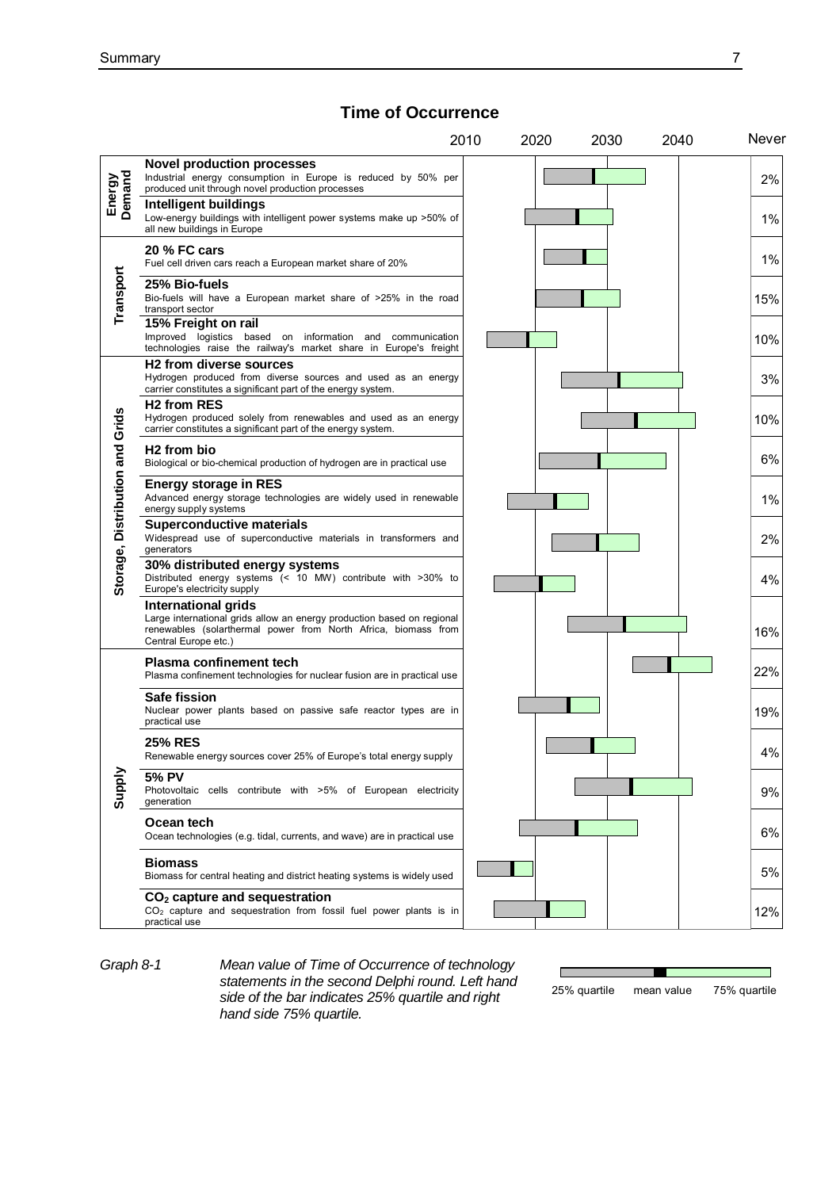## Time of Occurrence

| Category | Statement | Never |
|---|---|---|
| Energy Demand | **Novel production processes** Industrial energy consumption in Europe is reduced by 50% per produced unit through novel production processes | 2% |
| | **Intelligent buildings** Low-energy buildings with intelligent power systems make up >50% of all new buildings in Europe | 1% |
| Transport | **20 % FC cars** Fuel cell driven cars reach a European market share of 20% | 1% |
| | **25% Bio-fuels** Bio-fuels will have a European market share of >25% in the road transport sector | 15% |
| | **15% Freight on rail** Improved logistics based on information and communication technologies raise the railway's market share in Europe's freight | 10% |
| Storage, Distribution and Grids | **H2 from diverse sources** Hydrogen produced from diverse sources and used as an energy carrier constitutes a significant part of the energy system. | 3% |
| | **H2 from RES** Hydrogen produced solely from renewables and used as an energy carrier constitutes a significant part of the energy system. | 10% |
| | **H2 from bio** Biological or bio-chemical production of hydrogen are in practical use | 6% |
| | **Energy storage in RES** Advanced energy storage technologies are widely used in renewable energy supply systems | 1% |
| | **Superconductive materials** Widespread use of superconductive materials in transformers and generators | 2% |
| | **30% distributed energy systems** Distributed energy systems (< 10 MW) contribute with >30% to Europe's electricity supply | 4% |
| | **International grids** Large international grids allow an energy production based on regional renewables (solarthermal power from North Africa, biomass from Central Europe etc.) | 16% |
| Supply | **Plasma confinement tech** Plasma confinement technologies for nuclear fusion are in practical use | 22% |
| | **Safe fission** Nuclear power plants based on passive safe reactor types are in practical use | 19% |
| | **25% RES** Renewable energy sources cover 25% of Europe's total energy supply | 4% |
| | **5% PV** Photovoltaic cells contribute with >5% of European electricity generation | 9% |
| | **Ocean tech** Ocean technologies (e.g. tidal, currents, and wave) are in practical use | 6% |
| | **Biomass** Biomass for central heating and district heating systems is widely used | 5% |
| | **$CO_2$ capture and sequestration** $CO_2$ capture and sequestration from fossil fuel power plants is in practical use | 12% |

Axis: 2010 – 2020 – 2030 – 2040 – Never

Legend: 25% quartile | mean value | 75% quartile

*Graph 8-1* *Mean value of Time of Occurrence of technology statements in the second Delphi round. Left hand side of the bar indicates 25% quartile and right hand side 75% quartile.*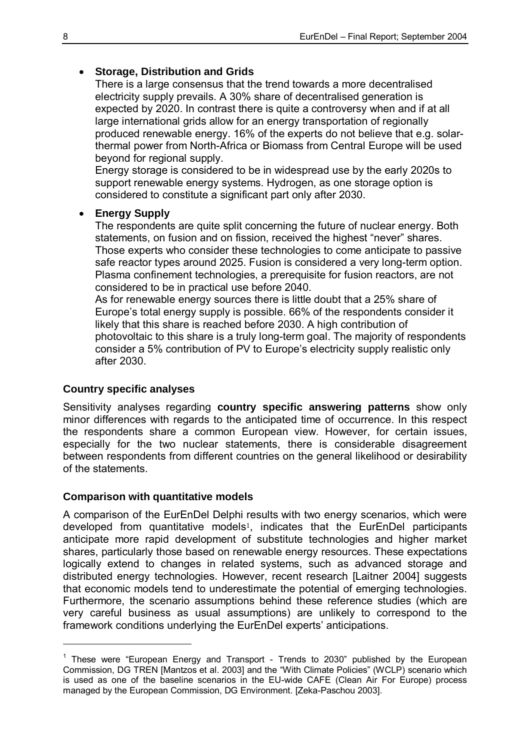- **Storage, Distribution and Grids**

  There is a large consensus that the trend towards a more decentralised electricity supply prevails. A 30% share of decentralised generation is expected by 2020. In contrast there is quite a controversy when and if at all large international grids allow for an energy transportation of regionally produced renewable energy. 16% of the experts do not believe that e.g. solar-thermal power from North-Africa or Biomass from Central Europe will be used beyond for regional supply.

  Energy storage is considered to be in widespread use by the early 2020s to support renewable energy systems. Hydrogen, as one storage option is considered to constitute a significant part only after 2030.

- **Energy Supply**

  The respondents are quite split concerning the future of nuclear energy. Both statements, on fusion and on fission, received the highest "never" shares. Those experts who consider these technologies to come anticipate to passive safe reactor types around 2025. Fusion is considered a very long-term option. Plasma confinement technologies, a prerequisite for fusion reactors, are not considered to be in practical use before 2040.

  As for renewable energy sources there is little doubt that a 25% share of Europe's total energy supply is possible. 66% of the respondents consider it likely that this share is reached before 2030. A high contribution of photovoltaic to this share is a truly long-term goal. The majority of respondents consider a 5% contribution of PV to Europe's electricity supply realistic only after 2030.

**Country specific analyses**

Sensitivity analyses regarding **country specific answering patterns** show only minor differences with regards to the anticipated time of occurrence. In this respect the respondents share a common European view. However, for certain issues, especially for the two nuclear statements, there is considerable disagreement between respondents from different countries on the general likelihood or desirability of the statements.

**Comparison with quantitative models**

A comparison of the EurEnDel Delphi results with two energy scenarios, which were developed from quantitative models[1], indicates that the EurEnDel participants anticipate more rapid development of substitute technologies and higher market shares, particularly those based on renewable energy resources. These expectations logically extend to changes in related systems, such as advanced storage and distributed energy technologies. However, recent research [Laitner 2004] suggests that economic models tend to underestimate the potential of emerging technologies. Furthermore, the scenario assumptions behind these reference studies (which are very careful business as usual assumptions) are unlikely to correspond to the framework conditions underlying the EurEnDel experts' anticipations.

---

[1] These were "European Energy and Transport - Trends to 2030" published by the European Commission, DG TREN [Mantzos et al. 2003] and the "With Climate Policies" (WCLP) scenario which is used as one of the baseline scenarios in the EU-wide CAFE (Clean Air For Europe) process managed by the European Commission, DG Environment. [Zeka-Paschou 2003].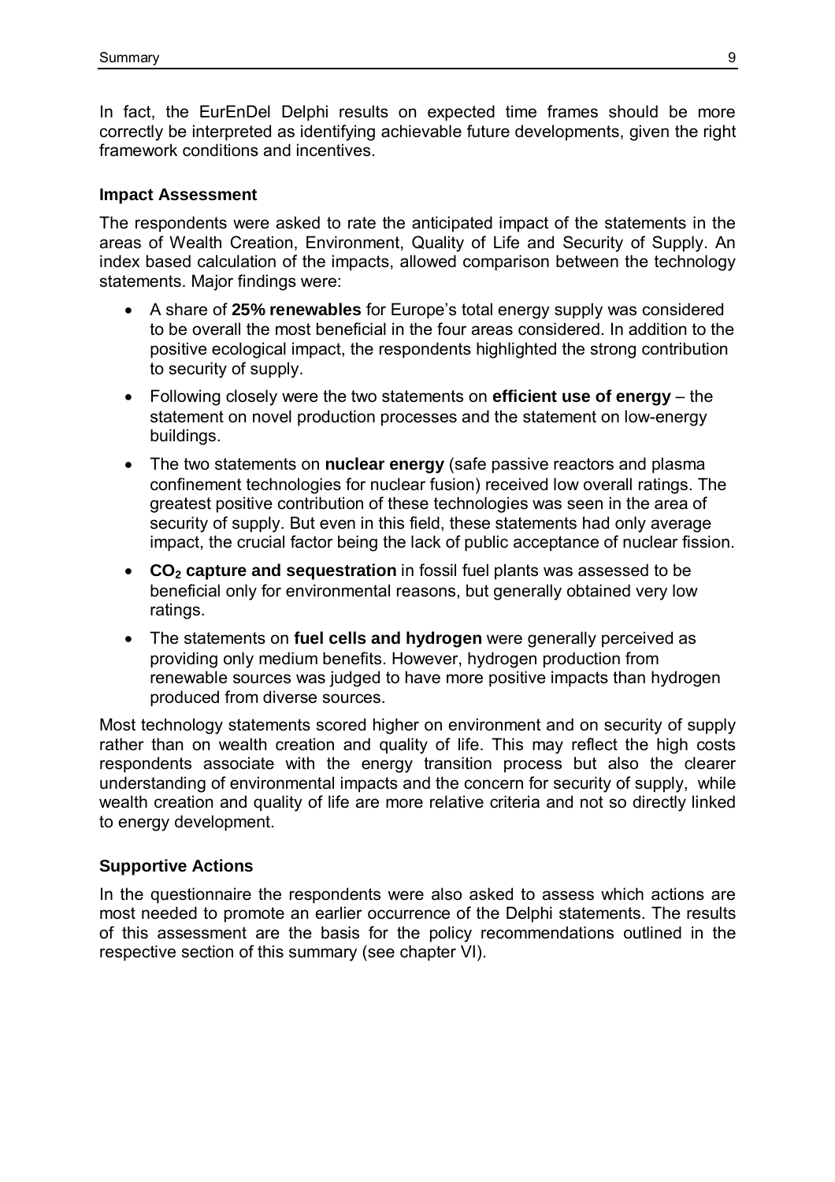In fact, the EurEnDel Delphi results on expected time frames should be more correctly be interpreted as identifying achievable future developments, given the right framework conditions and incentives.

### Impact Assessment

The respondents were asked to rate the anticipated impact of the statements in the areas of Wealth Creation, Environment, Quality of Life and Security of Supply. An index based calculation of the impacts, allowed comparison between the technology statements. Major findings were:

- A share of **25% renewables** for Europe's total energy supply was considered to be overall the most beneficial in the four areas considered. In addition to the positive ecological impact, the respondents highlighted the strong contribution to security of supply.
- Following closely were the two statements on **efficient use of energy** – the statement on novel production processes and the statement on low-energy buildings.
- The two statements on **nuclear energy** (safe passive reactors and plasma confinement technologies for nuclear fusion) received low overall ratings. The greatest positive contribution of these technologies was seen in the area of security of supply. But even in this field, these statements had only average impact, the crucial factor being the lack of public acceptance of nuclear fission.
- **$CO_2$ capture and sequestration** in fossil fuel plants was assessed to be beneficial only for environmental reasons, but generally obtained very low ratings.
- The statements on **fuel cells and hydrogen** were generally perceived as providing only medium benefits. However, hydrogen production from renewable sources was judged to have more positive impacts than hydrogen produced from diverse sources.

Most technology statements scored higher on environment and on security of supply rather than on wealth creation and quality of life. This may reflect the high costs respondents associate with the energy transition process but also the clearer understanding of environmental impacts and the concern for security of supply, while wealth creation and quality of life are more relative criteria and not so directly linked to energy development.

### Supportive Actions

In the questionnaire the respondents were also asked to assess which actions are most needed to promote an earlier occurrence of the Delphi statements. The results of this assessment are the basis for the policy recommendations outlined in the respective section of this summary (see chapter VI).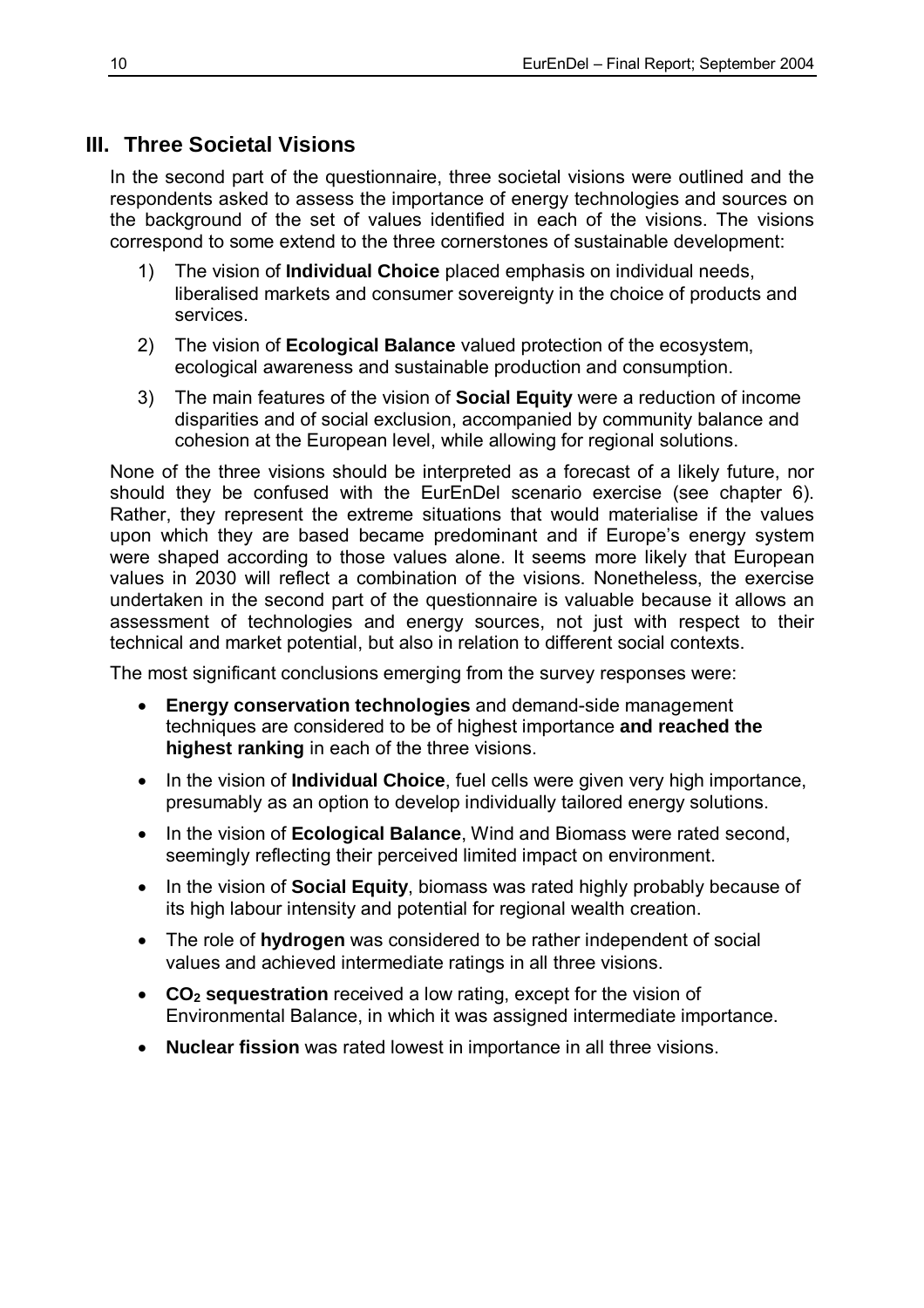## III. Three Societal Visions

In the second part of the questionnaire, three societal visions were outlined and the respondents asked to assess the importance of energy technologies and sources on the background of the set of values identified in each of the visions. The visions correspond to some extend to the three cornerstones of sustainable development:

1) The vision of **Individual Choice** placed emphasis on individual needs, liberalised markets and consumer sovereignty in the choice of products and services.
2) The vision of **Ecological Balance** valued protection of the ecosystem, ecological awareness and sustainable production and consumption.
3) The main features of the vision of **Social Equity** were a reduction of income disparities and of social exclusion, accompanied by community balance and cohesion at the European level, while allowing for regional solutions.

None of the three visions should be interpreted as a forecast of a likely future, nor should they be confused with the EurEnDel scenario exercise (see chapter 6). Rather, they represent the extreme situations that would materialise if the values upon which they are based became predominant and if Europe's energy system were shaped according to those values alone. It seems more likely that European values in 2030 will reflect a combination of the visions. Nonetheless, the exercise undertaken in the second part of the questionnaire is valuable because it allows an assessment of technologies and energy sources, not just with respect to their technical and market potential, but also in relation to different social contexts.

The most significant conclusions emerging from the survey responses were:

- **Energy conservation technologies** and demand-side management techniques are considered to be of highest importance **and reached the highest ranking** in each of the three visions.
- In the vision of **Individual Choice**, fuel cells were given very high importance, presumably as an option to develop individually tailored energy solutions.
- In the vision of **Ecological Balance**, Wind and Biomass were rated second, seemingly reflecting their perceived limited impact on environment.
- In the vision of **Social Equity**, biomass was rated highly probably because of its high labour intensity and potential for regional wealth creation.
- The role of **hydrogen** was considered to be rather independent of social values and achieved intermediate ratings in all three visions.
- **$CO_2$ sequestration** received a low rating, except for the vision of Environmental Balance, in which it was assigned intermediate importance.
- **Nuclear fission** was rated lowest in importance in all three visions.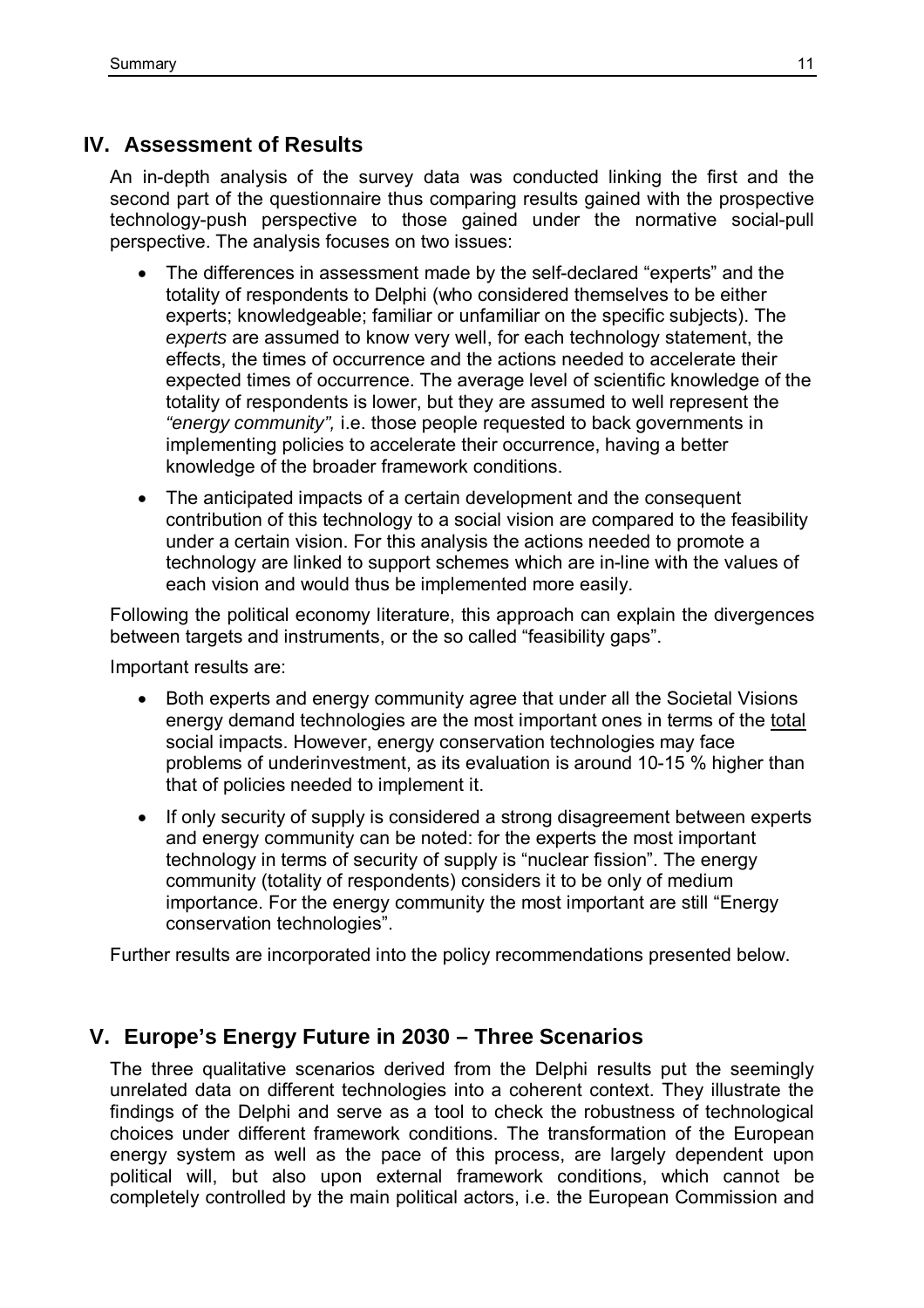## IV. Assessment of Results

An in-depth analysis of the survey data was conducted linking the first and the second part of the questionnaire thus comparing results gained with the prospective technology-push perspective to those gained under the normative social-pull perspective. The analysis focuses on two issues:

- The differences in assessment made by the self-declared "experts" and the totality of respondents to Delphi (who considered themselves to be either experts; knowledgeable; familiar or unfamiliar on the specific subjects). The *experts* are assumed to know very well, for each technology statement, the effects, the times of occurrence and the actions needed to accelerate their expected times of occurrence. The average level of scientific knowledge of the totality of respondents is lower, but they are assumed to well represent the *"energy community",* i.e. those people requested to back governments in implementing policies to accelerate their occurrence, having a better knowledge of the broader framework conditions.
- The anticipated impacts of a certain development and the consequent contribution of this technology to a social vision are compared to the feasibility under a certain vision. For this analysis the actions needed to promote a technology are linked to support schemes which are in-line with the values of each vision and would thus be implemented more easily.

Following the political economy literature, this approach can explain the divergences between targets and instruments, or the so called "feasibility gaps".

Important results are:

- Both experts and energy community agree that under all the Societal Visions energy demand technologies are the most important ones in terms of the <u>total</u> social impacts. However, energy conservation technologies may face problems of underinvestment, as its evaluation is around 10-15 % higher than that of policies needed to implement it.
- If only security of supply is considered a strong disagreement between experts and energy community can be noted: for the experts the most important technology in terms of security of supply is "nuclear fission". The energy community (totality of respondents) considers it to be only of medium importance. For the energy community the most important are still "Energy conservation technologies".

Further results are incorporated into the policy recommendations presented below.

## V. Europe's Energy Future in 2030 – Three Scenarios

The three qualitative scenarios derived from the Delphi results put the seemingly unrelated data on different technologies into a coherent context. They illustrate the findings of the Delphi and serve as a tool to check the robustness of technological choices under different framework conditions. The transformation of the European energy system as well as the pace of this process, are largely dependent upon political will, but also upon external framework conditions, which cannot be completely controlled by the main political actors, i.e. the European Commission and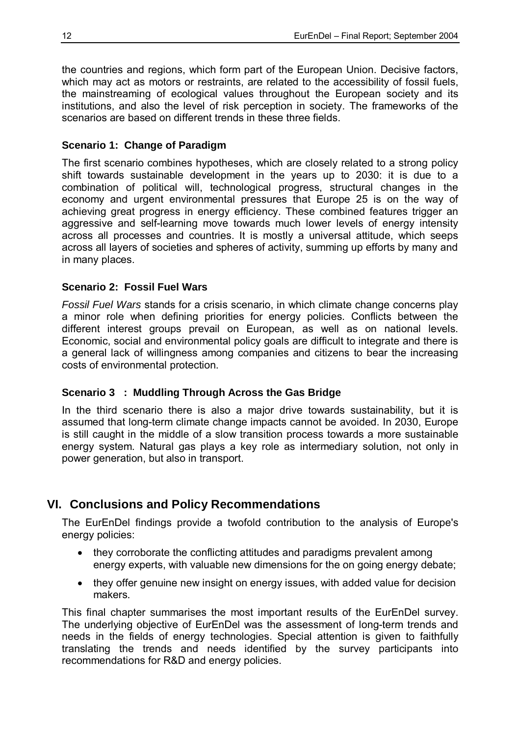the countries and regions, which form part of the European Union. Decisive factors, which may act as motors or restraints, are related to the accessibility of fossil fuels, the mainstreaming of ecological values throughout the European society and its institutions, and also the level of risk perception in society. The frameworks of the scenarios are based on different trends in these three fields.

### Scenario 1: Change of Paradigm

The first scenario combines hypotheses, which are closely related to a strong policy shift towards sustainable development in the years up to 2030: it is due to a combination of political will, technological progress, structural changes in the economy and urgent environmental pressures that Europe 25 is on the way of achieving great progress in energy efficiency. These combined features trigger an aggressive and self-learning move towards much lower levels of energy intensity across all processes and countries. It is mostly a universal attitude, which seeps across all layers of societies and spheres of activity, summing up efforts by many and in many places.

### Scenario 2: Fossil Fuel Wars

*Fossil Fuel Wars* stands for a crisis scenario, in which climate change concerns play a minor role when defining priorities for energy policies. Conflicts between the different interest groups prevail on European, as well as on national levels. Economic, social and environmental policy goals are difficult to integrate and there is a general lack of willingness among companies and citizens to bear the increasing costs of environmental protection.

### Scenario 3 : Muddling Through Across the Gas Bridge

In the third scenario there is also a major drive towards sustainability, but it is assumed that long-term climate change impacts cannot be avoided. In 2030, Europe is still caught in the middle of a slow transition process towards a more sustainable energy system. Natural gas plays a key role as intermediary solution, not only in power generation, but also in transport.

## VI. Conclusions and Policy Recommendations

The EurEnDel findings provide a twofold contribution to the analysis of Europe's energy policies:

- they corroborate the conflicting attitudes and paradigms prevalent among energy experts, with valuable new dimensions for the on going energy debate;
- they offer genuine new insight on energy issues, with added value for decision makers.

This final chapter summarises the most important results of the EurEnDel survey. The underlying objective of EurEnDel was the assessment of long-term trends and needs in the fields of energy technologies. Special attention is given to faithfully translating the trends and needs identified by the survey participants into recommendations for R&D and energy policies.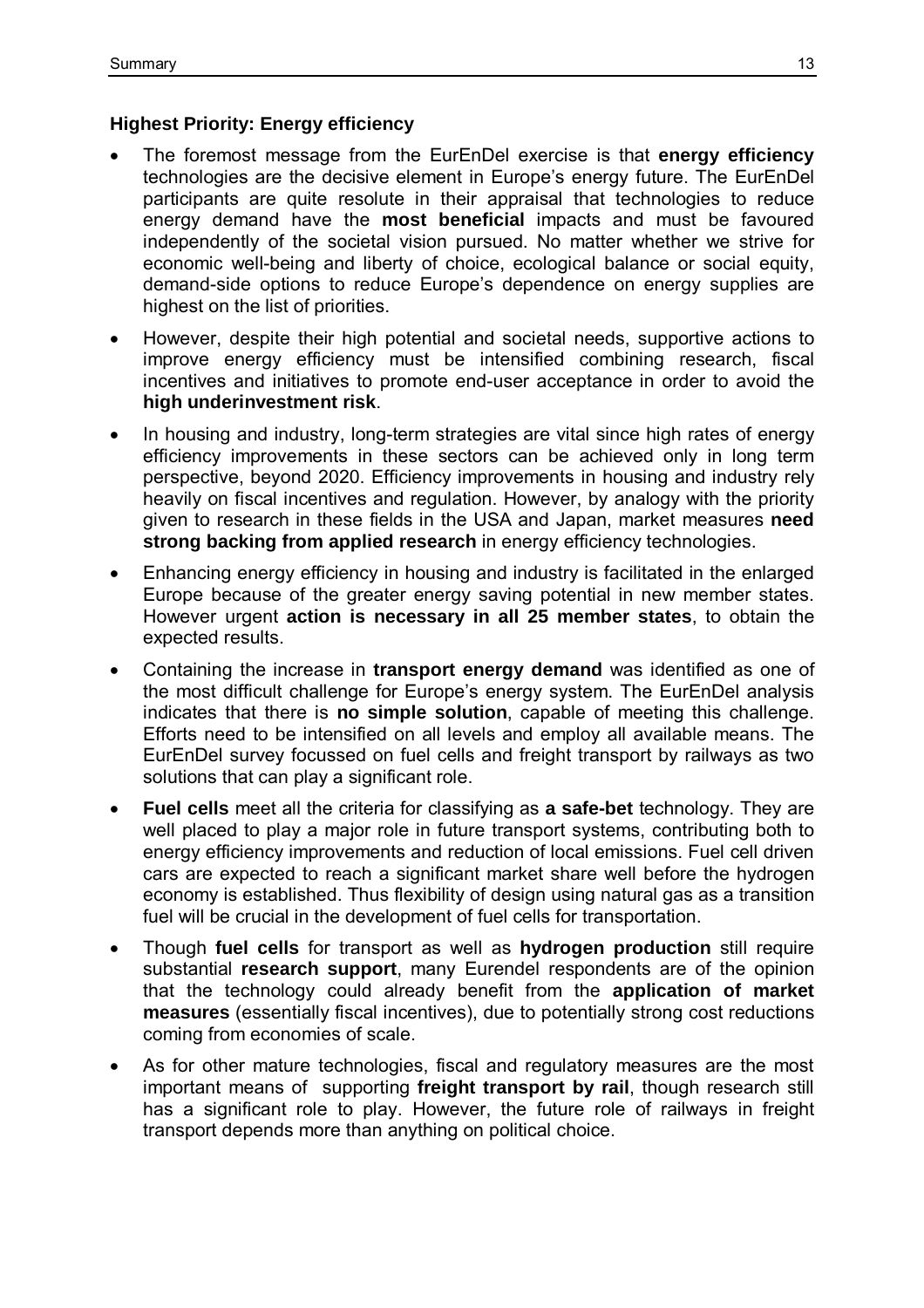**Highest Priority: Energy efficiency**

- The foremost message from the EurEnDel exercise is that **energy efficiency** technologies are the decisive element in Europe's energy future. The EurEnDel participants are quite resolute in their appraisal that technologies to reduce energy demand have the **most beneficial** impacts and must be favoured independently of the societal vision pursued. No matter whether we strive for economic well-being and liberty of choice, ecological balance or social equity, demand-side options to reduce Europe's dependence on energy supplies are highest on the list of priorities.

- However, despite their high potential and societal needs, supportive actions to improve energy efficiency must be intensified combining research, fiscal incentives and initiatives to promote end-user acceptance in order to avoid the **high underinvestment risk**.

- In housing and industry, long-term strategies are vital since high rates of energy efficiency improvements in these sectors can be achieved only in long term perspective, beyond 2020. Efficiency improvements in housing and industry rely heavily on fiscal incentives and regulation. However, by analogy with the priority given to research in these fields in the USA and Japan, market measures **need strong backing from applied research** in energy efficiency technologies.

- Enhancing energy efficiency in housing and industry is facilitated in the enlarged Europe because of the greater energy saving potential in new member states. However urgent **action is necessary in all 25 member states**, to obtain the expected results.

- Containing the increase in **transport energy demand** was identified as one of the most difficult challenge for Europe's energy system. The EurEnDel analysis indicates that there is **no simple solution**, capable of meeting this challenge. Efforts need to be intensified on all levels and employ all available means. The EurEnDel survey focussed on fuel cells and freight transport by railways as two solutions that can play a significant role.

- **Fuel cells** meet all the criteria for classifying as **a safe-bet** technology. They are well placed to play a major role in future transport systems, contributing both to energy efficiency improvements and reduction of local emissions. Fuel cell driven cars are expected to reach a significant market share well before the hydrogen economy is established. Thus flexibility of design using natural gas as a transition fuel will be crucial in the development of fuel cells for transportation.

- Though **fuel cells** for transport as well as **hydrogen production** still require substantial **research support**, many Eurendel respondents are of the opinion that the technology could already benefit from the **application of market measures** (essentially fiscal incentives), due to potentially strong cost reductions coming from economies of scale.

- As for other mature technologies, fiscal and regulatory measures are the most important means of supporting **freight transport by rail**, though research still has a significant role to play. However, the future role of railways in freight transport depends more than anything on political choice.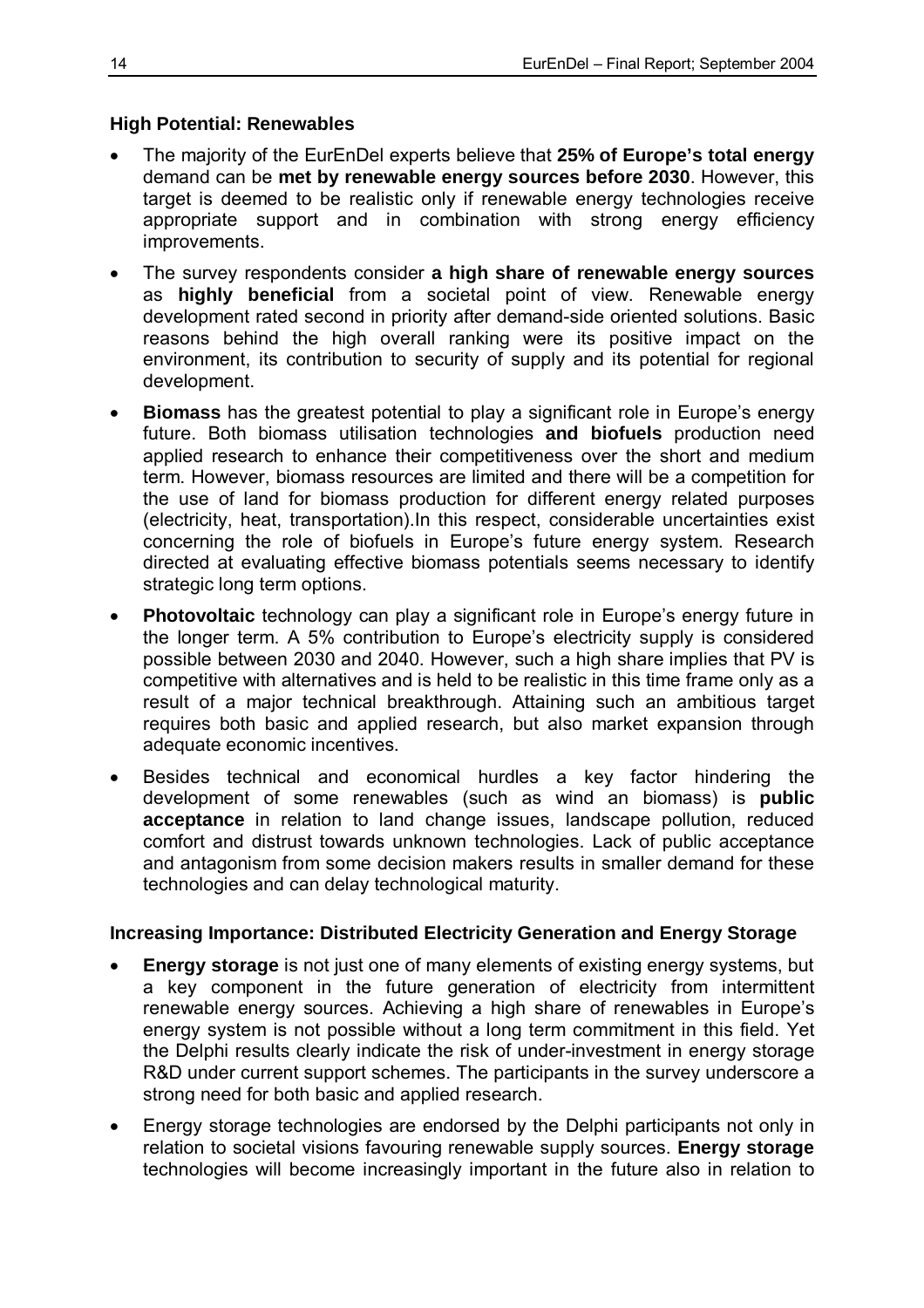**High Potential: Renewables**

- The majority of the EurEnDel experts believe that **25% of Europe's total energy** demand can be **met by renewable energy sources before 2030**. However, this target is deemed to be realistic only if renewable energy technologies receive appropriate support and in combination with strong energy efficiency improvements.
- The survey respondents consider **a high share of renewable energy sources** as **highly beneficial** from a societal point of view. Renewable energy development rated second in priority after demand-side oriented solutions. Basic reasons behind the high overall ranking were its positive impact on the environment, its contribution to security of supply and its potential for regional development.
- **Biomass** has the greatest potential to play a significant role in Europe's energy future. Both biomass utilisation technologies **and biofuels** production need applied research to enhance their competitiveness over the short and medium term. However, biomass resources are limited and there will be a competition for the use of land for biomass production for different energy related purposes (electricity, heat, transportation).In this respect, considerable uncertainties exist concerning the role of biofuels in Europe's future energy system. Research directed at evaluating effective biomass potentials seems necessary to identify strategic long term options.
- **Photovoltaic** technology can play a significant role in Europe's energy future in the longer term. A 5% contribution to Europe's electricity supply is considered possible between 2030 and 2040. However, such a high share implies that PV is competitive with alternatives and is held to be realistic in this time frame only as a result of a major technical breakthrough. Attaining such an ambitious target requires both basic and applied research, but also market expansion through adequate economic incentives.
- Besides technical and economical hurdles a key factor hindering the development of some renewables (such as wind an biomass) is **public acceptance** in relation to land change issues, landscape pollution, reduced comfort and distrust towards unknown technologies. Lack of public acceptance and antagonism from some decision makers results in smaller demand for these technologies and can delay technological maturity.

**Increasing Importance: Distributed Electricity Generation and Energy Storage**

- **Energy storage** is not just one of many elements of existing energy systems, but a key component in the future generation of electricity from intermittent renewable energy sources. Achieving a high share of renewables in Europe's energy system is not possible without a long term commitment in this field. Yet the Delphi results clearly indicate the risk of under-investment in energy storage R&D under current support schemes. The participants in the survey underscore a strong need for both basic and applied research.
- Energy storage technologies are endorsed by the Delphi participants not only in relation to societal visions favouring renewable supply sources. **Energy storage** technologies will become increasingly important in the future also in relation to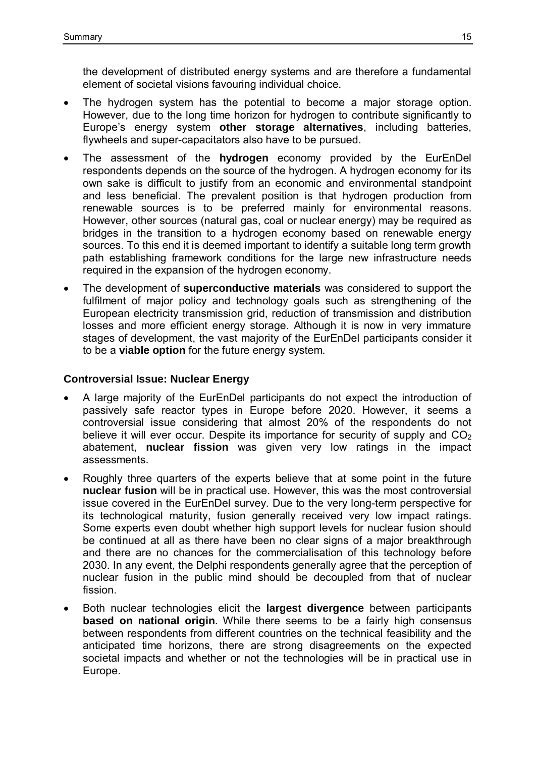the development of distributed energy systems and are therefore a fundamental element of societal visions favouring individual choice.

- The hydrogen system has the potential to become a major storage option. However, due to the long time horizon for hydrogen to contribute significantly to Europe's energy system **other storage alternatives**, including batteries, flywheels and super-capacitators also have to be pursued.
- The assessment of the **hydrogen** economy provided by the EurEnDel respondents depends on the source of the hydrogen. A hydrogen economy for its own sake is difficult to justify from an economic and environmental standpoint and less beneficial. The prevalent position is that hydrogen production from renewable sources is to be preferred mainly for environmental reasons. However, other sources (natural gas, coal or nuclear energy) may be required as bridges in the transition to a hydrogen economy based on renewable energy sources. To this end it is deemed important to identify a suitable long term growth path establishing framework conditions for the large new infrastructure needs required in the expansion of the hydrogen economy.
- The development of **superconductive materials** was considered to support the fulfilment of major policy and technology goals such as strengthening of the European electricity transmission grid, reduction of transmission and distribution losses and more efficient energy storage. Although it is now in very immature stages of development, the vast majority of the EurEnDel participants consider it to be a **viable option** for the future energy system.

### Controversial Issue: Nuclear Energy

- A large majority of the EurEnDel participants do not expect the introduction of passively safe reactor types in Europe before 2020. However, it seems a controversial issue considering that almost 20% of the respondents do not believe it will ever occur. Despite its importance for security of supply and $CO_2$ abatement, **nuclear fission** was given very low ratings in the impact assessments.
- Roughly three quarters of the experts believe that at some point in the future **nuclear fusion** will be in practical use. However, this was the most controversial issue covered in the EurEnDel survey. Due to the very long-term perspective for its technological maturity, fusion generally received very low impact ratings. Some experts even doubt whether high support levels for nuclear fusion should be continued at all as there have been no clear signs of a major breakthrough and there are no chances for the commercialisation of this technology before 2030. In any event, the Delphi respondents generally agree that the perception of nuclear fusion in the public mind should be decoupled from that of nuclear fission.
- Both nuclear technologies elicit the **largest divergence** between participants **based on national origin**. While there seems to be a fairly high consensus between respondents from different countries on the technical feasibility and the anticipated time horizons, there are strong disagreements on the expected societal impacts and whether or not the technologies will be in practical use in Europe.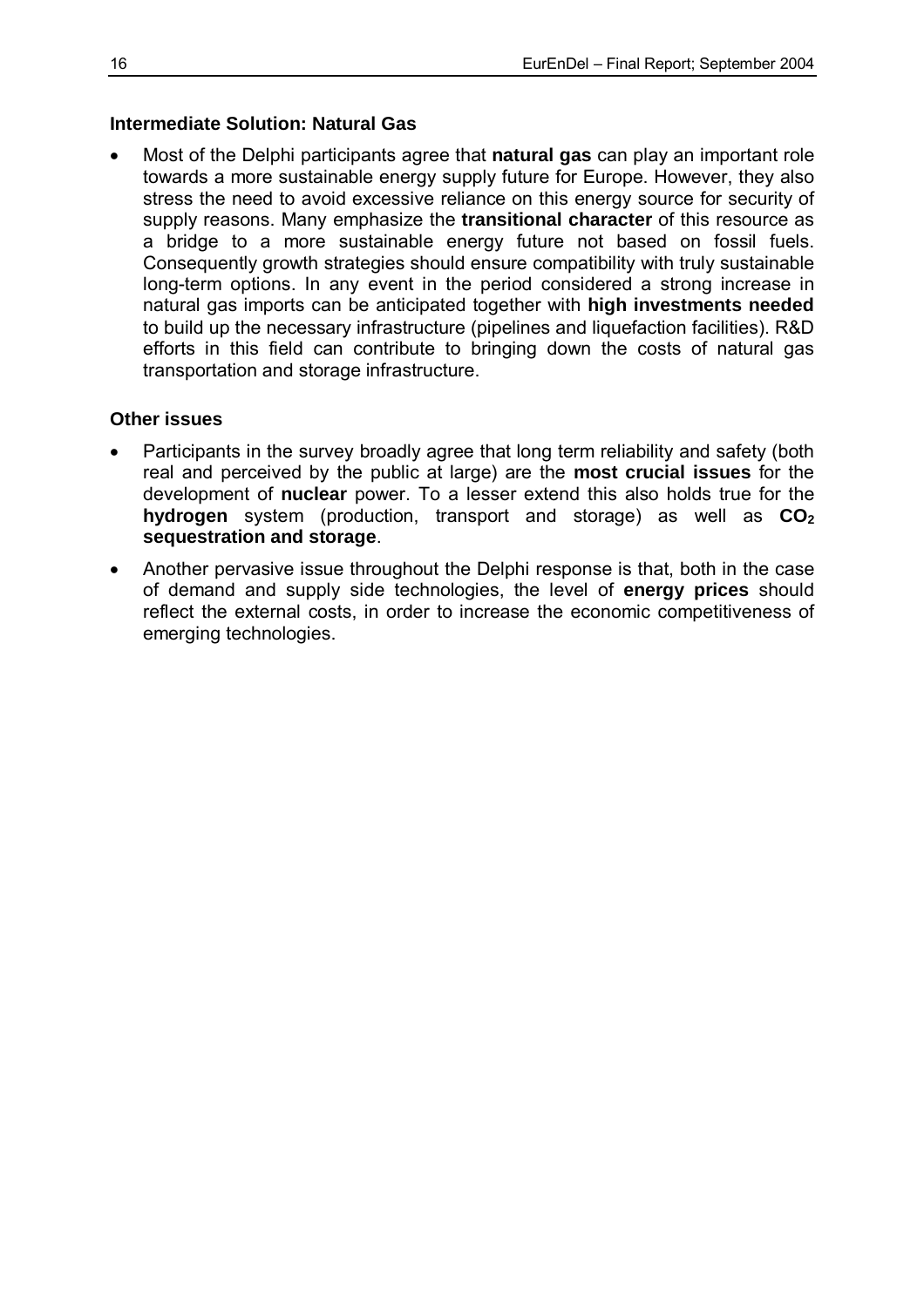**Intermediate Solution: Natural Gas**

- Most of the Delphi participants agree that **natural gas** can play an important role towards a more sustainable energy supply future for Europe. However, they also stress the need to avoid excessive reliance on this energy source for security of supply reasons. Many emphasize the **transitional character** of this resource as a bridge to a more sustainable energy future not based on fossil fuels. Consequently growth strategies should ensure compatibility with truly sustainable long-term options. In any event in the period considered a strong increase in natural gas imports can be anticipated together with **high investments needed** to build up the necessary infrastructure (pipelines and liquefaction facilities). R&D efforts in this field can contribute to bringing down the costs of natural gas transportation and storage infrastructure.

**Other issues**

- Participants in the survey broadly agree that long term reliability and safety (both real and perceived by the public at large) are the **most crucial issues** for the development of **nuclear** power. To a lesser extend this also holds true for the **hydrogen** system (production, transport and storage) as well as **$CO_2$ sequestration and storage**.
- Another pervasive issue throughout the Delphi response is that, both in the case of demand and supply side technologies, the level of **energy prices** should reflect the external costs, in order to increase the economic competitiveness of emerging technologies.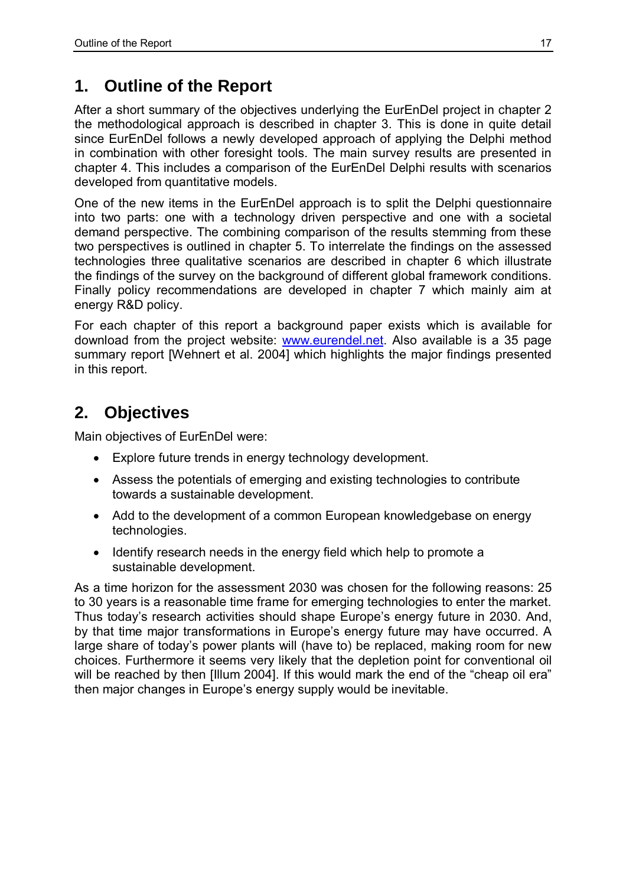# 1. Outline of the Report

After a short summary of the objectives underlying the EurEnDel project in chapter 2 the methodological approach is described in chapter 3. This is done in quite detail since EurEnDel follows a newly developed approach of applying the Delphi method in combination with other foresight tools. The main survey results are presented in chapter 4. This includes a comparison of the EurEnDel Delphi results with scenarios developed from quantitative models.

One of the new items in the EurEnDel approach is to split the Delphi questionnaire into two parts: one with a technology driven perspective and one with a societal demand perspective. The combining comparison of the results stemming from these two perspectives is outlined in chapter 5. To interrelate the findings on the assessed technologies three qualitative scenarios are described in chapter 6 which illustrate the findings of the survey on the background of different global framework conditions. Finally policy recommendations are developed in chapter 7 which mainly aim at energy R&D policy.

For each chapter of this report a background paper exists which is available for download from the project website: www.eurendel.net. Also available is a 35 page summary report [Wehnert et al. 2004] which highlights the major findings presented in this report.

# 2. Objectives

Main objectives of EurEnDel were:

- Explore future trends in energy technology development.
- Assess the potentials of emerging and existing technologies to contribute towards a sustainable development.
- Add to the development of a common European knowledgebase on energy technologies.
- Identify research needs in the energy field which help to promote a sustainable development.

As a time horizon for the assessment 2030 was chosen for the following reasons: 25 to 30 years is a reasonable time frame for emerging technologies to enter the market. Thus today's research activities should shape Europe's energy future in 2030. And, by that time major transformations in Europe's energy future may have occurred. A large share of today's power plants will (have to) be replaced, making room for new choices. Furthermore it seems very likely that the depletion point for conventional oil will be reached by then [Illum 2004]. If this would mark the end of the "cheap oil era" then major changes in Europe's energy supply would be inevitable.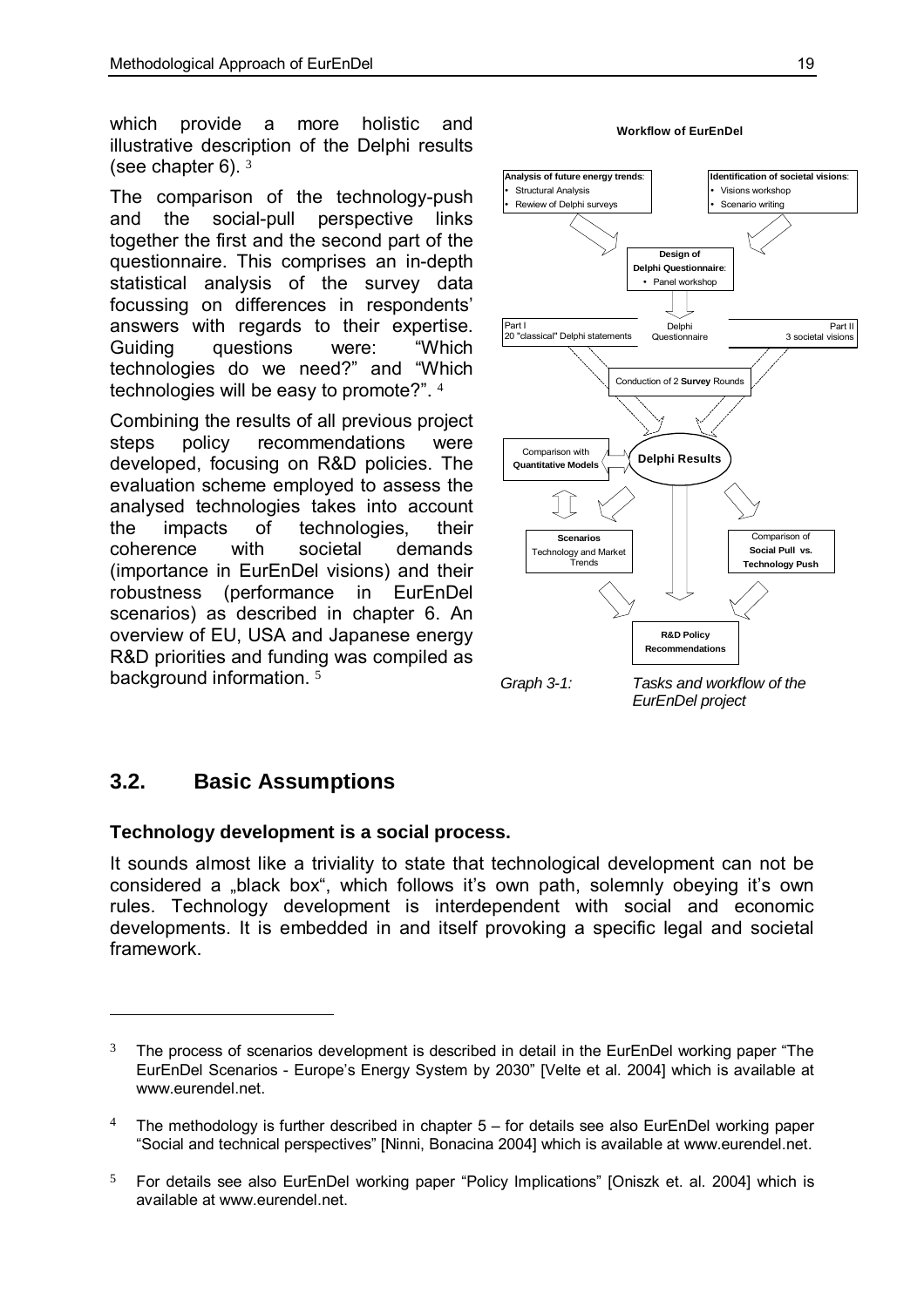which provide a more holistic and illustrative description of the Delphi results (see chapter 6). [3]

The comparison of the technology-push and the social-pull perspective links together the first and the second part of the questionnaire. This comprises an in-depth statistical analysis of the survey data focussing on differences in respondents' answers with regards to their expertise. Guiding questions were: "Which technologies do we need?" and "Which technologies will be easy to promote?". [4]

Combining the results of all previous project steps policy recommendations were developed, focusing on R&D policies. The evaluation scheme employed to assess the analysed technologies takes into account the impacts of technologies, their coherence with societal demands (importance in EurEnDel visions) and their robustness (performance in EurEnDel scenarios) as described in chapter 6. An overview of EU, USA and Japanese energy R&D priorities and funding was compiled as background information. [5]

**Workflow of EurEnDel**

**Analysis of future energy trends**:
- Structural Analysis
- Rewiew of Delphi surveys

**Identification of societal visions**:
- Visions workshop
- Scenario writing

**Design of Delphi Questionnaire**:
- Panel workshop

Part I 20 "classical" Delphi statements | Delphi Questionnaire | Part II 3 societal visions

Conduction of 2 **Survey** Rounds

**Delphi Results**

Comparison with **Quantitative Models**

**Scenarios** Technology and Market Trends

Comparison of **Social Pull vs. Technology Push**

**R&D Policy Recommendations**

*Graph 3-1: Tasks and workflow of the EurEnDel project*

## 3.2. Basic Assumptions

**Technology development is a social process.**

It sounds almost like a triviality to state that technological development can not be considered a „black box", which follows it's own path, solemnly obeying it's own rules. Technology development is interdependent with social and economic developments. It is embedded in and itself provoking a specific legal and societal framework.

---

[3] The process of scenarios development is described in detail in the EurEnDel working paper "The EurEnDel Scenarios - Europe's Energy System by 2030" [Velte et al. 2004] which is available at www.eurendel.net.

[4] The methodology is further described in chapter 5 – for details see also EurEnDel working paper "Social and technical perspectives" [Ninni, Bonacina 2004] which is available at www.eurendel.net.

[5] For details see also EurEnDel working paper "Policy Implications" [Oniszk et. al. 2004] which is available at www.eurendel.net.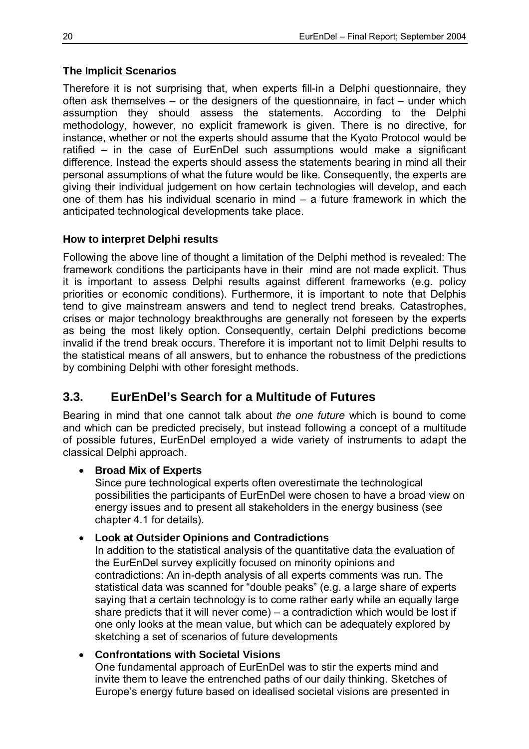### The Implicit Scenarios

Therefore it is not surprising that, when experts fill-in a Delphi questionnaire, they often ask themselves – or the designers of the questionnaire, in fact – under which assumption they should assess the statements. According to the Delphi methodology, however, no explicit framework is given. There is no directive, for instance, whether or not the experts should assume that the Kyoto Protocol would be ratified – in the case of EurEnDel such assumptions would make a significant difference. Instead the experts should assess the statements bearing in mind all their personal assumptions of what the future would be like. Consequently, the experts are giving their individual judgement on how certain technologies will develop, and each one of them has his individual scenario in mind – a future framework in which the anticipated technological developments take place.

### How to interpret Delphi results

Following the above line of thought a limitation of the Delphi method is revealed: The framework conditions the participants have in their mind are not made explicit. Thus it is important to assess Delphi results against different frameworks (e.g. policy priorities or economic conditions). Furthermore, it is important to note that Delphis tend to give mainstream answers and tend to neglect trend breaks. Catastrophes, crises or major technology breakthroughs are generally not foreseen by the experts as being the most likely option. Consequently, certain Delphi predictions become invalid if the trend break occurs. Therefore it is important not to limit Delphi results to the statistical means of all answers, but to enhance the robustness of the predictions by combining Delphi with other foresight methods.

## 3.3. EurEnDel's Search for a Multitude of Futures

Bearing in mind that one cannot talk about *the one future* which is bound to come and which can be predicted precisely, but instead following a concept of a multitude of possible futures, EurEnDel employed a wide variety of instruments to adapt the classical Delphi approach.

- **Broad Mix of Experts**
  Since pure technological experts often overestimate the technological possibilities the participants of EurEnDel were chosen to have a broad view on energy issues and to present all stakeholders in the energy business (see chapter 4.1 for details).
- **Look at Outsider Opinions and Contradictions**
  In addition to the statistical analysis of the quantitative data the evaluation of the EurEnDel survey explicitly focused on minority opinions and contradictions: An in-depth analysis of all experts comments was run. The statistical data was scanned for "double peaks" (e.g. a large share of experts saying that a certain technology is to come rather early while an equally large share predicts that it will never come) – a contradiction which would be lost if one only looks at the mean value, but which can be adequately explored by sketching a set of scenarios of future developments
- **Confrontations with Societal Visions**
  One fundamental approach of EurEnDel was to stir the experts mind and invite them to leave the entrenched paths of our daily thinking. Sketches of Europe's energy future based on idealised societal visions are presented in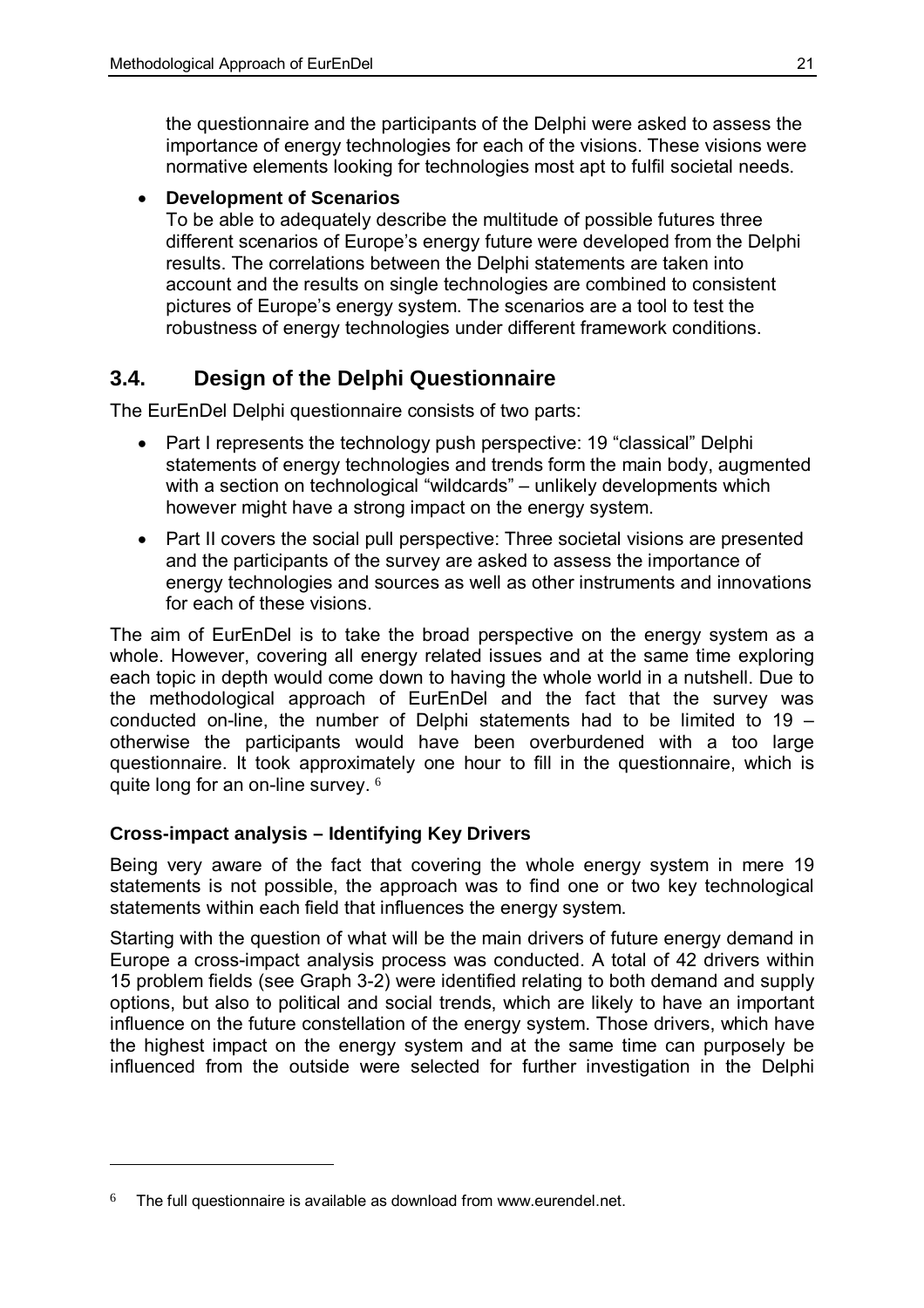the questionnaire and the participants of the Delphi were asked to assess the importance of energy technologies for each of the visions. These visions were normative elements looking for technologies most apt to fulfil societal needs.

- **Development of Scenarios**
  To be able to adequately describe the multitude of possible futures three different scenarios of Europe's energy future were developed from the Delphi results. The correlations between the Delphi statements are taken into account and the results on single technologies are combined to consistent pictures of Europe's energy system. The scenarios are a tool to test the robustness of energy technologies under different framework conditions.

## 3.4. Design of the Delphi Questionnaire

The EurEnDel Delphi questionnaire consists of two parts:

- Part I represents the technology push perspective: 19 "classical" Delphi statements of energy technologies and trends form the main body, augmented with a section on technological "wildcards" – unlikely developments which however might have a strong impact on the energy system.
- Part II covers the social pull perspective: Three societal visions are presented and the participants of the survey are asked to assess the importance of energy technologies and sources as well as other instruments and innovations for each of these visions.

The aim of EurEnDel is to take the broad perspective on the energy system as a whole. However, covering all energy related issues and at the same time exploring each topic in depth would come down to having the whole world in a nutshell. Due to the methodological approach of EurEnDel and the fact that the survey was conducted on-line, the number of Delphi statements had to be limited to 19 – otherwise the participants would have been overburdened with a too large questionnaire. It took approximately one hour to fill in the questionnaire, which is quite long for an on-line survey. [6]

### Cross-impact analysis – Identifying Key Drivers

Being very aware of the fact that covering the whole energy system in mere 19 statements is not possible, the approach was to find one or two key technological statements within each field that influences the energy system.

Starting with the question of what will be the main drivers of future energy demand in Europe a cross-impact analysis process was conducted. A total of 42 drivers within 15 problem fields (see Graph 3-2) were identified relating to both demand and supply options, but also to political and social trends, which are likely to have an important influence on the future constellation of the energy system. Those drivers, which have the highest impact on the energy system and at the same time can purposely be influenced from the outside were selected for further investigation in the Delphi

[6] The full questionnaire is available as download from www.eurendel.net.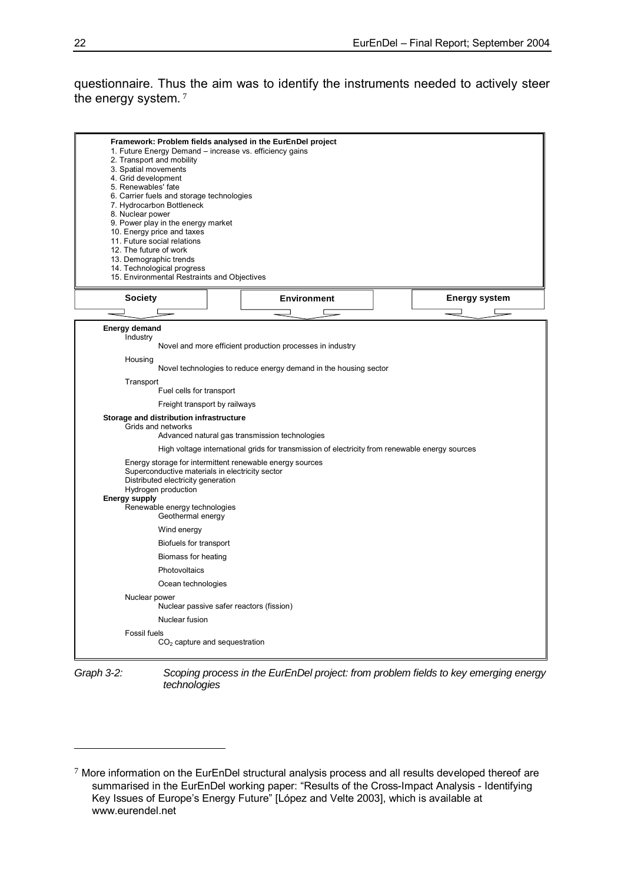questionnaire. Thus the aim was to identify the instruments needed to actively steer the energy system. [7]

**Framework: Problem fields analysed in the EurEnDel project**

1. Future Energy Demand – increase vs. efficiency gains
2. Transport and mobility
3. Spatial movements
4. Grid development
5. Renewables' fate
6. Carrier fuels and storage technologies
7. Hydrocarbon Bottleneck
8. Nuclear power
9. Power play in the energy market
10. Energy price and taxes
11. Future social relations
12. The future of work
13. Demographic trends
14. Technological progress
15. Environmental Restraints and Objectives

| **Society** | **Environment** | **Energy system** |
|---|---|---|

**Energy demand**

- Industry
  - Novel and more efficient production processes in industry
- Housing
  - Novel technologies to reduce energy demand in the housing sector
- Transport
  - Fuel cells for transport
  - Freight transport by railways

**Storage and distribution infrastructure**

- Grids and networks
  - Advanced natural gas transmission technologies
  - High voltage international grids for transmission of electricity from renewable energy sources
- Energy storage for intermittent renewable energy sources
- Superconductive materials in electricity sector
- Distributed electricity generation
- Hydrogen production

**Energy supply**

- Renewable energy technologies
  - Geothermal energy
  - Wind energy
  - Biofuels for transport
  - Biomass for heating
  - Photovoltaics
  - Ocean technologies
- Nuclear power
  - Nuclear passive safer reactors (fission)
  - Nuclear fusion
- Fossil fuels
  - $CO_2$ capture and sequestration

*Graph 3-2: Scoping process in the EurEnDel project: from problem fields to key emerging energy technologies*

---

[7] More information on the EurEnDel structural analysis process and all results developed thereof are summarised in the EurEnDel working paper: "Results of the Cross-Impact Analysis - Identifying Key Issues of Europe's Energy Future" [López and Velte 2003], which is available at www.eurendel.net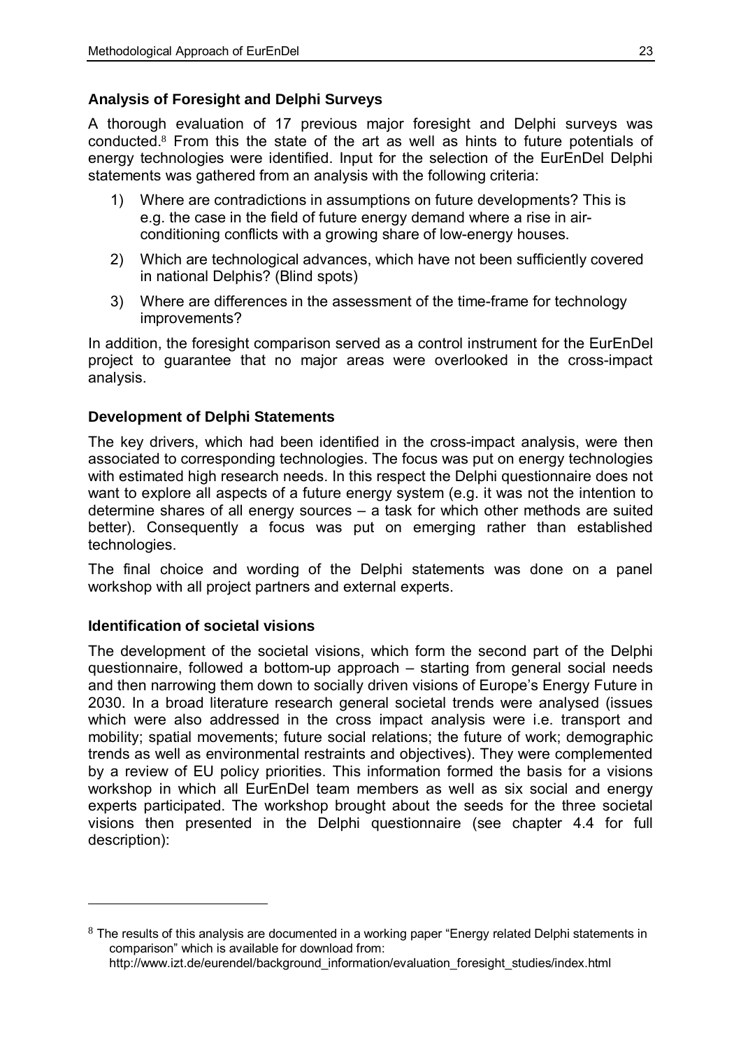### Analysis of Foresight and Delphi Surveys

A thorough evaluation of 17 previous major foresight and Delphi surveys was conducted.[8] From this the state of the art as well as hints to future potentials of energy technologies were identified. Input for the selection of the EurEnDel Delphi statements was gathered from an analysis with the following criteria:

1) Where are contradictions in assumptions on future developments? This is e.g. the case in the field of future energy demand where a rise in air-conditioning conflicts with a growing share of low-energy houses.
2) Which are technological advances, which have not been sufficiently covered in national Delphis? (Blind spots)
3) Where are differences in the assessment of the time-frame for technology improvements?

In addition, the foresight comparison served as a control instrument for the EurEnDel project to guarantee that no major areas were overlooked in the cross-impact analysis.

### Development of Delphi Statements

The key drivers, which had been identified in the cross-impact analysis, were then associated to corresponding technologies. The focus was put on energy technologies with estimated high research needs. In this respect the Delphi questionnaire does not want to explore all aspects of a future energy system (e.g. it was not the intention to determine shares of all energy sources – a task for which other methods are suited better). Consequently a focus was put on emerging rather than established technologies.

The final choice and wording of the Delphi statements was done on a panel workshop with all project partners and external experts.

### Identification of societal visions

The development of the societal visions, which form the second part of the Delphi questionnaire, followed a bottom-up approach – starting from general social needs and then narrowing them down to socially driven visions of Europe's Energy Future in 2030. In a broad literature research general societal trends were analysed (issues which were also addressed in the cross impact analysis were i.e. transport and mobility; spatial movements; future social relations; the future of work; demographic trends as well as environmental restraints and objectives). They were complemented by a review of EU policy priorities. This information formed the basis for a visions workshop in which all EurEnDel team members as well as six social and energy experts participated. The workshop brought about the seeds for the three societal visions then presented in the Delphi questionnaire (see chapter 4.4 for full description):

---

[8] The results of this analysis are documented in a working paper "Energy related Delphi statements in comparison" which is available for download from: http://www.izt.de/eurendel/background_information/evaluation_foresight_studies/index.html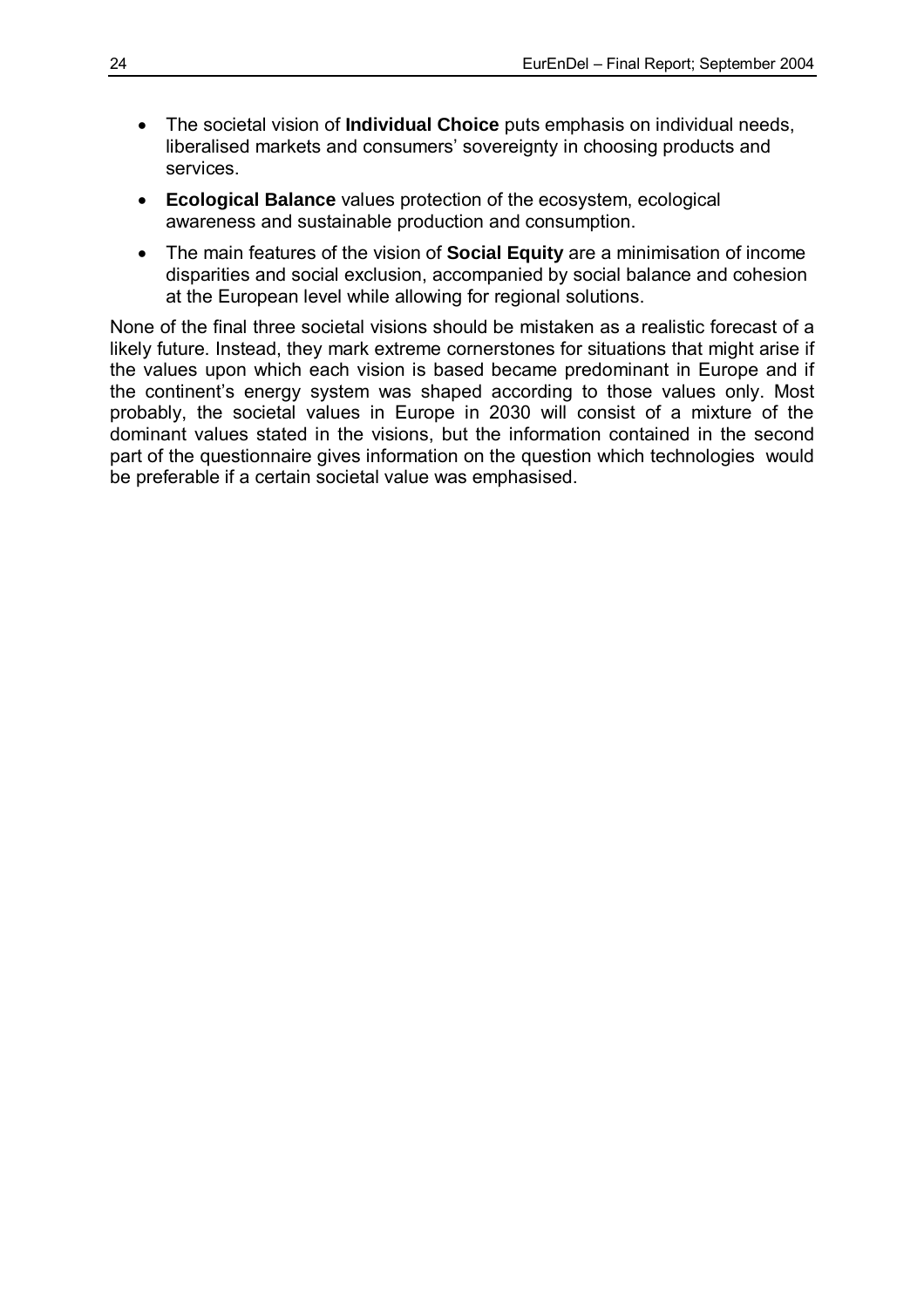- The societal vision of **Individual Choice** puts emphasis on individual needs, liberalised markets and consumers' sovereignty in choosing products and services.
- **Ecological Balance** values protection of the ecosystem, ecological awareness and sustainable production and consumption.
- The main features of the vision of **Social Equity** are a minimisation of income disparities and social exclusion, accompanied by social balance and cohesion at the European level while allowing for regional solutions.

None of the final three societal visions should be mistaken as a realistic forecast of a likely future. Instead, they mark extreme cornerstones for situations that might arise if the values upon which each vision is based became predominant in Europe and if the continent's energy system was shaped according to those values only. Most probably, the societal values in Europe in 2030 will consist of a mixture of the dominant values stated in the visions, but the information contained in the second part of the questionnaire gives information on the question which technologies would be preferable if a certain societal value was emphasised.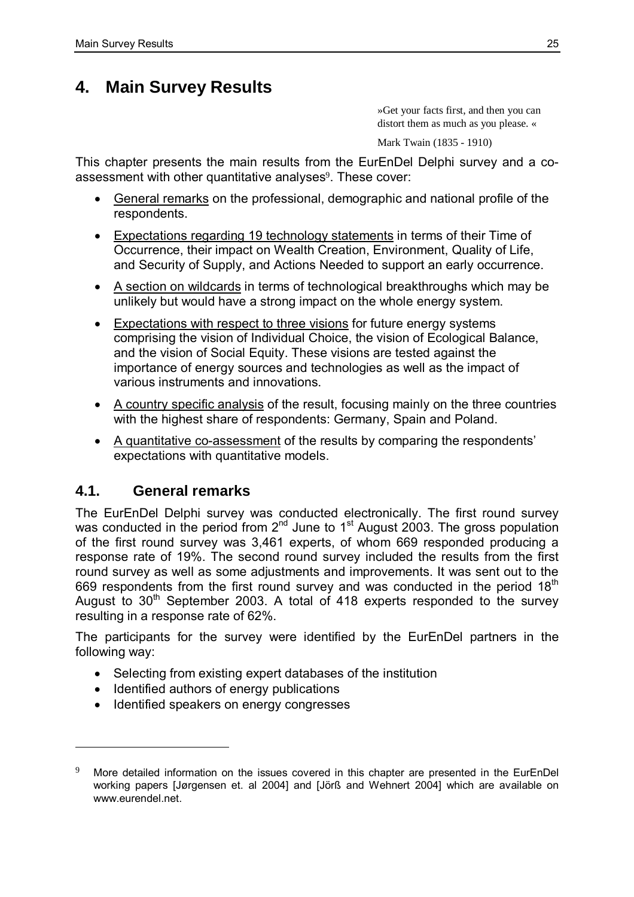# 4. Main Survey Results

> »Get your facts first, and then you can distort them as much as you please. «
>
> Mark Twain (1835 - 1910)

This chapter presents the main results from the EurEnDel Delphi survey and a co-assessment with other quantitative analyses[9]. These cover:

- General remarks on the professional, demographic and national profile of the respondents.
- Expectations regarding 19 technology statements in terms of their Time of Occurrence, their impact on Wealth Creation, Environment, Quality of Life, and Security of Supply, and Actions Needed to support an early occurrence.
- A section on wildcards in terms of technological breakthroughs which may be unlikely but would have a strong impact on the whole energy system.
- Expectations with respect to three visions for future energy systems comprising the vision of Individual Choice, the vision of Ecological Balance, and the vision of Social Equity. These visions are tested against the importance of energy sources and technologies as well as the impact of various instruments and innovations.
- A country specific analysis of the result, focusing mainly on the three countries with the highest share of respondents: Germany, Spain and Poland.
- A quantitative co-assessment of the results by comparing the respondents' expectations with quantitative models.

## 4.1. General remarks

The EurEnDel Delphi survey was conducted electronically. The first round survey was conducted in the period from 2nd June to 1st August 2003. The gross population of the first round survey was 3,461 experts, of whom 669 responded producing a response rate of 19%. The second round survey included the results from the first round survey as well as some adjustments and improvements. It was sent out to the 669 respondents from the first round survey and was conducted in the period 18th August to 30th September 2003. A total of 418 experts responded to the survey resulting in a response rate of 62%.

The participants for the survey were identified by the EurEnDel partners in the following way:

- Selecting from existing expert databases of the institution
- Identified authors of energy publications
- Identified speakers on energy congresses

---

[9] More detailed information on the issues covered in this chapter are presented in the EurEnDel working papers [Jørgensen et. al 2004] and [Jörß and Wehnert 2004] which are available on www.eurendel.net.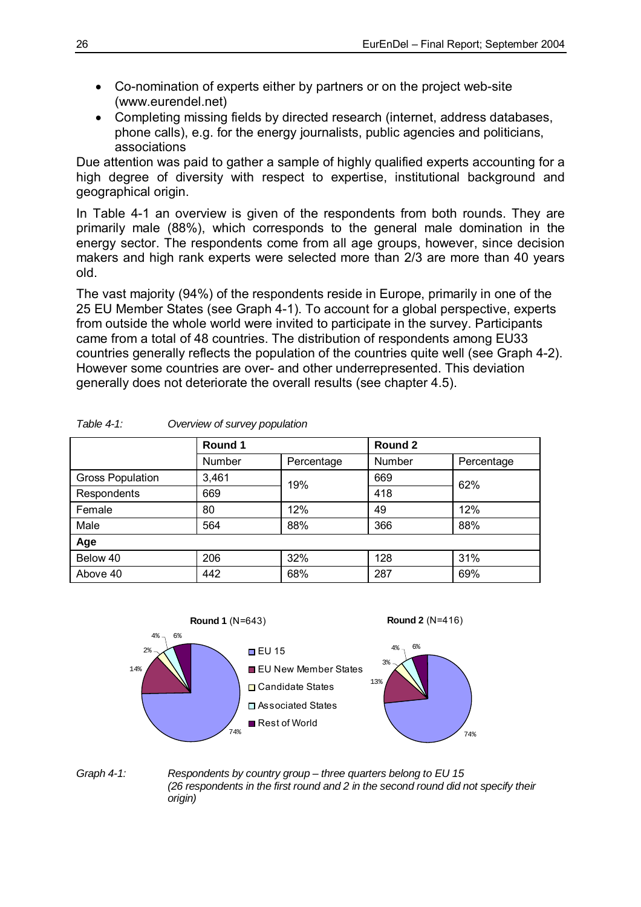- Co-nomination of experts either by partners or on the project web-site (www.eurendel.net)
- Completing missing fields by directed research (internet, address databases, phone calls), e.g. for the energy journalists, public agencies and politicians, associations

Due attention was paid to gather a sample of highly qualified experts accounting for a high degree of diversity with respect to expertise, institutional background and geographical origin.

In Table 4-1 an overview is given of the respondents from both rounds. They are primarily male (88%), which corresponds to the general male domination in the energy sector. The respondents come from all age groups, however, since decision makers and high rank experts were selected more than 2/3 are more than 40 years old.

The vast majority (94%) of the respondents reside in Europe, primarily in one of the 25 EU Member States (see Graph 4-1). To account for a global perspective, experts from outside the whole world were invited to participate in the survey. Participants came from a total of 48 countries. The distribution of respondents among EU33 countries generally reflects the population of the countries quite well (see Graph 4-2). However some countries are over- and other underrepresented. This deviation generally does not deteriorate the overall results (see chapter 4.5).

*Table 4-1: Overview of survey population*

| | **Round 1** | | **Round 2** | |
|---|---|---|---|---|
| | Number | Percentage | Number | Percentage |
| Gross Population | 3,461 | 19% | 669 | 62% |
| Respondents | 669 | | 418 | |
| Female | 80 | 12% | 49 | 12% |
| Male | 564 | 88% | 366 | 88% |
| **Age** | | | | |
| Below 40 | 206 | 32% | 128 | 31% |
| Above 40 | 442 | 68% | 287 | 69% |

**Round 1** (N=643): EU 15 74%; EU New Member States 14%; Candidate States 2%; Associated States 4%; Rest of World 6%

**Round 2** (N=416): EU 15 74%; EU New Member States 13%; Candidate States 3%; Associated States 4%; Rest of World 6%

*Graph 4-1: Respondents by country group – three quarters belong to EU 15 (26 respondents in the first round and 2 in the second round did not specify their origin)*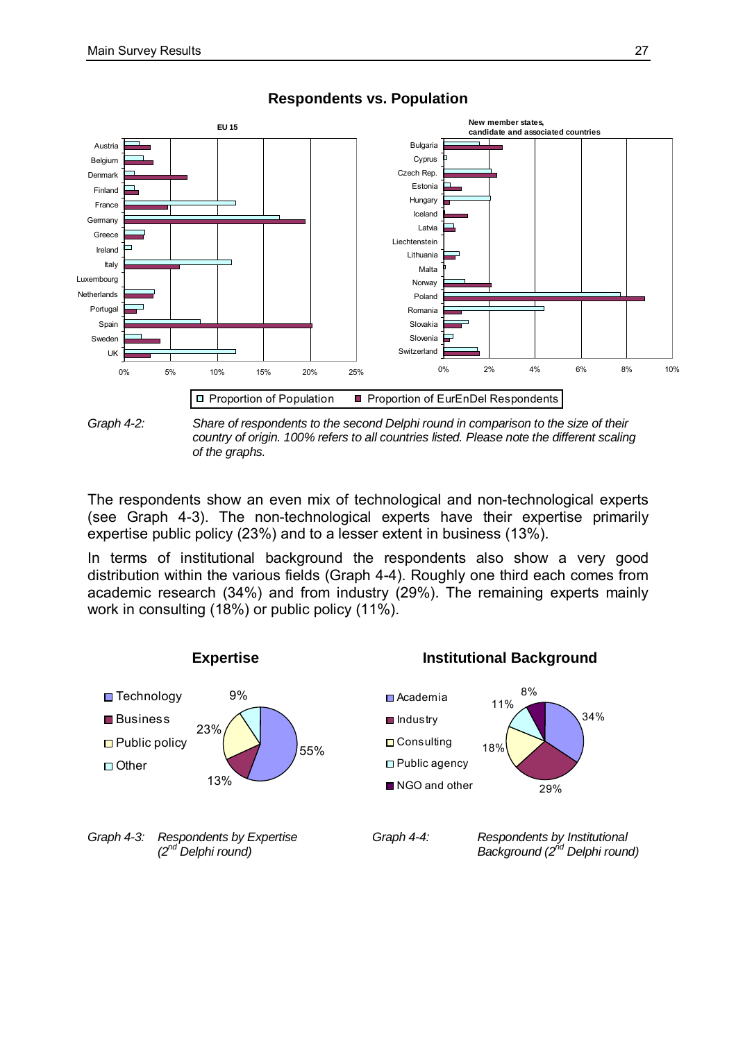**Respondents vs. Population**

*Graph 4-2:* *Share of respondents to the second Delphi round in comparison to the size of their country of origin. 100% refers to all countries listed. Please note the different scaling of the graphs.*

The respondents show an even mix of technological and non-technological experts (see Graph 4-3). The non-technological experts have their expertise primarily expertise public policy (23%) and to a lesser extent in business (13%).

In terms of institutional background the respondents also show a very good distribution within the various fields (Graph 4-4). Roughly one third each comes from academic research (34%) and from industry (29%). The remaining experts mainly work in consulting (18%) or public policy (11%).

**Expertise**

*Graph 4-3:* *Respondents by Expertise (2nd Delphi round)*

**Institutional Background**

*Graph 4-4:* *Respondents by Institutional Background (2nd Delphi round)*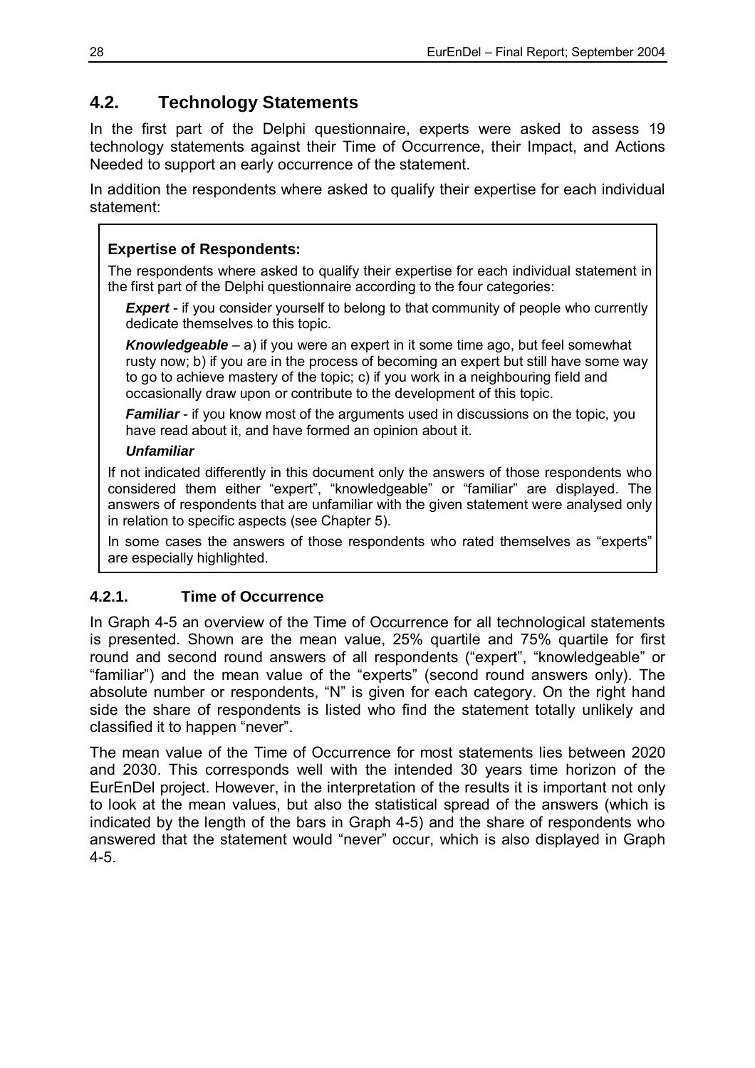## 4.2. Technology Statements

In the first part of the Delphi questionnaire, experts were asked to assess 19 technology statements against their Time of Occurrence, their Impact, and Actions Needed to support an early occurrence of the statement.

In addition the respondents where asked to qualify their expertise for each individual statement:

> **Expertise of Respondents:**
>
> The respondents where asked to qualify their expertise for each individual statement in the first part of the Delphi questionnaire according to the four categories:
>
> ***Expert*** - if you consider yourself to belong to that community of people who currently dedicate themselves to this topic.
>
> ***Knowledgeable*** – a) if you were an expert in it some time ago, but feel somewhat rusty now; b) if you are in the process of becoming an expert but still have some way to go to achieve mastery of the topic; c) if you work in a neighbouring field and occasionally draw upon or contribute to the development of this topic.
>
> ***Familiar*** - if you know most of the arguments used in discussions on the topic, you have read about it, and have formed an opinion about it.
>
> ***Unfamiliar***
>
> If not indicated differently in this document only the answers of those respondents who considered them either "expert", "knowledgeable" or "familiar" are displayed. The answers of respondents that are unfamiliar with the given statement were analysed only in relation to specific aspects (see Chapter 5).
>
> In some cases the answers of those respondents who rated themselves as "experts" are especially highlighted.

### 4.2.1. Time of Occurrence

In Graph 4-5 an overview of the Time of Occurrence for all technological statements is presented. Shown are the mean value, 25% quartile and 75% quartile for first round and second round answers of all respondents ("expert", "knowledgeable" or "familiar") and the mean value of the "experts" (second round answers only). The absolute number or respondents, "N" is given for each category. On the right hand side the share of respondents is listed who find the statement totally unlikely and classified it to happen "never".

The mean value of the Time of Occurrence for most statements lies between 2020 and 2030. This corresponds well with the intended 30 years time horizon of the EurEnDel project. However, in the interpretation of the results it is important not only to look at the mean values, but also the statistical spread of the answers (which is indicated by the length of the bars in Graph 4-5) and the share of respondents who answered that the statement would "never" occur, which is also displayed in Graph 4-5.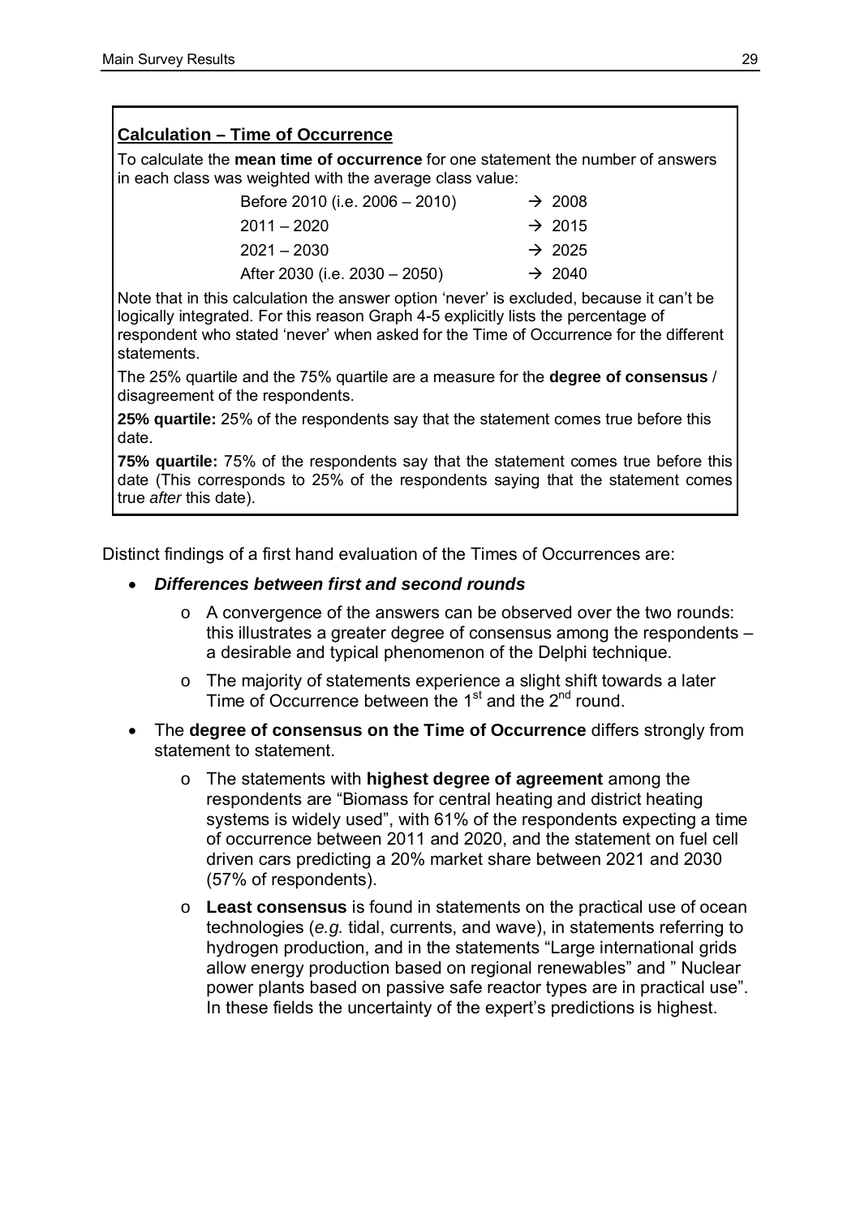**Calculation – Time of Occurrence**

To calculate the **mean time of occurrence** for one statement the number of answers in each class was weighted with the average class value:

| | |
|---|---|
| Before 2010 (i.e. 2006 – 2010) | → 2008 |
| 2011 – 2020 | → 2015 |
| 2021 – 2030 | → 2025 |
| After 2030 (i.e. 2030 – 2050) | → 2040 |

Note that in this calculation the answer option 'never' is excluded, because it can't be logically integrated. For this reason Graph 4-5 explicitly lists the percentage of respondent who stated 'never' when asked for the Time of Occurrence for the different statements.

The 25% quartile and the 75% quartile are a measure for the **degree of consensus** / disagreement of the respondents.

**25% quartile:** 25% of the respondents say that the statement comes true before this date.

**75% quartile:** 75% of the respondents say that the statement comes true before this date (This corresponds to 25% of the respondents saying that the statement comes true *after* this date).

Distinct findings of a first hand evaluation of the Times of Occurrences are:

- ***Differences between first and second rounds***
  - A convergence of the answers can be observed over the two rounds: this illustrates a greater degree of consensus among the respondents – a desirable and typical phenomenon of the Delphi technique.
  - The majority of statements experience a slight shift towards a later Time of Occurrence between the 1st and the 2nd round.
- The **degree of consensus on the Time of Occurrence** differs strongly from statement to statement.
  - The statements with **highest degree of agreement** among the respondents are "Biomass for central heating and district heating systems is widely used", with 61% of the respondents expecting a time of occurrence between 2011 and 2020, and the statement on fuel cell driven cars predicting a 20% market share between 2021 and 2030 (57% of respondents).
  - **Least consensus** is found in statements on the practical use of ocean technologies (*e.g.* tidal, currents, and wave), in statements referring to hydrogen production, and in the statements "Large international grids allow energy production based on regional renewables" and " Nuclear power plants based on passive safe reactor types are in practical use". In these fields the uncertainty of the expert's predictions is highest.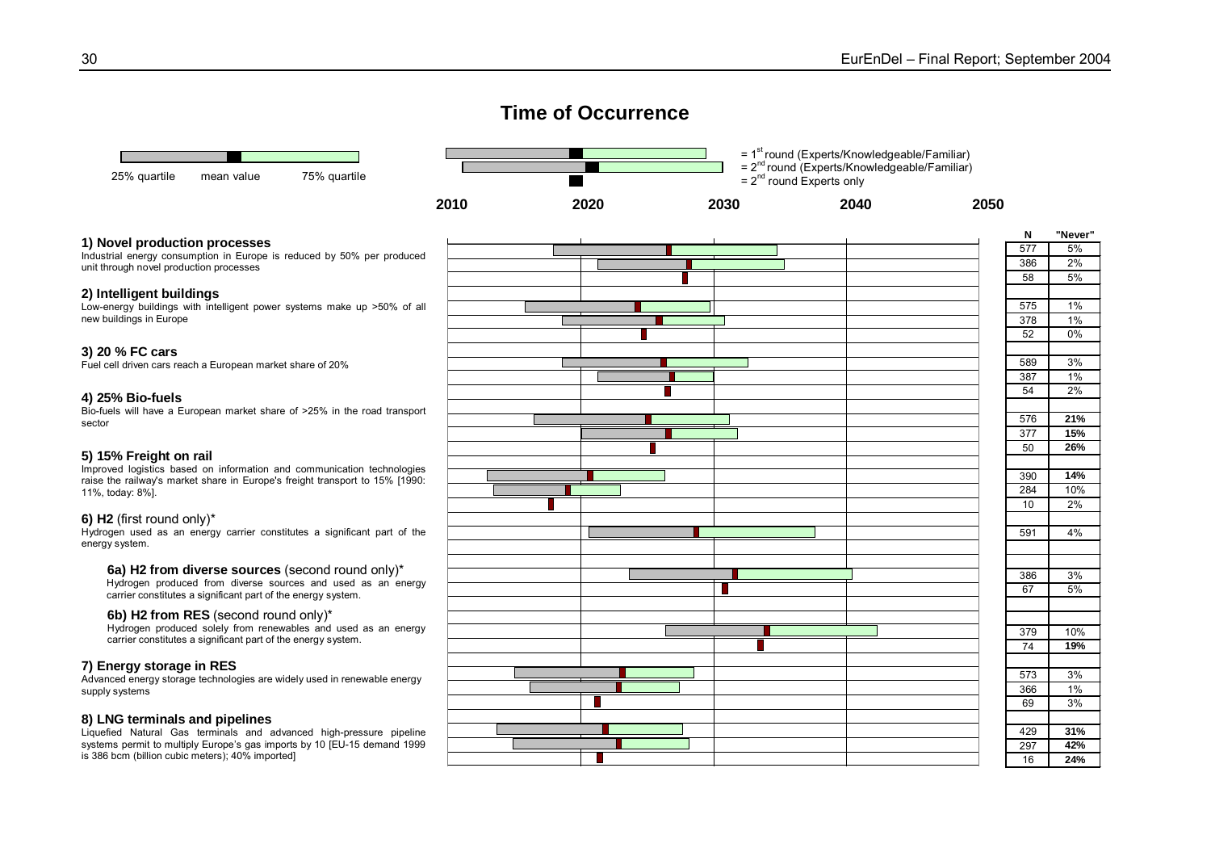## Time of Occurrence

25% quartile — mean value — 75% quartile

= 1[st] round (Experts/Knowledgeable/Familiar)
= 2[nd] round (Experts/Knowledgeable/Familiar)
= 2[nd] round Experts only

2010 — 2020 — 2030 — 2040 — 2050

**1) Novel production processes**
Industrial energy consumption in Europe is reduced by 50% per produced unit through novel production processes

**2) Intelligent buildings**
Low-energy buildings with intelligent power systems make up >50% of all new buildings in Europe

**3) 20 % FC cars**
Fuel cell driven cars reach a European market share of 20%

**4) 25% Bio-fuels**
Bio-fuels will have a European market share of >25% in the road transport sector

**5) 15% Freight on rail**
Improved logistics based on information and communication technologies raise the railway's market share in Europe's freight transport to 15% [1990: 11%, today: 8%].

**6) H2** (first round only)*
Hydrogen used as an energy carrier constitutes a significant part of the energy system.

**6a) H2 from diverse sources** (second round only)*
Hydrogen produced from diverse sources and used as an energy carrier constitutes a significant part of the energy system.

**6b) H2 from RES** (second round only)*
Hydrogen produced solely from renewables and used as an energy carrier constitutes a significant part of the energy system.

**7) Energy storage in RES**
Advanced energy storage technologies are widely used in renewable energy supply systems

**8) LNG terminals and pipelines**
Liquefied Natural Gas terminals and advanced high-pressure pipeline systems permit to multiply Europe's gas imports by 10 [EU-15 demand 1999 is 386 bcm (billion cubic meters); 40% imported]

| Statement | Round | N | "Never" |
|---|---|---|---|
| 1) Novel production processes | 1st round | 577 | 5% |
| | 2nd round | 386 | 2% |
| | 2nd round Experts only | 58 | 5% |
| 2) Intelligent buildings | 1st round | 575 | 1% |
| | 2nd round | 378 | 1% |
| | 2nd round Experts only | 52 | 0% |
| 3) 20 % FC cars | 1st round | 589 | 3% |
| | 2nd round | 387 | 1% |
| | 2nd round Experts only | 54 | 2% |
| 4) 25% Bio-fuels | 1st round | 576 | **21%** |
| | 2nd round | 377 | **15%** |
| | 2nd round Experts only | 50 | **26%** |
| 5) 15% Freight on rail | 1st round | 390 | **14%** |
| | 2nd round | 284 | 10% |
| | 2nd round Experts only | 10 | 2% |
| 6) H2 | 1st round | 591 | 4% |
| 6a) H2 from diverse sources | 2nd round | 386 | 3% |
| | 2nd round Experts only | 67 | 5% |
| 6b) H2 from RES | 2nd round | 379 | 10% |
| | 2nd round Experts only | 74 | **19%** |
| 7) Energy storage in RES | 1st round | 573 | 3% |
| | 2nd round | 366 | 1% |
| | 2nd round Experts only | 69 | 3% |
| 8) LNG terminals and pipelines | 1st round | 429 | **31%** |
| | 2nd round | 297 | **42%** |
| | 2nd round Experts only | 16 | **24%** |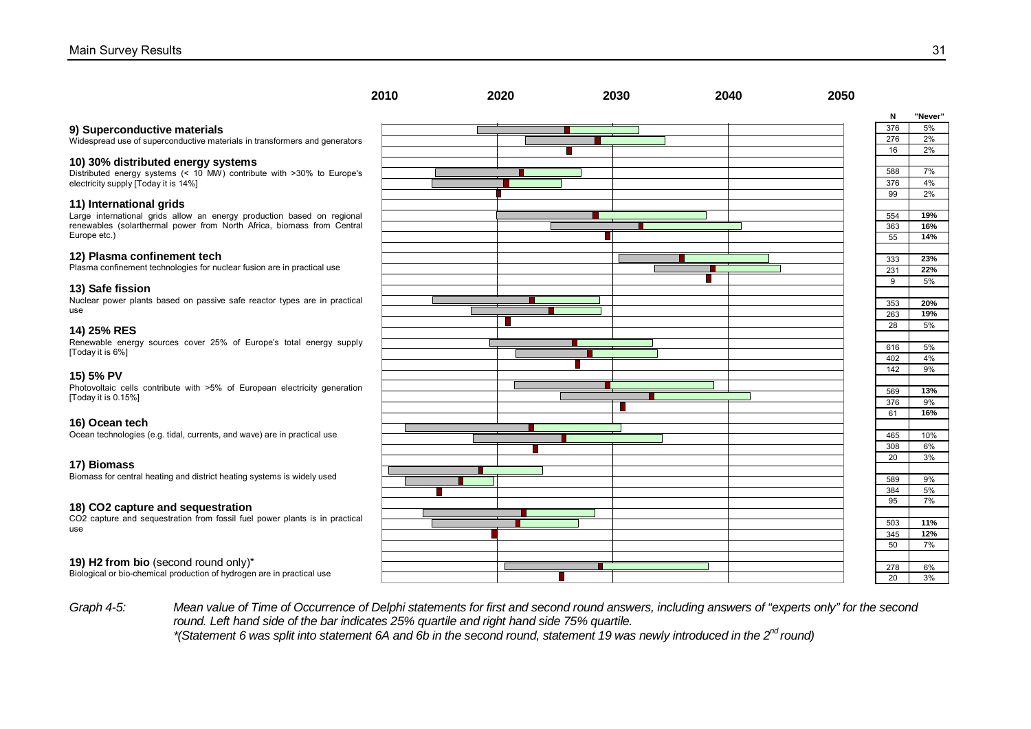| Statement | N | "Never" |
| --- | --- | --- |
| **9) Superconductive materials** Widespread use of superconductive materials in transformers and generators | 376 | 5% |
| | 276 | 2% |
| | 16 | 2% |
| **10) 30% distributed energy systems** Distributed energy systems (< 10 MW) contribute with >30% to Europe's electricity supply [Today it is 14%] | 588 | 7% |
| | 376 | 4% |
| | 99 | 2% |
| **11) International grids** Large international grids allow an energy production based on regional renewables (solarthermal power from North Africa, biomass from Central Europe etc.) | 554 | **19%** |
| | 363 | **16%** |
| | 55 | **14%** |
| **12) Plasma confinement tech** Plasma confinement technologies for nuclear fusion are in practical use | 333 | **23%** |
| | 231 | **22%** |
| | 9 | 5% |
| **13) Safe fission** Nuclear power plants based on passive safe reactor types are in practical use | 353 | **20%** |
| | 263 | **19%** |
| | 28 | 5% |
| **14) 25% RES** Renewable energy sources cover 25% of Europe's total energy supply [Today it is 6%] | 616 | 5% |
| | 402 | 4% |
| | 142 | 9% |
| **15) 5% PV** Photovoltaic cells contribute with >5% of European electricity generation [Today it is 0.15%] | 569 | **13%** |
| | 376 | 9% |
| | 61 | **16%** |
| **16) Ocean tech** Ocean technologies (e.g. tidal, currents, and wave) are in practical use | 465 | 10% |
| | 308 | 6% |
| | 20 | 3% |
| **17) Biomass** Biomass for central heating and district heating systems is widely used | 589 | 9% |
| | 384 | 5% |
| | 95 | 7% |
| **18) CO2 capture and sequestration** CO2 capture and sequestration from fossil fuel power plants is in practical use | 503 | **11%** |
| | 345 | **12%** |
| | 50 | 7% |
| **19) H2 from bio** (second round only)* Biological or bio-chemical production of hydrogen are in practical use | 278 | 6% |
| | 20 | 3% |

Timeline axis: 2010, 2020, 2030, 2040, 2050

*Graph 4-5: Mean value of Time of Occurrence of Delphi statements for first and second round answers, including answers of "experts only" for the second round. Left hand side of the bar indicates 25% quartile and right hand side 75% quartile.*
*\*(Statement 6 was split into statement 6A and 6b in the second round, statement 19 was newly introduced in the 2nd round)*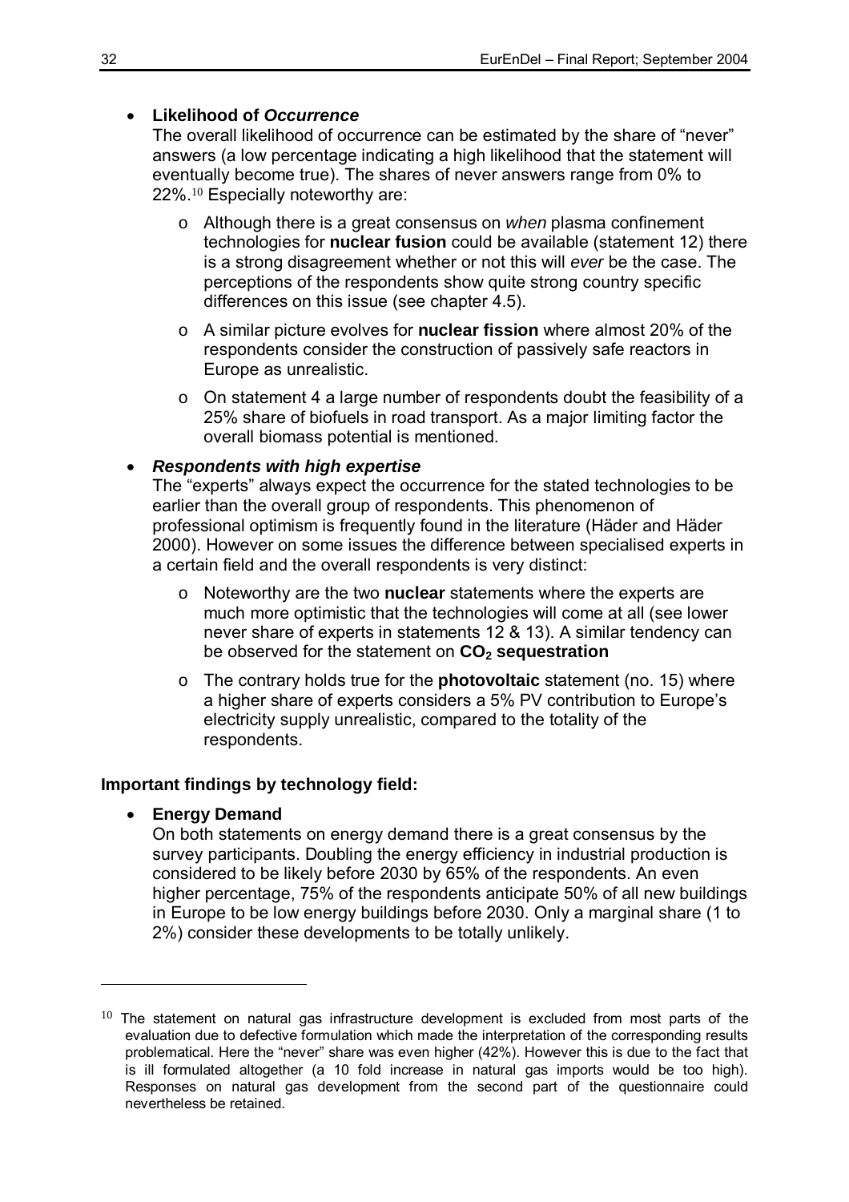- **Likelihood of *Occurrence***
  The overall likelihood of occurrence can be estimated by the share of "never" answers (a low percentage indicating a high likelihood that the statement will eventually become true). The shares of never answers range from 0% to 22%.[10] Especially noteworthy are:

  - Although there is a great consensus on *when* plasma confinement technologies for **nuclear fusion** could be available (statement 12) there is a strong disagreement whether or not this will *ever* be the case. The perceptions of the respondents show quite strong country specific differences on this issue (see chapter 4.5).
  - A similar picture evolves for **nuclear fission** where almost 20% of the respondents consider the construction of passively safe reactors in Europe as unrealistic.
  - On statement 4 a large number of respondents doubt the feasibility of a 25% share of biofuels in road transport. As a major limiting factor the overall biomass potential is mentioned.

- ***Respondents with high expertise***
  The "experts" always expect the occurrence for the stated technologies to be earlier than the overall group of respondents. This phenomenon of professional optimism is frequently found in the literature (Häder and Häder 2000). However on some issues the difference between specialised experts in a certain field and the overall respondents is very distinct:

  - Noteworthy are the two **nuclear** statements where the experts are much more optimistic that the technologies will come at all (see lower never share of experts in statements 12 & 13). A similar tendency can be observed for the statement on **$CO_2$ sequestration**
  - The contrary holds true for the **photovoltaic** statement (no. 15) where a higher share of experts considers a 5% PV contribution to Europe's electricity supply unrealistic, compared to the totality of the respondents.

**Important findings by technology field:**

- **Energy Demand**
  On both statements on energy demand there is a great consensus by the survey participants. Doubling the energy efficiency in industrial production is considered to be likely before 2030 by 65% of the respondents. An even higher percentage, 75% of the respondents anticipate 50% of all new buildings in Europe to be low energy buildings before 2030. Only a marginal share (1 to 2%) consider these developments to be totally unlikely.

---

[10] The statement on natural gas infrastructure development is excluded from most parts of the evaluation due to defective formulation which made the interpretation of the corresponding results problematical. Here the "never" share was even higher (42%). However this is due to the fact that is ill formulated altogether (a 10 fold increase in natural gas imports would be too high). Responses on natural gas development from the second part of the questionnaire could nevertheless be retained.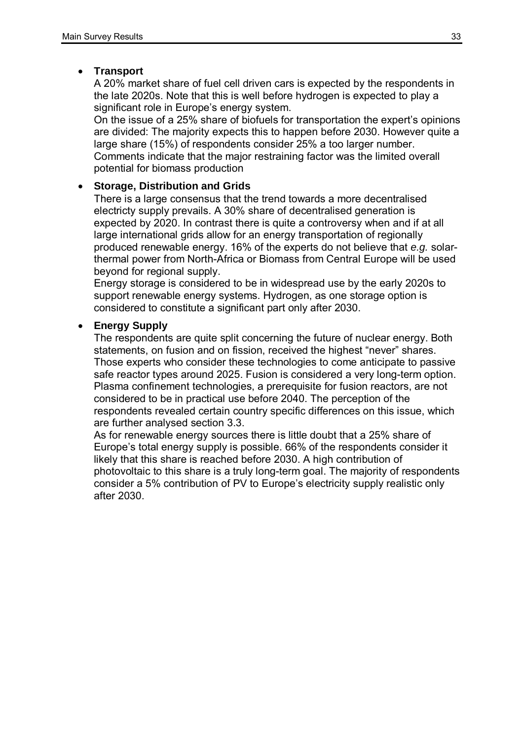- **Transport**

  A 20% market share of fuel cell driven cars is expected by the respondents in the late 2020s. Note that this is well before hydrogen is expected to play a significant role in Europe's energy system.

  On the issue of a 25% share of biofuels for transportation the expert's opinions are divided: The majority expects this to happen before 2030. However quite a large share (15%) of respondents consider 25% a too larger number. Comments indicate that the major restraining factor was the limited overall potential for biomass production

- **Storage, Distribution and Grids**

  There is a large consensus that the trend towards a more decentralised electricty supply prevails. A 30% share of decentralised generation is expected by 2020. In contrast there is quite a controversy when and if at all large international grids allow for an energy transportation of regionally produced renewable energy. 16% of the experts do not believe that *e.g.* solar-thermal power from North-Africa or Biomass from Central Europe will be used beyond for regional supply.

  Energy storage is considered to be in widespread use by the early 2020s to support renewable energy systems. Hydrogen, as one storage option is considered to constitute a significant part only after 2030.

- **Energy Supply**

  The respondents are quite split concerning the future of nuclear energy. Both statements, on fusion and on fission, received the highest "never" shares. Those experts who consider these technologies to come anticipate to passive safe reactor types around 2025. Fusion is considered a very long-term option. Plasma confinement technologies, a prerequisite for fusion reactors, are not considered to be in practical use before 2040. The perception of the respondents revealed certain country specific differences on this issue, which are further analysed section 3.3.

  As for renewable energy sources there is little doubt that a 25% share of Europe's total energy supply is possible. 66% of the respondents consider it likely that this share is reached before 2030. A high contribution of photovoltaic to this share is a truly long-term goal. The majority of respondents consider a 5% contribution of PV to Europe's electricity supply realistic only after 2030.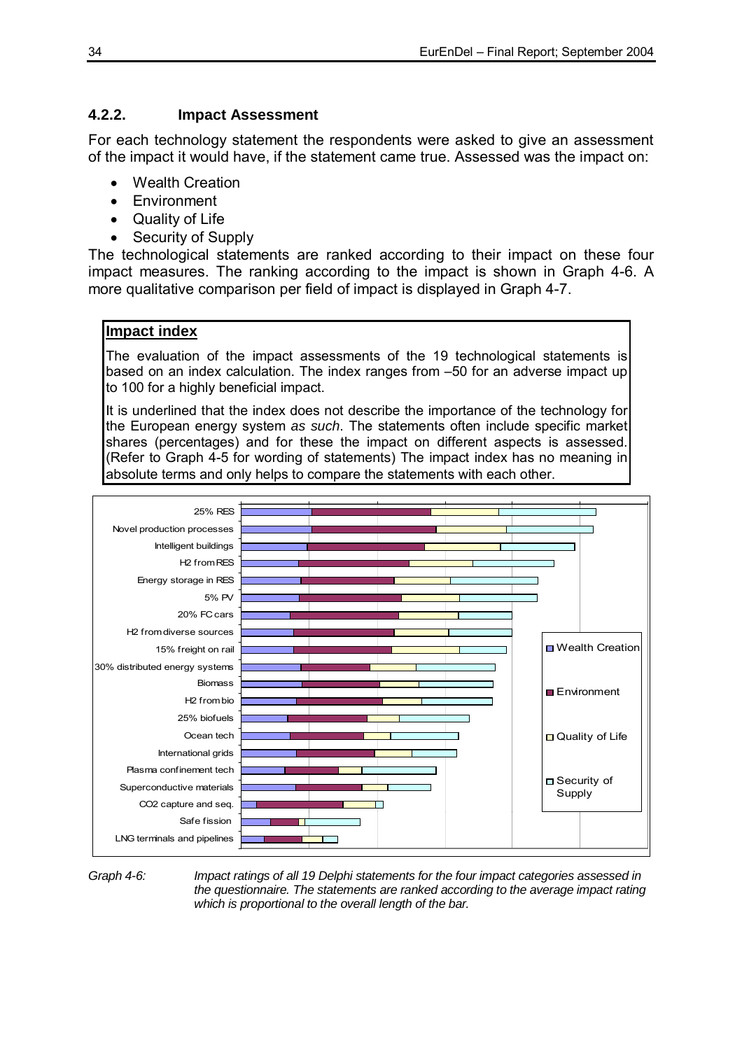### 4.2.2. Impact Assessment

For each technology statement the respondents were asked to give an assessment of the impact it would have, if the statement came true. Assessed was the impact on:

- Wealth Creation
- Environment
- Quality of Life
- Security of Supply

The technological statements are ranked according to their impact on these four impact measures. The ranking according to the impact is shown in Graph 4-6. A more qualitative comparison per field of impact is displayed in Graph 4-7.

> **Impact index**
>
> The evaluation of the impact assessments of the 19 technological statements is based on an index calculation. The index ranges from –50 for an adverse impact up to 100 for a highly beneficial impact.
>
> It is underlined that the index does not describe the importance of the technology for the European energy system *as such*. The statements often include specific market shares (percentages) and for these the impact on different aspects is assessed. (Refer to Graph 4-5 for wording of statements) The impact index has no meaning in absolute terms and only helps to compare the statements with each other.

*Graph 4-6:* *Impact ratings of all 19 Delphi statements for the four impact categories assessed in the questionnaire. The statements are ranked according to the average impact rating which is proportional to the overall length of the bar.*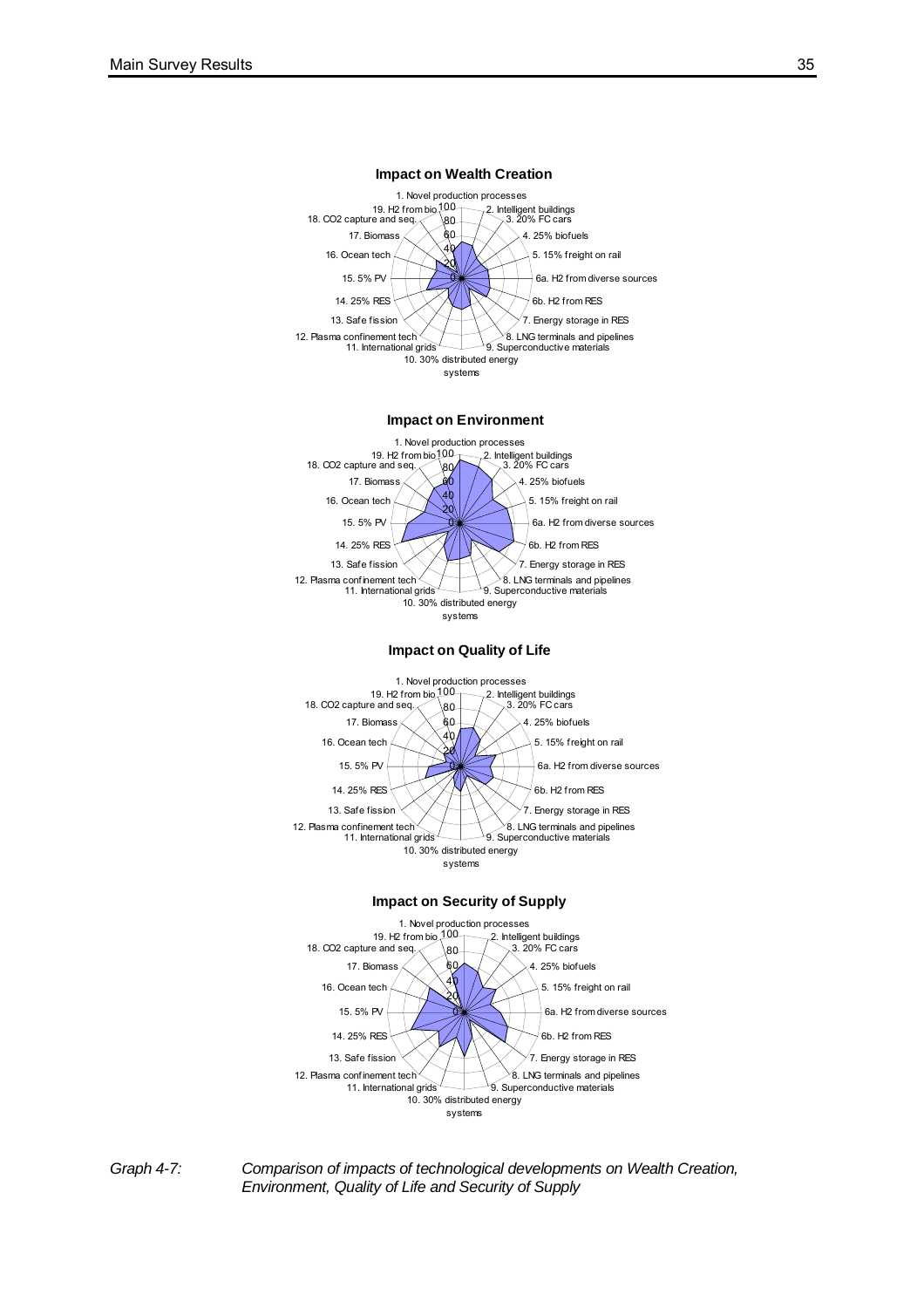**Impact on Wealth Creation**

1. Novel production processes
2. Intelligent buildings
3. 20% FC cars
4. 25% biofuels
5. 15% freight on rail
6a. H2 from diverse sources
6b. H2 from RES
7. Energy storage in RES
8. LNG terminals and pipelines
9. Superconductive materials
10. 30% distributed energy systems
11. International grids
12. Plasma confinement tech
13. Safe fission
14. 25% RES
15. 5% PV
16. Ocean tech
17. Biomass
18. CO2 capture and seq.
19. H2 from bio

**Impact on Environment**

**Impact on Quality of Life**

**Impact on Security of Supply**

*Graph 4-7: Comparison of impacts of technological developments on Wealth Creation, Environment, Quality of Life and Security of Supply*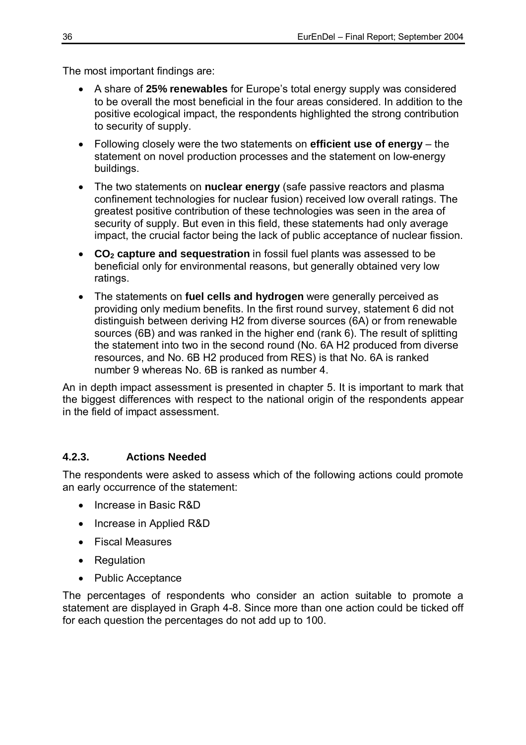The most important findings are:

- A share of **25% renewables** for Europe's total energy supply was considered to be overall the most beneficial in the four areas considered. In addition to the positive ecological impact, the respondents highlighted the strong contribution to security of supply.
- Following closely were the two statements on **efficient use of energy** – the statement on novel production processes and the statement on low-energy buildings.
- The two statements on **nuclear energy** (safe passive reactors and plasma confinement technologies for nuclear fusion) received low overall ratings. The greatest positive contribution of these technologies was seen in the area of security of supply. But even in this field, these statements had only average impact, the crucial factor being the lack of public acceptance of nuclear fission.
- **$CO_2$ capture and sequestration** in fossil fuel plants was assessed to be beneficial only for environmental reasons, but generally obtained very low ratings.
- The statements on **fuel cells and hydrogen** were generally perceived as providing only medium benefits. In the first round survey, statement 6 did not distinguish between deriving H2 from diverse sources (6A) or from renewable sources (6B) and was ranked in the higher end (rank 6). The result of splitting the statement into two in the second round (No. 6A H2 produced from diverse resources, and No. 6B H2 produced from RES) is that No. 6A is ranked number 9 whereas No. 6B is ranked as number 4.

An in depth impact assessment is presented in chapter 5. It is important to mark that the biggest differences with respect to the national origin of the respondents appear in the field of impact assessment.

### 4.2.3. Actions Needed

The respondents were asked to assess which of the following actions could promote an early occurrence of the statement:

- Increase in Basic R&D
- Increase in Applied R&D
- Fiscal Measures
- Regulation
- Public Acceptance

The percentages of respondents who consider an action suitable to promote a statement are displayed in Graph 4-8. Since more than one action could be ticked off for each question the percentages do not add up to 100.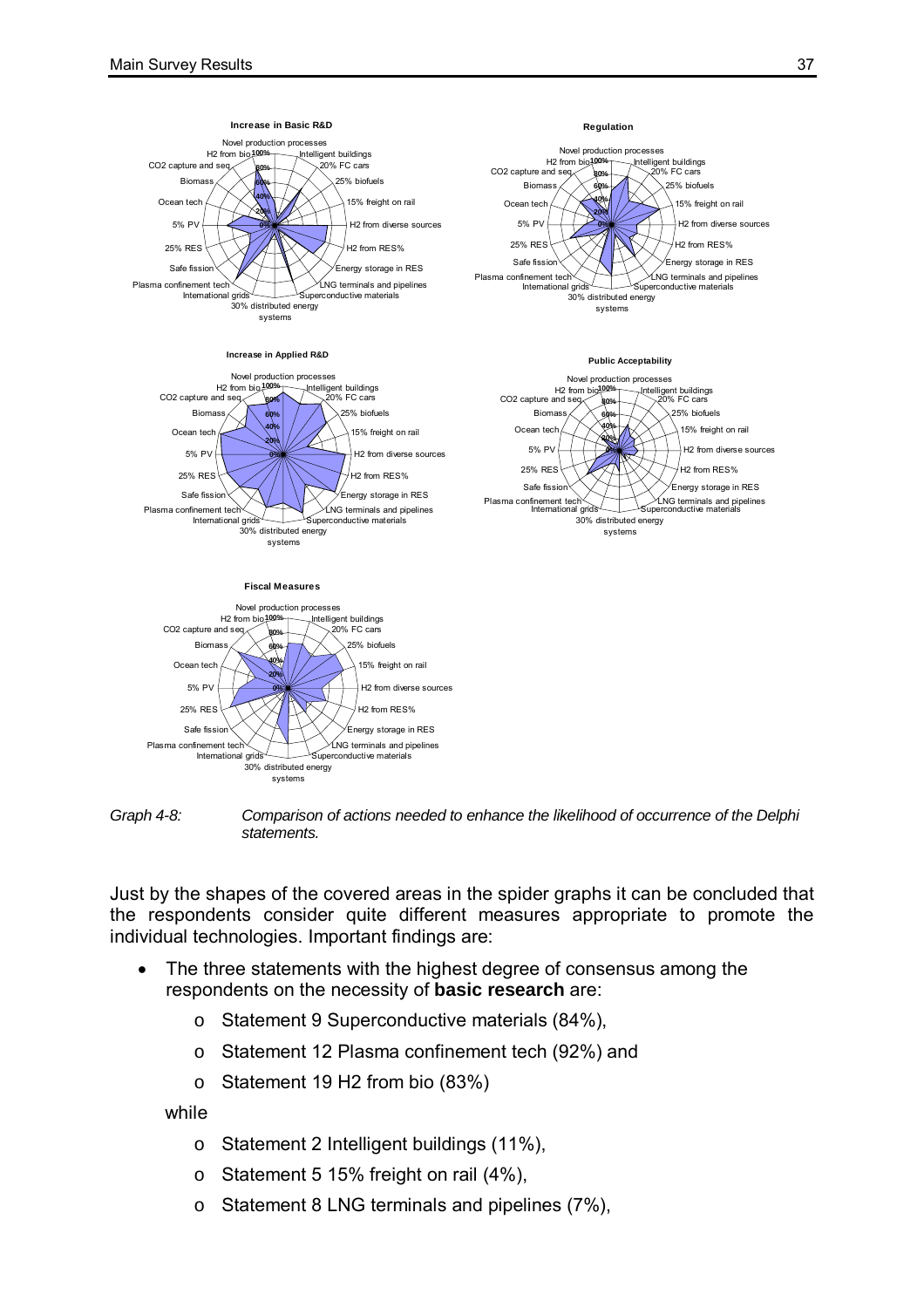Graph 4-8: *Comparison of actions needed to enhance the likelihood of occurrence of the Delphi statements.*

Just by the shapes of the covered areas in the spider graphs it can be concluded that the respondents consider quite different measures appropriate to promote the individual technologies. Important findings are:

- The three statements with the highest degree of consensus among the respondents on the necessity of **basic research** are:
  - Statement 9 Superconductive materials (84%),
  - Statement 12 Plasma confinement tech (92%) and
  - Statement 19 H2 from bio (83%)

  while

  - Statement 2 Intelligent buildings (11%),
  - Statement 5 15% freight on rail (4%),
  - Statement 8 LNG terminals and pipelines (7%),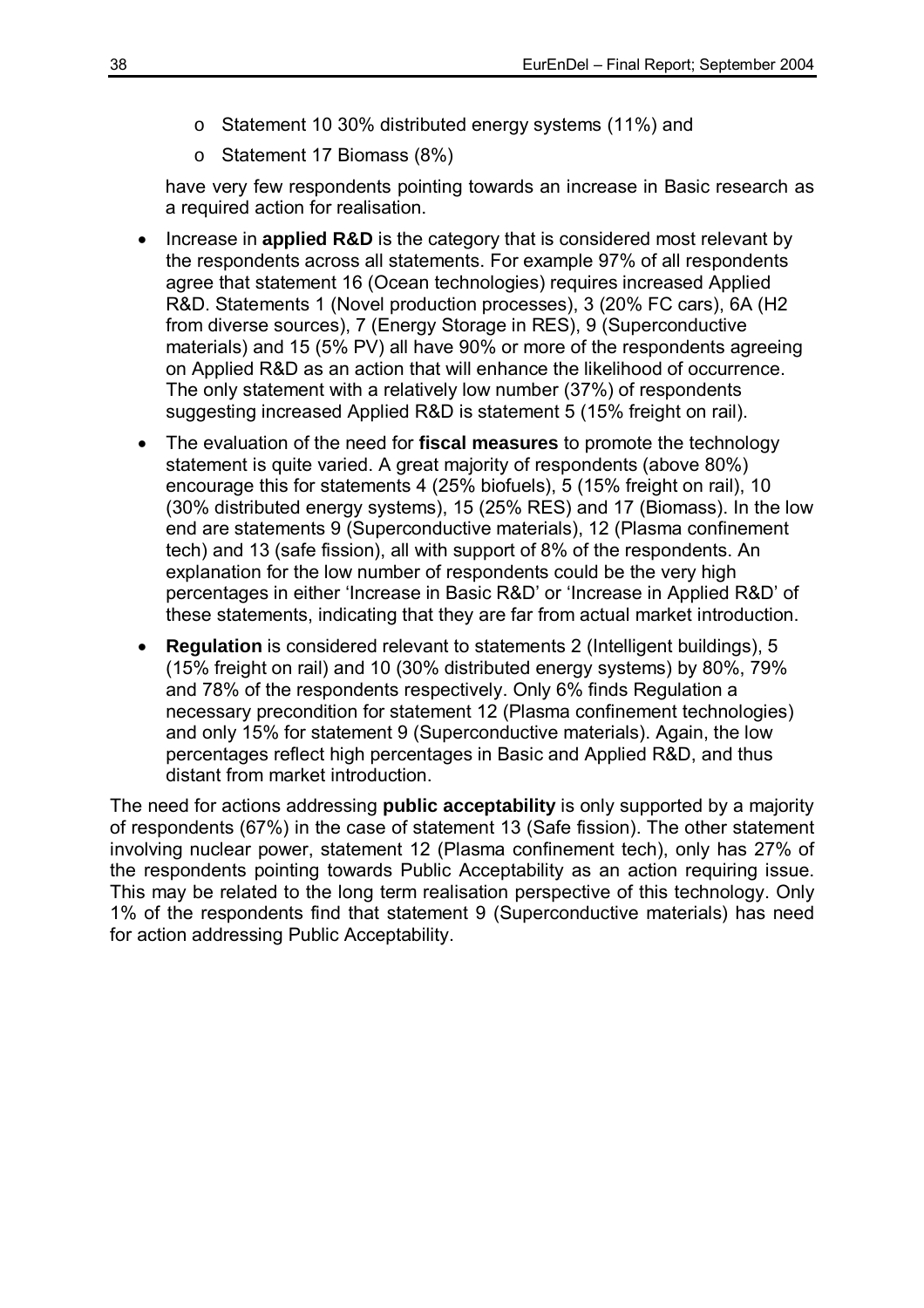- Statement 10 30% distributed energy systems (11%) and
- Statement 17 Biomass (8%)

have very few respondents pointing towards an increase in Basic research as a required action for realisation.

- Increase in **applied R&D** is the category that is considered most relevant by the respondents across all statements. For example 97% of all respondents agree that statement 16 (Ocean technologies) requires increased Applied R&D. Statements 1 (Novel production processes), 3 (20% FC cars), 6A (H2 from diverse sources), 7 (Energy Storage in RES), 9 (Superconductive materials) and 15 (5% PV) all have 90% or more of the respondents agreeing on Applied R&D as an action that will enhance the likelihood of occurrence. The only statement with a relatively low number (37%) of respondents suggesting increased Applied R&D is statement 5 (15% freight on rail).
- The evaluation of the need for **fiscal measures** to promote the technology statement is quite varied. A great majority of respondents (above 80%) encourage this for statements 4 (25% biofuels), 5 (15% freight on rail), 10 (30% distributed energy systems), 15 (25% RES) and 17 (Biomass). In the low end are statements 9 (Superconductive materials), 12 (Plasma confinement tech) and 13 (safe fission), all with support of 8% of the respondents. An explanation for the low number of respondents could be the very high percentages in either 'Increase in Basic R&D' or 'Increase in Applied R&D' of these statements, indicating that they are far from actual market introduction.
- **Regulation** is considered relevant to statements 2 (Intelligent buildings), 5 (15% freight on rail) and 10 (30% distributed energy systems) by 80%, 79% and 78% of the respondents respectively. Only 6% finds Regulation a necessary precondition for statement 12 (Plasma confinement technologies) and only 15% for statement 9 (Superconductive materials). Again, the low percentages reflect high percentages in Basic and Applied R&D, and thus distant from market introduction.

The need for actions addressing **public acceptability** is only supported by a majority of respondents (67%) in the case of statement 13 (Safe fission). The other statement involving nuclear power, statement 12 (Plasma confinement tech), only has 27% of the respondents pointing towards Public Acceptability as an action requiring issue. This may be related to the long term realisation perspective of this technology. Only 1% of the respondents find that statement 9 (Superconductive materials) has need for action addressing Public Acceptability.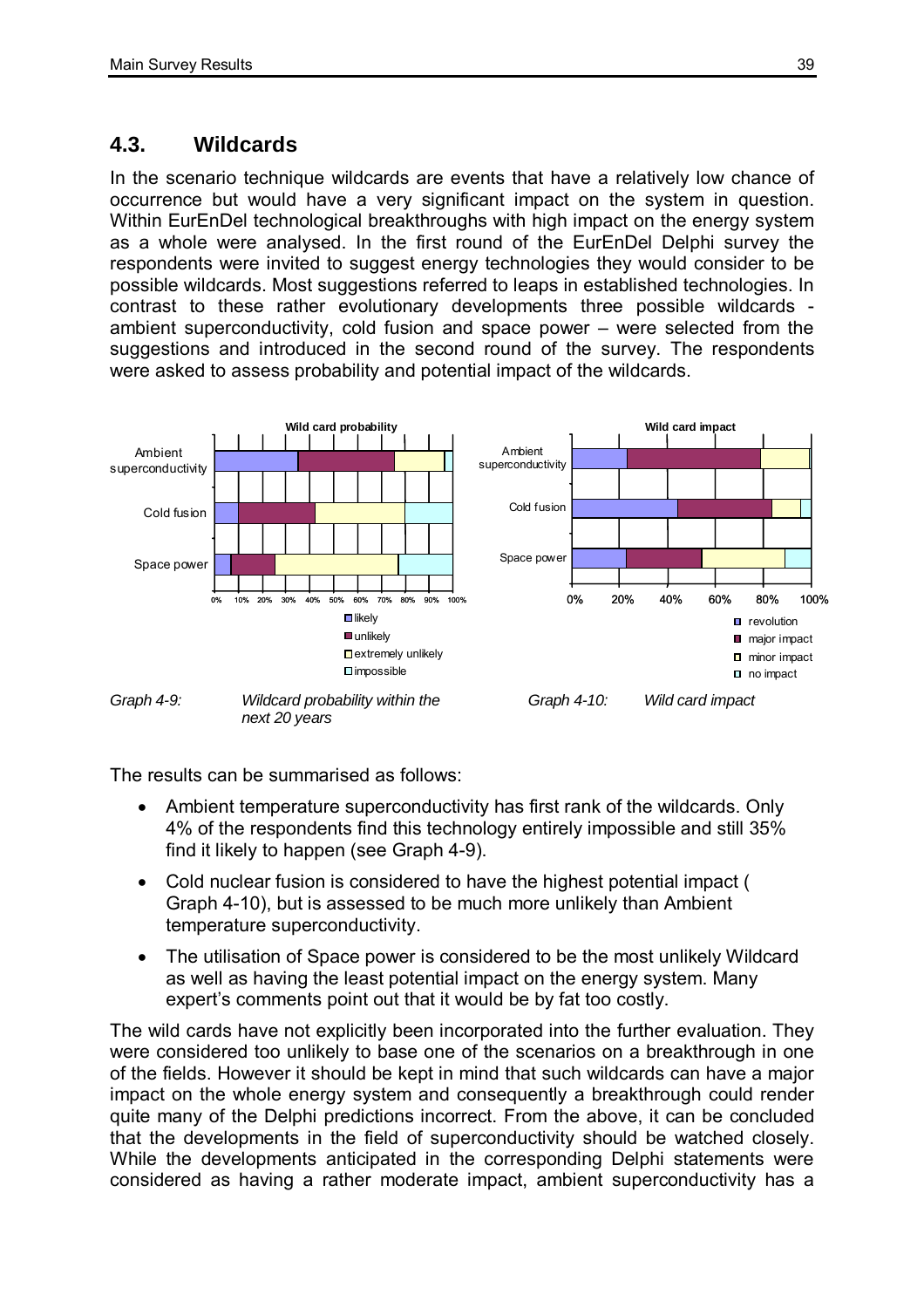## 4.3. Wildcards

In the scenario technique wildcards are events that have a relatively low chance of occurrence but would have a very significant impact on the system in question. Within EurEnDel technological breakthroughs with high impact on the energy system as a whole were analysed. In the first round of the EurEnDel Delphi survey the respondents were invited to suggest energy technologies they would consider to be possible wildcards. Most suggestions referred to leaps in established technologies. In contrast to these rather evolutionary developments three possible wildcards - ambient superconductivity, cold fusion and space power – were selected from the suggestions and introduced in the second round of the survey. The respondents were asked to assess probability and potential impact of the wildcards.

*Graph 4-9: Wildcard probability within the next 20 years*

*Graph 4-10: Wild card impact*

The results can be summarised as follows:

- Ambient temperature superconductivity has first rank of the wildcards. Only 4% of the respondents find this technology entirely impossible and still 35% find it likely to happen (see Graph 4-9).
- Cold nuclear fusion is considered to have the highest potential impact ( Graph 4-10), but is assessed to be much more unlikely than Ambient temperature superconductivity.
- The utilisation of Space power is considered to be the most unlikely Wildcard as well as having the least potential impact on the energy system. Many expert's comments point out that it would be by fat too costly.

The wild cards have not explicitly been incorporated into the further evaluation. They were considered too unlikely to base one of the scenarios on a breakthrough in one of the fields. However it should be kept in mind that such wildcards can have a major impact on the whole energy system and consequently a breakthrough could render quite many of the Delphi predictions incorrect. From the above, it can be concluded that the developments in the field of superconductivity should be watched closely. While the developments anticipated in the corresponding Delphi statements were considered as having a rather moderate impact, ambient superconductivity has a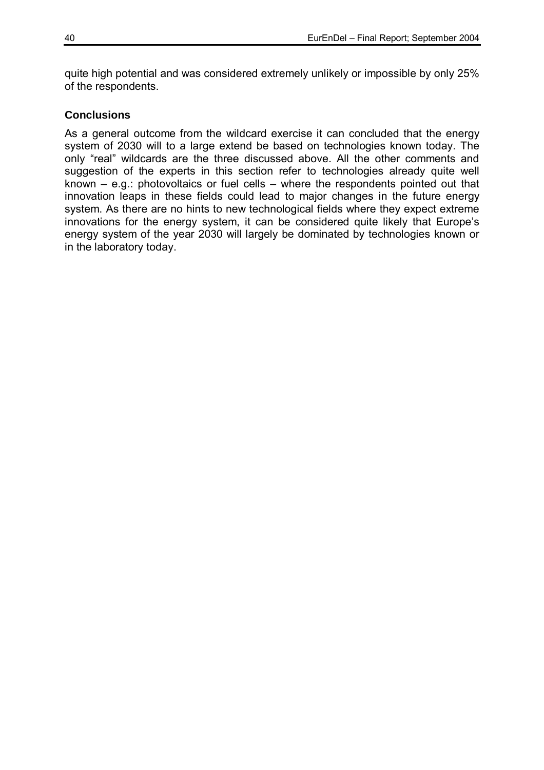quite high potential and was considered extremely unlikely or impossible by only 25% of the respondents.

### Conclusions

As a general outcome from the wildcard exercise it can concluded that the energy system of 2030 will to a large extend be based on technologies known today. The only "real" wildcards are the three discussed above. All the other comments and suggestion of the experts in this section refer to technologies already quite well known – e.g.: photovoltaics or fuel cells – where the respondents pointed out that innovation leaps in these fields could lead to major changes in the future energy system. As there are no hints to new technological fields where they expect extreme innovations for the energy system, it can be considered quite likely that Europe's energy system of the year 2030 will largely be dominated by technologies known or in the laboratory today.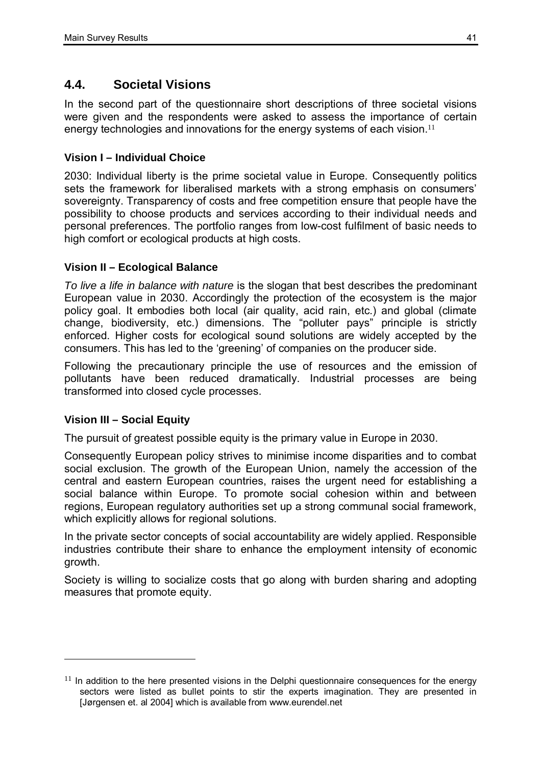## 4.4. Societal Visions

In the second part of the questionnaire short descriptions of three societal visions were given and the respondents were asked to assess the importance of certain energy technologies and innovations for the energy systems of each vision.[11]

### Vision I – Individual Choice

2030: Individual liberty is the prime societal value in Europe. Consequently politics sets the framework for liberalised markets with a strong emphasis on consumers' sovereignty. Transparency of costs and free competition ensure that people have the possibility to choose products and services according to their individual needs and personal preferences. The portfolio ranges from low-cost fulfilment of basic needs to high comfort or ecological products at high costs.

### Vision II – Ecological Balance

*To live a life in balance with nature* is the slogan that best describes the predominant European value in 2030. Accordingly the protection of the ecosystem is the major policy goal. It embodies both local (air quality, acid rain, etc.) and global (climate change, biodiversity, etc.) dimensions. The "polluter pays" principle is strictly enforced. Higher costs for ecological sound solutions are widely accepted by the consumers. This has led to the 'greening' of companies on the producer side.

Following the precautionary principle the use of resources and the emission of pollutants have been reduced dramatically. Industrial processes are being transformed into closed cycle processes.

### Vision III – Social Equity

The pursuit of greatest possible equity is the primary value in Europe in 2030.

Consequently European policy strives to minimise income disparities and to combat social exclusion. The growth of the European Union, namely the accession of the central and eastern European countries, raises the urgent need for establishing a social balance within Europe. To promote social cohesion within and between regions, European regulatory authorities set up a strong communal social framework, which explicitly allows for regional solutions.

In the private sector concepts of social accountability are widely applied. Responsible industries contribute their share to enhance the employment intensity of economic growth.

Society is willing to socialize costs that go along with burden sharing and adopting measures that promote equity.

---

[11] In addition to the here presented visions in the Delphi questionnaire consequences for the energy sectors were listed as bullet points to stir the experts imagination. They are presented in [Jørgensen et. al 2004] which is available from www.eurendel.net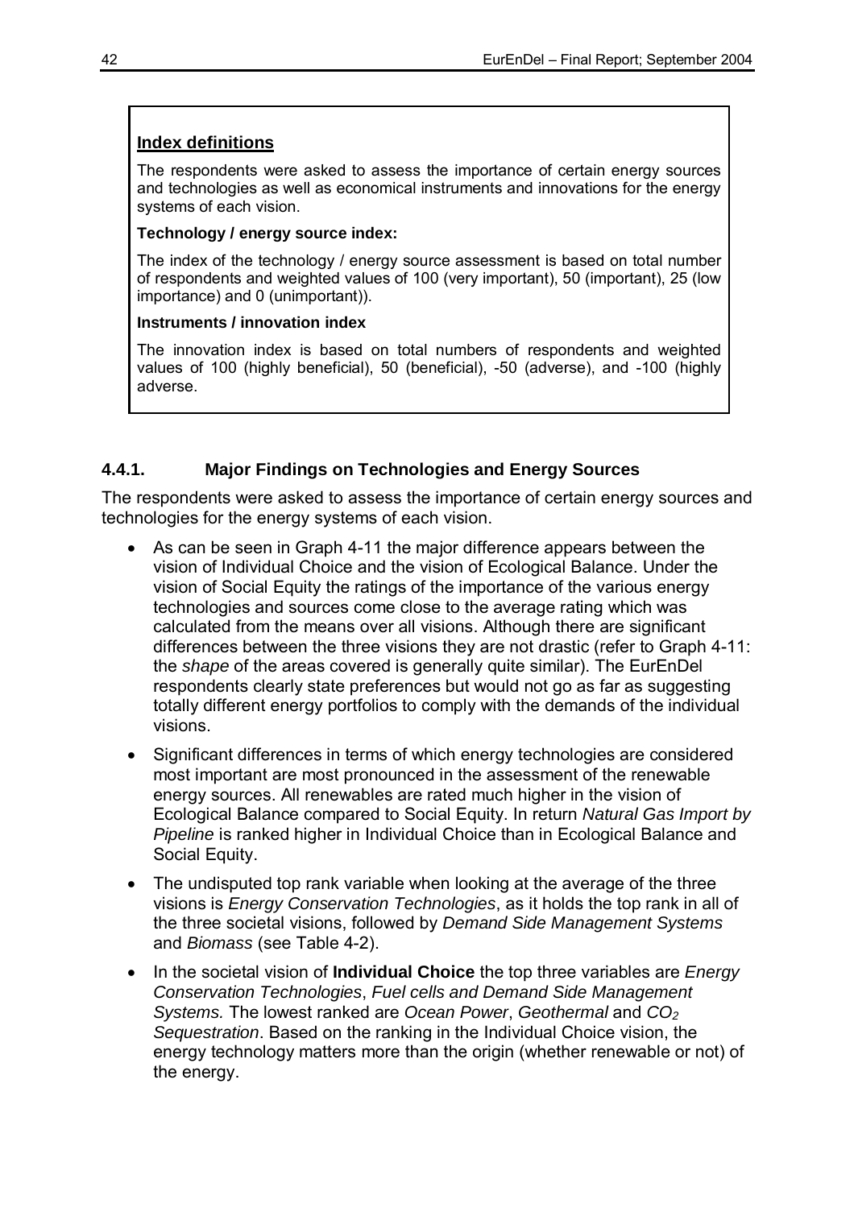**Index definitions**

The respondents were asked to assess the importance of certain energy sources and technologies as well as economical instruments and innovations for the energy systems of each vision.

**Technology / energy source index:**

The index of the technology / energy source assessment is based on total number of respondents and weighted values of 100 (very important), 50 (important), 25 (low importance) and 0 (unimportant)).

**Instruments / innovation index**

The innovation index is based on total numbers of respondents and weighted values of 100 (highly beneficial), 50 (beneficial), -50 (adverse), and -100 (highly adverse.

### 4.4.1. Major Findings on Technologies and Energy Sources

The respondents were asked to assess the importance of certain energy sources and technologies for the energy systems of each vision.

- As can be seen in Graph 4-11 the major difference appears between the vision of Individual Choice and the vision of Ecological Balance. Under the vision of Social Equity the ratings of the importance of the various energy technologies and sources come close to the average rating which was calculated from the means over all visions. Although there are significant differences between the three visions they are not drastic (refer to Graph 4-11: the *shape* of the areas covered is generally quite similar). The EurEnDel respondents clearly state preferences but would not go as far as suggesting totally different energy portfolios to comply with the demands of the individual visions.
- Significant differences in terms of which energy technologies are considered most important are most pronounced in the assessment of the renewable energy sources. All renewables are rated much higher in the vision of Ecological Balance compared to Social Equity. In return *Natural Gas Import by Pipeline* is ranked higher in Individual Choice than in Ecological Balance and Social Equity.
- The undisputed top rank variable when looking at the average of the three visions is *Energy Conservation Technologies*, as it holds the top rank in all of the three societal visions, followed by *Demand Side Management Systems* and *Biomass* (see Table 4-2).
- In the societal vision of **Individual Choice** the top three variables are *Energy Conservation Technologies*, *Fuel cells and Demand Side Management Systems.* The lowest ranked are *Ocean Power*, *Geothermal* and *$CO_2$ Sequestration*. Based on the ranking in the Individual Choice vision, the energy technology matters more than the origin (whether renewable or not) of the energy.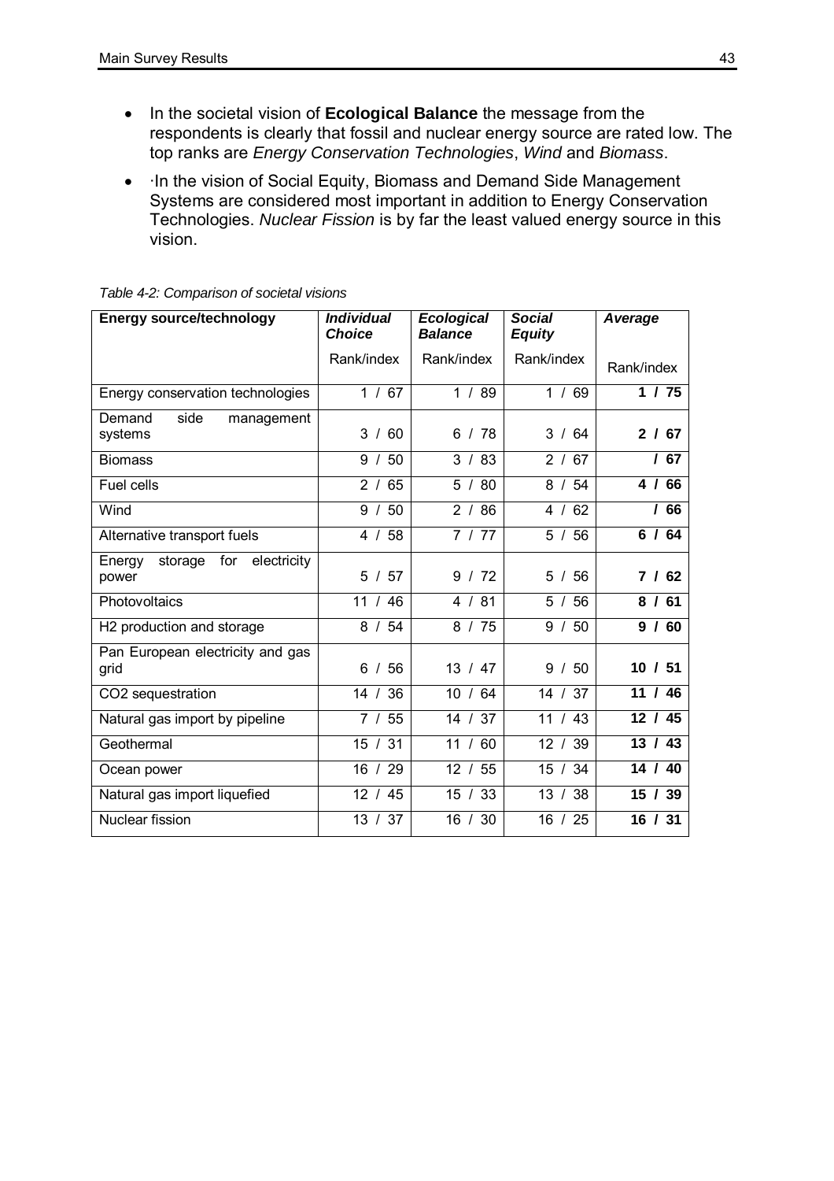- In the societal vision of **Ecological Balance** the message from the respondents is clearly that fossil and nuclear energy source are rated low. The top ranks are *Energy Conservation Technologies*, *Wind* and *Biomass*.
- ·In the vision of Social Equity, Biomass and Demand Side Management Systems are considered most important in addition to Energy Conservation Technologies. *Nuclear Fission* is by far the least valued energy source in this vision.

*Table 4-2: Comparison of societal visions*

| **Energy source/technology** | ***Individual Choice*** | ***Ecological Balance*** | ***Social Equity*** | ***Average*** |
|---|---|---|---|---|
| | Rank/index | Rank/index | Rank/index | Rank/index |
| Energy conservation technologies | 1 / 67 | 1 / 89 | 1 / 69 | **1 / 75** |
| Demand side management systems | 3 / 60 | 6 / 78 | 3 / 64 | **2 / 67** |
| Biomass | 9 / 50 | 3 / 83 | 2 / 67 | **/ 67** |
| Fuel cells | 2 / 65 | 5 / 80 | 8 / 54 | **4 / 66** |
| Wind | 9 / 50 | 2 / 86 | 4 / 62 | **/ 66** |
| Alternative transport fuels | 4 / 58 | 7 / 77 | 5 / 56 | **6 / 64** |
| Energy storage for electricity power | 5 / 57 | 9 / 72 | 5 / 56 | **7 / 62** |
| Photovoltaics | 11 / 46 | 4 / 81 | 5 / 56 | **8 / 61** |
| H2 production and storage | 8 / 54 | 8 / 75 | 9 / 50 | **9 / 60** |
| Pan European electricity and gas grid | 6 / 56 | 13 / 47 | 9 / 50 | **10 / 51** |
| CO2 sequestration | 14 / 36 | 10 / 64 | 14 / 37 | **11 / 46** |
| Natural gas import by pipeline | 7 / 55 | 14 / 37 | 11 / 43 | **12 / 45** |
| Geothermal | 15 / 31 | 11 / 60 | 12 / 39 | **13 / 43** |
| Ocean power | 16 / 29 | 12 / 55 | 15 / 34 | **14 / 40** |
| Natural gas import liquefied | 12 / 45 | 15 / 33 | 13 / 38 | **15 / 39** |
| Nuclear fission | 13 / 37 | 16 / 30 | 16 / 25 | **16 / 31** |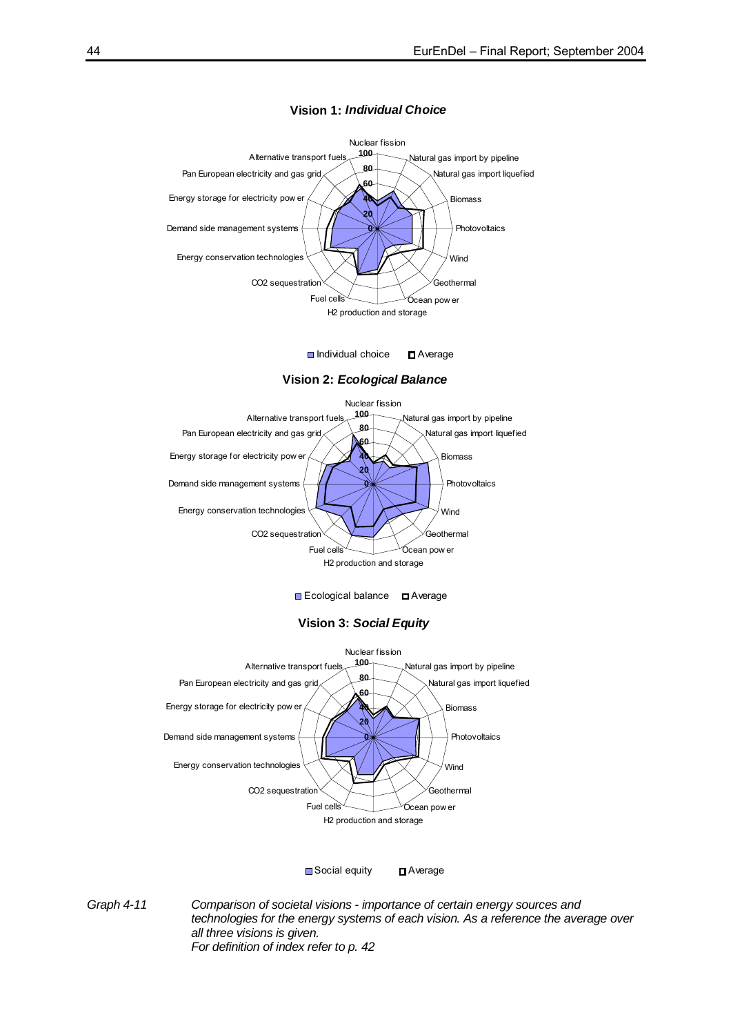**Vision 1: *Individual Choice***

Nuclear fission, Natural gas import by pipeline, Natural gas import liquefied, Biomass, Photovoltaics, Wind, Geothermal, Ocean power, H2 production and storage, Fuel cells, CO2 sequestration, Energy conservation technologies, Demand side management systems, Energy storage for electricity power, Pan European electricity and gas grid, Alternative transport fuels

Individual choice | Average

**Vision 2: *Ecological Balance***

Nuclear fission, Natural gas import by pipeline, Natural gas import liquefied, Biomass, Photovoltaics, Wind, Geothermal, Ocean power, H2 production and storage, Fuel cells, CO2 sequestration, Energy conservation technologies, Demand side management systems, Energy storage for electricity power, Pan European electricity and gas grid, Alternative transport fuels

Ecological balance | Average

**Vision 3: *Social Equity***

Nuclear fission, Natural gas import by pipeline, Natural gas import liquefied, Biomass, Photovoltaics, Wind, Geothermal, Ocean power, H2 production and storage, Fuel cells, CO2 sequestration, Energy conservation technologies, Demand side management systems, Energy storage for electricity power, Pan European electricity and gas grid, Alternative transport fuels

Social equity | Average

*Graph 4-11* *Comparison of societal visions - importance of certain energy sources and technologies for the energy systems of each vision. As a reference the average over all three visions is given.*
*For definition of index refer to p. 42*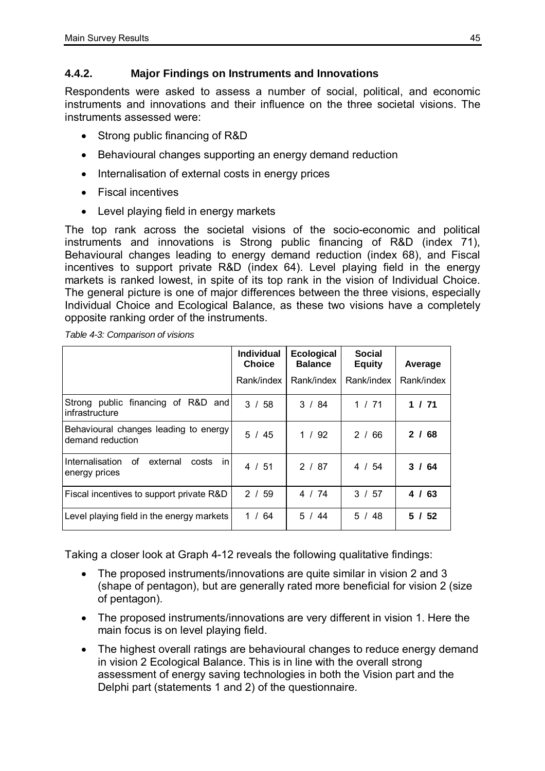### 4.4.2. Major Findings on Instruments and Innovations

Respondents were asked to assess a number of social, political, and economic instruments and innovations and their influence on the three societal visions. The instruments assessed were:

- Strong public financing of R&D
- Behavioural changes supporting an energy demand reduction
- Internalisation of external costs in energy prices
- Fiscal incentives
- Level playing field in energy markets

The top rank across the societal visions of the socio-economic and political instruments and innovations is Strong public financing of R&D (index 71), Behavioural changes leading to energy demand reduction (index 68), and Fiscal incentives to support private R&D (index 64). Level playing field in the energy markets is ranked lowest, in spite of its top rank in the vision of Individual Choice. The general picture is one of major differences between the three visions, especially Individual Choice and Ecological Balance, as these two visions have a completely opposite ranking order of the instruments.

*Table 4-3: Comparison of visions*

| | **Individual Choice** | **Ecological Balance** | **Social Equity** | **Average** |
|---|---|---|---|---|
| | Rank/index | Rank/index | Rank/index | Rank/index |
| Strong public financing of R&D and infrastructure | 3 / 58 | 3 / 84 | 1 / 71 | **1 / 71** |
| Behavioural changes leading to energy demand reduction | 5 / 45 | 1 / 92 | 2 / 66 | **2 / 68** |
| Internalisation of external costs in energy prices | 4 / 51 | 2 / 87 | 4 / 54 | **3 / 64** |
| Fiscal incentives to support private R&D | 2 / 59 | 4 / 74 | 3 / 57 | **4 / 63** |
| Level playing field in the energy markets | 1 / 64 | 5 / 44 | 5 / 48 | **5 / 52** |

Taking a closer look at Graph 4-12 reveals the following qualitative findings:

- The proposed instruments/innovations are quite similar in vision 2 and 3 (shape of pentagon), but are generally rated more beneficial for vision 2 (size of pentagon).
- The proposed instruments/innovations are very different in vision 1. Here the main focus is on level playing field.
- The highest overall ratings are behavioural changes to reduce energy demand in vision 2 Ecological Balance. This is in line with the overall strong assessment of energy saving technologies in both the Vision part and the Delphi part (statements 1 and 2) of the questionnaire.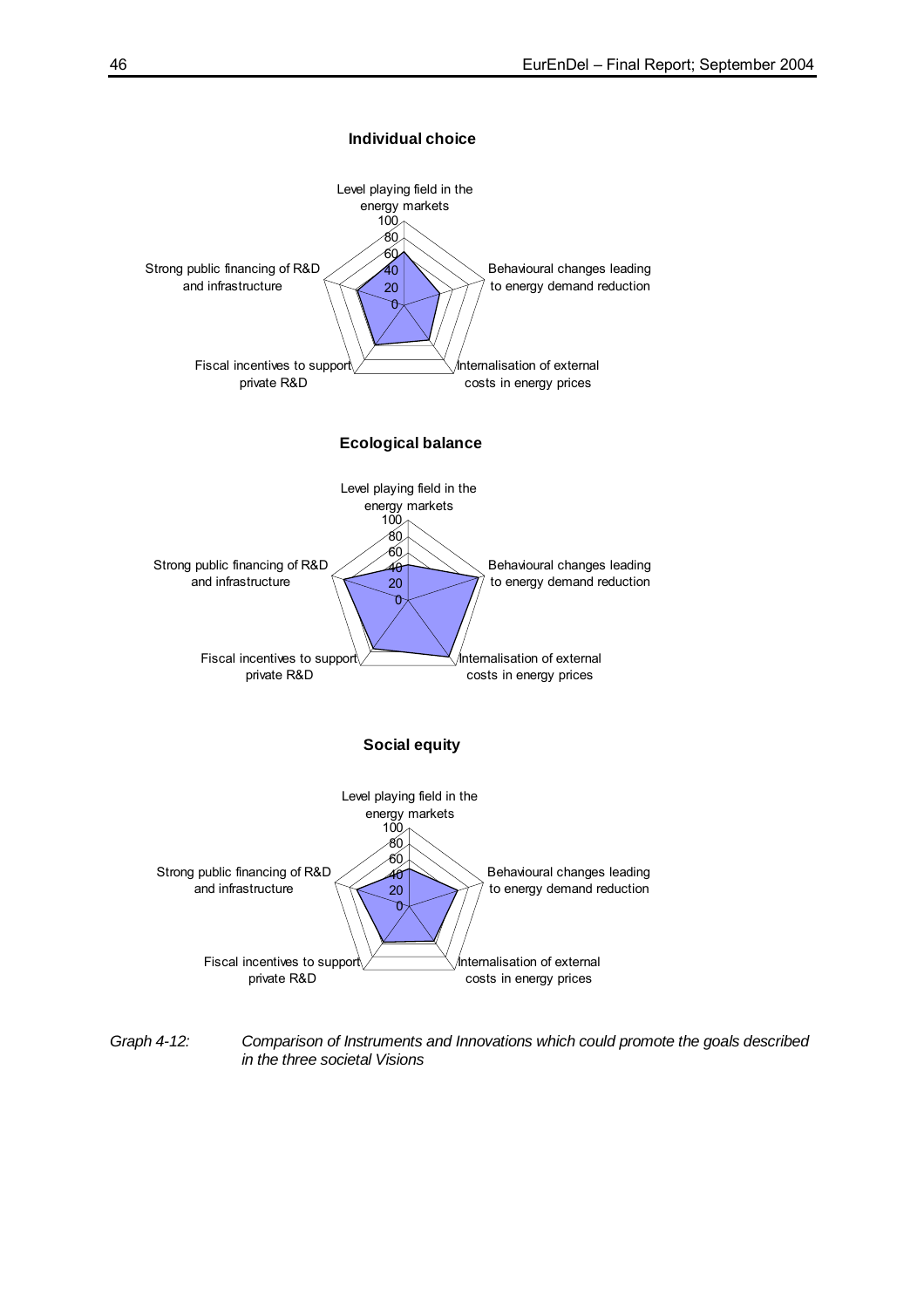**Individual choice**

Level playing field in the energy markets

Behavioural changes leading to energy demand reduction

Internalisation of external costs in energy prices

Fiscal incentives to support private R&D

Strong public financing of R&D and infrastructure

0, 20, 40, 60, 80, 100

**Ecological balance**

Level playing field in the energy markets

Behavioural changes leading to energy demand reduction

Internalisation of external costs in energy prices

Fiscal incentives to support private R&D

Strong public financing of R&D and infrastructure

0, 20, 40, 60, 80, 100

**Social equity**

Level playing field in the energy markets

Behavioural changes leading to energy demand reduction

Internalisation of external costs in energy prices

Fiscal incentives to support private R&D

Strong public financing of R&D and infrastructure

0, 20, 40, 60, 80, 100

*Graph 4-12: Comparison of Instruments and Innovations which could promote the goals described in the three societal Visions*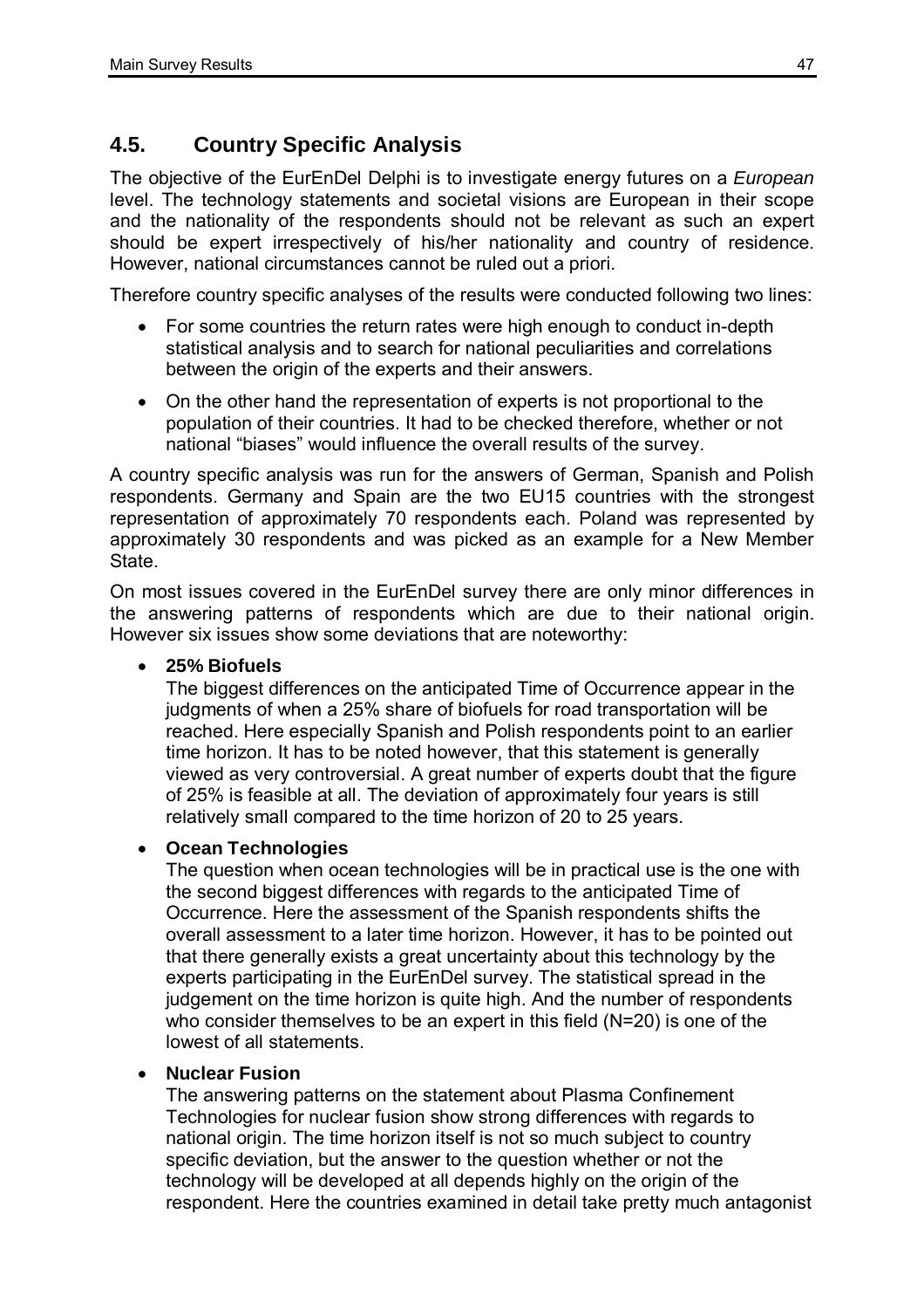## 4.5. Country Specific Analysis

The objective of the EurEnDel Delphi is to investigate energy futures on a *European* level. The technology statements and societal visions are European in their scope and the nationality of the respondents should not be relevant as such an expert should be expert irrespectively of his/her nationality and country of residence. However, national circumstances cannot be ruled out a priori.

Therefore country specific analyses of the results were conducted following two lines:

- For some countries the return rates were high enough to conduct in-depth statistical analysis and to search for national peculiarities and correlations between the origin of the experts and their answers.
- On the other hand the representation of experts is not proportional to the population of their countries. It had to be checked therefore, whether or not national "biases" would influence the overall results of the survey.

A country specific analysis was run for the answers of German, Spanish and Polish respondents. Germany and Spain are the two EU15 countries with the strongest representation of approximately 70 respondents each. Poland was represented by approximately 30 respondents and was picked as an example for a New Member State.

On most issues covered in the EurEnDel survey there are only minor differences in the answering patterns of respondents which are due to their national origin. However six issues show some deviations that are noteworthy:

- **25% Biofuels**
  The biggest differences on the anticipated Time of Occurrence appear in the judgments of when a 25% share of biofuels for road transportation will be reached. Here especially Spanish and Polish respondents point to an earlier time horizon. It has to be noted however, that this statement is generally viewed as very controversial. A great number of experts doubt that the figure of 25% is feasible at all. The deviation of approximately four years is still relatively small compared to the time horizon of 20 to 25 years.

- **Ocean Technologies**
  The question when ocean technologies will be in practical use is the one with the second biggest differences with regards to the anticipated Time of Occurrence. Here the assessment of the Spanish respondents shifts the overall assessment to a later time horizon. However, it has to be pointed out that there generally exists a great uncertainty about this technology by the experts participating in the EurEnDel survey. The statistical spread in the judgement on the time horizon is quite high. And the number of respondents who consider themselves to be an expert in this field (N=20) is one of the lowest of all statements.

- **Nuclear Fusion**
  The answering patterns on the statement about Plasma Confinement Technologies for nuclear fusion show strong differences with regards to national origin. The time horizon itself is not so much subject to country specific deviation, but the answer to the question whether or not the technology will be developed at all depends highly on the origin of the respondent. Here the countries examined in detail take pretty much antagonist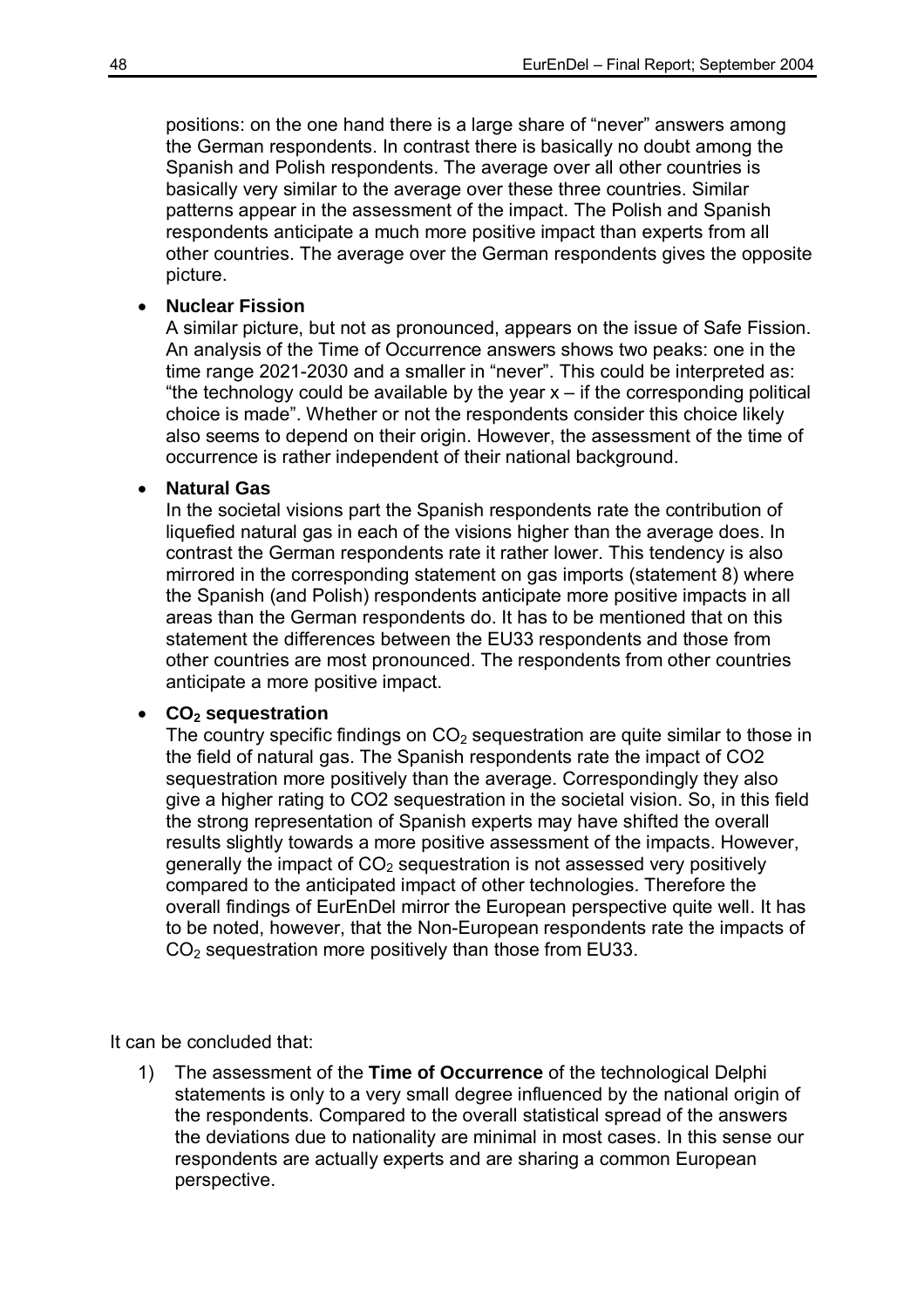positions: on the one hand there is a large share of "never" answers among the German respondents. In contrast there is basically no doubt among the Spanish and Polish respondents. The average over all other countries is basically very similar to the average over these three countries. Similar patterns appear in the assessment of the impact. The Polish and Spanish respondents anticipate a much more positive impact than experts from all other countries. The average over the German respondents gives the opposite picture.

- **Nuclear Fission**
  A similar picture, but not as pronounced, appears on the issue of Safe Fission. An analysis of the Time of Occurrence answers shows two peaks: one in the time range 2021-2030 and a smaller in "never". This could be interpreted as: "the technology could be available by the year x – if the corresponding political choice is made". Whether or not the respondents consider this choice likely also seems to depend on their origin. However, the assessment of the time of occurrence is rather independent of their national background.

- **Natural Gas**
  In the societal visions part the Spanish respondents rate the contribution of liquefied natural gas in each of the visions higher than the average does. In contrast the German respondents rate it rather lower. This tendency is also mirrored in the corresponding statement on gas imports (statement 8) where the Spanish (and Polish) respondents anticipate more positive impacts in all areas than the German respondents do. It has to be mentioned that on this statement the differences between the EU33 respondents and those from other countries are most pronounced. The respondents from other countries anticipate a more positive impact.

- **$CO_2$ sequestration**
  The country specific findings on $CO_2$ sequestration are quite similar to those in the field of natural gas. The Spanish respondents rate the impact of CO2 sequestration more positively than the average. Correspondingly they also give a higher rating to CO2 sequestration in the societal vision. So, in this field the strong representation of Spanish experts may have shifted the overall results slightly towards a more positive assessment of the impacts. However, generally the impact of $CO_2$ sequestration is not assessed very positively compared to the anticipated impact of other technologies. Therefore the overall findings of EurEnDel mirror the European perspective quite well. It has to be noted, however, that the Non-European respondents rate the impacts of $CO_2$ sequestration more positively than those from EU33.

It can be concluded that:

1) The assessment of the **Time of Occurrence** of the technological Delphi statements is only to a very small degree influenced by the national origin of the respondents. Compared to the overall statistical spread of the answers the deviations due to nationality are minimal in most cases. In this sense our respondents are actually experts and are sharing a common European perspective.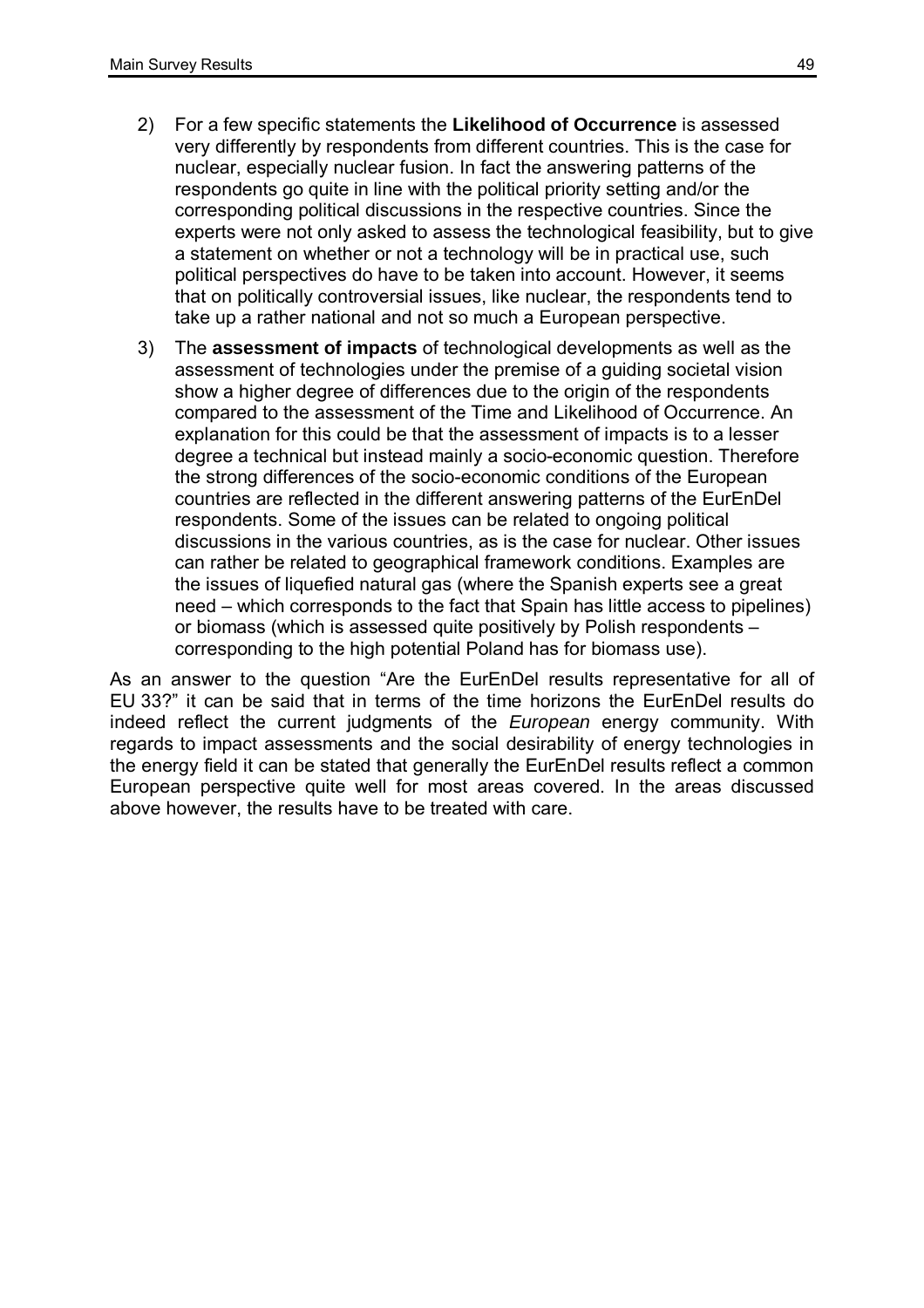2) For a few specific statements the **Likelihood of Occurrence** is assessed very differently by respondents from different countries. This is the case for nuclear, especially nuclear fusion. In fact the answering patterns of the respondents go quite in line with the political priority setting and/or the corresponding political discussions in the respective countries. Since the experts were not only asked to assess the technological feasibility, but to give a statement on whether or not a technology will be in practical use, such political perspectives do have to be taken into account. However, it seems that on politically controversial issues, like nuclear, the respondents tend to take up a rather national and not so much a European perspective.

3) The **assessment of impacts** of technological developments as well as the assessment of technologies under the premise of a guiding societal vision show a higher degree of differences due to the origin of the respondents compared to the assessment of the Time and Likelihood of Occurrence. An explanation for this could be that the assessment of impacts is to a lesser degree a technical but instead mainly a socio-economic question. Therefore the strong differences of the socio-economic conditions of the European countries are reflected in the different answering patterns of the EurEnDel respondents. Some of the issues can be related to ongoing political discussions in the various countries, as is the case for nuclear. Other issues can rather be related to geographical framework conditions. Examples are the issues of liquefied natural gas (where the Spanish experts see a great need – which corresponds to the fact that Spain has little access to pipelines) or biomass (which is assessed quite positively by Polish respondents – corresponding to the high potential Poland has for biomass use).

As an answer to the question "Are the EurEnDel results representative for all of EU 33?" it can be said that in terms of the time horizons the EurEnDel results do indeed reflect the current judgments of the *European* energy community. With regards to impact assessments and the social desirability of energy technologies in the energy field it can be stated that generally the EurEnDel results reflect a common European perspective quite well for most areas covered. In the areas discussed above however, the results have to be treated with care.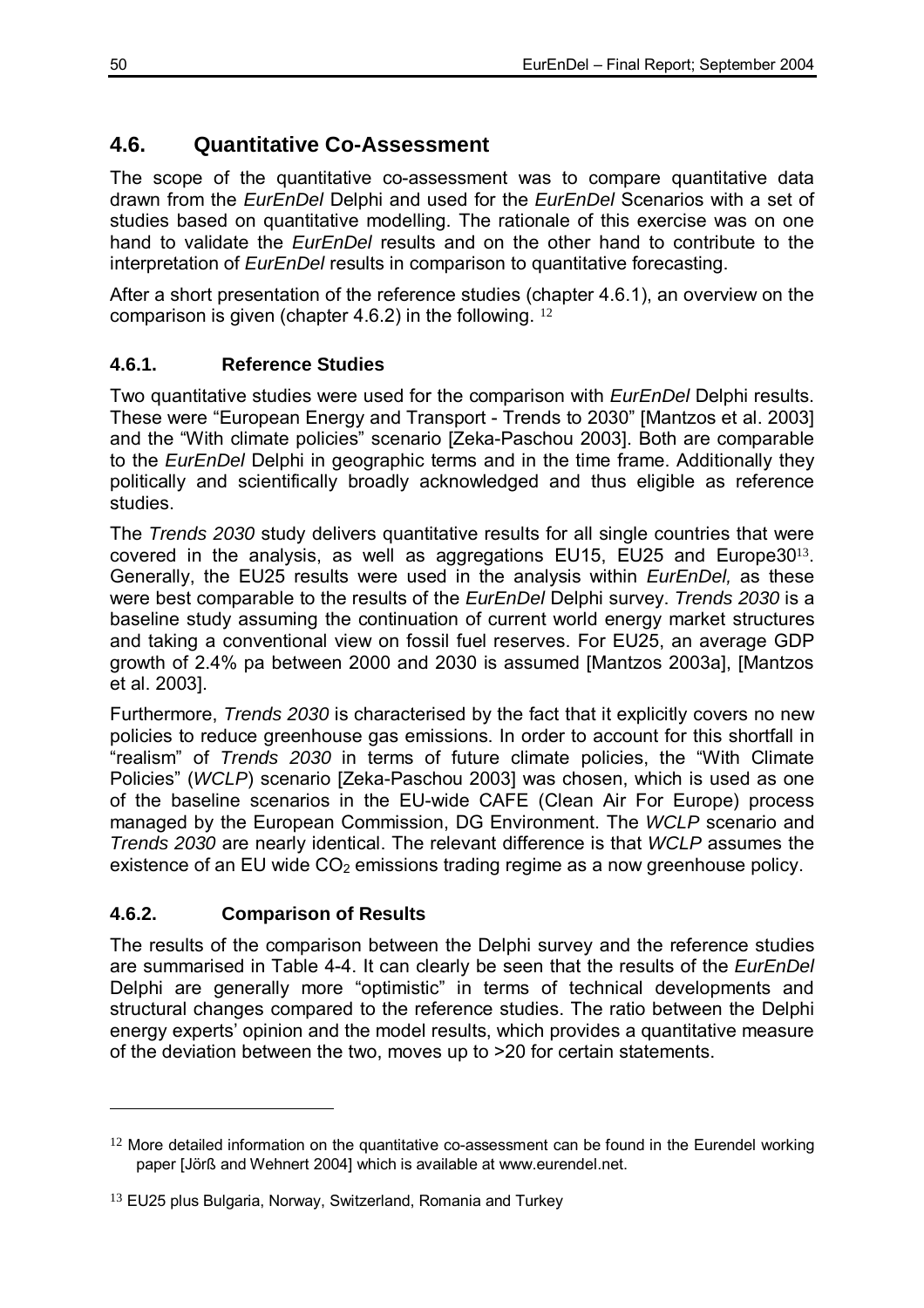## 4.6. Quantitative Co-Assessment

The scope of the quantitative co-assessment was to compare quantitative data drawn from the *EurEnDel* Delphi and used for the *EurEnDel* Scenarios with a set of studies based on quantitative modelling. The rationale of this exercise was on one hand to validate the *EurEnDel* results and on the other hand to contribute to the interpretation of *EurEnDel* results in comparison to quantitative forecasting.

After a short presentation of the reference studies (chapter 4.6.1), an overview on the comparison is given (chapter 4.6.2) in the following. [12]

### 4.6.1. Reference Studies

Two quantitative studies were used for the comparison with *EurEnDel* Delphi results. These were "European Energy and Transport - Trends to 2030" [Mantzos et al. 2003] and the "With climate policies" scenario [Zeka-Paschou 2003]. Both are comparable to the *EurEnDel* Delphi in geographic terms and in the time frame. Additionally they politically and scientifically broadly acknowledged and thus eligible as reference studies.

The *Trends 2030* study delivers quantitative results for all single countries that were covered in the analysis, as well as aggregations EU15, EU25 and Europe30[13]. Generally, the EU25 results were used in the analysis within *EurEnDel,* as these were best comparable to the results of the *EurEnDel* Delphi survey. *Trends 2030* is a baseline study assuming the continuation of current world energy market structures and taking a conventional view on fossil fuel reserves. For EU25, an average GDP growth of 2.4% pa between 2000 and 2030 is assumed [Mantzos 2003a], [Mantzos et al. 2003].

Furthermore, *Trends 2030* is characterised by the fact that it explicitly covers no new policies to reduce greenhouse gas emissions. In order to account for this shortfall in "realism" of *Trends 2030* in terms of future climate policies, the "With Climate Policies" (*WCLP*) scenario [Zeka-Paschou 2003] was chosen, which is used as one of the baseline scenarios in the EU-wide CAFE (Clean Air For Europe) process managed by the European Commission, DG Environment. The *WCLP* scenario and *Trends 2030* are nearly identical. The relevant difference is that *WCLP* assumes the existence of an EU wide $CO_2$ emissions trading regime as a now greenhouse policy.

### 4.6.2. Comparison of Results

The results of the comparison between the Delphi survey and the reference studies are summarised in Table 4-4. It can clearly be seen that the results of the *EurEnDel* Delphi are generally more "optimistic" in terms of technical developments and structural changes compared to the reference studies. The ratio between the Delphi energy experts' opinion and the model results, which provides a quantitative measure of the deviation between the two, moves up to >20 for certain statements.

---

[12] More detailed information on the quantitative co-assessment can be found in the Eurendel working paper [Jörß and Wehnert 2004] which is available at www.eurendel.net.

[13] EU25 plus Bulgaria, Norway, Switzerland, Romania and Turkey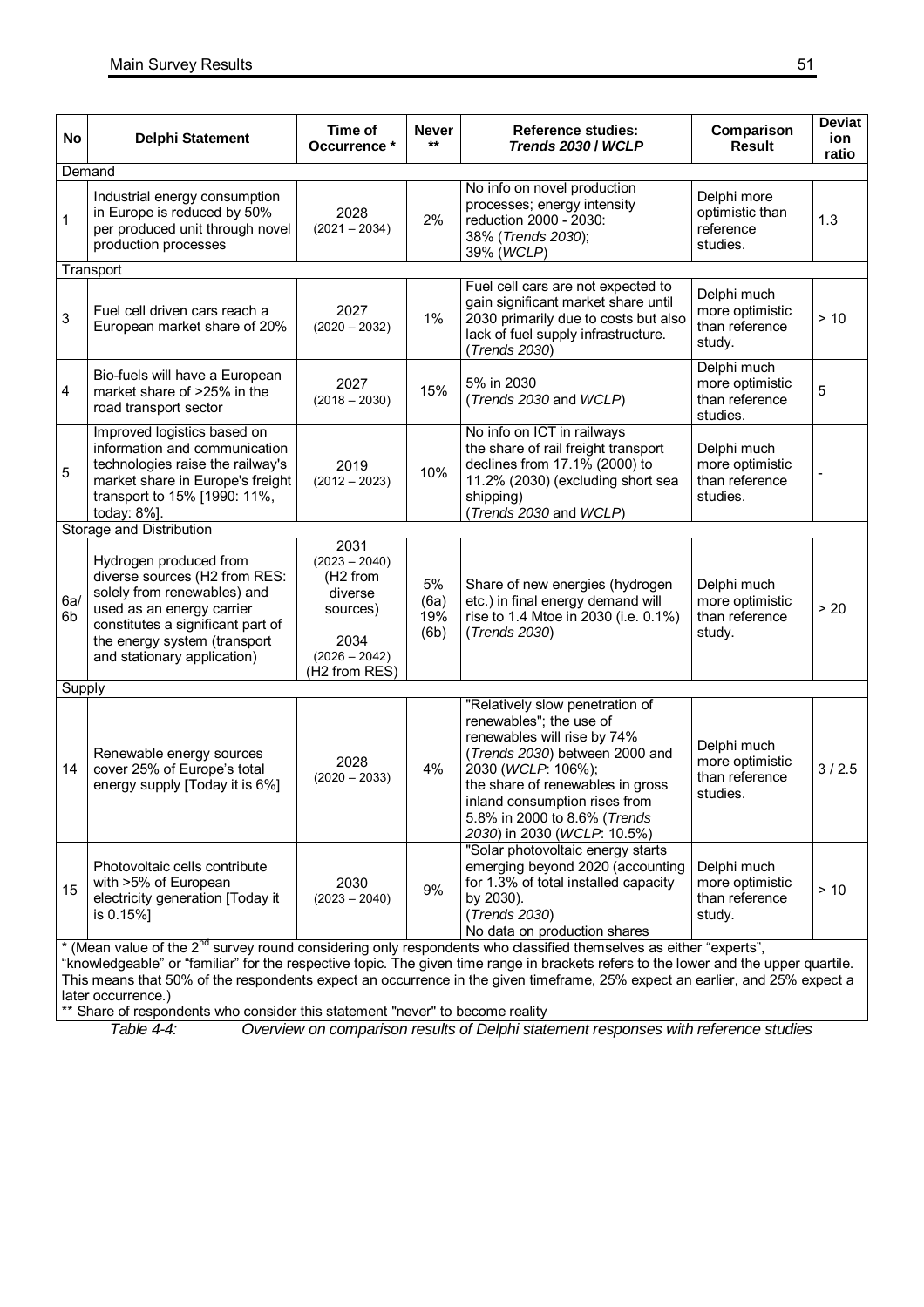| No | Delphi Statement | Time of Occurrence * | Never ** | Reference studies: ***Trends 2030 / WCLP*** | Comparison Result | Deviation ratio |
|---|---|---|---|---|---|---|
| Demand | | | | | | |
| 1 | Industrial energy consumption in Europe is reduced by 50% per produced unit through novel production processes | 2028 (2021 – 2034) | 2% | No info on novel production processes; energy intensity reduction 2000 - 2030: 38% (*Trends 2030*); 39% (*WCLP*) | Delphi more optimistic than reference studies. | 1.3 |
| Transport | | | | | | |
| 3 | Fuel cell driven cars reach a European market share of 20% | 2027 (2020 – 2032) | 1% | Fuel cell cars are not expected to gain significant market share until 2030 primarily due to costs but also lack of fuel supply infrastructure. (*Trends 2030*) | Delphi much more optimistic than reference study. | > 10 |
| 4 | Bio-fuels will have a European market share of >25% in the road transport sector | 2027 (2018 – 2030) | 15% | 5% in 2030 (*Trends 2030* and *WCLP*) | Delphi much more optimistic than reference studies. | 5 |
| 5 | Improved logistics based on information and communication technologies raise the railway's market share in Europe's freight transport to 15% [1990: 11%, today: 8%]. | 2019 (2012 – 2023) | 10% | No info on ICT in railways the share of rail freight transport declines from 17.1% (2000) to 11.2% (2030) (excluding short sea shipping) (*Trends 2030* and *WCLP*) | Delphi much more optimistic than reference studies. | - |
| Storage and Distribution | | | | | | |
| 6a/ 6b | Hydrogen produced from diverse sources (H2 from RES: solely from renewables) and used as an energy carrier constitutes a significant part of the energy system (transport and stationary application) | 2031 (2023 – 2040) (H2 from diverse sources) 2034 (2026 – 2042) (H2 from RES) | 5% (6a) 19% (6b) | Share of new energies (hydrogen etc.) in final energy demand will rise to 1.4 Mtoe in 2030 (i.e. 0.1%) (*Trends 2030*) | Delphi much more optimistic than reference study. | > 20 |
| Supply | | | | | | |
| 14 | Renewable energy sources cover 25% of Europe's total energy supply [Today it is 6%] | 2028 (2020 – 2033) | 4% | "Relatively slow penetration of renewables"; the use of renewables will rise by 74% (*Trends 2030*) between 2000 and 2030 (*WCLP*: 106%); the share of renewables in gross inland consumption rises from 5.8% in 2000 to 8.6% (*Trends 2030*) in 2030 (*WCLP*: 10.5%) | Delphi much more optimistic than reference studies. | 3 / 2.5 |
| 15 | Photovoltaic cells contribute with >5% of European electricity generation [Today it is 0.15%] | 2030 (2023 – 2040) | 9% | "Solar photovoltaic energy starts emerging beyond 2020 (accounting for 1.3% of total installed capacity by 2030). (*Trends 2030*) No data on production shares | Delphi much more optimistic than reference study. | > 10 |

* (Mean value of the 2nd survey round considering only respondents who classified themselves as either "experts", "knowledgeable" or "familiar" for the respective topic. The given time range in brackets refers to the lower and the upper quartile. This means that 50% of the respondents expect an occurrence in the given timeframe, 25% expect an earlier, and 25% expect a later occurrence.)

** Share of respondents who consider this statement "never" to become reality

*Table 4-4: Overview on comparison results of Delphi statement responses with reference studies*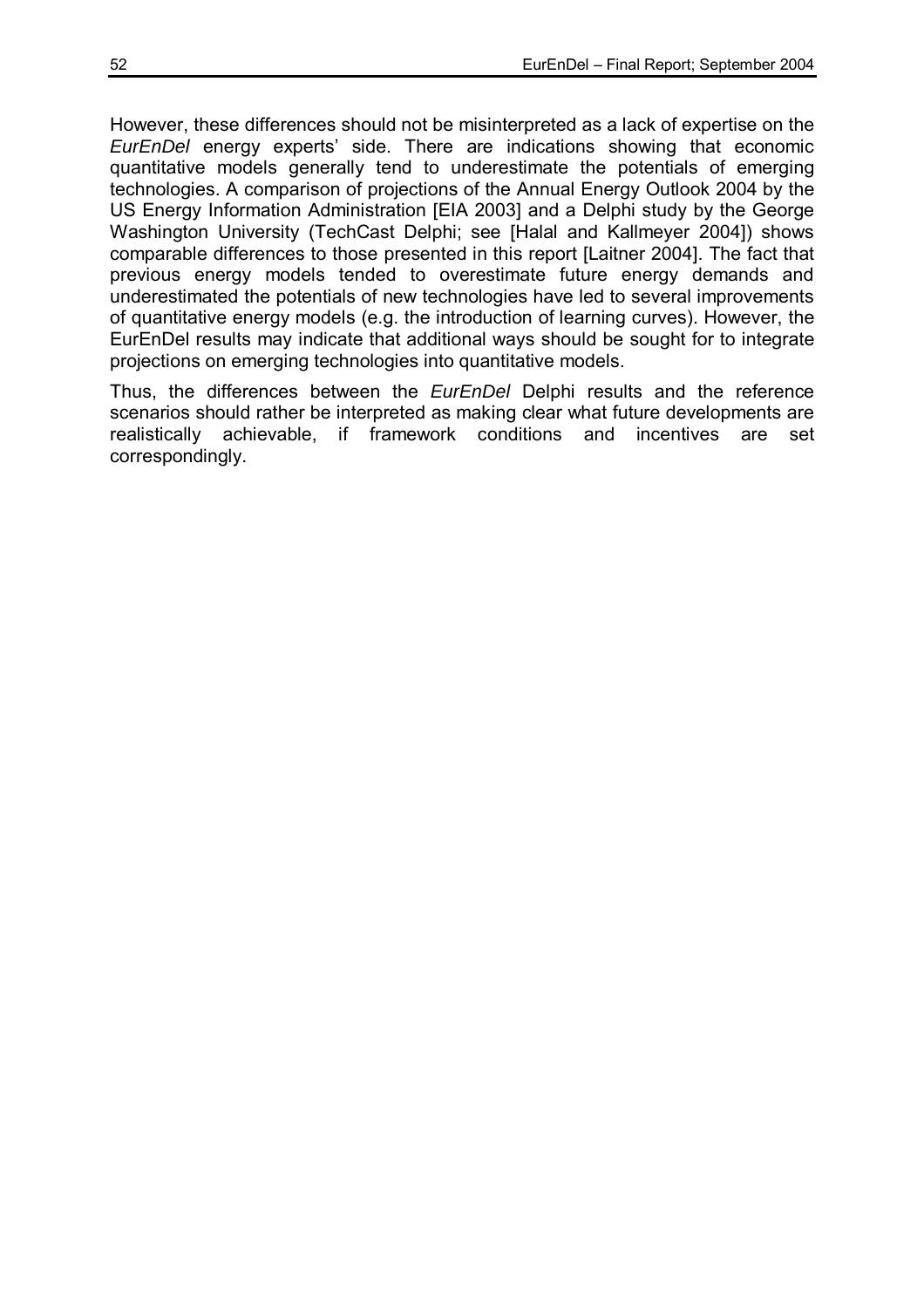However, these differences should not be misinterpreted as a lack of expertise on the *EurEnDel* energy experts' side. There are indications showing that economic quantitative models generally tend to underestimate the potentials of emerging technologies. A comparison of projections of the Annual Energy Outlook 2004 by the US Energy Information Administration [EIA 2003] and a Delphi study by the George Washington University (TechCast Delphi; see [Halal and Kallmeyer 2004]) shows comparable differences to those presented in this report [Laitner 2004]. The fact that previous energy models tended to overestimate future energy demands and underestimated the potentials of new technologies have led to several improvements of quantitative energy models (e.g. the introduction of learning curves). However, the EurEnDel results may indicate that additional ways should be sought for to integrate projections on emerging technologies into quantitative models.

Thus, the differences between the *EurEnDel* Delphi results and the reference scenarios should rather be interpreted as making clear what future developments are realistically achievable, if framework conditions and incentives are set correspondingly.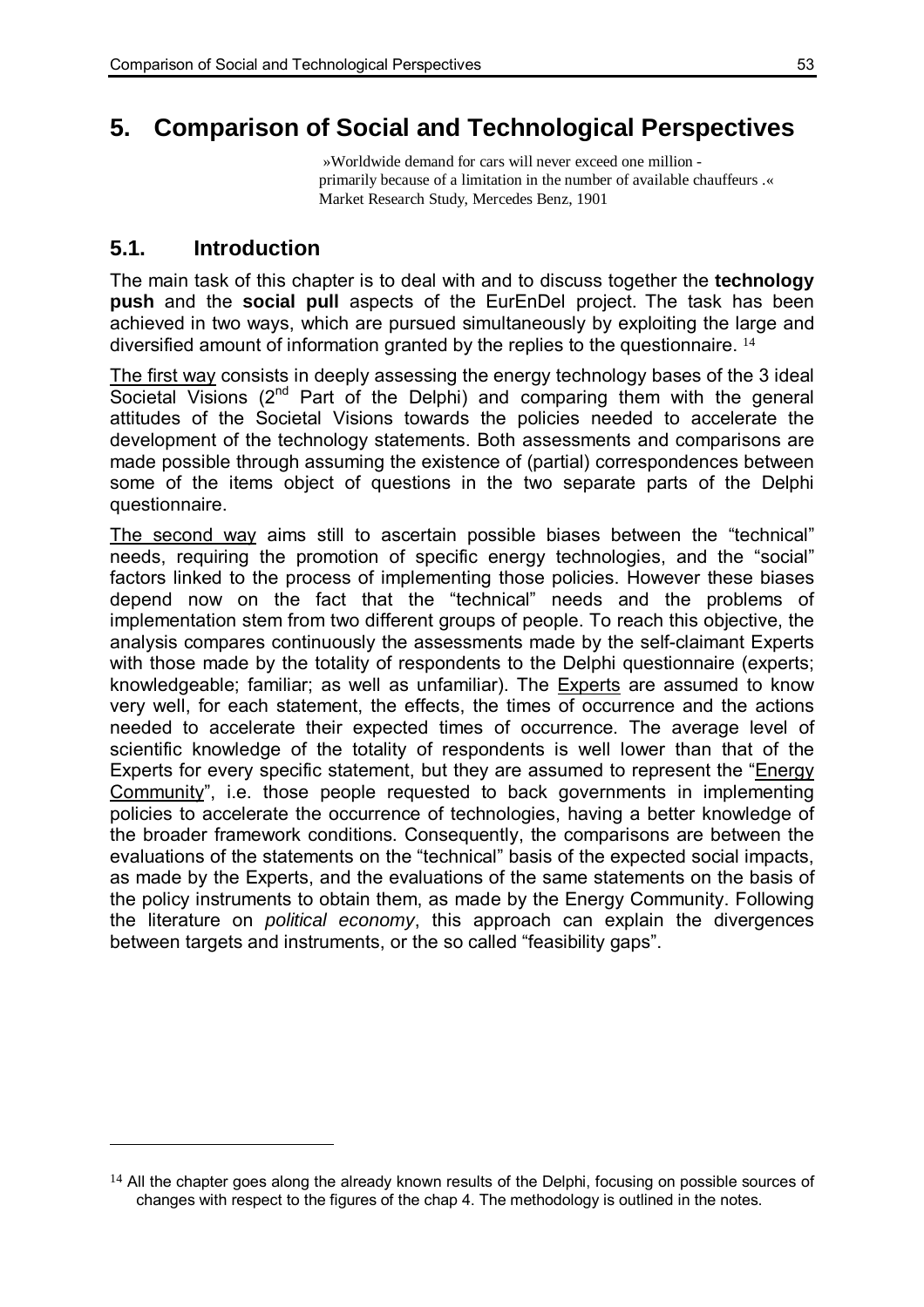# 5. Comparison of Social and Technological Perspectives

»Worldwide demand for cars will never exceed one million - primarily because of a limitation in the number of available chauffeurs .«
Market Research Study, Mercedes Benz, 1901

## 5.1. Introduction

The main task of this chapter is to deal with and to discuss together the **technology push** and the **social pull** aspects of the EurEnDel project. The task has been achieved in two ways, which are pursued simultaneously by exploiting the large and diversified amount of information granted by the replies to the questionnaire. [14]

The first way consists in deeply assessing the energy technology bases of the 3 ideal Societal Visions (2nd Part of the Delphi) and comparing them with the general attitudes of the Societal Visions towards the policies needed to accelerate the development of the technology statements. Both assessments and comparisons are made possible through assuming the existence of (partial) correspondences between some of the items object of questions in the two separate parts of the Delphi questionnaire.

The second way aims still to ascertain possible biases between the "technical" needs, requiring the promotion of specific energy technologies, and the "social" factors linked to the process of implementing those policies. However these biases depend now on the fact that the "technical" needs and the problems of implementation stem from two different groups of people. To reach this objective, the analysis compares continuously the assessments made by the self-claimant Experts with those made by the totality of respondents to the Delphi questionnaire (experts; knowledgeable; familiar; as well as unfamiliar). The Experts are assumed to know very well, for each statement, the effects, the times of occurrence and the actions needed to accelerate their expected times of occurrence. The average level of scientific knowledge of the totality of respondents is well lower than that of the Experts for every specific statement, but they are assumed to represent the "Energy Community", i.e. those people requested to back governments in implementing policies to accelerate the occurrence of technologies, having a better knowledge of the broader framework conditions. Consequently, the comparisons are between the evaluations of the statements on the "technical" basis of the expected social impacts, as made by the Experts, and the evaluations of the same statements on the basis of the policy instruments to obtain them, as made by the Energy Community. Following the literature on *political economy*, this approach can explain the divergences between targets and instruments, or the so called "feasibility gaps".

---

[14] All the chapter goes along the already known results of the Delphi, focusing on possible sources of changes with respect to the figures of the chap 4. The methodology is outlined in the notes.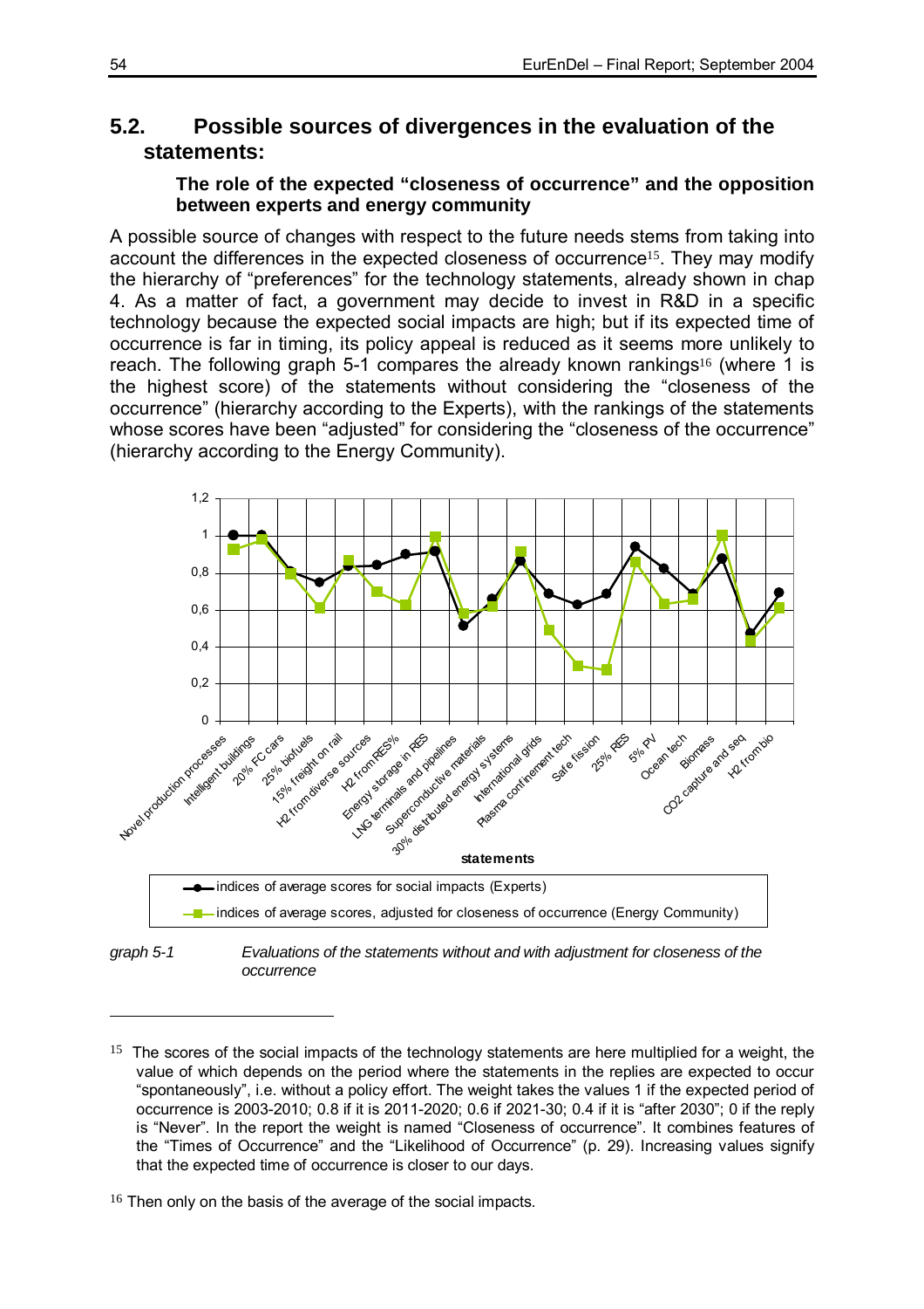## 5.2. Possible sources of divergences in the evaluation of the statements:

### The role of the expected "closeness of occurrence" and the opposition between experts and energy community

A possible source of changes with respect to the future needs stems from taking into account the differences in the expected closeness of occurrence[15]. They may modify the hierarchy of "preferences" for the technology statements, already shown in chap 4. As a matter of fact, a government may decide to invest in R&D in a specific technology because the expected social impacts are high; but if its expected time of occurrence is far in timing, its policy appeal is reduced as it seems more unlikely to reach. The following graph 5-1 compares the already known rankings[16] (where 1 is the highest score) of the statements without considering the "closeness of the occurrence" (hierarchy according to the Experts), with the rankings of the statements whose scores have been "adjusted" for considering the "closeness of the occurrence" (hierarchy according to the Energy Community).

*graph 5-1 Evaluations of the statements without and with adjustment for closeness of the occurrence*

---

[15] The scores of the social impacts of the technology statements are here multiplied for a weight, the value of which depends on the period where the statements in the replies are expected to occur "spontaneously", i.e. without a policy effort. The weight takes the values 1 if the expected period of occurrence is 2003-2010; 0.8 if it is 2011-2020; 0.6 if 2021-30; 0.4 if it is "after 2030"; 0 if the reply is "Never". In the report the weight is named "Closeness of occurrence". It combines features of the "Times of Occurrence" and the "Likelihood of Occurrence" (p. 29). Increasing values signify that the expected time of occurrence is closer to our days.

[16] Then only on the basis of the average of the social impacts.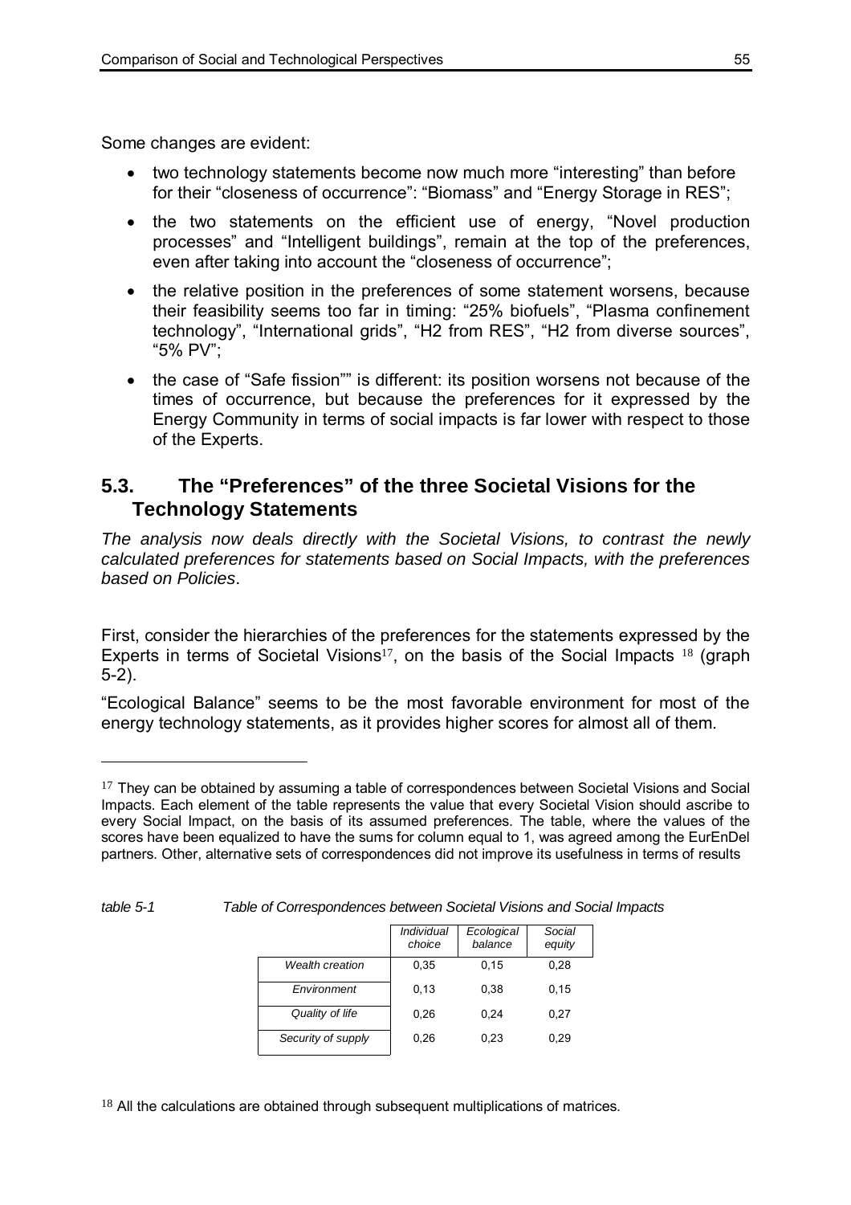Some changes are evident:

- two technology statements become now much more "interesting" than before for their "closeness of occurrence": "Biomass" and "Energy Storage in RES";
- the two statements on the efficient use of energy, "Novel production processes" and "Intelligent buildings", remain at the top of the preferences, even after taking into account the "closeness of occurrence";
- the relative position in the preferences of some statement worsens, because their feasibility seems too far in timing: "25% biofuels", "Plasma confinement technology", "International grids", "H2 from RES", "H2 from diverse sources", "5% PV";
- the case of "Safe fission"" is different: its position worsens not because of the times of occurrence, but because the preferences for it expressed by the Energy Community in terms of social impacts is far lower with respect to those of the Experts.

## 5.3. The "Preferences" of the three Societal Visions for the Technology Statements

*The analysis now deals directly with the Societal Visions, to contrast the newly calculated preferences for statements based on Social Impacts, with the preferences based on Policies*.

First, consider the hierarchies of the preferences for the statements expressed by the Experts in terms of Societal Visions[17], on the basis of the Social Impacts [18] (graph 5-2).

"Ecological Balance" seems to be the most favorable environment for most of the energy technology statements, as it provides higher scores for almost all of them.

---

[17] They can be obtained by assuming a table of correspondences between Societal Visions and Social Impacts. Each element of the table represents the value that every Societal Vision should ascribe to every Social Impact, on the basis of its assumed preferences. The table, where the values of the scores have been equalized to have the sums for column equal to 1, was agreed among the EurEnDel partners. Other, alternative sets of correspondences did not improve its usefulness in terms of results

*table 5-1 Table of Correspondences between Societal Visions and Social Impacts*

| | *Individual choice* | *Ecological balance* | *Social equity* |
|---|---|---|---|
| *Wealth creation* | 0,35 | 0,15 | 0,28 |
| *Environment* | 0,13 | 0,38 | 0,15 |
| *Quality of life* | 0,26 | 0,24 | 0,27 |
| *Security of supply* | 0,26 | 0,23 | 0,29 |

[18] All the calculations are obtained through subsequent multiplications of matrices.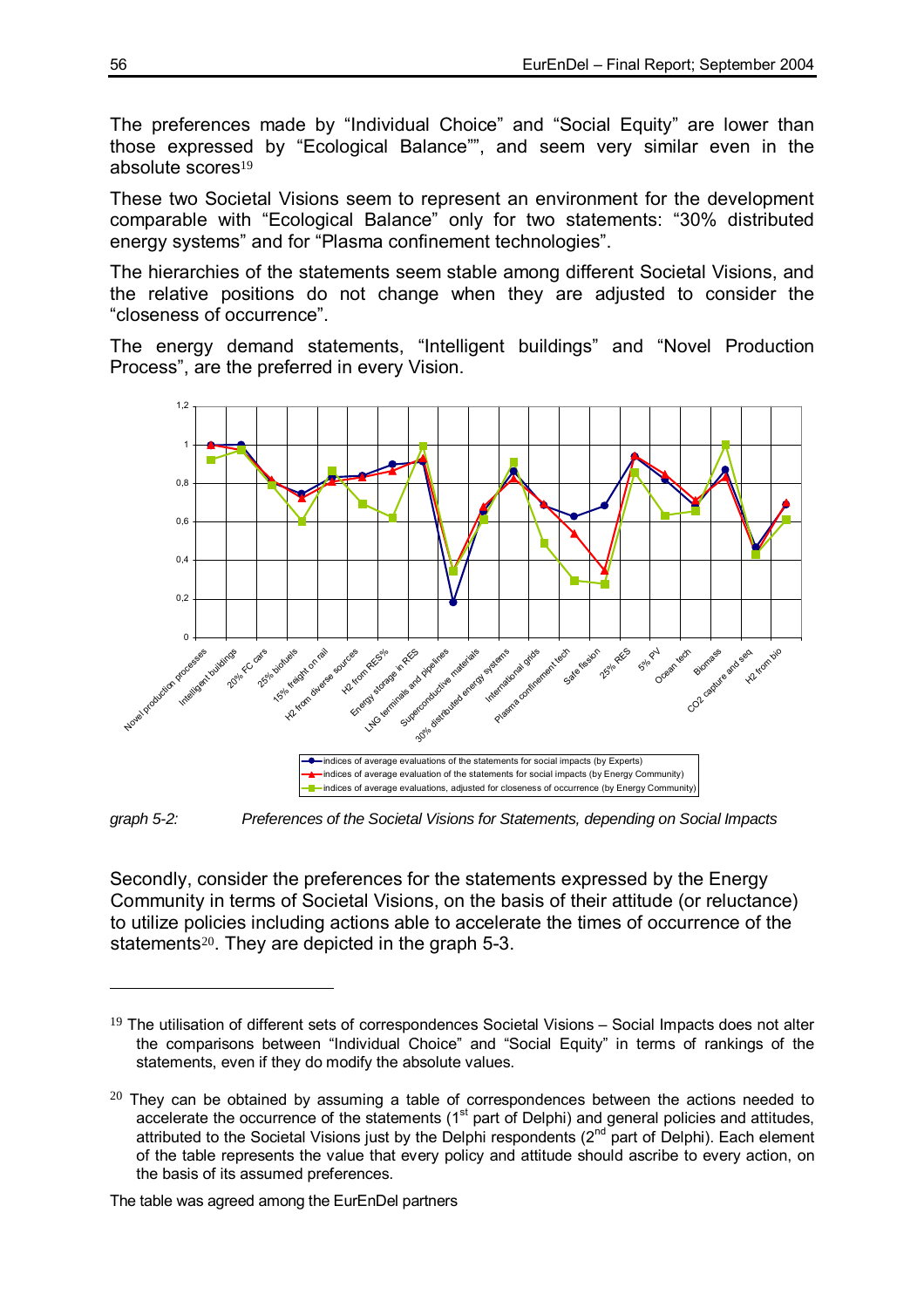The preferences made by “Individual Choice” and “Social Equity” are lower than those expressed by “Ecological Balance”", and seem very similar even in the absolute scores[19]

These two Societal Visions seem to represent an environment for the development comparable with “Ecological Balance” only for two statements: “30% distributed energy systems” and for “Plasma confinement technologies”.

The hierarchies of the statements seem stable among different Societal Visions, and the relative positions do not change when they are adjusted to consider the “closeness of occurrence”.

The energy demand statements, “Intelligent buildings” and “Novel Production Process”, are the preferred in every Vision.

*graph 5-2: Preferences of the Societal Visions for Statements, depending on Social Impacts*

Secondly, consider the preferences for the statements expressed by the Energy Community in terms of Societal Visions, on the basis of their attitude (or reluctance) to utilize policies including actions able to accelerate the times of occurrence of the statements[20]. They are depicted in the graph 5-3.

---

[19] The utilisation of different sets of correspondences Societal Visions – Social Impacts does not alter the comparisons between “Individual Choice” and “Social Equity” in terms of rankings of the statements, even if they do modify the absolute values.

[20] They can be obtained by assuming a table of correspondences between the actions needed to accelerate the occurrence of the statements (1st part of Delphi) and general policies and attitudes, attributed to the Societal Visions just by the Delphi respondents (2nd part of Delphi). Each element of the table represents the value that every policy and attitude should ascribe to every action, on the basis of its assumed preferences.

The table was agreed among the EurEnDel partners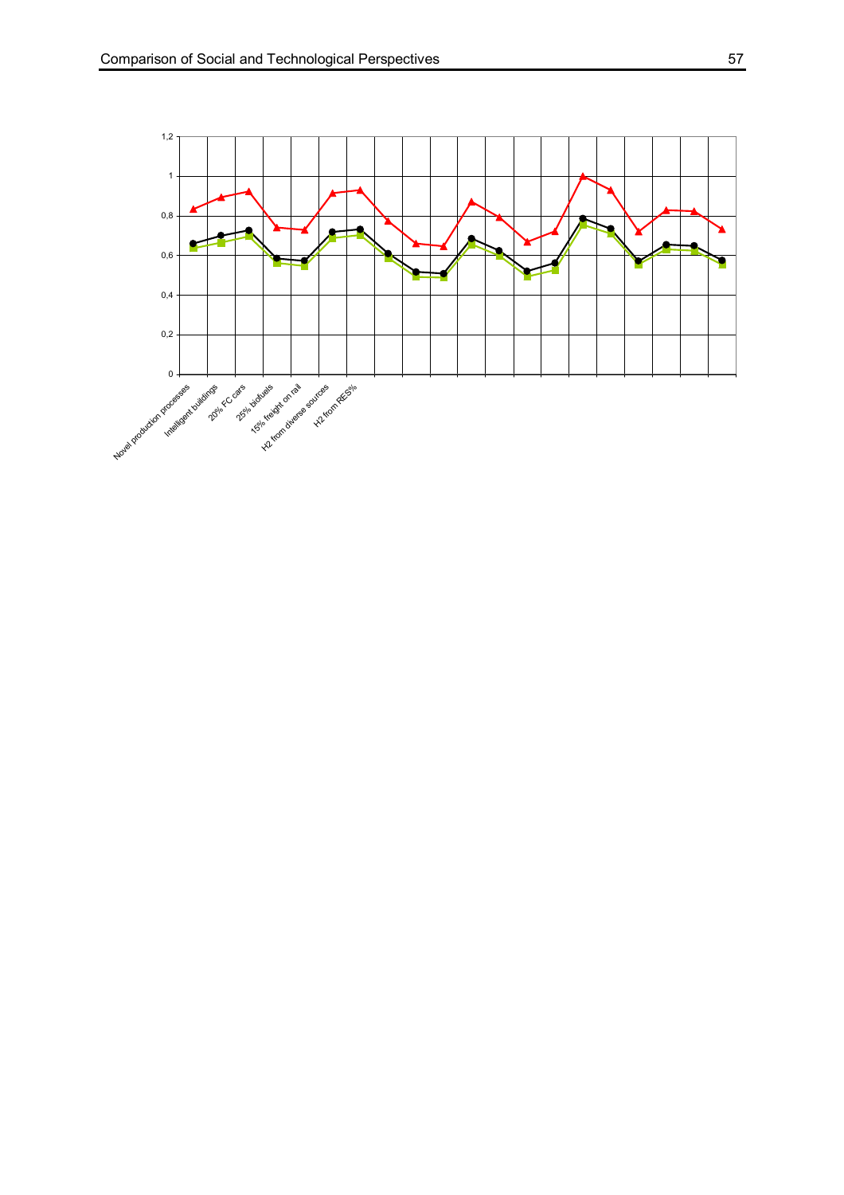1,2

1

0,8

0,6

0,4

0,2

0

Novel production processes

Intelligent buildings

20% FC cars

25% biofuels

15% freight on rail

H2 from diverse sources

H2 from RES%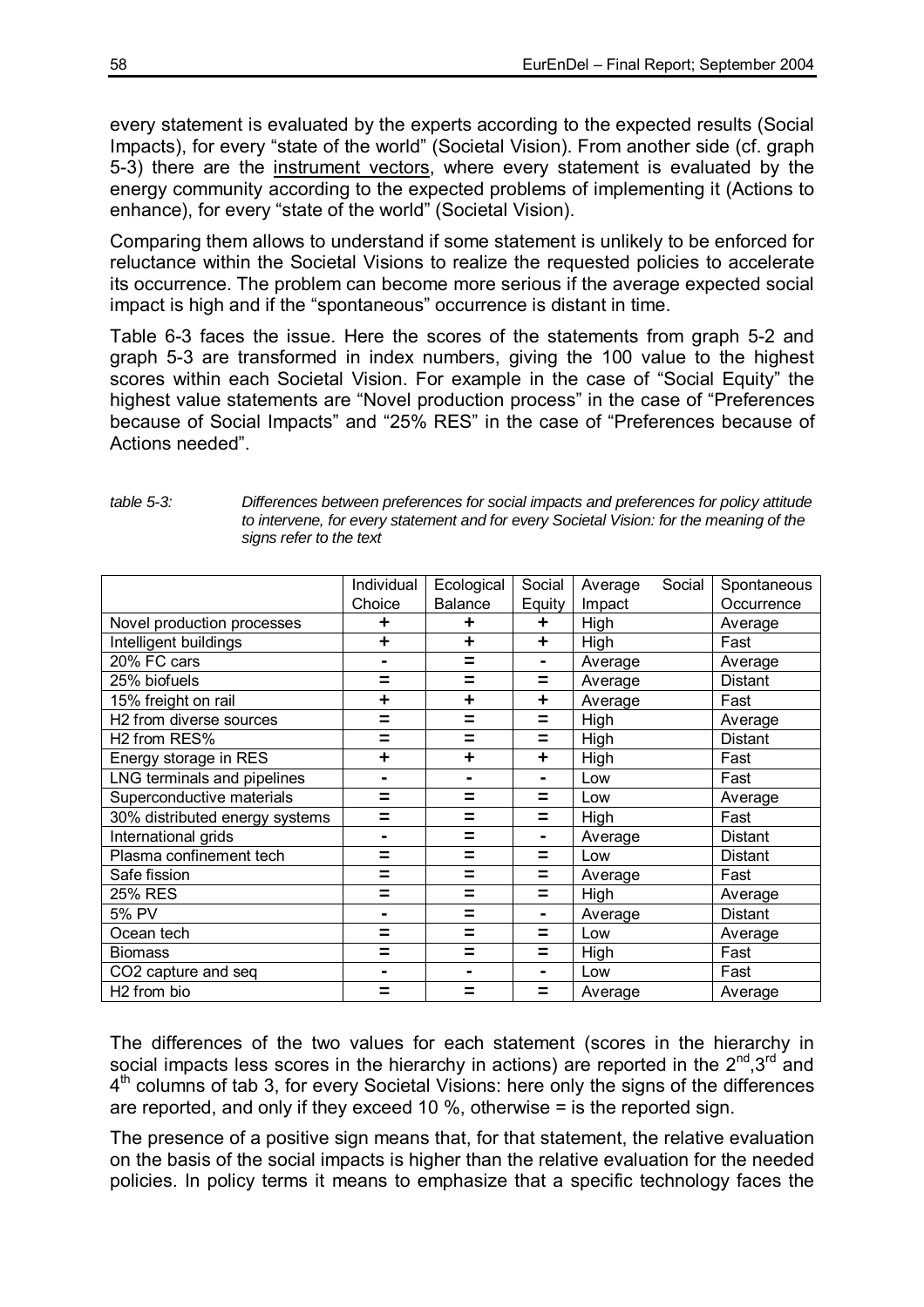every statement is evaluated by the experts according to the expected results (Social Impacts), for every "state of the world" (Societal Vision). From another side (cf. graph 5-3) there are the instrument vectors, where every statement is evaluated by the energy community according to the expected problems of implementing it (Actions to enhance), for every "state of the world" (Societal Vision).

Comparing them allows to understand if some statement is unlikely to be enforced for reluctance within the Societal Visions to realize the requested policies to accelerate its occurrence. The problem can become more serious if the average expected social impact is high and if the "spontaneous" occurrence is distant in time.

Table 6-3 faces the issue. Here the scores of the statements from graph 5-2 and graph 5-3 are transformed in index numbers, giving the 100 value to the highest scores within each Societal Vision. For example in the case of "Social Equity" the highest value statements are "Novel production process" in the case of "Preferences because of Social Impacts" and "25% RES" in the case of "Preferences because of Actions needed".

*table 5-3: Differences between preferences for social impacts and preferences for policy attitude to intervene, for every statement and for every Societal Vision: for the meaning of the signs refer to the text*

| | Individual Choice | Ecological Balance | Social Equity | Average Social Impact | Spontaneous Occurrence |
|---|---|---|---|---|---|
| Novel production processes | + | + | + | High | Average |
| Intelligent buildings | + | + | + | High | Fast |
| 20% FC cars | - | = | - | Average | Average |
| 25% biofuels | = | = | = | Average | Distant |
| 15% freight on rail | + | + | + | Average | Fast |
| H2 from diverse sources | = | = | = | High | Average |
| H2 from RES% | = | = | = | High | Distant |
| Energy storage in RES | + | + | + | High | Fast |
| LNG terminals and pipelines | - | - | - | Low | Fast |
| Superconductive materials | = | = | = | Low | Average |
| 30% distributed energy systems | = | = | = | High | Fast |
| International grids | - | = | - | Average | Distant |
| Plasma confinement tech | = | = | = | Low | Distant |
| Safe fission | = | = | = | Average | Fast |
| 25% RES | = | = | = | High | Average |
| 5% PV | - | = | - | Average | Distant |
| Ocean tech | = | = | = | Low | Average |
| Biomass | = | = | = | High | Fast |
| CO2 capture and seq | - | - | - | Low | Fast |
| H2 from bio | = | = | = | Average | Average |

The differences of the two values for each statement (scores in the hierarchy in social impacts less scores in the hierarchy in actions) are reported in the 2nd, 3rd and 4th columns of tab 3, for every Societal Visions: here only the signs of the differences are reported, and only if they exceed 10 %, otherwise = is the reported sign.

The presence of a positive sign means that, for that statement, the relative evaluation on the basis of the social impacts is higher than the relative evaluation for the needed policies. In policy terms it means to emphasize that a specific technology faces the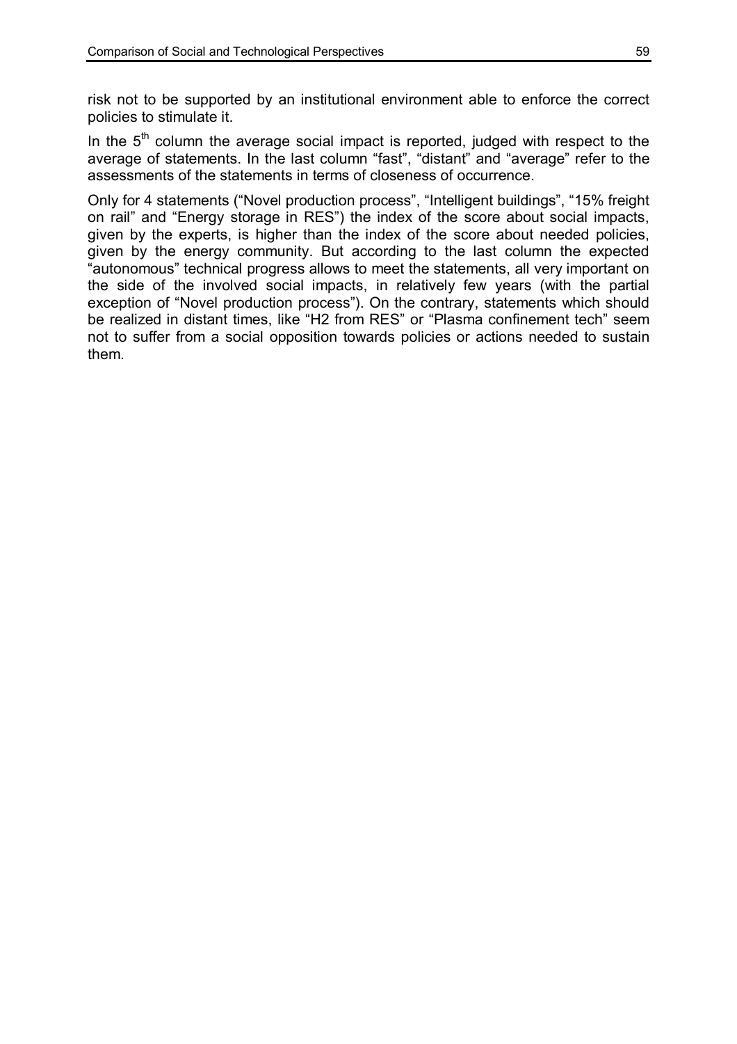risk not to be supported by an institutional environment able to enforce the correct policies to stimulate it.

In the 5th column the average social impact is reported, judged with respect to the average of statements. In the last column "fast", "distant" and "average" refer to the assessments of the statements in terms of closeness of occurrence.

Only for 4 statements ("Novel production process", "Intelligent buildings", "15% freight on rail" and "Energy storage in RES") the index of the score about social impacts, given by the experts, is higher than the index of the score about needed policies, given by the energy community. But according to the last column the expected "autonomous" technical progress allows to meet the statements, all very important on the side of the involved social impacts, in relatively few years (with the partial exception of "Novel production process"). On the contrary, statements which should be realized in distant times, like "H2 from RES" or "Plasma confinement tech" seem not to suffer from a social opposition towards policies or actions needed to sustain them.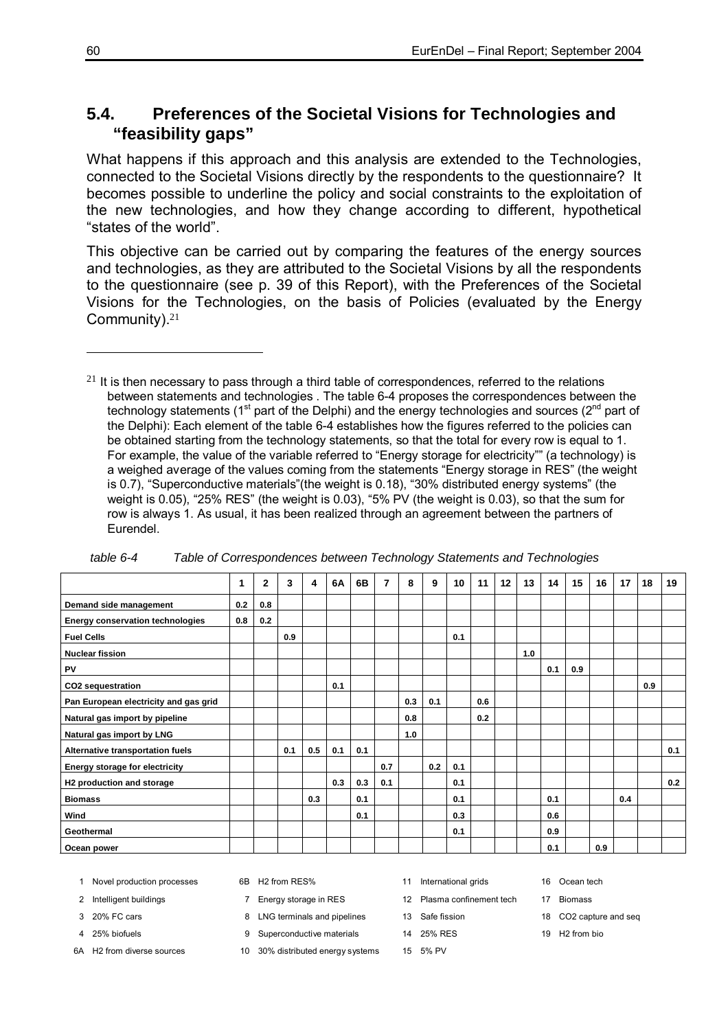## 5.4. Preferences of the Societal Visions for Technologies and "feasibility gaps"

What happens if this approach and this analysis are extended to the Technologies, connected to the Societal Visions directly by the respondents to the questionnaire? It becomes possible to underline the policy and social constraints to the exploitation of the new technologies, and how they change according to different, hypothetical "states of the world".

This objective can be carried out by comparing the features of the energy sources and technologies, as they are attributed to the Societal Visions by all the respondents to the questionnaire (see p. 39 of this Report), with the Preferences of the Societal Visions for the Technologies, on the basis of Policies (evaluated by the Energy Community).[21]

[21] It is then necessary to pass through a third table of correspondences, referred to the relations between statements and technologies . The table 6-4 proposes the correspondences between the technology statements (1st part of the Delphi) and the energy technologies and sources (2nd part of the Delphi): Each element of the table 6-4 establishes how the figures referred to the policies can be obtained starting from the technology statements, so that the total for every row is equal to 1. For example, the value of the variable referred to "Energy storage for electricity"" (a technology) is a weighed average of the values coming from the statements "Energy storage in RES" (the weight is 0.7), "Superconductive materials"(the weight is 0.18), "30% distributed energy systems" (the weight is 0.05), "25% RES" (the weight is 0.03), "5% PV (the weight is 0.03), so that the sum for row is always 1. As usual, it has been realized through an agreement between the partners of Eurendel.

*table 6-4 Table of Correspondences between Technology Statements and Technologies*

| | 1 | 2 | 3 | 4 | 6A | 6B | 7 | 8 | 9 | 10 | 11 | 12 | 13 | 14 | 15 | 16 | 17 | 18 | 19 |
|---|---|---|---|---|---|---|---|---|---|---|---|---|---|---|---|---|---|---|---|
| **Demand side management** | 0.2 | 0.8 | | | | | | | | | | | | | | | | | |
| **Energy conservation technologies** | 0.8 | 0.2 | | | | | | | | | | | | | | | | | |
| **Fuel Cells** | | | 0.9 | | | | | | | 0.1 | | | | | | | | | |
| **Nuclear fission** | | | | | | | | | | | | | 1.0 | | | | | | |
| **PV** | | | | | | | | | | | | | | 0.1 | 0.9 | | | | |
| **CO2 sequestration** | | | | | 0.1 | | | | | | | | | | | | | 0.9 | |
| **Pan European electricity and gas grid** | | | | | | | | 0.3 | 0.1 | | 0.6 | | | | | | | | |
| **Natural gas import by pipeline** | | | | | | | | 0.8 | | | 0.2 | | | | | | | | |
| **Natural gas import by LNG** | | | | | | | | 1.0 | | | | | | | | | | | |
| **Alternative transportation fuels** | | | 0.1 | 0.5 | 0.1 | 0.1 | | | | | | | | | | | | | 0.1 |
| **Energy storage for electricity** | | | | | | | 0.7 | | 0.2 | 0.1 | | | | | | | | | |
| **H2 production and storage** | | | | | 0.3 | 0.3 | 0.1 | | | 0.1 | | | | | | | | | 0.2 |
| **Biomass** | | | | 0.3 | | 0.1 | | | | 0.1 | | | | 0.1 | | | 0.4 | | |
| **Wind** | | | | | | 0.1 | | | | 0.3 | | | | 0.6 | | | | | |
| **Geothermal** | | | | | | | | | | 0.1 | | | | 0.9 | | | | | |
| **Ocean power** | | | | | | | | | | | | | | 0.1 | | 0.9 | | | |

1 Novel production processes
2 Intelligent buildings
3 20% FC cars
4 25% biofuels
6A H2 from diverse sources
6B H2 from RES%
7 Energy storage in RES
8 LNG terminals and pipelines
9 Superconductive materials
10 30% distributed energy systems
11 International grids
12 Plasma confinement tech
13 Safe fission
14 25% RES
15 5% PV
16 Ocean tech
17 Biomass
18 CO2 capture and seq
19 H2 from bio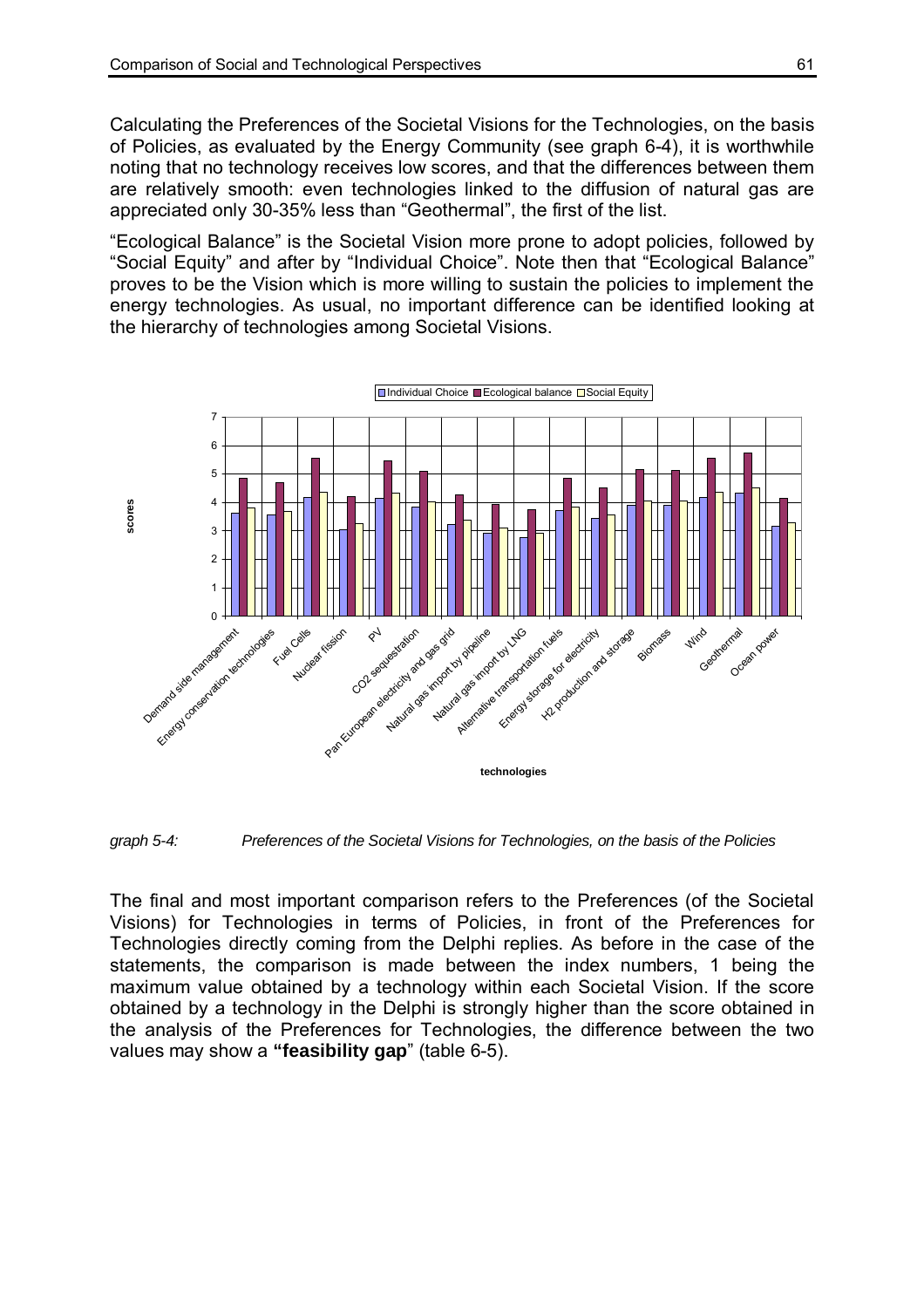Calculating the Preferences of the Societal Visions for the Technologies, on the basis of Policies, as evaluated by the Energy Community (see graph 6-4), it is worthwhile noting that no technology receives low scores, and that the differences between them are relatively smooth: even technologies linked to the diffusion of natural gas are appreciated only 30-35% less than "Geothermal", the first of the list.

"Ecological Balance" is the Societal Vision more prone to adopt policies, followed by "Social Equity" and after by "Individual Choice". Note then that "Ecological Balance" proves to be the Vision which is more willing to sustain the policies to implement the energy technologies. As usual, no important difference can be identified looking at the hierarchy of technologies among Societal Visions.

*graph 5-4: Preferences of the Societal Visions for Technologies, on the basis of the Policies*

The final and most important comparison refers to the Preferences (of the Societal Visions) for Technologies in terms of Policies, in front of the Preferences for Technologies directly coming from the Delphi replies. As before in the case of the statements, the comparison is made between the index numbers, 1 being the maximum value obtained by a technology within each Societal Vision. If the score obtained by a technology in the Delphi is strongly higher than the score obtained in the analysis of the Preferences for Technologies, the difference between the two values may show a **"feasibility gap**" (table 6-5).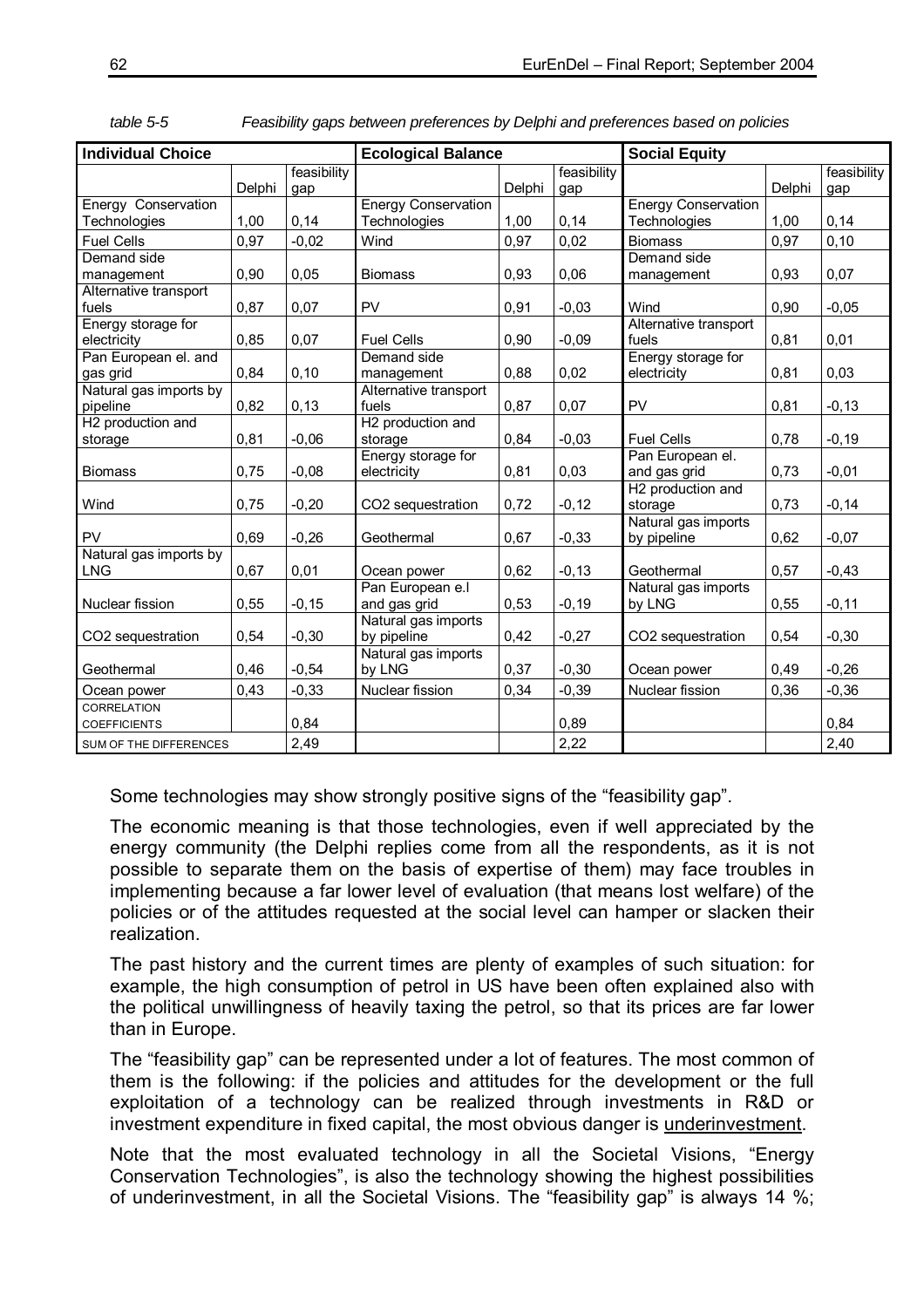*table 5-5 Feasibility gaps between preferences by Delphi and preferences based on policies*

| Individual Choice | | | Ecological Balance | | | Social Equity | | |
|---|---|---|---|---|---|---|---|---|
| | Delphi | feasibility gap | | Delphi | feasibility gap | | Delphi | feasibility gap |
| Energy Conservation Technologies | 1,00 | 0,14 | Energy Conservation Technologies | 1,00 | 0,14 | Energy Conservation Technologies | 1,00 | 0,14 |
| Fuel Cells | 0,97 | -0,02 | Wind | 0,97 | 0,02 | Biomass | 0,97 | 0,10 |
| Demand side management | 0,90 | 0,05 | Biomass | 0,93 | 0,06 | Demand side management | 0,93 | 0,07 |
| Alternative transport fuels | 0,87 | 0,07 | PV | 0,91 | -0,03 | Wind | 0,90 | -0,05 |
| Energy storage for electricity | 0,85 | 0,07 | Fuel Cells | 0,90 | -0,09 | Alternative transport fuels | 0,81 | 0,01 |
| Pan European el. and gas grid | 0,84 | 0,10 | Demand side management | 0,88 | 0,02 | Energy storage for electricity | 0,81 | 0,03 |
| Natural gas imports by pipeline | 0,82 | 0,13 | Alternative transport fuels | 0,87 | 0,07 | PV | 0,81 | -0,13 |
| $H_2$ production and storage | 0,81 | -0,06 | $H_2$ production and storage | 0,84 | -0,03 | Fuel Cells | 0,78 | -0,19 |
| Biomass | 0,75 | -0,08 | Energy storage for electricity | 0,81 | 0,03 | Pan European el. and gas grid | 0,73 | -0,01 |
| Wind | 0,75 | -0,20 | $CO_2$ sequestration | 0,72 | -0,12 | $H_2$ production and storage | 0,73 | -0,14 |
| PV | 0,69 | -0,26 | Geothermal | 0,67 | -0,33 | Natural gas imports by pipeline | 0,62 | -0,07 |
| Natural gas imports by LNG | 0,67 | 0,01 | Ocean power | 0,62 | -0,13 | Geothermal | 0,57 | -0,43 |
| Nuclear fission | 0,55 | -0,15 | Pan European e.l and gas grid | 0,53 | -0,19 | Natural gas imports by LNG | 0,55 | -0,11 |
| $CO_2$ sequestration | 0,54 | -0,30 | Natural gas imports by pipeline | 0,42 | -0,27 | $CO_2$ sequestration | 0,54 | -0,30 |
| Geothermal | 0,46 | -0,54 | Natural gas imports by LNG | 0,37 | -0,30 | Ocean power | 0,49 | -0,26 |
| Ocean power | 0,43 | -0,33 | Nuclear fission | 0,34 | -0,39 | Nuclear fission | 0,36 | -0,36 |
| CORRELATION COEFFICIENTS | | 0,84 | | | 0,89 | | | 0,84 |
| SUM OF THE DIFFERENCES | | 2,49 | | | 2,22 | | | 2,40 |

Some technologies may show strongly positive signs of the "feasibility gap".

The economic meaning is that those technologies, even if well appreciated by the energy community (the Delphi replies come from all the respondents, as it is not possible to separate them on the basis of expertise of them) may face troubles in implementing because a far lower level of evaluation (that means lost welfare) of the policies or of the attitudes requested at the social level can hamper or slacken their realization.

The past history and the current times are plenty of examples of such situation: for example, the high consumption of petrol in US have been often explained also with the political unwillingness of heavily taxing the petrol, so that its prices are far lower than in Europe.

The "feasibility gap" can be represented under a lot of features. The most common of them is the following: if the policies and attitudes for the development or the full exploitation of a technology can be realized through investments in R&D or investment expenditure in fixed capital, the most obvious danger is underinvestment.

Note that the most evaluated technology in all the Societal Visions, "Energy Conservation Technologies", is also the technology showing the highest possibilities of underinvestment, in all the Societal Visions. The "feasibility gap" is always 14 %;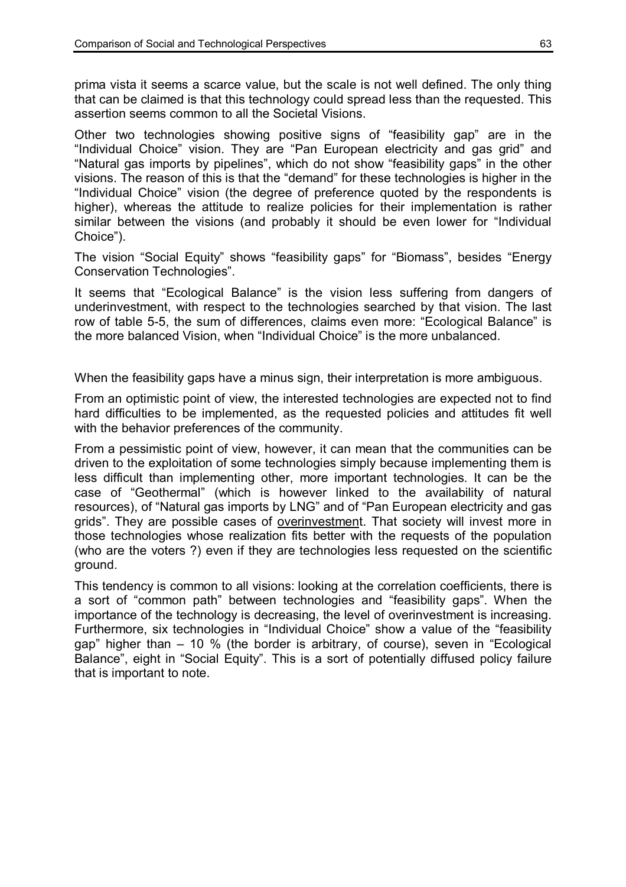prima vista it seems a scarce value, but the scale is not well defined. The only thing that can be claimed is that this technology could spread less than the requested. This assertion seems common to all the Societal Visions.

Other two technologies showing positive signs of "feasibility gap" are in the "Individual Choice" vision. They are "Pan European electricity and gas grid" and "Natural gas imports by pipelines", which do not show "feasibility gaps" in the other visions. The reason of this is that the "demand" for these technologies is higher in the "Individual Choice" vision (the degree of preference quoted by the respondents is higher), whereas the attitude to realize policies for their implementation is rather similar between the visions (and probably it should be even lower for "Individual Choice").

The vision "Social Equity" shows "feasibility gaps" for "Biomass", besides "Energy Conservation Technologies".

It seems that "Ecological Balance" is the vision less suffering from dangers of underinvestment, with respect to the technologies searched by that vision. The last row of table 5-5, the sum of differences, claims even more: "Ecological Balance" is the more balanced Vision, when "Individual Choice" is the more unbalanced.

When the feasibility gaps have a minus sign, their interpretation is more ambiguous.

From an optimistic point of view, the interested technologies are expected not to find hard difficulties to be implemented, as the requested policies and attitudes fit well with the behavior preferences of the community.

From a pessimistic point of view, however, it can mean that the communities can be driven to the exploitation of some technologies simply because implementing them is less difficult than implementing other, more important technologies. It can be the case of "Geothermal" (which is however linked to the availability of natural resources), of "Natural gas imports by LNG" and of "Pan European electricity and gas grids". They are possible cases of <u>overinvestment</u>. That society will invest more in those technologies whose realization fits better with the requests of the population (who are the voters ?) even if they are technologies less requested on the scientific ground.

This tendency is common to all visions: looking at the correlation coefficients, there is a sort of "common path" between technologies and "feasibility gaps". When the importance of the technology is decreasing, the level of overinvestment is increasing. Furthermore, six technologies in "Individual Choice" show a value of the "feasibility gap" higher than – 10 % (the border is arbitrary, of course), seven in "Ecological Balance", eight in "Social Equity". This is a sort of potentially diffused policy failure that is important to note.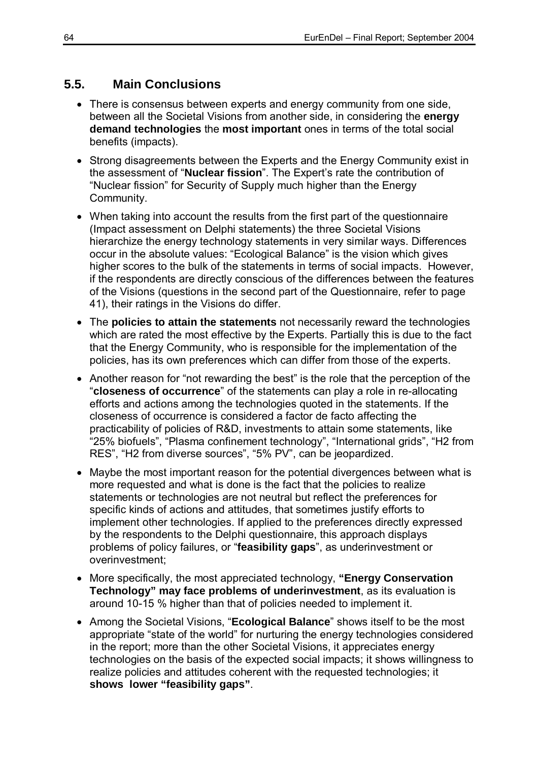## 5.5. Main Conclusions

- There is consensus between experts and energy community from one side, between all the Societal Visions from another side, in considering the **energy demand technologies** the **most important** ones in terms of the total social benefits (impacts).
- Strong disagreements between the Experts and the Energy Community exist in the assessment of "**Nuclear fission**". The Expert's rate the contribution of "Nuclear fission" for Security of Supply much higher than the Energy Community.
- When taking into account the results from the first part of the questionnaire (Impact assessment on Delphi statements) the three Societal Visions hierarchize the energy technology statements in very similar ways. Differences occur in the absolute values: "Ecological Balance" is the vision which gives higher scores to the bulk of the statements in terms of social impacts. However, if the respondents are directly conscious of the differences between the features of the Visions (questions in the second part of the Questionnaire, refer to page 41), their ratings in the Visions do differ.
- The **policies to attain the statements** not necessarily reward the technologies which are rated the most effective by the Experts. Partially this is due to the fact that the Energy Community, who is responsible for the implementation of the policies, has its own preferences which can differ from those of the experts.
- Another reason for "not rewarding the best" is the role that the perception of the "**closeness of occurrence**" of the statements can play a role in re-allocating efforts and actions among the technologies quoted in the statements. If the closeness of occurrence is considered a factor de facto affecting the practicability of policies of R&D, investments to attain some statements, like "25% biofuels", "Plasma confinement technology", "International grids", "H2 from RES", "H2 from diverse sources", "5% PV", can be jeopardized.
- Maybe the most important reason for the potential divergences between what is more requested and what is done is the fact that the policies to realize statements or technologies are not neutral but reflect the preferences for specific kinds of actions and attitudes, that sometimes justify efforts to implement other technologies. If applied to the preferences directly expressed by the respondents to the Delphi questionnaire, this approach displays problems of policy failures, or "**feasibility gaps**", as underinvestment or overinvestment;
- More specifically, the most appreciated technology, **"Energy Conservation Technology" may face problems of underinvestment**, as its evaluation is around 10-15 % higher than that of policies needed to implement it.
- Among the Societal Visions, "**Ecological Balance**" shows itself to be the most appropriate "state of the world" for nurturing the energy technologies considered in the report; more than the other Societal Visions, it appreciates energy technologies on the basis of the expected social impacts; it shows willingness to realize policies and attitudes coherent with the requested technologies; it **shows lower "feasibility gaps"**.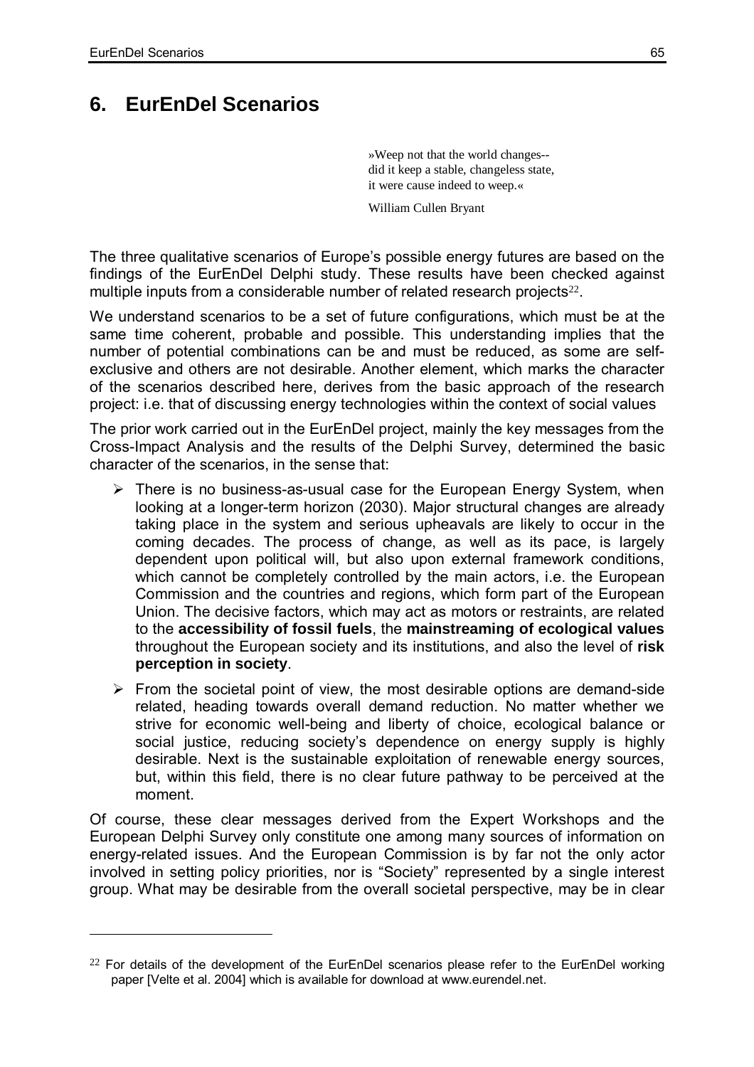# 6. EurEnDel Scenarios

> »Weep not that the world changes--
> did it keep a stable, changeless state,
> it were cause indeed to weep.«
>
> William Cullen Bryant

The three qualitative scenarios of Europe's possible energy futures are based on the findings of the EurEnDel Delphi study. These results have been checked against multiple inputs from a considerable number of related research projects[22].

We understand scenarios to be a set of future configurations, which must be at the same time coherent, probable and possible. This understanding implies that the number of potential combinations can be and must be reduced, as some are self-exclusive and others are not desirable. Another element, which marks the character of the scenarios described here, derives from the basic approach of the research project: i.e. that of discussing energy technologies within the context of social values

The prior work carried out in the EurEnDel project, mainly the key messages from the Cross-Impact Analysis and the results of the Delphi Survey, determined the basic character of the scenarios, in the sense that:

- There is no business-as-usual case for the European Energy System, when looking at a longer-term horizon (2030). Major structural changes are already taking place in the system and serious upheavals are likely to occur in the coming decades. The process of change, as well as its pace, is largely dependent upon political will, but also upon external framework conditions, which cannot be completely controlled by the main actors, i.e. the European Commission and the countries and regions, which form part of the European Union. The decisive factors, which may act as motors or restraints, are related to the **accessibility of fossil fuels**, the **mainstreaming of ecological values** throughout the European society and its institutions, and also the level of **risk perception in society**.
- From the societal point of view, the most desirable options are demand-side related, heading towards overall demand reduction. No matter whether we strive for economic well-being and liberty of choice, ecological balance or social justice, reducing society's dependence on energy supply is highly desirable. Next is the sustainable exploitation of renewable energy sources, but, within this field, there is no clear future pathway to be perceived at the moment.

Of course, these clear messages derived from the Expert Workshops and the European Delphi Survey only constitute one among many sources of information on energy-related issues. And the European Commission is by far not the only actor involved in setting policy priorities, nor is "Society" represented by a single interest group. What may be desirable from the overall societal perspective, may be in clear

---

[22] For details of the development of the EurEnDel scenarios please refer to the EurEnDel working paper [Velte et al. 2004] which is available for download at www.eurendel.net.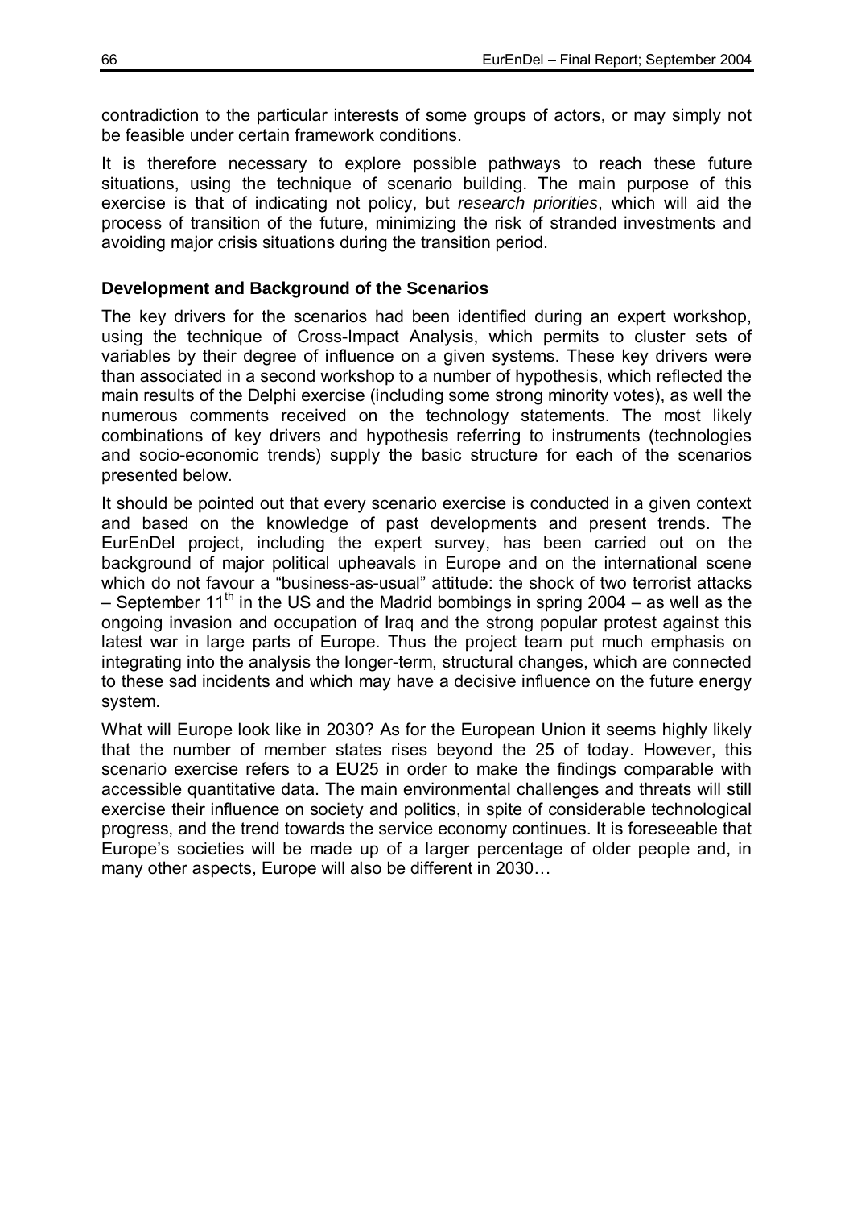contradiction to the particular interests of some groups of actors, or may simply not be feasible under certain framework conditions.

It is therefore necessary to explore possible pathways to reach these future situations, using the technique of scenario building. The main purpose of this exercise is that of indicating not policy, but *research priorities*, which will aid the process of transition of the future, minimizing the risk of stranded investments and avoiding major crisis situations during the transition period.

### Development and Background of the Scenarios

The key drivers for the scenarios had been identified during an expert workshop, using the technique of Cross-Impact Analysis, which permits to cluster sets of variables by their degree of influence on a given systems. These key drivers were than associated in a second workshop to a number of hypothesis, which reflected the main results of the Delphi exercise (including some strong minority votes), as well the numerous comments received on the technology statements. The most likely combinations of key drivers and hypothesis referring to instruments (technologies and socio-economic trends) supply the basic structure for each of the scenarios presented below.

It should be pointed out that every scenario exercise is conducted in a given context and based on the knowledge of past developments and present trends. The EurEnDel project, including the expert survey, has been carried out on the background of major political upheavals in Europe and on the international scene which do not favour a "business-as-usual" attitude: the shock of two terrorist attacks – September 11th in the US and the Madrid bombings in spring 2004 – as well as the ongoing invasion and occupation of Iraq and the strong popular protest against this latest war in large parts of Europe. Thus the project team put much emphasis on integrating into the analysis the longer-term, structural changes, which are connected to these sad incidents and which may have a decisive influence on the future energy system.

What will Europe look like in 2030? As for the European Union it seems highly likely that the number of member states rises beyond the 25 of today. However, this scenario exercise refers to a EU25 in order to make the findings comparable with accessible quantitative data. The main environmental challenges and threats will still exercise their influence on society and politics, in spite of considerable technological progress, and the trend towards the service economy continues. It is foreseeable that Europe's societies will be made up of a larger percentage of older people and, in many other aspects, Europe will also be different in 2030…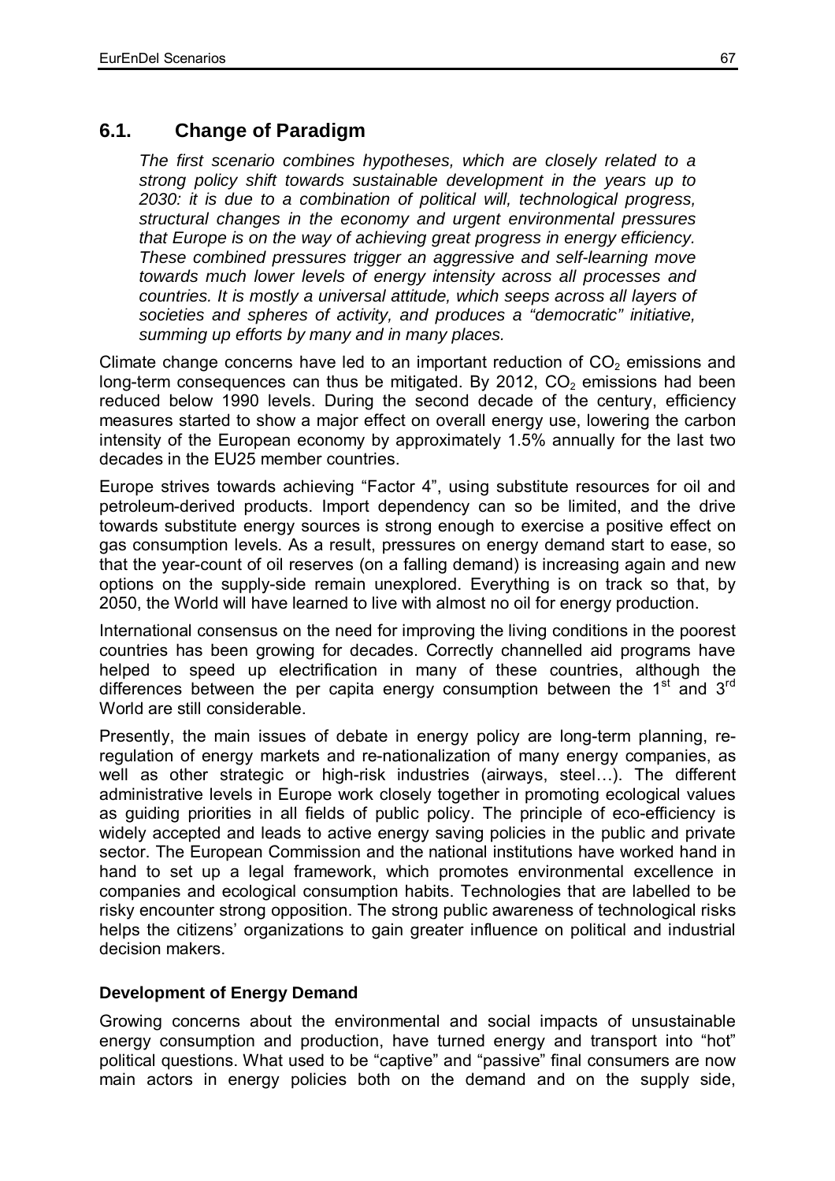## 6.1. Change of Paradigm

*The first scenario combines hypotheses, which are closely related to a strong policy shift towards sustainable development in the years up to 2030: it is due to a combination of political will, technological progress, structural changes in the economy and urgent environmental pressures that Europe is on the way of achieving great progress in energy efficiency. These combined pressures trigger an aggressive and self-learning move towards much lower levels of energy intensity across all processes and countries. It is mostly a universal attitude, which seeps across all layers of societies and spheres of activity, and produces a "democratic" initiative, summing up efforts by many and in many places.*

Climate change concerns have led to an important reduction of $CO_2$ emissions and long-term consequences can thus be mitigated. By 2012, $CO_2$ emissions had been reduced below 1990 levels. During the second decade of the century, efficiency measures started to show a major effect on overall energy use, lowering the carbon intensity of the European economy by approximately 1.5% annually for the last two decades in the EU25 member countries.

Europe strives towards achieving "Factor 4", using substitute resources for oil and petroleum-derived products. Import dependency can so be limited, and the drive towards substitute energy sources is strong enough to exercise a positive effect on gas consumption levels. As a result, pressures on energy demand start to ease, so that the year-count of oil reserves (on a falling demand) is increasing again and new options on the supply-side remain unexplored. Everything is on track so that, by 2050, the World will have learned to live with almost no oil for energy production.

International consensus on the need for improving the living conditions in the poorest countries has been growing for decades. Correctly channelled aid programs have helped to speed up electrification in many of these countries, although the differences between the per capita energy consumption between the 1st and 3rd World are still considerable.

Presently, the main issues of debate in energy policy are long-term planning, re-regulation of energy markets and re-nationalization of many energy companies, as well as other strategic or high-risk industries (airways, steel…). The different administrative levels in Europe work closely together in promoting ecological values as guiding priorities in all fields of public policy. The principle of eco-efficiency is widely accepted and leads to active energy saving policies in the public and private sector. The European Commission and the national institutions have worked hand in hand to set up a legal framework, which promotes environmental excellence in companies and ecological consumption habits. Technologies that are labelled to be risky encounter strong opposition. The strong public awareness of technological risks helps the citizens' organizations to gain greater influence on political and industrial decision makers.

**Development of Energy Demand**

Growing concerns about the environmental and social impacts of unsustainable energy consumption and production, have turned energy and transport into "hot" political questions. What used to be "captive" and "passive" final consumers are now main actors in energy policies both on the demand and on the supply side,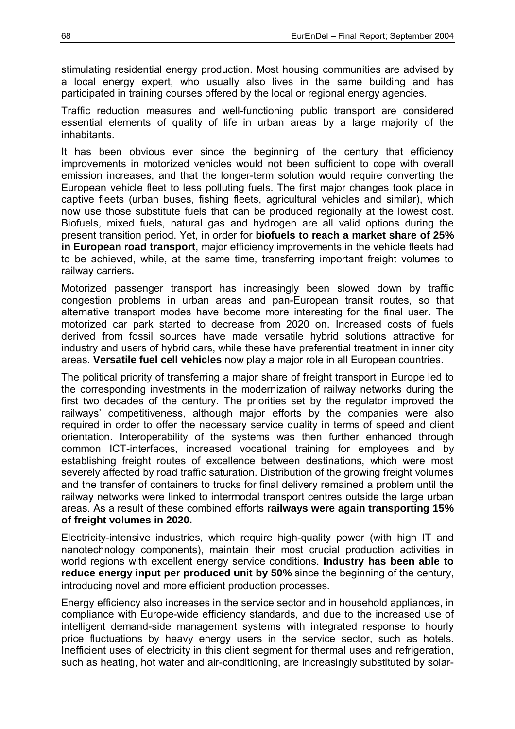stimulating residential energy production. Most housing communities are advised by a local energy expert, who usually also lives in the same building and has participated in training courses offered by the local or regional energy agencies.

Traffic reduction measures and well-functioning public transport are considered essential elements of quality of life in urban areas by a large majority of the inhabitants.

It has been obvious ever since the beginning of the century that efficiency improvements in motorized vehicles would not been sufficient to cope with overall emission increases, and that the longer-term solution would require converting the European vehicle fleet to less polluting fuels. The first major changes took place in captive fleets (urban buses, fishing fleets, agricultural vehicles and similar), which now use those substitute fuels that can be produced regionally at the lowest cost. Biofuels, mixed fuels, natural gas and hydrogen are all valid options during the present transition period. Yet, in order for **biofuels to reach a market share of 25% in European road transport**, major efficiency improvements in the vehicle fleets had to be achieved, while, at the same time, transferring important freight volumes to railway carriers**.**

Motorized passenger transport has increasingly been slowed down by traffic congestion problems in urban areas and pan-European transit routes, so that alternative transport modes have become more interesting for the final user. The motorized car park started to decrease from 2020 on. Increased costs of fuels derived from fossil sources have made versatile hybrid solutions attractive for industry and users of hybrid cars, while these have preferential treatment in inner city areas. **Versatile fuel cell vehicles** now play a major role in all European countries.

The political priority of transferring a major share of freight transport in Europe led to the corresponding investments in the modernization of railway networks during the first two decades of the century. The priorities set by the regulator improved the railways' competitiveness, although major efforts by the companies were also required in order to offer the necessary service quality in terms of speed and client orientation. Interoperability of the systems was then further enhanced through common ICT-interfaces, increased vocational training for employees and by establishing freight routes of excellence between destinations, which were most severely affected by road traffic saturation. Distribution of the growing freight volumes and the transfer of containers to trucks for final delivery remained a problem until the railway networks were linked to intermodal transport centres outside the large urban areas. As a result of these combined efforts **railways were again transporting 15% of freight volumes in 2020.**

Electricity-intensive industries, which require high-quality power (with high IT and nanotechnology components), maintain their most crucial production activities in world regions with excellent energy service conditions. **Industry has been able to reduce energy input per produced unit by 50%** since the beginning of the century, introducing novel and more efficient production processes.

Energy efficiency also increases in the service sector and in household appliances, in compliance with Europe-wide efficiency standards, and due to the increased use of intelligent demand-side management systems with integrated response to hourly price fluctuations by heavy energy users in the service sector, such as hotels. Inefficient uses of electricity in this client segment for thermal uses and refrigeration, such as heating, hot water and air-conditioning, are increasingly substituted by solar-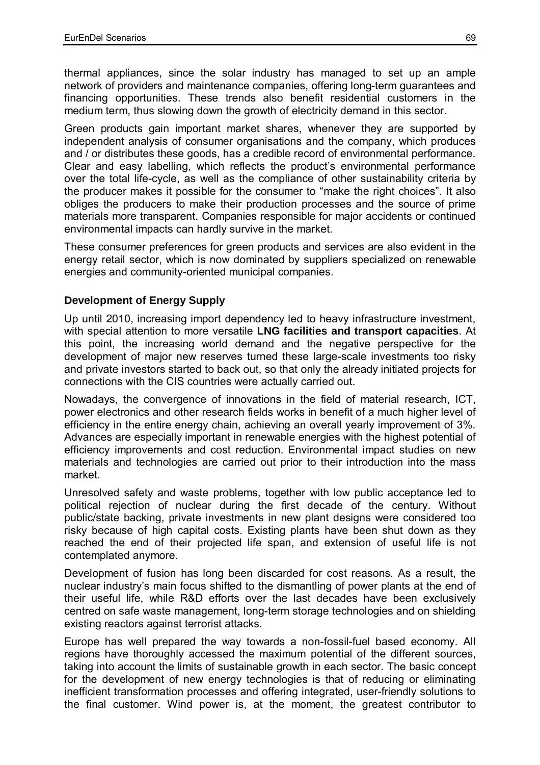thermal appliances, since the solar industry has managed to set up an ample network of providers and maintenance companies, offering long-term guarantees and financing opportunities. These trends also benefit residential customers in the medium term, thus slowing down the growth of electricity demand in this sector.

Green products gain important market shares, whenever they are supported by independent analysis of consumer organisations and the company, which produces and / or distributes these goods, has a credible record of environmental performance. Clear and easy labelling, which reflects the product's environmental performance over the total life-cycle, as well as the compliance of other sustainability criteria by the producer makes it possible for the consumer to "make the right choices". It also obliges the producers to make their production processes and the source of prime materials more transparent. Companies responsible for major accidents or continued environmental impacts can hardly survive in the market.

These consumer preferences for green products and services are also evident in the energy retail sector, which is now dominated by suppliers specialized on renewable energies and community-oriented municipal companies.

**Development of Energy Supply**

Up until 2010, increasing import dependency led to heavy infrastructure investment, with special attention to more versatile **LNG facilities and transport capacities**. At this point, the increasing world demand and the negative perspective for the development of major new reserves turned these large-scale investments too risky and private investors started to back out, so that only the already initiated projects for connections with the CIS countries were actually carried out.

Nowadays, the convergence of innovations in the field of material research, ICT, power electronics and other research fields works in benefit of a much higher level of efficiency in the entire energy chain, achieving an overall yearly improvement of 3%. Advances are especially important in renewable energies with the highest potential of efficiency improvements and cost reduction. Environmental impact studies on new materials and technologies are carried out prior to their introduction into the mass market.

Unresolved safety and waste problems, together with low public acceptance led to political rejection of nuclear during the first decade of the century. Without public/state backing, private investments in new plant designs were considered too risky because of high capital costs. Existing plants have been shut down as they reached the end of their projected life span, and extension of useful life is not contemplated anymore.

Development of fusion has long been discarded for cost reasons. As a result, the nuclear industry's main focus shifted to the dismantling of power plants at the end of their useful life, while R&D efforts over the last decades have been exclusively centred on safe waste management, long-term storage technologies and on shielding existing reactors against terrorist attacks.

Europe has well prepared the way towards a non-fossil-fuel based economy. All regions have thoroughly accessed the maximum potential of the different sources, taking into account the limits of sustainable growth in each sector. The basic concept for the development of new energy technologies is that of reducing or eliminating inefficient transformation processes and offering integrated, user-friendly solutions to the final customer. Wind power is, at the moment, the greatest contributor to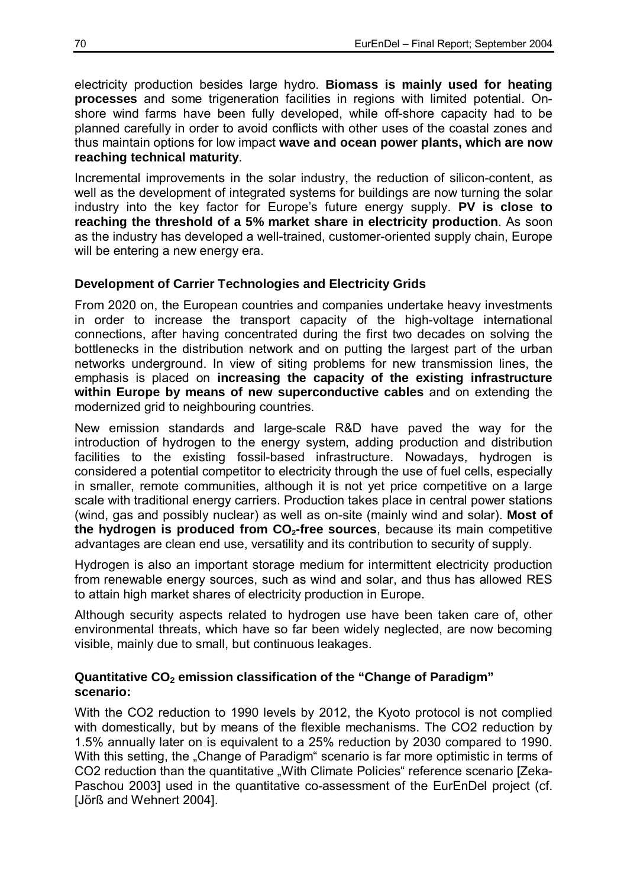electricity production besides large hydro. **Biomass is mainly used for heating processes** and some trigeneration facilities in regions with limited potential. On-shore wind farms have been fully developed, while off-shore capacity had to be planned carefully in order to avoid conflicts with other uses of the coastal zones and thus maintain options for low impact **wave and ocean power plants, which are now reaching technical maturity**.

Incremental improvements in the solar industry, the reduction of silicon-content, as well as the development of integrated systems for buildings are now turning the solar industry into the key factor for Europe's future energy supply. **PV is close to reaching the threshold of a 5% market share in electricity production**. As soon as the industry has developed a well-trained, customer-oriented supply chain, Europe will be entering a new energy era.

### Development of Carrier Technologies and Electricity Grids

From 2020 on, the European countries and companies undertake heavy investments in order to increase the transport capacity of the high-voltage international connections, after having concentrated during the first two decades on solving the bottlenecks in the distribution network and on putting the largest part of the urban networks underground. In view of siting problems for new transmission lines, the emphasis is placed on **increasing the capacity of the existing infrastructure within Europe by means of new superconductive cables** and on extending the modernized grid to neighbouring countries.

New emission standards and large-scale R&D have paved the way for the introduction of hydrogen to the energy system, adding production and distribution facilities to the existing fossil-based infrastructure. Nowadays, hydrogen is considered a potential competitor to electricity through the use of fuel cells, especially in smaller, remote communities, although it is not yet price competitive on a large scale with traditional energy carriers. Production takes place in central power stations (wind, gas and possibly nuclear) as well as on-site (mainly wind and solar). **Most of the hydrogen is produced from $CO_2$-free sources**, because its main competitive advantages are clean end use, versatility and its contribution to security of supply.

Hydrogen is also an important storage medium for intermittent electricity production from renewable energy sources, such as wind and solar, and thus has allowed RES to attain high market shares of electricity production in Europe.

Although security aspects related to hydrogen use have been taken care of, other environmental threats, which have so far been widely neglected, are now becoming visible, mainly due to small, but continuous leakages.

### Quantitative $CO_2$ emission classification of the "Change of Paradigm" scenario:

With the CO2 reduction to 1990 levels by 2012, the Kyoto protocol is not complied with domestically, but by means of the flexible mechanisms. The CO2 reduction by 1.5% annually later on is equivalent to a 25% reduction by 2030 compared to 1990. With this setting, the „Change of Paradigm" scenario is far more optimistic in terms of CO2 reduction than the quantitative „With Climate Policies" reference scenario [Zeka-Paschou 2003] used in the quantitative co-assessment of the EurEnDel project (cf. [Jörß and Wehnert 2004].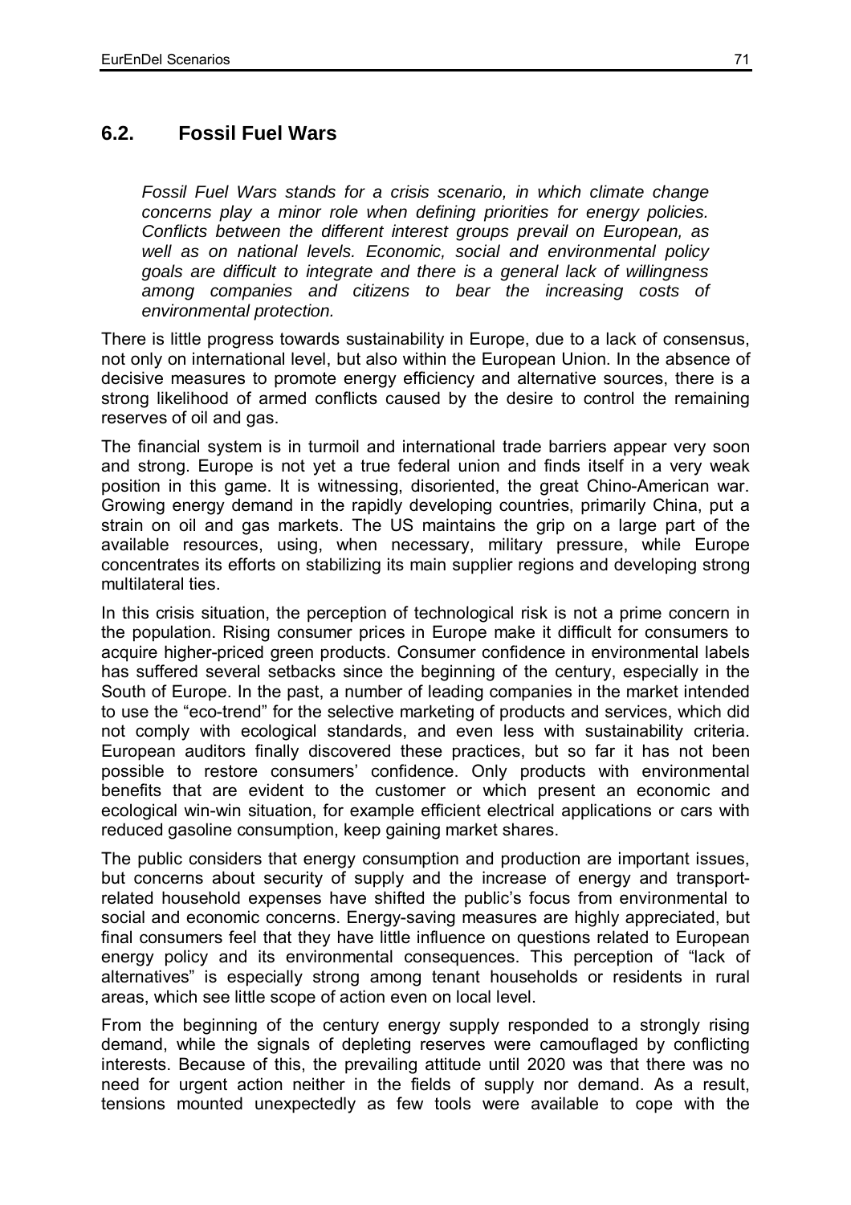## 6.2. Fossil Fuel Wars

*Fossil Fuel Wars stands for a crisis scenario, in which climate change concerns play a minor role when defining priorities for energy policies. Conflicts between the different interest groups prevail on European, as well as on national levels. Economic, social and environmental policy goals are difficult to integrate and there is a general lack of willingness among companies and citizens to bear the increasing costs of environmental protection.*

There is little progress towards sustainability in Europe, due to a lack of consensus, not only on international level, but also within the European Union. In the absence of decisive measures to promote energy efficiency and alternative sources, there is a strong likelihood of armed conflicts caused by the desire to control the remaining reserves of oil and gas.

The financial system is in turmoil and international trade barriers appear very soon and strong. Europe is not yet a true federal union and finds itself in a very weak position in this game. It is witnessing, disoriented, the great Chino-American war. Growing energy demand in the rapidly developing countries, primarily China, put a strain on oil and gas markets. The US maintains the grip on a large part of the available resources, using, when necessary, military pressure, while Europe concentrates its efforts on stabilizing its main supplier regions and developing strong multilateral ties.

In this crisis situation, the perception of technological risk is not a prime concern in the population. Rising consumer prices in Europe make it difficult for consumers to acquire higher-priced green products. Consumer confidence in environmental labels has suffered several setbacks since the beginning of the century, especially in the South of Europe. In the past, a number of leading companies in the market intended to use the "eco-trend" for the selective marketing of products and services, which did not comply with ecological standards, and even less with sustainability criteria. European auditors finally discovered these practices, but so far it has not been possible to restore consumers' confidence. Only products with environmental benefits that are evident to the customer or which present an economic and ecological win-win situation, for example efficient electrical applications or cars with reduced gasoline consumption, keep gaining market shares.

The public considers that energy consumption and production are important issues, but concerns about security of supply and the increase of energy and transport-related household expenses have shifted the public's focus from environmental to social and economic concerns. Energy-saving measures are highly appreciated, but final consumers feel that they have little influence on questions related to European energy policy and its environmental consequences. This perception of "lack of alternatives" is especially strong among tenant households or residents in rural areas, which see little scope of action even on local level.

From the beginning of the century energy supply responded to a strongly rising demand, while the signals of depleting reserves were camouflaged by conflicting interests. Because of this, the prevailing attitude until 2020 was that there was no need for urgent action neither in the fields of supply nor demand. As a result, tensions mounted unexpectedly as few tools were available to cope with the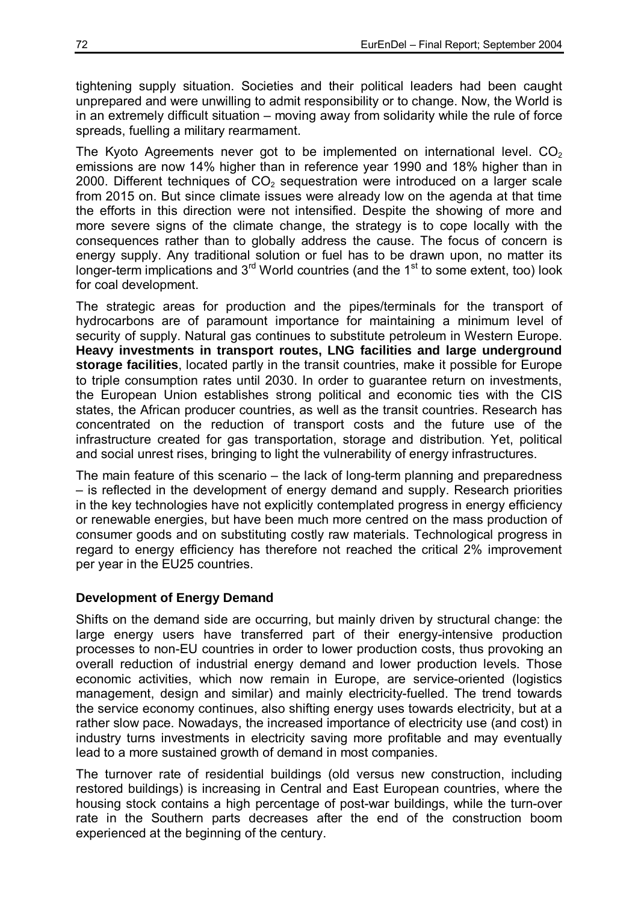tightening supply situation. Societies and their political leaders had been caught unprepared and were unwilling to admit responsibility or to change. Now, the World is in an extremely difficult situation – moving away from solidarity while the rule of force spreads, fuelling a military rearmament.

The Kyoto Agreements never got to be implemented on international level. $CO_2$ emissions are now 14% higher than in reference year 1990 and 18% higher than in 2000. Different techniques of $CO_2$ sequestration were introduced on a larger scale from 2015 on. But since climate issues were already low on the agenda at that time the efforts in this direction were not intensified. Despite the showing of more and more severe signs of the climate change, the strategy is to cope locally with the consequences rather than to globally address the cause. The focus of concern is energy supply. Any traditional solution or fuel has to be drawn upon, no matter its longer-term implications and 3rd World countries (and the 1st to some extent, too) look for coal development.

The strategic areas for production and the pipes/terminals for the transport of hydrocarbons are of paramount importance for maintaining a minimum level of security of supply. Natural gas continues to substitute petroleum in Western Europe. **Heavy investments in transport routes, LNG facilities and large underground storage facilities**, located partly in the transit countries, make it possible for Europe to triple consumption rates until 2030. In order to guarantee return on investments, the European Union establishes strong political and economic ties with the CIS states, the African producer countries, as well as the transit countries. Research has concentrated on the reduction of transport costs and the future use of the infrastructure created for gas transportation, storage and distribution. Yet, political and social unrest rises, bringing to light the vulnerability of energy infrastructures.

The main feature of this scenario – the lack of long-term planning and preparedness – is reflected in the development of energy demand and supply. Research priorities in the key technologies have not explicitly contemplated progress in energy efficiency or renewable energies, but have been much more centred on the mass production of consumer goods and on substituting costly raw materials. Technological progress in regard to energy efficiency has therefore not reached the critical 2% improvement per year in the EU25 countries.

### Development of Energy Demand

Shifts on the demand side are occurring, but mainly driven by structural change: the large energy users have transferred part of their energy-intensive production processes to non-EU countries in order to lower production costs, thus provoking an overall reduction of industrial energy demand and lower production levels. Those economic activities, which now remain in Europe, are service-oriented (logistics management, design and similar) and mainly electricity-fuelled. The trend towards the service economy continues, also shifting energy uses towards electricity, but at a rather slow pace. Nowadays, the increased importance of electricity use (and cost) in industry turns investments in electricity saving more profitable and may eventually lead to a more sustained growth of demand in most companies.

The turnover rate of residential buildings (old versus new construction, including restored buildings) is increasing in Central and East European countries, where the housing stock contains a high percentage of post-war buildings, while the turn-over rate in the Southern parts decreases after the end of the construction boom experienced at the beginning of the century.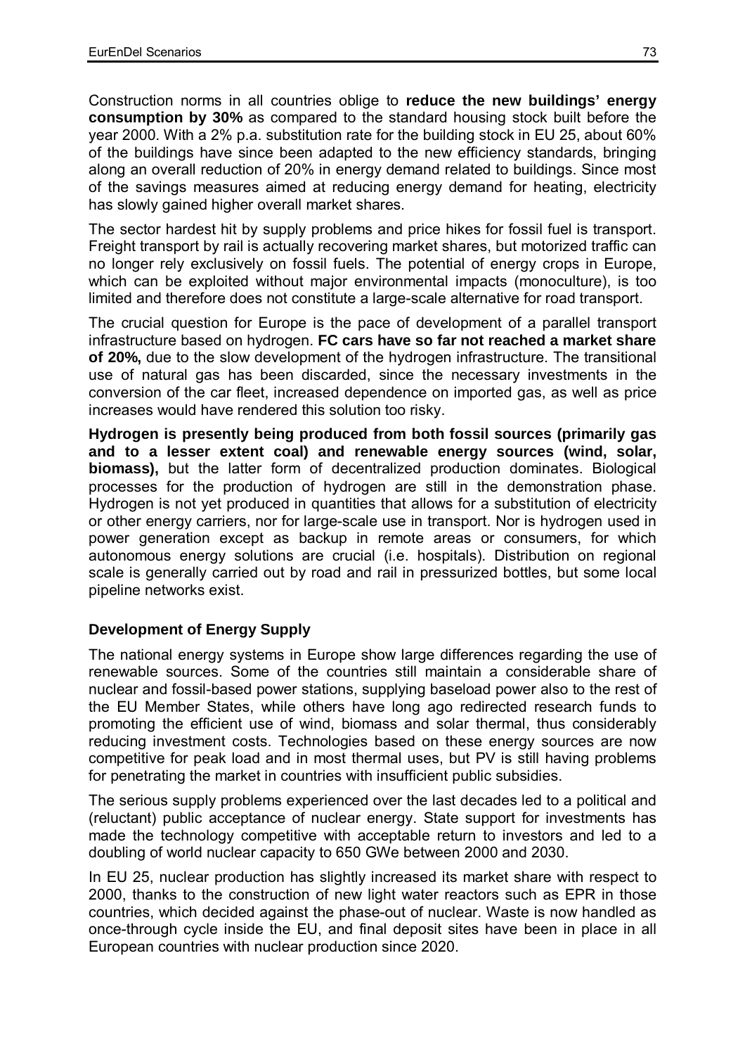Construction norms in all countries oblige to **reduce the new buildings' energy consumption by 30%** as compared to the standard housing stock built before the year 2000. With a 2% p.a. substitution rate for the building stock in EU 25, about 60% of the buildings have since been adapted to the new efficiency standards, bringing along an overall reduction of 20% in energy demand related to buildings. Since most of the savings measures aimed at reducing energy demand for heating, electricity has slowly gained higher overall market shares.

The sector hardest hit by supply problems and price hikes for fossil fuel is transport. Freight transport by rail is actually recovering market shares, but motorized traffic can no longer rely exclusively on fossil fuels. The potential of energy crops in Europe, which can be exploited without major environmental impacts (monoculture), is too limited and therefore does not constitute a large-scale alternative for road transport.

The crucial question for Europe is the pace of development of a parallel transport infrastructure based on hydrogen. **FC cars have so far not reached a market share of 20%,** due to the slow development of the hydrogen infrastructure. The transitional use of natural gas has been discarded, since the necessary investments in the conversion of the car fleet, increased dependence on imported gas, as well as price increases would have rendered this solution too risky.

**Hydrogen is presently being produced from both fossil sources (primarily gas and to a lesser extent coal) and renewable energy sources (wind, solar, biomass),** but the latter form of decentralized production dominates. Biological processes for the production of hydrogen are still in the demonstration phase. Hydrogen is not yet produced in quantities that allows for a substitution of electricity or other energy carriers, nor for large-scale use in transport. Nor is hydrogen used in power generation except as backup in remote areas or consumers, for which autonomous energy solutions are crucial (i.e. hospitals). Distribution on regional scale is generally carried out by road and rail in pressurized bottles, but some local pipeline networks exist.

### Development of Energy Supply

The national energy systems in Europe show large differences regarding the use of renewable sources. Some of the countries still maintain a considerable share of nuclear and fossil-based power stations, supplying baseload power also to the rest of the EU Member States, while others have long ago redirected research funds to promoting the efficient use of wind, biomass and solar thermal, thus considerably reducing investment costs. Technologies based on these energy sources are now competitive for peak load and in most thermal uses, but PV is still having problems for penetrating the market in countries with insufficient public subsidies.

The serious supply problems experienced over the last decades led to a political and (reluctant) public acceptance of nuclear energy. State support for investments has made the technology competitive with acceptable return to investors and led to a doubling of world nuclear capacity to 650 GWe between 2000 and 2030.

In EU 25, nuclear production has slightly increased its market share with respect to 2000, thanks to the construction of new light water reactors such as EPR in those countries, which decided against the phase-out of nuclear. Waste is now handled as once-through cycle inside the EU, and final deposit sites have been in place in all European countries with nuclear production since 2020.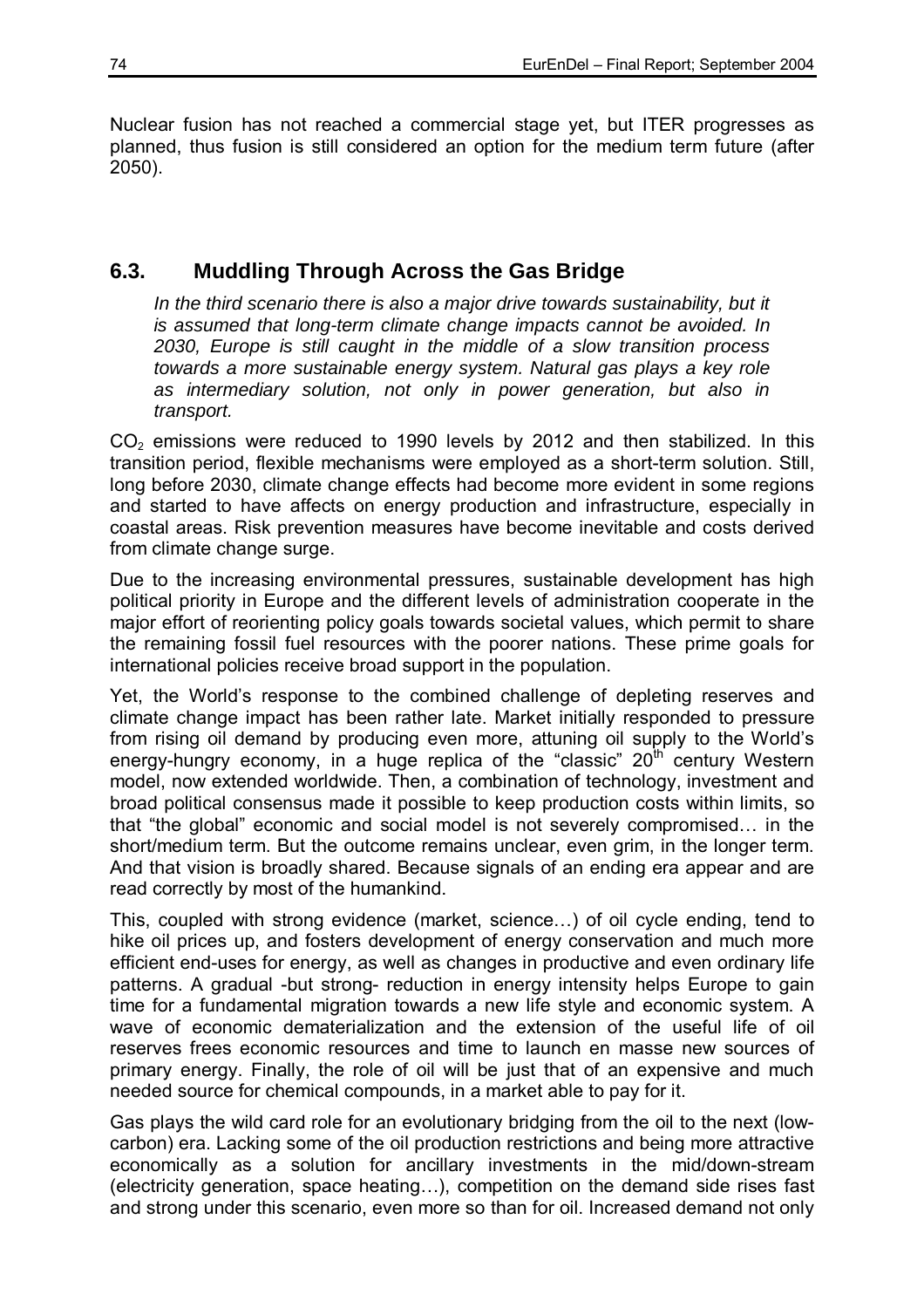Nuclear fusion has not reached a commercial stage yet, but ITER progresses as planned, thus fusion is still considered an option for the medium term future (after 2050).

## 6.3. Muddling Through Across the Gas Bridge

*In the third scenario there is also a major drive towards sustainability, but it is assumed that long-term climate change impacts cannot be avoided. In 2030, Europe is still caught in the middle of a slow transition process towards a more sustainable energy system. Natural gas plays a key role as intermediary solution, not only in power generation, but also in transport.*

$CO_2$ emissions were reduced to 1990 levels by 2012 and then stabilized. In this transition period, flexible mechanisms were employed as a short-term solution. Still, long before 2030, climate change effects had become more evident in some regions and started to have affects on energy production and infrastructure, especially in coastal areas. Risk prevention measures have become inevitable and costs derived from climate change surge.

Due to the increasing environmental pressures, sustainable development has high political priority in Europe and the different levels of administration cooperate in the major effort of reorienting policy goals towards societal values, which permit to share the remaining fossil fuel resources with the poorer nations. These prime goals for international policies receive broad support in the population.

Yet, the World's response to the combined challenge of depleting reserves and climate change impact has been rather late. Market initially responded to pressure from rising oil demand by producing even more, attuning oil supply to the World's energy-hungry economy, in a huge replica of the "classic" 20th century Western model, now extended worldwide. Then, a combination of technology, investment and broad political consensus made it possible to keep production costs within limits, so that "the global" economic and social model is not severely compromised… in the short/medium term. But the outcome remains unclear, even grim, in the longer term. And that vision is broadly shared. Because signals of an ending era appear and are read correctly by most of the humankind.

This, coupled with strong evidence (market, science…) of oil cycle ending, tend to hike oil prices up, and fosters development of energy conservation and much more efficient end-uses for energy, as well as changes in productive and even ordinary life patterns. A gradual -but strong- reduction in energy intensity helps Europe to gain time for a fundamental migration towards a new life style and economic system. A wave of economic dematerialization and the extension of the useful life of oil reserves frees economic resources and time to launch en masse new sources of primary energy. Finally, the role of oil will be just that of an expensive and much needed source for chemical compounds, in a market able to pay for it.

Gas plays the wild card role for an evolutionary bridging from the oil to the next (low-carbon) era. Lacking some of the oil production restrictions and being more attractive economically as a solution for ancillary investments in the mid/down-stream (electricity generation, space heating…), competition on the demand side rises fast and strong under this scenario, even more so than for oil. Increased demand not only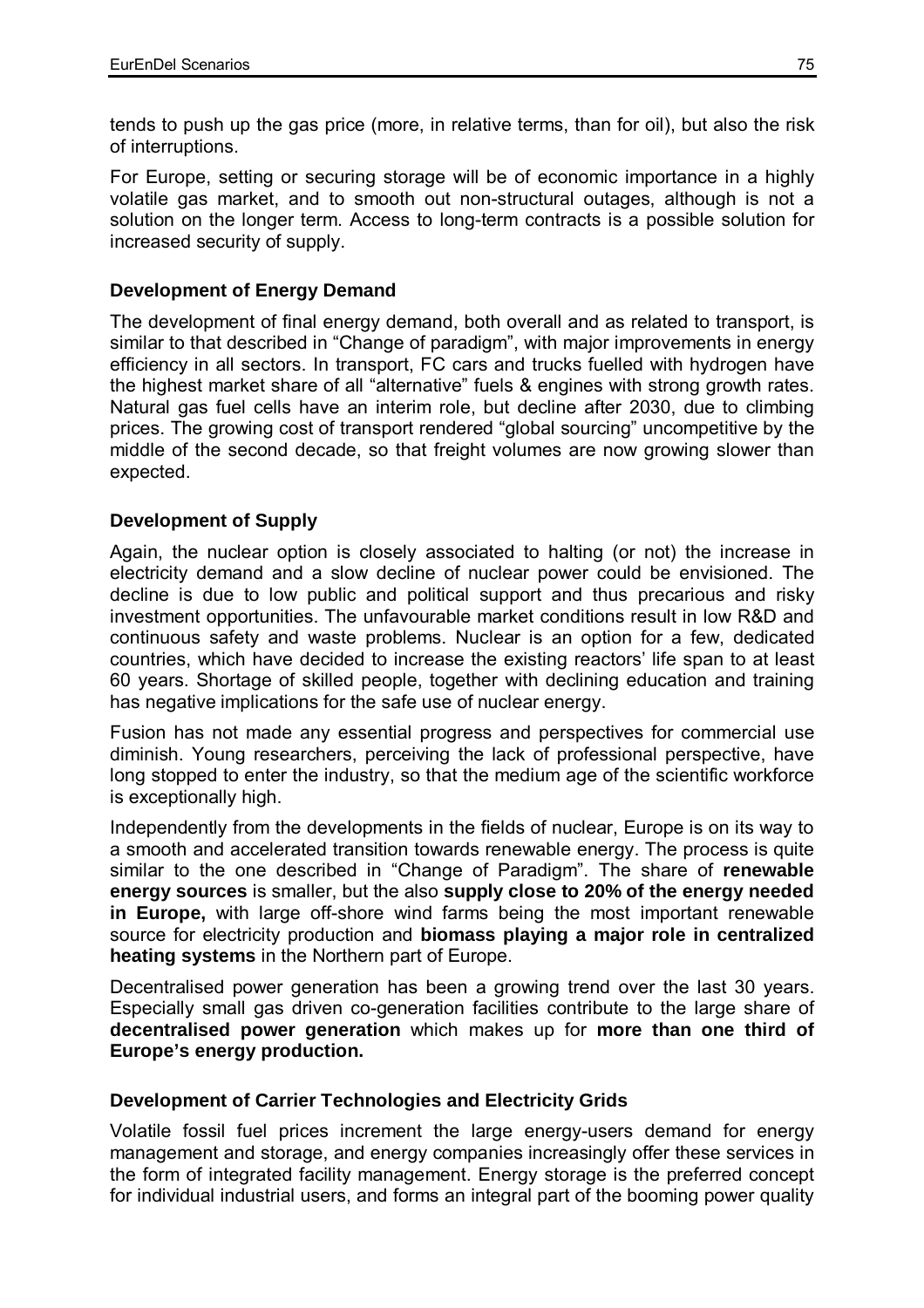tends to push up the gas price (more, in relative terms, than for oil), but also the risk of interruptions.

For Europe, setting or securing storage will be of economic importance in a highly volatile gas market, and to smooth out non-structural outages, although is not a solution on the longer term. Access to long-term contracts is a possible solution for increased security of supply.

### Development of Energy Demand

The development of final energy demand, both overall and as related to transport, is similar to that described in "Change of paradigm", with major improvements in energy efficiency in all sectors. In transport, FC cars and trucks fuelled with hydrogen have the highest market share of all "alternative" fuels & engines with strong growth rates. Natural gas fuel cells have an interim role, but decline after 2030, due to climbing prices. The growing cost of transport rendered "global sourcing" uncompetitive by the middle of the second decade, so that freight volumes are now growing slower than expected.

### Development of Supply

Again, the nuclear option is closely associated to halting (or not) the increase in electricity demand and a slow decline of nuclear power could be envisioned. The decline is due to low public and political support and thus precarious and risky investment opportunities. The unfavourable market conditions result in low R&D and continuous safety and waste problems. Nuclear is an option for a few, dedicated countries, which have decided to increase the existing reactors' life span to at least 60 years. Shortage of skilled people, together with declining education and training has negative implications for the safe use of nuclear energy.

Fusion has not made any essential progress and perspectives for commercial use diminish. Young researchers, perceiving the lack of professional perspective, have long stopped to enter the industry, so that the medium age of the scientific workforce is exceptionally high.

Independently from the developments in the fields of nuclear, Europe is on its way to a smooth and accelerated transition towards renewable energy. The process is quite similar to the one described in "Change of Paradigm". The share of **renewable energy sources** is smaller, but the also **supply close to 20% of the energy needed in Europe,** with large off-shore wind farms being the most important renewable source for electricity production and **biomass playing a major role in centralized heating systems** in the Northern part of Europe.

Decentralised power generation has been a growing trend over the last 30 years. Especially small gas driven co-generation facilities contribute to the large share of **decentralised power generation** which makes up for **more than one third of Europe's energy production.**

### Development of Carrier Technologies and Electricity Grids

Volatile fossil fuel prices increment the large energy-users demand for energy management and storage, and energy companies increasingly offer these services in the form of integrated facility management. Energy storage is the preferred concept for individual industrial users, and forms an integral part of the booming power quality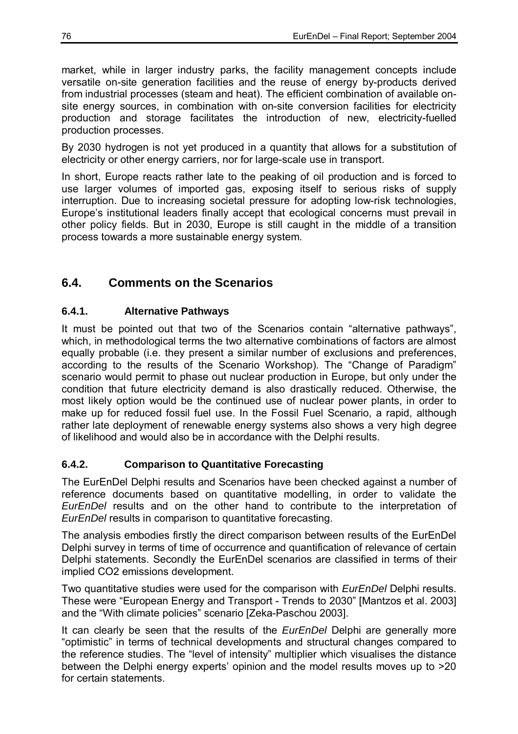market, while in larger industry parks, the facility management concepts include versatile on-site generation facilities and the reuse of energy by-products derived from industrial processes (steam and heat). The efficient combination of available on-site energy sources, in combination with on-site conversion facilities for electricity production and storage facilitates the introduction of new, electricity-fuelled production processes.

By 2030 hydrogen is not yet produced in a quantity that allows for a substitution of electricity or other energy carriers, nor for large-scale use in transport.

In short, Europe reacts rather late to the peaking of oil production and is forced to use larger volumes of imported gas, exposing itself to serious risks of supply interruption. Due to increasing societal pressure for adopting low-risk technologies, Europe's institutional leaders finally accept that ecological concerns must prevail in other policy fields. But in 2030, Europe is still caught in the middle of a transition process towards a more sustainable energy system.

## 6.4. Comments on the Scenarios

### 6.4.1. Alternative Pathways

It must be pointed out that two of the Scenarios contain "alternative pathways", which, in methodological terms the two alternative combinations of factors are almost equally probable (i.e. they present a similar number of exclusions and preferences, according to the results of the Scenario Workshop). The "Change of Paradigm" scenario would permit to phase out nuclear production in Europe, but only under the condition that future electricity demand is also drastically reduced. Otherwise, the most likely option would be the continued use of nuclear power plants, in order to make up for reduced fossil fuel use. In the Fossil Fuel Scenario, a rapid, although rather late deployment of renewable energy systems also shows a very high degree of likelihood and would also be in accordance with the Delphi results.

### 6.4.2. Comparison to Quantitative Forecasting

The EurEnDel Delphi results and Scenarios have been checked against a number of reference documents based on quantitative modelling, in order to validate the *EurEnDel* results and on the other hand to contribute to the interpretation of *EurEnDel* results in comparison to quantitative forecasting.

The analysis embodies firstly the direct comparison between results of the EurEnDel Delphi survey in terms of time of occurrence and quantification of relevance of certain Delphi statements. Secondly the EurEnDel scenarios are classified in terms of their implied $CO_2$ emissions development.

Two quantitative studies were used for the comparison with *EurEnDel* Delphi results. These were "European Energy and Transport - Trends to 2030" [Mantzos et al. 2003] and the "With climate policies" scenario [Zeka-Paschou 2003].

It can clearly be seen that the results of the *EurEnDel* Delphi are generally more "optimistic" in terms of technical developments and structural changes compared to the reference studies. The "level of intensity" multiplier which visualises the distance between the Delphi energy experts' opinion and the model results moves up to >20 for certain statements.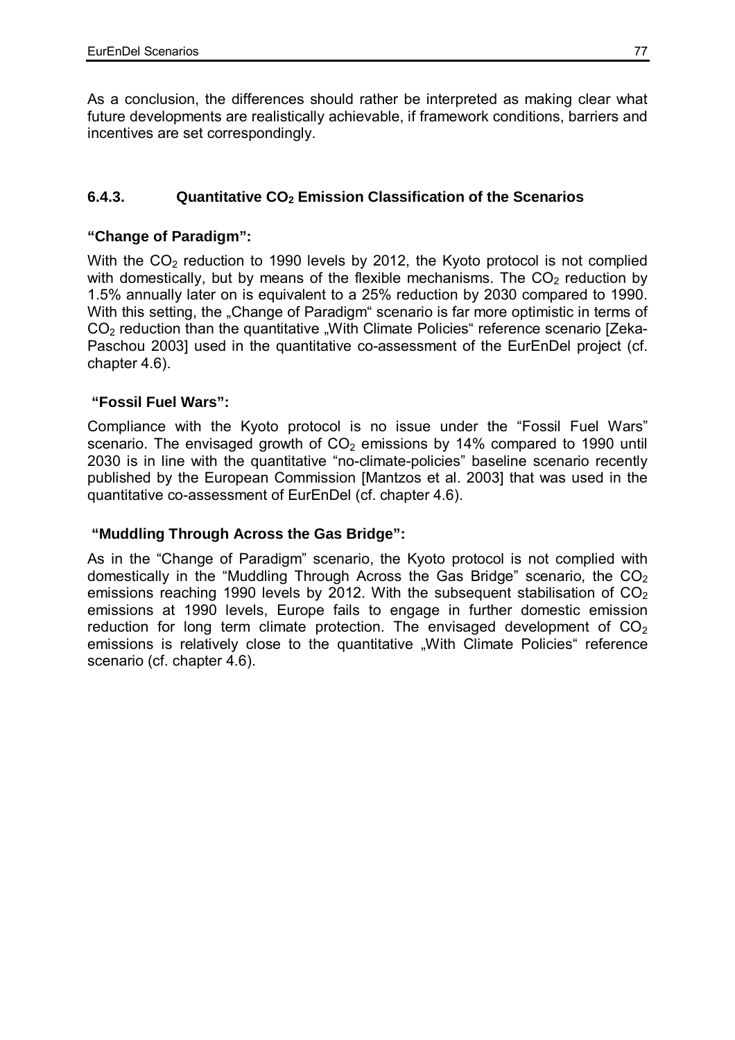As a conclusion, the differences should rather be interpreted as making clear what future developments are realistically achievable, if framework conditions, barriers and incentives are set correspondingly.

### 6.4.3. Quantitative $CO_2$ Emission Classification of the Scenarios

**"Change of Paradigm":**

With the $CO_2$ reduction to 1990 levels by 2012, the Kyoto protocol is not complied with domestically, but by means of the flexible mechanisms. The $CO_2$ reduction by 1.5% annually later on is equivalent to a 25% reduction by 2030 compared to 1990. With this setting, the „Change of Paradigm" scenario is far more optimistic in terms of $CO_2$ reduction than the quantitative „With Climate Policies" reference scenario [Zeka-Paschou 2003] used in the quantitative co-assessment of the EurEnDel project (cf. chapter 4.6).

**"Fossil Fuel Wars":**

Compliance with the Kyoto protocol is no issue under the "Fossil Fuel Wars" scenario. The envisaged growth of $CO_2$ emissions by 14% compared to 1990 until 2030 is in line with the quantitative "no-climate-policies" baseline scenario recently published by the European Commission [Mantzos et al. 2003] that was used in the quantitative co-assessment of EurEnDel (cf. chapter 4.6).

**"Muddling Through Across the Gas Bridge":**

As in the "Change of Paradigm" scenario, the Kyoto protocol is not complied with domestically in the "Muddling Through Across the Gas Bridge" scenario, the $CO_2$ emissions reaching 1990 levels by 2012. With the subsequent stabilisation of $CO_2$ emissions at 1990 levels, Europe fails to engage in further domestic emission reduction for long term climate protection. The envisaged development of $CO_2$ emissions is relatively close to the quantitative „With Climate Policies" reference scenario (cf. chapter 4.6).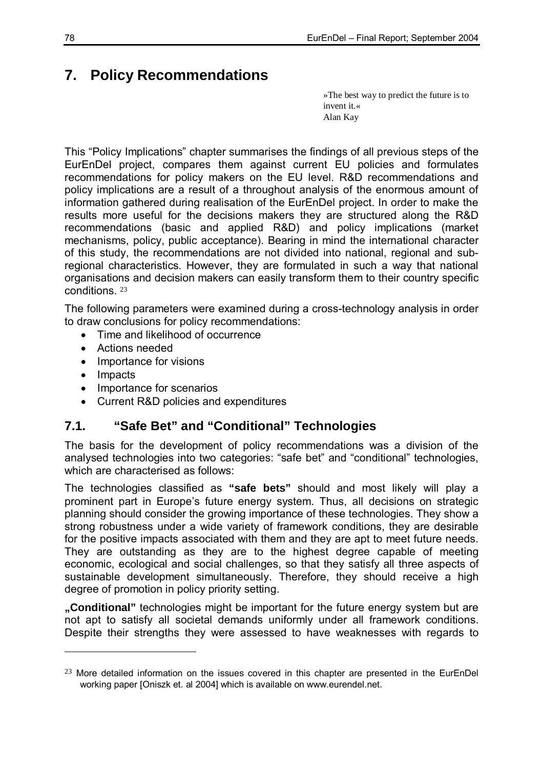# 7. Policy Recommendations

> »The best way to predict the future is to invent it.«
> Alan Kay

This "Policy Implications" chapter summarises the findings of all previous steps of the EurEnDel project, compares them against current EU policies and formulates recommendations for policy makers on the EU level. R&D recommendations and policy implications are a result of a throughout analysis of the enormous amount of information gathered during realisation of the EurEnDel project. In order to make the results more useful for the decisions makers they are structured along the R&D recommendations (basic and applied R&D) and policy implications (market mechanisms, policy, public acceptance). Bearing in mind the international character of this study, the recommendations are not divided into national, regional and sub-regional characteristics. However, they are formulated in such a way that national organisations and decision makers can easily transform them to their country specific conditions. [23]

The following parameters were examined during a cross-technology analysis in order to draw conclusions for policy recommendations:

- Time and likelihood of occurrence
- Actions needed
- Importance for visions
- Impacts
- Importance for scenarios
- Current R&D policies and expenditures

## 7.1. "Safe Bet" and "Conditional" Technologies

The basis for the development of policy recommendations was a division of the analysed technologies into two categories: "safe bet" and "conditional" technologies, which are characterised as follows:

The technologies classified as **"safe bets"** should and most likely will play a prominent part in Europe's future energy system. Thus, all decisions on strategic planning should consider the growing importance of these technologies. They show a strong robustness under a wide variety of framework conditions, they are desirable for the positive impacts associated with them and they are apt to meet future needs. They are outstanding as they are to the highest degree capable of meeting economic, ecological and social challenges, so that they satisfy all three aspects of sustainable development simultaneously. Therefore, they should receive a high degree of promotion in policy priority setting.

**„Conditional"** technologies might be important for the future energy system but are not apt to satisfy all societal demands uniformly under all framework conditions. Despite their strengths they were assessed to have weaknesses with regards to

[23] More detailed information on the issues covered in this chapter are presented in the EurEnDel working paper [Oniszk et. al 2004] which is available on www.eurendel.net.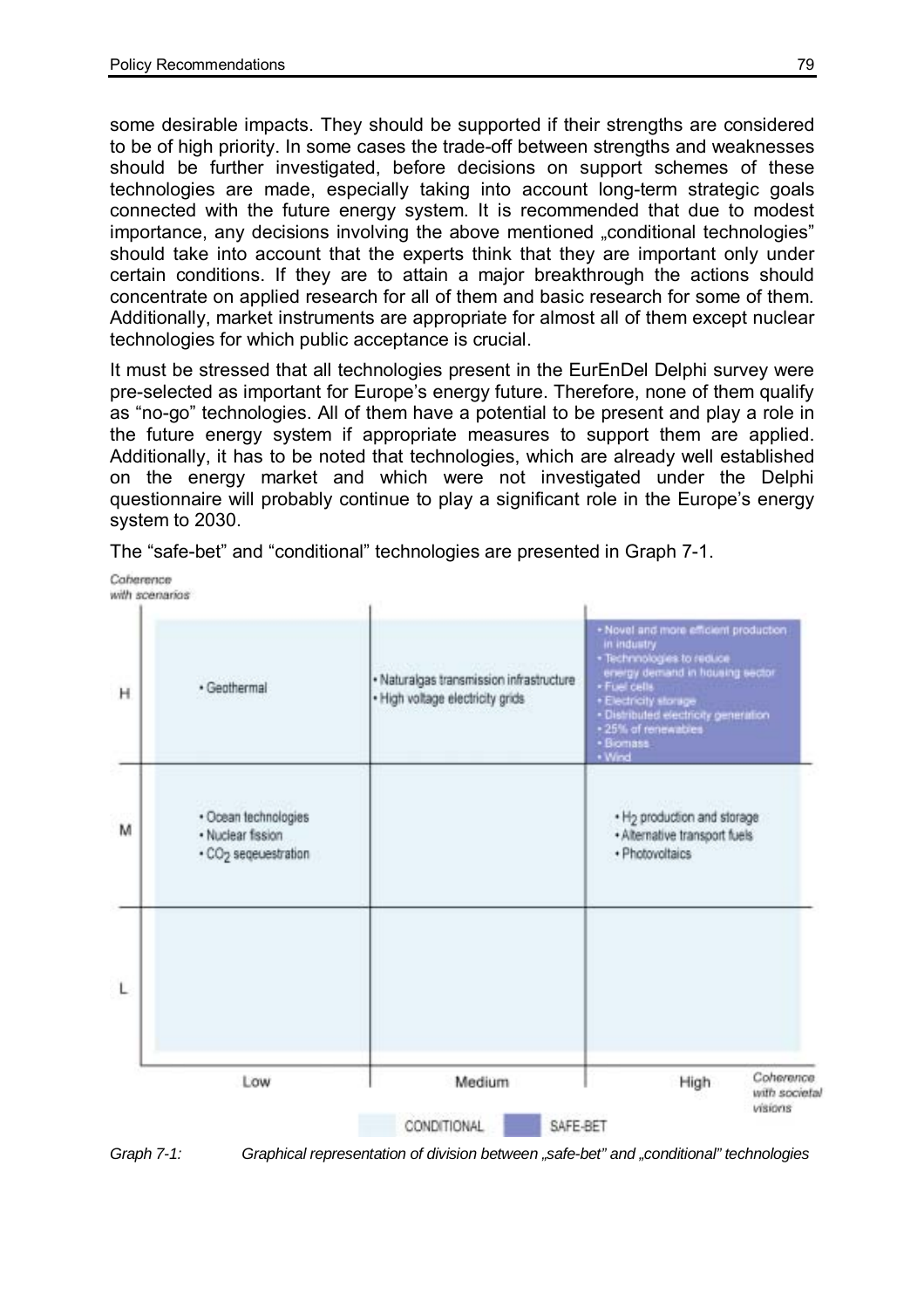some desirable impacts. They should be supported if their strengths are considered to be of high priority. In some cases the trade-off between strengths and weaknesses should be further investigated, before decisions on support schemes of these technologies are made, especially taking into account long-term strategic goals connected with the future energy system. It is recommended that due to modest importance, any decisions involving the above mentioned „conditional technologies" should take into account that the experts think that they are important only under certain conditions. If they are to attain a major breakthrough the actions should concentrate on applied research for all of them and basic research for some of them. Additionally, market instruments are appropriate for almost all of them except nuclear technologies for which public acceptance is crucial.

It must be stressed that all technologies present in the EurEnDel Delphi survey were pre-selected as important for Europe's energy future. Therefore, none of them qualify as "no-go" technologies. All of them have a potential to be present and play a role in the future energy system if appropriate measures to support them are applied. Additionally, it has to be noted that technologies, which are already well established on the energy market and which were not investigated under the Delphi questionnaire will probably continue to play a significant role in the Europe's energy system to 2030.

The "safe-bet" and "conditional" technologies are presented in Graph 7-1.

| Coherence with scenarios | Low | Medium | High |
|---|---|---|---|
| H | • Geothermal | • Naturalgas transmission infrastructure<br>• High voltage electricity grids | • Novel and more efficient production in industry<br>• Technologies to reduce energy demand in housing sector<br>• Fuel cells<br>• Electricity storage<br>• Distributed electricity generation<br>• 25% of renewables<br>• Biomass<br>• Wind |
| M | • Ocean technologies<br>• Nuclear fission<br>• $CO_2$ seqeuestration | | • $H_2$ production and storage<br>• Alternative transport fuels<br>• Photovoltaics |
| L | | | |

Horizontal axis: Coherence with societal visions. Legend: CONDITIONAL (light), SAFE-BET (dark; High/High cell).

*Graph 7-1: Graphical representation of division between „safe-bet" and „conditional" technologies*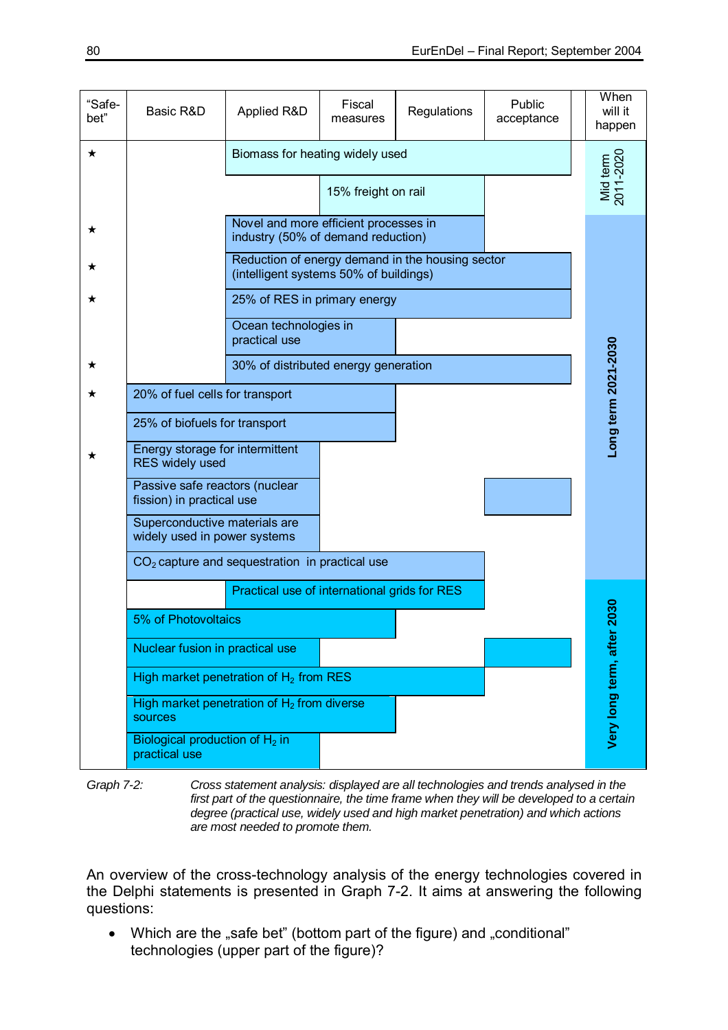| "Safe-bet" | Basic R&D | Applied R&D | Fiscal measures | Regulations | Public acceptance | When will it happen |
|---|---|---|---|---|---|---|
| ★ | | Biomass for heating widely used | ■ | ■ | ■ | Mid term 2011-2020 |
| | | | 15% freight on rail | ■ | | Mid term 2011-2020 |
| ★ | | Novel and more efficient processes in industry (50% of demand reduction) | ■ | ■ | | Long term 2021-2030 |
| ★ | | Reduction of energy demand in the housing sector (intelligent systems 50% of buildings) | ■ | ■ | ■ | Long term 2021-2030 |
| ★ | | 25% of RES in primary energy | ■ | ■ | ■ | Long term 2021-2030 |
| | | Ocean technologies in practical use | ■ | | | Long term 2021-2030 |
| ★ | | 30% of distributed energy generation | ■ | ■ | ■ | Long term 2021-2030 |
| ★ | 20% of fuel cells for transport | ■ | ■ | | | Long term 2021-2030 |
| | 25% of biofuels for transport | ■ | ■ | | | Long term 2021-2030 |
| ★ | Energy storage for intermittent RES widely used | ■ | | | | Long term 2021-2030 |
| | Passive safe reactors (nuclear fission) in practical use | ■ | | | ■ | Long term 2021-2030 |
| | Superconductive materials are widely used in power systems | ■ | | | | Long term 2021-2030 |
| | $CO_2$ capture and sequestration in practical use | ■ | ■ | ■ | | Long term 2021-2030 |
| | | Practical use of international grids for RES | ■ | ■ | | Very long term, after 2030 |
| | 5% of Photovoltaics | ■ | ■ | | | Very long term, after 2030 |
| | Nuclear fusion in practical use | ■ | | | ■ | Very long term, after 2030 |
| | High market penetration of $H_2$ from RES | ■ | ■ | ■ | | Very long term, after 2030 |
| | High market penetration of $H_2$ from diverse sources | ■ | ■ | | | Very long term, after 2030 |
| | Biological production of $H_2$ in practical use | ■ | | | | Very long term, after 2030 |

Graph 7-2: *Cross statement analysis: displayed are all technologies and trends analysed in the first part of the questionnaire, the time frame when they will be developed to a certain degree (practical use, widely used and high market penetration) and which actions are most needed to promote them.*

An overview of the cross-technology analysis of the energy technologies covered in the Delphi statements is presented in Graph 7-2. It aims at answering the following questions:

- Which are the „safe bet" (bottom part of the figure) and „conditional" technologies (upper part of the figure)?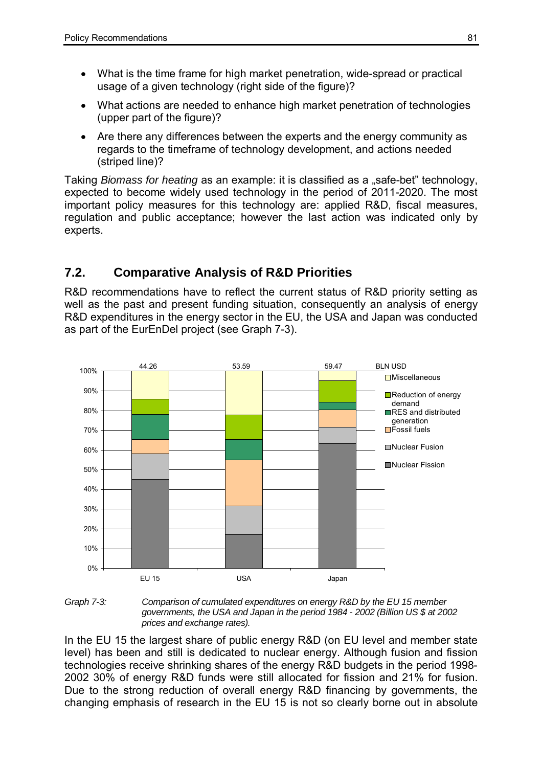- What is the time frame for high market penetration, wide-spread or practical usage of a given technology (right side of the figure)?
- What actions are needed to enhance high market penetration of technologies (upper part of the figure)?
- Are there any differences between the experts and the energy community as regards to the timeframe of technology development, and actions needed (striped line)?

Taking *Biomass for heating* as an example: it is classified as a „safe-bet" technology, expected to become widely used technology in the period of 2011-2020. The most important policy measures for this technology are: applied R&D, fiscal measures, regulation and public acceptance; however the last action was indicated only by experts.

## 7.2. Comparative Analysis of R&D Priorities

R&D recommendations have to reflect the current status of R&D priority setting as well as the past and present funding situation, consequently an analysis of energy R&D expenditures in the energy sector in the EU, the USA and Japan was conducted as part of the EurEnDel project (see Graph 7-3).

*Graph 7-3: Comparison of cumulated expenditures on energy R&D by the EU 15 member governments, the USA and Japan in the period 1984 - 2002 (Billion US $ at 2002 prices and exchange rates).*

In the EU 15 the largest share of public energy R&D (on EU level and member state level) has been and still is dedicated to nuclear energy. Although fusion and fission technologies receive shrinking shares of the energy R&D budgets in the period 1998-2002 30% of energy R&D funds were still allocated for fission and 21% for fusion. Due to the strong reduction of overall energy R&D financing by governments, the changing emphasis of research in the EU 15 is not so clearly borne out in absolute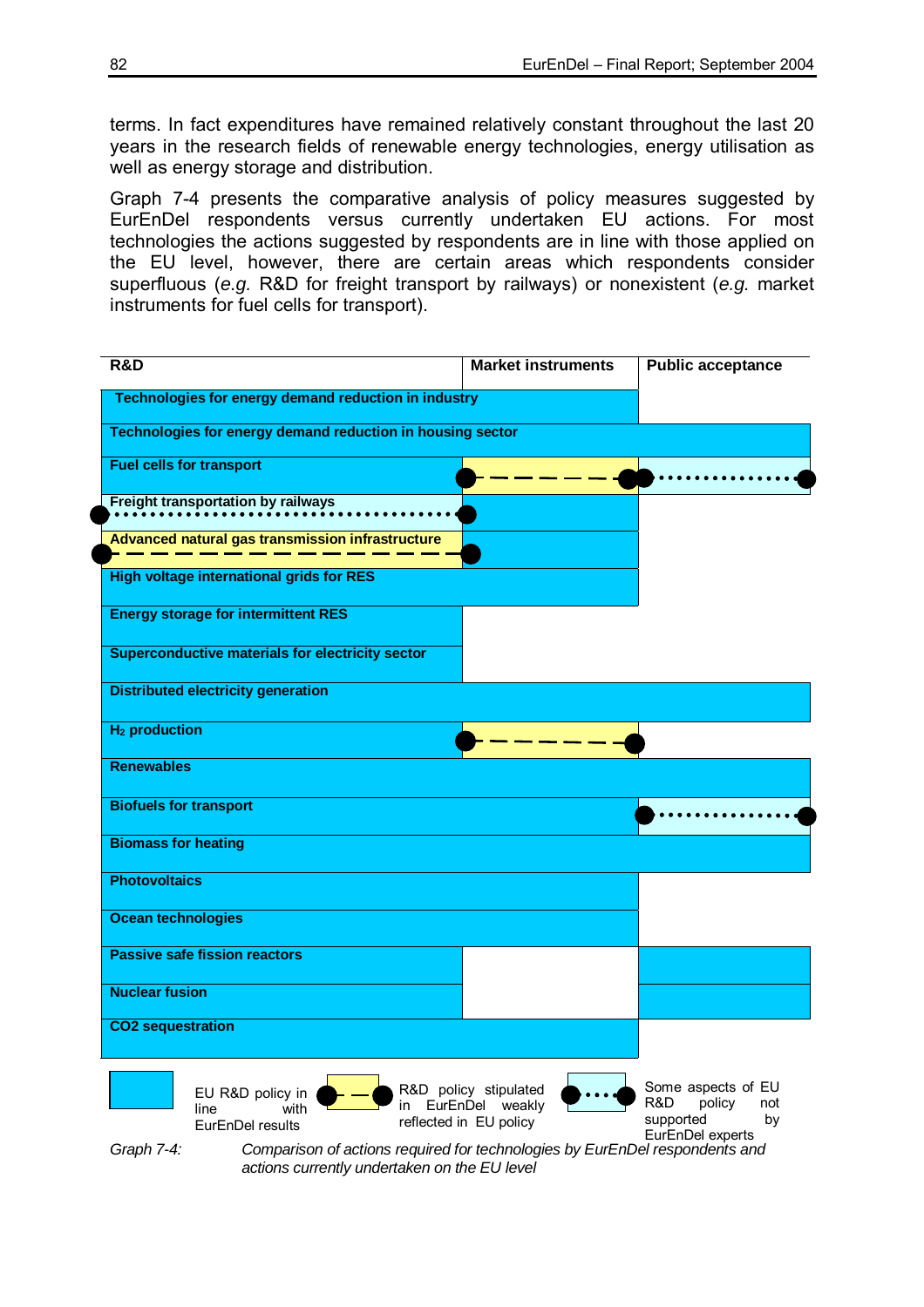terms. In fact expenditures have remained relatively constant throughout the last 20 years in the research fields of renewable energy technologies, energy utilisation as well as energy storage and distribution.

Graph 7-4 presents the comparative analysis of policy measures suggested by EurEnDel respondents versus currently undertaken EU actions. For most technologies the actions suggested by respondents are in line with those applied on the EU level, however, there are certain areas which respondents consider superfluous (*e.g.* R&D for freight transport by railways) or nonexistent (*e.g.* market instruments for fuel cells for transport).

| Technology | R&D | Market instruments | Public acceptance |
|---|---|---|---|
| Technologies for energy demand reduction in industry | EU R&D policy in line with EurEnDel results | EU R&D policy in line with EurEnDel results | |
| Technologies for energy demand reduction in housing sector | EU R&D policy in line with EurEnDel results | EU R&D policy in line with EurEnDel results | EU R&D policy in line with EurEnDel results |
| Fuel cells for transport | EU R&D policy in line with EurEnDel results | R&D policy stipulated in EurEnDel weakly reflected in EU policy | Some aspects of EU R&D policy not supported by EurEnDel experts |
| Freight transportation by railways | Some aspects of EU R&D policy not supported by EurEnDel experts | EU R&D policy in line with EurEnDel results | |
| Advanced natural gas transmission infrastructure | R&D policy stipulated in EurEnDel weakly reflected in EU policy | EU R&D policy in line with EurEnDel results | |
| High voltage international grids for RES | EU R&D policy in line with EurEnDel results | EU R&D policy in line with EurEnDel results | |
| Energy storage for intermittent RES | EU R&D policy in line with EurEnDel results | | |
| Superconductive materials for electricity sector | EU R&D policy in line with EurEnDel results | | |
| Distributed electricity generation | EU R&D policy in line with EurEnDel results | EU R&D policy in line with EurEnDel results | EU R&D policy in line with EurEnDel results |
| $H_2$ production | EU R&D policy in line with EurEnDel results | R&D policy stipulated in EurEnDel weakly reflected in EU policy | |
| Renewables | EU R&D policy in line with EurEnDel results | EU R&D policy in line with EurEnDel results | EU R&D policy in line with EurEnDel results |
| Biofuels for transport | EU R&D policy in line with EurEnDel results | EU R&D policy in line with EurEnDel results | Some aspects of EU R&D policy not supported by EurEnDel experts |
| Biomass for heating | EU R&D policy in line with EurEnDel results | EU R&D policy in line with EurEnDel results | EU R&D policy in line with EurEnDel results |
| Photovoltaics | EU R&D policy in line with EurEnDel results | EU R&D policy in line with EurEnDel results | |
| Ocean technologies | EU R&D policy in line with EurEnDel results | EU R&D policy in line with EurEnDel results | |
| Passive safe fission reactors | EU R&D policy in line with EurEnDel results | | EU R&D policy in line with EurEnDel results |
| Nuclear fusion | EU R&D policy in line with EurEnDel results | | EU R&D policy in line with EurEnDel results |
| CO2 sequestration | EU R&D policy in line with EurEnDel results | EU R&D policy in line with EurEnDel results | |

Legend: EU R&D policy in line with EurEnDel results; R&D policy stipulated in EurEnDel weakly reflected in EU policy; Some aspects of EU R&D policy not supported by EurEnDel experts

*Graph 7-4: Comparison of actions required for technologies by EurEnDel respondents and actions currently undertaken on the EU level*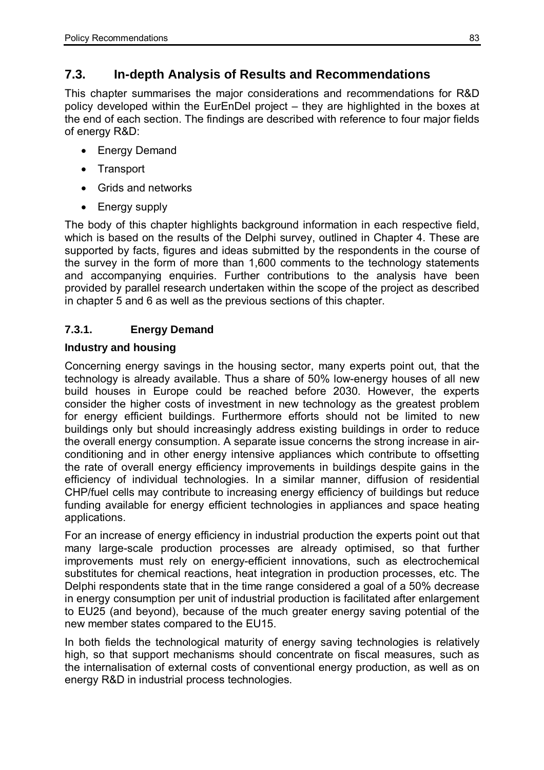## 7.3. In-depth Analysis of Results and Recommendations

This chapter summarises the major considerations and recommendations for R&D policy developed within the EurEnDel project – they are highlighted in the boxes at the end of each section. The findings are described with reference to four major fields of energy R&D:

- Energy Demand
- Transport
- Grids and networks
- Energy supply

The body of this chapter highlights background information in each respective field, which is based on the results of the Delphi survey, outlined in Chapter 4. These are supported by facts, figures and ideas submitted by the respondents in the course of the survey in the form of more than 1,600 comments to the technology statements and accompanying enquiries. Further contributions to the analysis have been provided by parallel research undertaken within the scope of the project as described in chapter 5 and 6 as well as the previous sections of this chapter.

### 7.3.1. Energy Demand

#### Industry and housing

Concerning energy savings in the housing sector, many experts point out, that the technology is already available. Thus a share of 50% low-energy houses of all new build houses in Europe could be reached before 2030. However, the experts consider the higher costs of investment in new technology as the greatest problem for energy efficient buildings. Furthermore efforts should not be limited to new buildings only but should increasingly address existing buildings in order to reduce the overall energy consumption. A separate issue concerns the strong increase in air-conditioning and in other energy intensive appliances which contribute to offsetting the rate of overall energy efficiency improvements in buildings despite gains in the efficiency of individual technologies. In a similar manner, diffusion of residential CHP/fuel cells may contribute to increasing energy efficiency of buildings but reduce funding available for energy efficient technologies in appliances and space heating applications.

For an increase of energy efficiency in industrial production the experts point out that many large-scale production processes are already optimised, so that further improvements must rely on energy-efficient innovations, such as electrochemical substitutes for chemical reactions, heat integration in production processes, etc. The Delphi respondents state that in the time range considered a goal of a 50% decrease in energy consumption per unit of industrial production is facilitated after enlargement to EU25 (and beyond), because of the much greater energy saving potential of the new member states compared to the EU15.

In both fields the technological maturity of energy saving technologies is relatively high, so that support mechanisms should concentrate on fiscal measures, such as the internalisation of external costs of conventional energy production, as well as on energy R&D in industrial process technologies.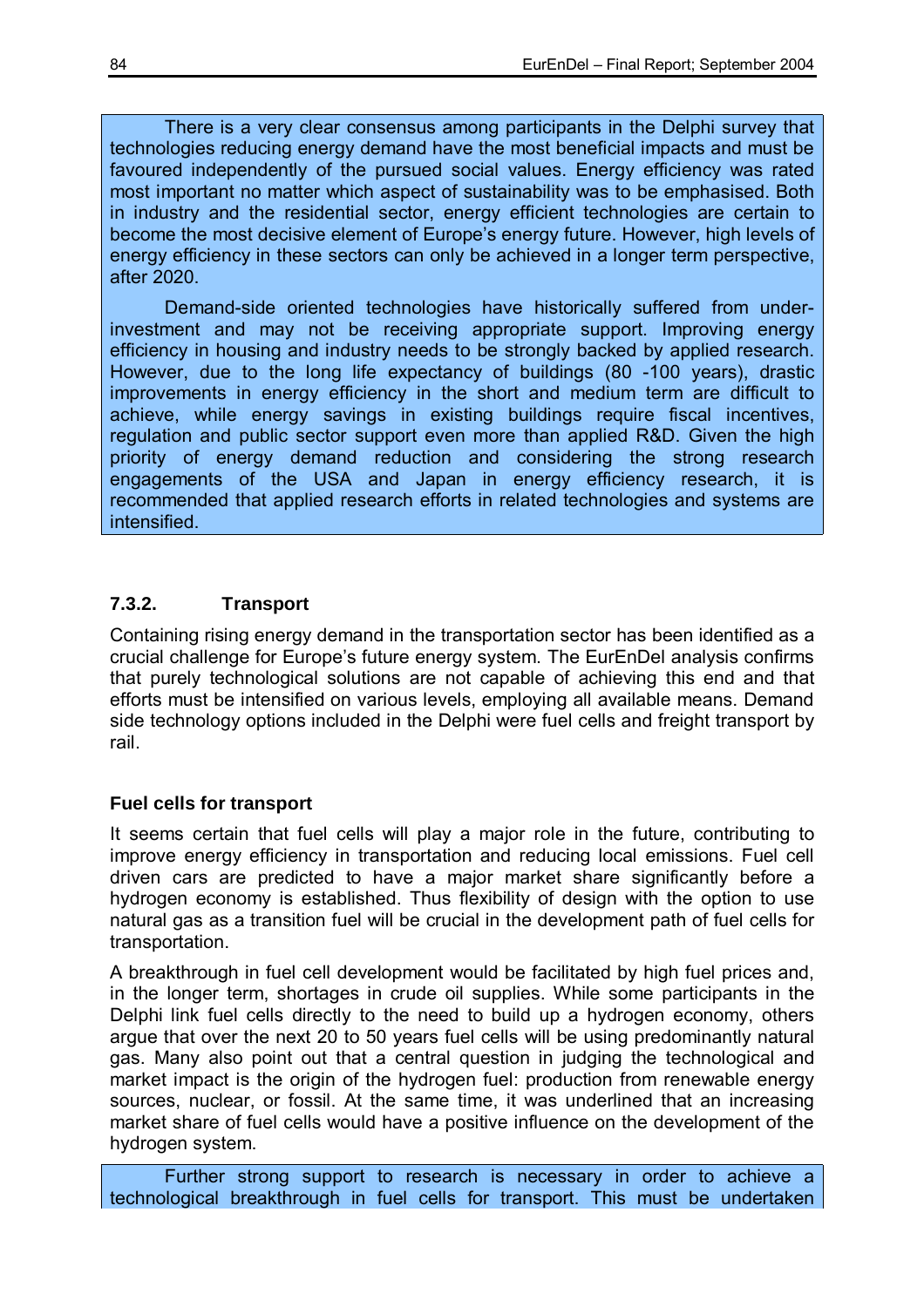There is a very clear consensus among participants in the Delphi survey that technologies reducing energy demand have the most beneficial impacts and must be favoured independently of the pursued social values. Energy efficiency was rated most important no matter which aspect of sustainability was to be emphasised. Both in industry and the residential sector, energy efficient technologies are certain to become the most decisive element of Europe's energy future. However, high levels of energy efficiency in these sectors can only be achieved in a longer term perspective, after 2020.

Demand-side oriented technologies have historically suffered from under-investment and may not be receiving appropriate support. Improving energy efficiency in housing and industry needs to be strongly backed by applied research. However, due to the long life expectancy of buildings (80 -100 years), drastic improvements in energy efficiency in the short and medium term are difficult to achieve, while energy savings in existing buildings require fiscal incentives, regulation and public sector support even more than applied R&D. Given the high priority of energy demand reduction and considering the strong research engagements of the USA and Japan in energy efficiency research, it is recommended that applied research efforts in related technologies and systems are intensified.

### 7.3.2. Transport

Containing rising energy demand in the transportation sector has been identified as a crucial challenge for Europe's future energy system. The EurEnDel analysis confirms that purely technological solutions are not capable of achieving this end and that efforts must be intensified on various levels, employing all available means. Demand side technology options included in the Delphi were fuel cells and freight transport by rail.

#### Fuel cells for transport

It seems certain that fuel cells will play a major role in the future, contributing to improve energy efficiency in transportation and reducing local emissions. Fuel cell driven cars are predicted to have a major market share significantly before a hydrogen economy is established. Thus flexibility of design with the option to use natural gas as a transition fuel will be crucial in the development path of fuel cells for transportation.

A breakthrough in fuel cell development would be facilitated by high fuel prices and, in the longer term, shortages in crude oil supplies. While some participants in the Delphi link fuel cells directly to the need to build up a hydrogen economy, others argue that over the next 20 to 50 years fuel cells will be using predominantly natural gas. Many also point out that a central question in judging the technological and market impact is the origin of the hydrogen fuel: production from renewable energy sources, nuclear, or fossil. At the same time, it was underlined that an increasing market share of fuel cells would have a positive influence on the development of the hydrogen system.

Further strong support to research is necessary in order to achieve a technological breakthrough in fuel cells for transport. This must be undertaken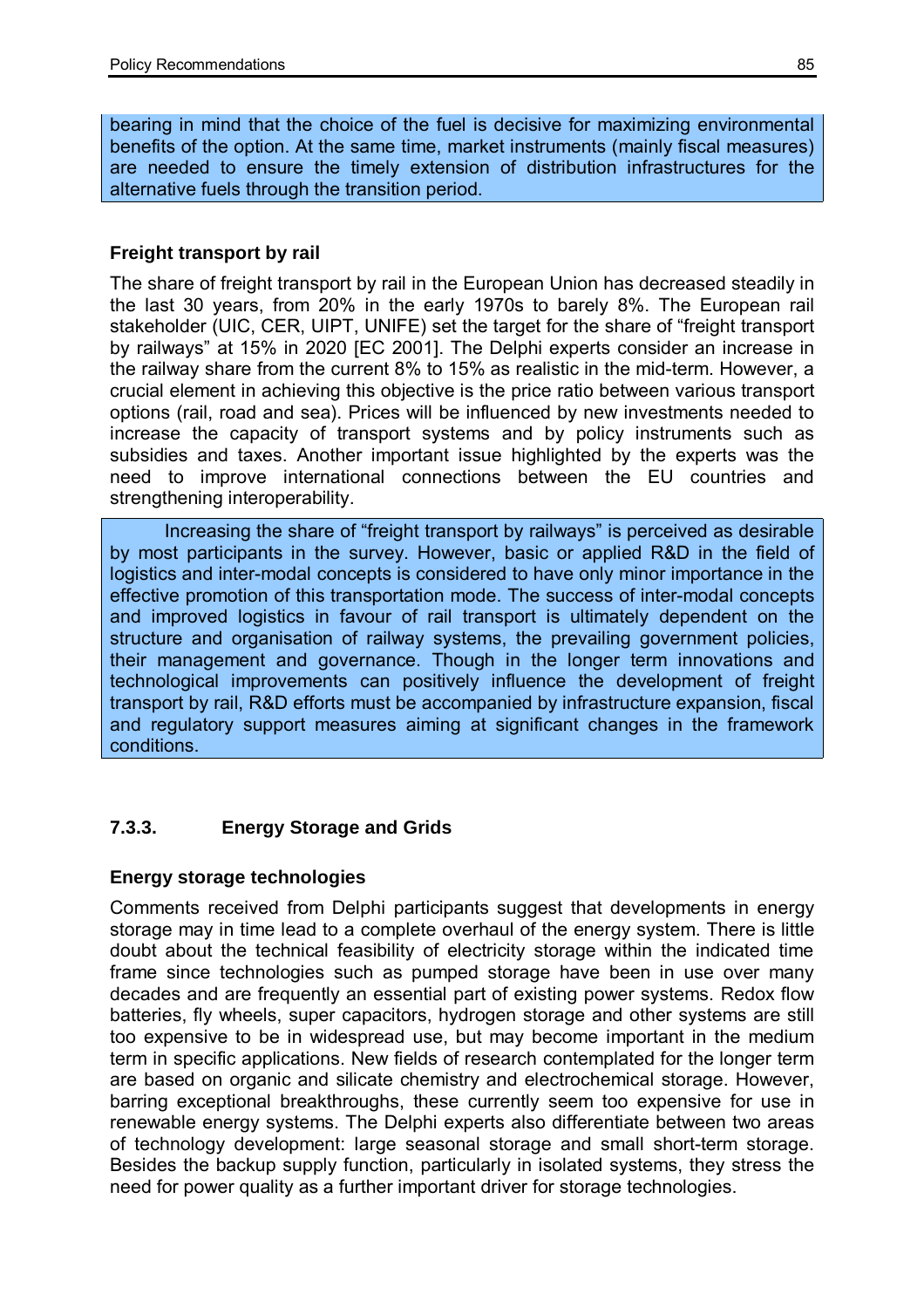bearing in mind that the choice of the fuel is decisive for maximizing environmental benefits of the option. At the same time, market instruments (mainly fiscal measures) are needed to ensure the timely extension of distribution infrastructures for the alternative fuels through the transition period.

**Freight transport by rail**

The share of freight transport by rail in the European Union has decreased steadily in the last 30 years, from 20% in the early 1970s to barely 8%. The European rail stakeholder (UIC, CER, UIPT, UNIFE) set the target for the share of "freight transport by railways" at 15% in 2020 [EC 2001]. The Delphi experts consider an increase in the railway share from the current 8% to 15% as realistic in the mid-term. However, a crucial element in achieving this objective is the price ratio between various transport options (rail, road and sea). Prices will be influenced by new investments needed to increase the capacity of transport systems and by policy instruments such as subsidies and taxes. Another important issue highlighted by the experts was the need to improve international connections between the EU countries and strengthening interoperability.

Increasing the share of "freight transport by railways" is perceived as desirable by most participants in the survey. However, basic or applied R&D in the field of logistics and inter-modal concepts is considered to have only minor importance in the effective promotion of this transportation mode. The success of inter-modal concepts and improved logistics in favour of rail transport is ultimately dependent on the structure and organisation of railway systems, the prevailing government policies, their management and governance. Though in the longer term innovations and technological improvements can positively influence the development of freight transport by rail, R&D efforts must be accompanied by infrastructure expansion, fiscal and regulatory support measures aiming at significant changes in the framework conditions.

### 7.3.3. Energy Storage and Grids

**Energy storage technologies**

Comments received from Delphi participants suggest that developments in energy storage may in time lead to a complete overhaul of the energy system. There is little doubt about the technical feasibility of electricity storage within the indicated time frame since technologies such as pumped storage have been in use over many decades and are frequently an essential part of existing power systems. Redox flow batteries, fly wheels, super capacitors, hydrogen storage and other systems are still too expensive to be in widespread use, but may become important in the medium term in specific applications. New fields of research contemplated for the longer term are based on organic and silicate chemistry and electrochemical storage. However, barring exceptional breakthroughs, these currently seem too expensive for use in renewable energy systems. The Delphi experts also differentiate between two areas of technology development: large seasonal storage and small short-term storage. Besides the backup supply function, particularly in isolated systems, they stress the need for power quality as a further important driver for storage technologies.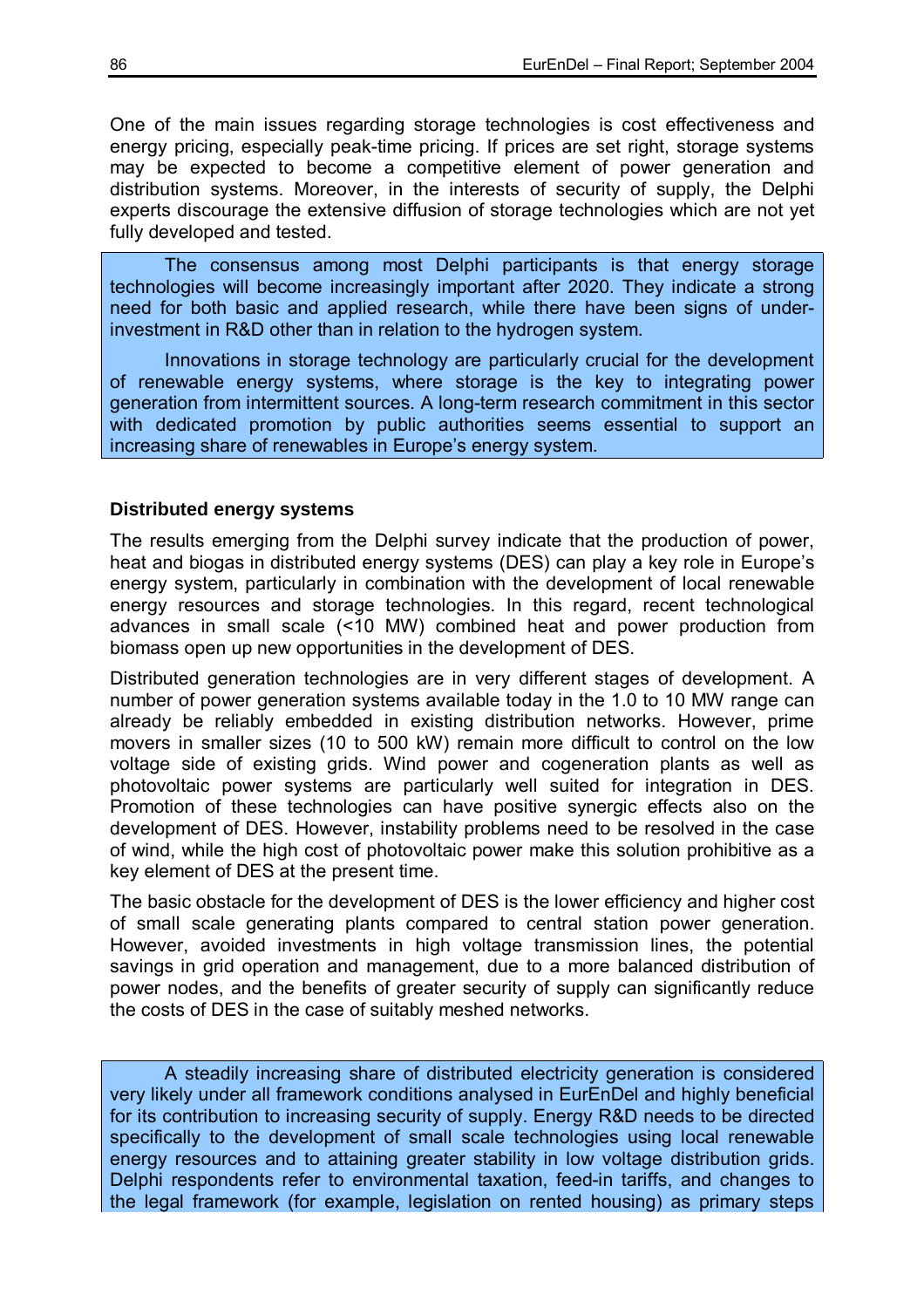One of the main issues regarding storage technologies is cost effectiveness and energy pricing, especially peak-time pricing. If prices are set right, storage systems may be expected to become a competitive element of power generation and distribution systems. Moreover, in the interests of security of supply, the Delphi experts discourage the extensive diffusion of storage technologies which are not yet fully developed and tested.

> The consensus among most Delphi participants is that energy storage technologies will become increasingly important after 2020. They indicate a strong need for both basic and applied research, while there have been signs of under-investment in R&D other than in relation to the hydrogen system.
>
> Innovations in storage technology are particularly crucial for the development of renewable energy systems, where storage is the key to integrating power generation from intermittent sources. A long-term research commitment in this sector with dedicated promotion by public authorities seems essential to support an increasing share of renewables in Europe's energy system.

**Distributed energy systems**

The results emerging from the Delphi survey indicate that the production of power, heat and biogas in distributed energy systems (DES) can play a key role in Europe's energy system, particularly in combination with the development of local renewable energy resources and storage technologies. In this regard, recent technological advances in small scale (<10 MW) combined heat and power production from biomass open up new opportunities in the development of DES.

Distributed generation technologies are in very different stages of development. A number of power generation systems available today in the 1.0 to 10 MW range can already be reliably embedded in existing distribution networks. However, prime movers in smaller sizes (10 to 500 kW) remain more difficult to control on the low voltage side of existing grids. Wind power and cogeneration plants as well as photovoltaic power systems are particularly well suited for integration in DES. Promotion of these technologies can have positive synergic effects also on the development of DES. However, instability problems need to be resolved in the case of wind, while the high cost of photovoltaic power make this solution prohibitive as a key element of DES at the present time.

The basic obstacle for the development of DES is the lower efficiency and higher cost of small scale generating plants compared to central station power generation. However, avoided investments in high voltage transmission lines, the potential savings in grid operation and management, due to a more balanced distribution of power nodes, and the benefits of greater security of supply can significantly reduce the costs of DES in the case of suitably meshed networks.

> A steadily increasing share of distributed electricity generation is considered very likely under all framework conditions analysed in EurEnDel and highly beneficial for its contribution to increasing security of supply. Energy R&D needs to be directed specifically to the development of small scale technologies using local renewable energy resources and to attaining greater stability in low voltage distribution grids. Delphi respondents refer to environmental taxation, feed-in tariffs, and changes to the legal framework (for example, legislation on rented housing) as primary steps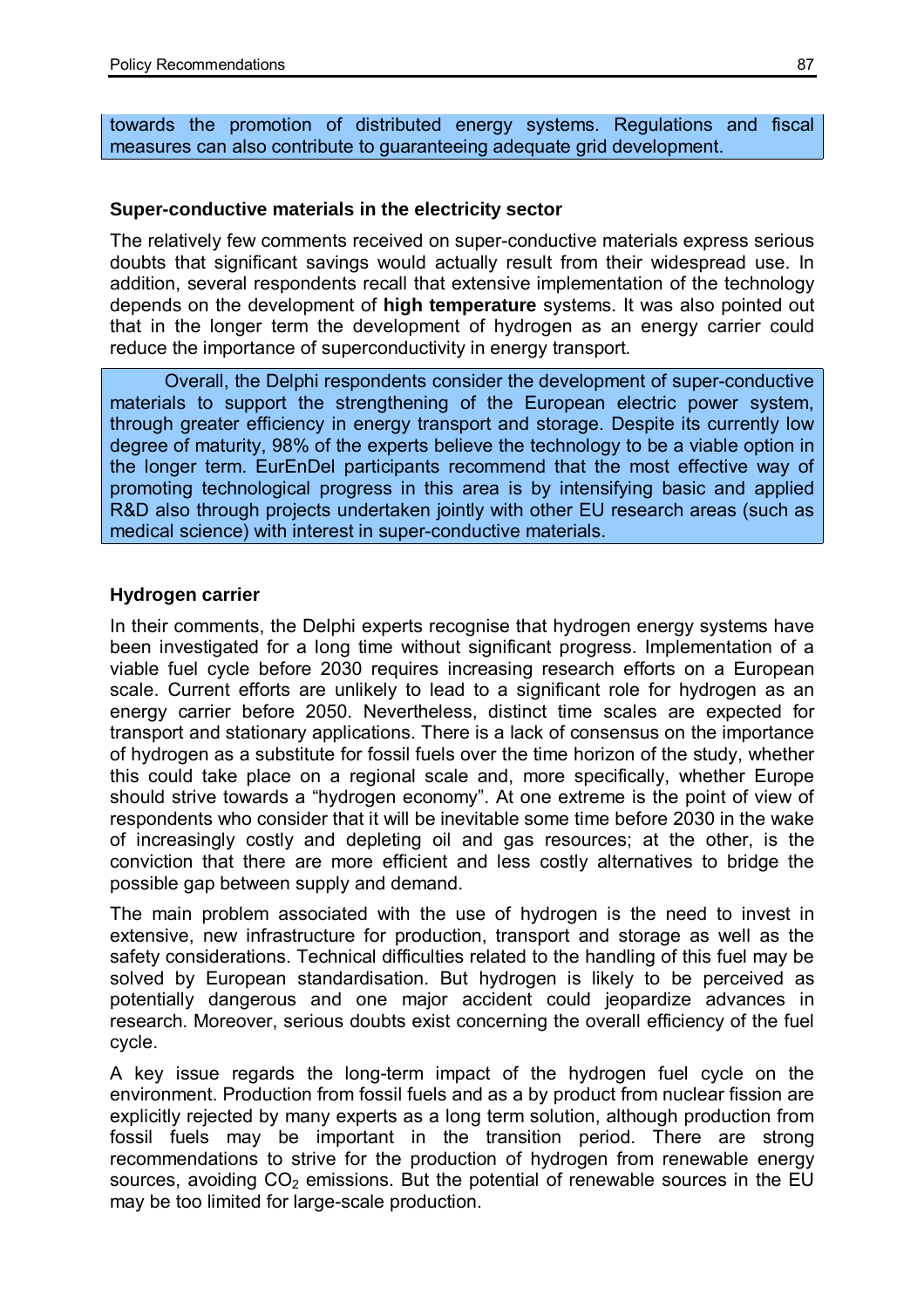towards the promotion of distributed energy systems. Regulations and fiscal measures can also contribute to guaranteeing adequate grid development.

**Super-conductive materials in the electricity sector**

The relatively few comments received on super-conductive materials express serious doubts that significant savings would actually result from their widespread use. In addition, several respondents recall that extensive implementation of the technology depends on the development of **high temperature** systems. It was also pointed out that in the longer term the development of hydrogen as an energy carrier could reduce the importance of superconductivity in energy transport.

Overall, the Delphi respondents consider the development of super-conductive materials to support the strengthening of the European electric power system, through greater efficiency in energy transport and storage. Despite its currently low degree of maturity, 98% of the experts believe the technology to be a viable option in the longer term. EurEnDel participants recommend that the most effective way of promoting technological progress in this area is by intensifying basic and applied R&D also through projects undertaken jointly with other EU research areas (such as medical science) with interest in super-conductive materials.

**Hydrogen carrier**

In their comments, the Delphi experts recognise that hydrogen energy systems have been investigated for a long time without significant progress. Implementation of a viable fuel cycle before 2030 requires increasing research efforts on a European scale. Current efforts are unlikely to lead to a significant role for hydrogen as an energy carrier before 2050. Nevertheless, distinct time scales are expected for transport and stationary applications. There is a lack of consensus on the importance of hydrogen as a substitute for fossil fuels over the time horizon of the study, whether this could take place on a regional scale and, more specifically, whether Europe should strive towards a "hydrogen economy". At one extreme is the point of view of respondents who consider that it will be inevitable some time before 2030 in the wake of increasingly costly and depleting oil and gas resources; at the other, is the conviction that there are more efficient and less costly alternatives to bridge the possible gap between supply and demand.

The main problem associated with the use of hydrogen is the need to invest in extensive, new infrastructure for production, transport and storage as well as the safety considerations. Technical difficulties related to the handling of this fuel may be solved by European standardisation. But hydrogen is likely to be perceived as potentially dangerous and one major accident could jeopardize advances in research. Moreover, serious doubts exist concerning the overall efficiency of the fuel cycle.

A key issue regards the long-term impact of the hydrogen fuel cycle on the environment. Production from fossil fuels and as a by product from nuclear fission are explicitly rejected by many experts as a long term solution, although production from fossil fuels may be important in the transition period. There are strong recommendations to strive for the production of hydrogen from renewable energy sources, avoiding $CO_2$ emissions. But the potential of renewable sources in the EU may be too limited for large-scale production.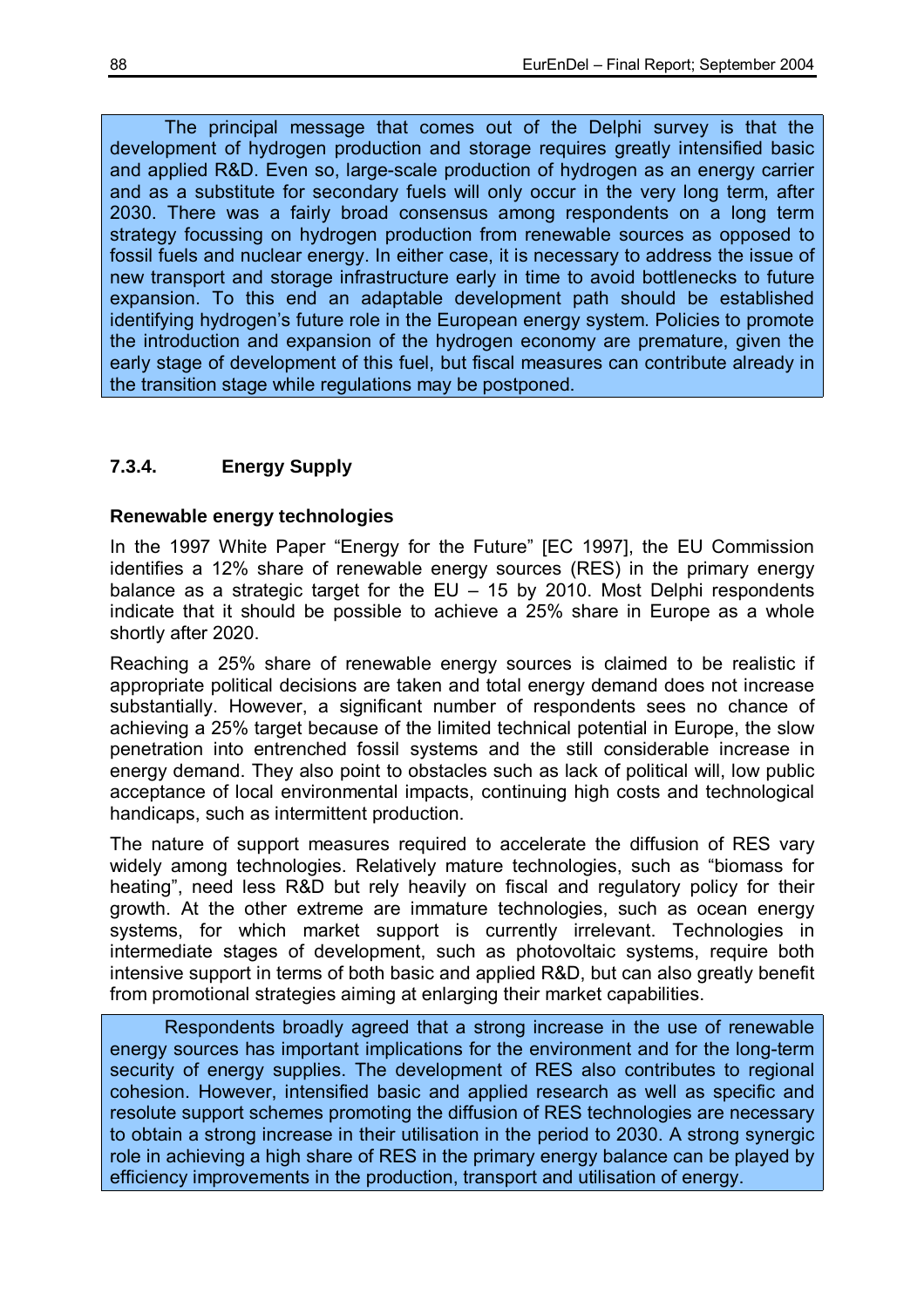The principal message that comes out of the Delphi survey is that the development of hydrogen production and storage requires greatly intensified basic and applied R&D. Even so, large-scale production of hydrogen as an energy carrier and as a substitute for secondary fuels will only occur in the very long term, after 2030. There was a fairly broad consensus among respondents on a long term strategy focussing on hydrogen production from renewable sources as opposed to fossil fuels and nuclear energy. In either case, it is necessary to address the issue of new transport and storage infrastructure early in time to avoid bottlenecks to future expansion. To this end an adaptable development path should be established identifying hydrogen's future role in the European energy system. Policies to promote the introduction and expansion of the hydrogen economy are premature, given the early stage of development of this fuel, but fiscal measures can contribute already in the transition stage while regulations may be postponed.

### 7.3.4. Energy Supply

**Renewable energy technologies**

In the 1997 White Paper "Energy for the Future" [EC 1997], the EU Commission identifies a 12% share of renewable energy sources (RES) in the primary energy balance as a strategic target for the EU – 15 by 2010. Most Delphi respondents indicate that it should be possible to achieve a 25% share in Europe as a whole shortly after 2020.

Reaching a 25% share of renewable energy sources is claimed to be realistic if appropriate political decisions are taken and total energy demand does not increase substantially. However, a significant number of respondents sees no chance of achieving a 25% target because of the limited technical potential in Europe, the slow penetration into entrenched fossil systems and the still considerable increase in energy demand. They also point to obstacles such as lack of political will, low public acceptance of local environmental impacts, continuing high costs and technological handicaps, such as intermittent production.

The nature of support measures required to accelerate the diffusion of RES vary widely among technologies. Relatively mature technologies, such as "biomass for heating", need less R&D but rely heavily on fiscal and regulatory policy for their growth. At the other extreme are immature technologies, such as ocean energy systems, for which market support is currently irrelevant. Technologies in intermediate stages of development, such as photovoltaic systems, require both intensive support in terms of both basic and applied R&D, but can also greatly benefit from promotional strategies aiming at enlarging their market capabilities.

Respondents broadly agreed that a strong increase in the use of renewable energy sources has important implications for the environment and for the long-term security of energy supplies. The development of RES also contributes to regional cohesion. However, intensified basic and applied research as well as specific and resolute support schemes promoting the diffusion of RES technologies are necessary to obtain a strong increase in their utilisation in the period to 2030. A strong synergic role in achieving a high share of RES in the primary energy balance can be played by efficiency improvements in the production, transport and utilisation of energy.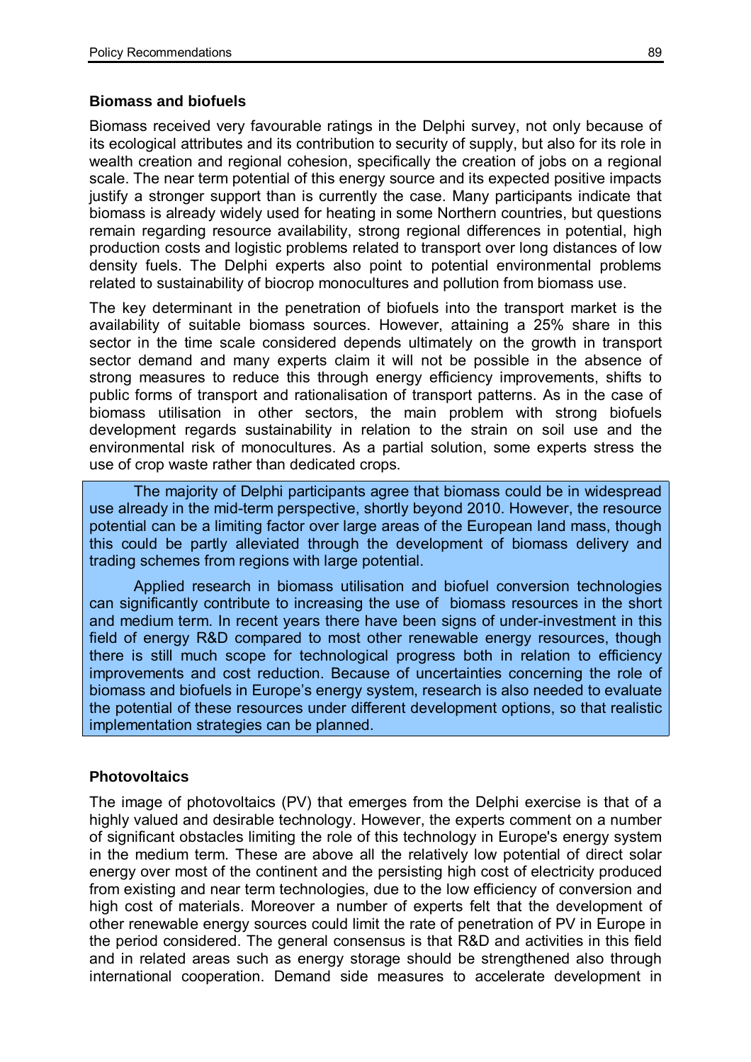### Biomass and biofuels

Biomass received very favourable ratings in the Delphi survey, not only because of its ecological attributes and its contribution to security of supply, but also for its role in wealth creation and regional cohesion, specifically the creation of jobs on a regional scale. The near term potential of this energy source and its expected positive impacts justify a stronger support than is currently the case. Many participants indicate that biomass is already widely used for heating in some Northern countries, but questions remain regarding resource availability, strong regional differences in potential, high production costs and logistic problems related to transport over long distances of low density fuels. The Delphi experts also point to potential environmental problems related to sustainability of biocrop monocultures and pollution from biomass use.

The key determinant in the penetration of biofuels into the transport market is the availability of suitable biomass sources. However, attaining a 25% share in this sector in the time scale considered depends ultimately on the growth in transport sector demand and many experts claim it will not be possible in the absence of strong measures to reduce this through energy efficiency improvements, shifts to public forms of transport and rationalisation of transport patterns. As in the case of biomass utilisation in other sectors, the main problem with strong biofuels development regards sustainability in relation to the strain on soil use and the environmental risk of monocultures. As a partial solution, some experts stress the use of crop waste rather than dedicated crops.

The majority of Delphi participants agree that biomass could be in widespread use already in the mid-term perspective, shortly beyond 2010. However, the resource potential can be a limiting factor over large areas of the European land mass, though this could be partly alleviated through the development of biomass delivery and trading schemes from regions with large potential.

Applied research in biomass utilisation and biofuel conversion technologies can significantly contribute to increasing the use of biomass resources in the short and medium term. In recent years there have been signs of under-investment in this field of energy R&D compared to most other renewable energy resources, though there is still much scope for technological progress both in relation to efficiency improvements and cost reduction. Because of uncertainties concerning the role of biomass and biofuels in Europe's energy system, research is also needed to evaluate the potential of these resources under different development options, so that realistic implementation strategies can be planned.

### Photovoltaics

The image of photovoltaics (PV) that emerges from the Delphi exercise is that of a highly valued and desirable technology. However, the experts comment on a number of significant obstacles limiting the role of this technology in Europe's energy system in the medium term. These are above all the relatively low potential of direct solar energy over most of the continent and the persisting high cost of electricity produced from existing and near term technologies, due to the low efficiency of conversion and high cost of materials. Moreover a number of experts felt that the development of other renewable energy sources could limit the rate of penetration of PV in Europe in the period considered. The general consensus is that R&D and activities in this field and in related areas such as energy storage should be strengthened also through international cooperation. Demand side measures to accelerate development in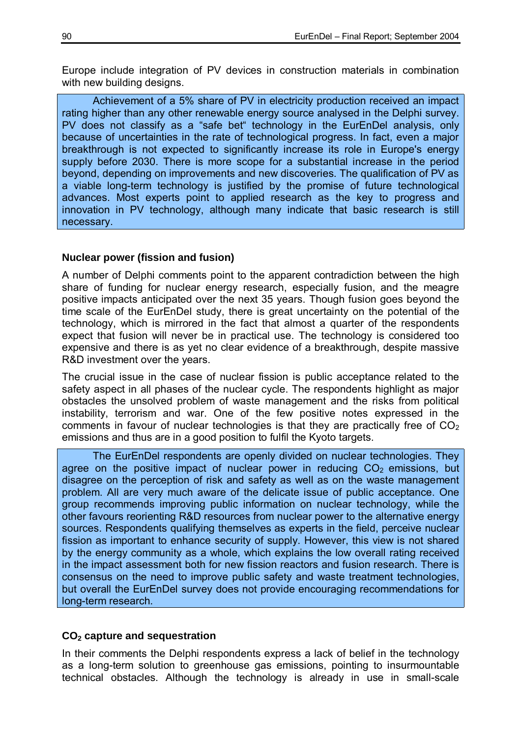Europe include integration of PV devices in construction materials in combination with new building designs.

> Achievement of a 5% share of PV in electricity production received an impact rating higher than any other renewable energy source analysed in the Delphi survey. PV does not classify as a "safe bet" technology in the EurEnDel analysis, only because of uncertainties in the rate of technological progress. In fact, even a major breakthrough is not expected to significantly increase its role in Europe's energy supply before 2030. There is more scope for a substantial increase in the period beyond, depending on improvements and new discoveries. The qualification of PV as a viable long-term technology is justified by the promise of future technological advances. Most experts point to applied research as the key to progress and innovation in PV technology, although many indicate that basic research is still necessary.

**Nuclear power (fission and fusion)**

A number of Delphi comments point to the apparent contradiction between the high share of funding for nuclear energy research, especially fusion, and the meagre positive impacts anticipated over the next 35 years. Though fusion goes beyond the time scale of the EurEnDel study, there is great uncertainty on the potential of the technology, which is mirrored in the fact that almost a quarter of the respondents expect that fusion will never be in practical use. The technology is considered too expensive and there is as yet no clear evidence of a breakthrough, despite massive R&D investment over the years.

The crucial issue in the case of nuclear fission is public acceptance related to the safety aspect in all phases of the nuclear cycle. The respondents highlight as major obstacles the unsolved problem of waste management and the risks from political instability, terrorism and war. One of the few positive notes expressed in the comments in favour of nuclear technologies is that they are practically free of $CO_2$ emissions and thus are in a good position to fulfil the Kyoto targets.

> The EurEnDel respondents are openly divided on nuclear technologies. They agree on the positive impact of nuclear power in reducing $CO_2$ emissions, but disagree on the perception of risk and safety as well as on the waste management problem. All are very much aware of the delicate issue of public acceptance. One group recommends improving public information on nuclear technology, while the other favours reorienting R&D resources from nuclear power to the alternative energy sources. Respondents qualifying themselves as experts in the field, perceive nuclear fission as important to enhance security of supply. However, this view is not shared by the energy community as a whole, which explains the low overall rating received in the impact assessment both for new fission reactors and fusion research. There is consensus on the need to improve public safety and waste treatment technologies, but overall the EurEnDel survey does not provide encouraging recommendations for long-term research.

**$CO_2$ capture and sequestration**

In their comments the Delphi respondents express a lack of belief in the technology as a long-term solution to greenhouse gas emissions, pointing to insurmountable technical obstacles. Although the technology is already in use in small-scale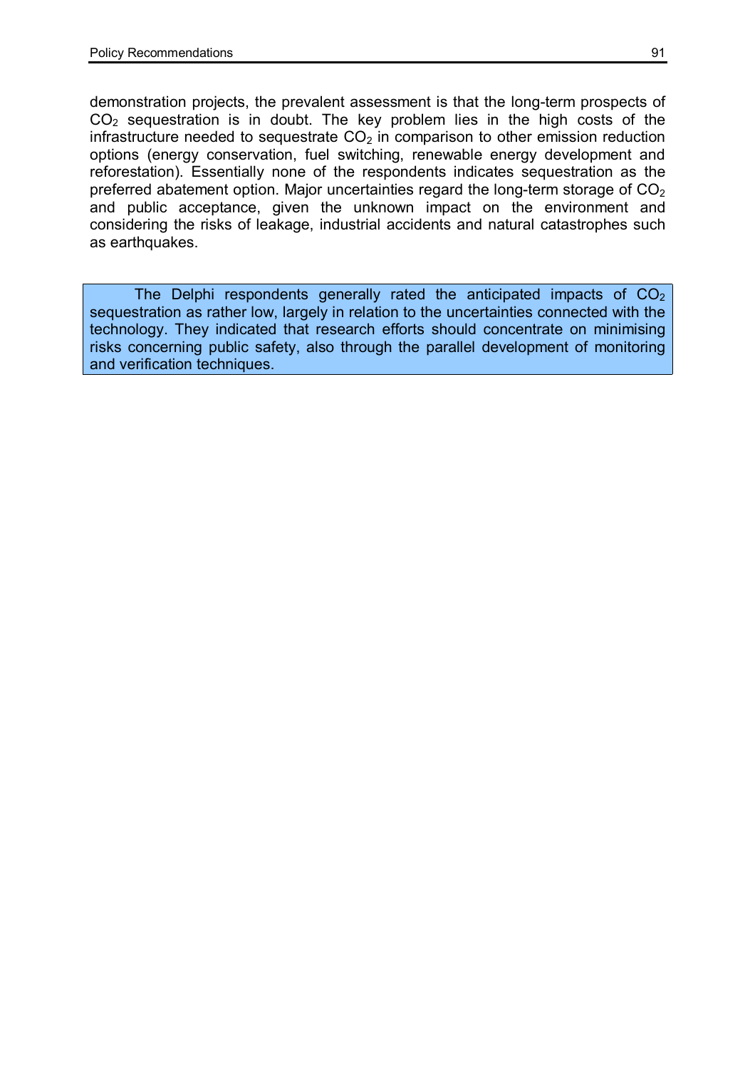demonstration projects, the prevalent assessment is that the long-term prospects of $CO_2$ sequestration is in doubt. The key problem lies in the high costs of the infrastructure needed to sequestrate $CO_2$ in comparison to other emission reduction options (energy conservation, fuel switching, renewable energy development and reforestation). Essentially none of the respondents indicates sequestration as the preferred abatement option. Major uncertainties regard the long-term storage of $CO_2$ and public acceptance, given the unknown impact on the environment and considering the risks of leakage, industrial accidents and natural catastrophes such as earthquakes.

> The Delphi respondents generally rated the anticipated impacts of $CO_2$ sequestration as rather low, largely in relation to the uncertainties connected with the technology. They indicated that research efforts should concentrate on minimising risks concerning public safety, also through the parallel development of monitoring and verification techniques.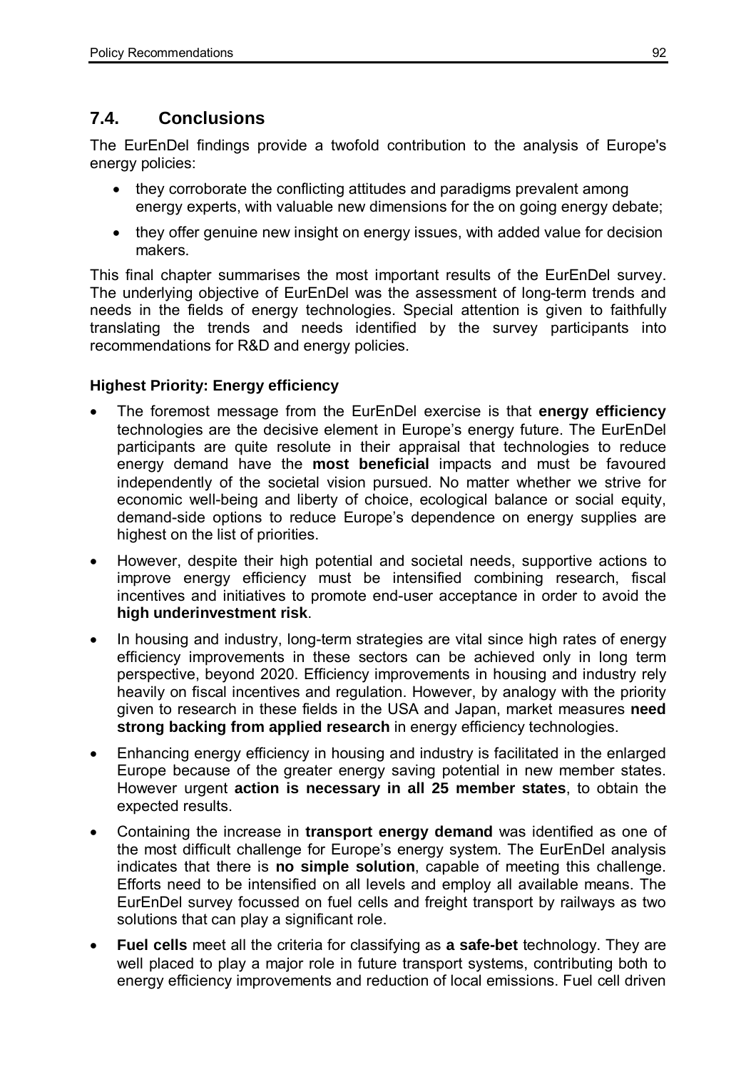## 7.4. Conclusions

The EurEnDel findings provide a twofold contribution to the analysis of Europe's energy policies:

- they corroborate the conflicting attitudes and paradigms prevalent among energy experts, with valuable new dimensions for the on going energy debate;
- they offer genuine new insight on energy issues, with added value for decision makers.

This final chapter summarises the most important results of the EurEnDel survey. The underlying objective of EurEnDel was the assessment of long-term trends and needs in the fields of energy technologies. Special attention is given to faithfully translating the trends and needs identified by the survey participants into recommendations for R&D and energy policies.

**Highest Priority: Energy efficiency**

- The foremost message from the EurEnDel exercise is that **energy efficiency** technologies are the decisive element in Europe's energy future. The EurEnDel participants are quite resolute in their appraisal that technologies to reduce energy demand have the **most beneficial** impacts and must be favoured independently of the societal vision pursued. No matter whether we strive for economic well-being and liberty of choice, ecological balance or social equity, demand-side options to reduce Europe's dependence on energy supplies are highest on the list of priorities.
- However, despite their high potential and societal needs, supportive actions to improve energy efficiency must be intensified combining research, fiscal incentives and initiatives to promote end-user acceptance in order to avoid the **high underinvestment risk**.
- In housing and industry, long-term strategies are vital since high rates of energy efficiency improvements in these sectors can be achieved only in long term perspective, beyond 2020. Efficiency improvements in housing and industry rely heavily on fiscal incentives and regulation. However, by analogy with the priority given to research in these fields in the USA and Japan, market measures **need strong backing from applied research** in energy efficiency technologies.
- Enhancing energy efficiency in housing and industry is facilitated in the enlarged Europe because of the greater energy saving potential in new member states. However urgent **action is necessary in all 25 member states**, to obtain the expected results.
- Containing the increase in **transport energy demand** was identified as one of the most difficult challenge for Europe's energy system. The EurEnDel analysis indicates that there is **no simple solution**, capable of meeting this challenge. Efforts need to be intensified on all levels and employ all available means. The EurEnDel survey focussed on fuel cells and freight transport by railways as two solutions that can play a significant role.
- **Fuel cells** meet all the criteria for classifying as **a safe-bet** technology. They are well placed to play a major role in future transport systems, contributing both to energy efficiency improvements and reduction of local emissions. Fuel cell driven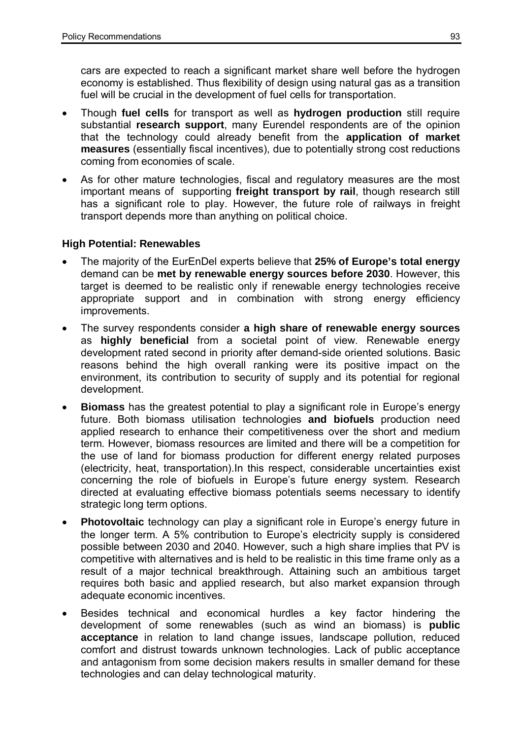cars are expected to reach a significant market share well before the hydrogen economy is established. Thus flexibility of design using natural gas as a transition fuel will be crucial in the development of fuel cells for transportation.

- Though **fuel cells** for transport as well as **hydrogen production** still require substantial **research support**, many Eurendel respondents are of the opinion that the technology could already benefit from the **application of market measures** (essentially fiscal incentives), due to potentially strong cost reductions coming from economies of scale.
- As for other mature technologies, fiscal and regulatory measures are the most important means of supporting **freight transport by rail**, though research still has a significant role to play. However, the future role of railways in freight transport depends more than anything on political choice.

**High Potential: Renewables**

- The majority of the EurEnDel experts believe that **25% of Europe's total energy** demand can be **met by renewable energy sources before 2030**. However, this target is deemed to be realistic only if renewable energy technologies receive appropriate support and in combination with strong energy efficiency improvements.
- The survey respondents consider **a high share of renewable energy sources** as **highly beneficial** from a societal point of view. Renewable energy development rated second in priority after demand-side oriented solutions. Basic reasons behind the high overall ranking were its positive impact on the environment, its contribution to security of supply and its potential for regional development.
- **Biomass** has the greatest potential to play a significant role in Europe's energy future. Both biomass utilisation technologies **and biofuels** production need applied research to enhance their competitiveness over the short and medium term. However, biomass resources are limited and there will be a competition for the use of land for biomass production for different energy related purposes (electricity, heat, transportation).In this respect, considerable uncertainties exist concerning the role of biofuels in Europe's future energy system. Research directed at evaluating effective biomass potentials seems necessary to identify strategic long term options.
- **Photovoltaic** technology can play a significant role in Europe's energy future in the longer term. A 5% contribution to Europe's electricity supply is considered possible between 2030 and 2040. However, such a high share implies that PV is competitive with alternatives and is held to be realistic in this time frame only as a result of a major technical breakthrough. Attaining such an ambitious target requires both basic and applied research, but also market expansion through adequate economic incentives.
- Besides technical and economical hurdles a key factor hindering the development of some renewables (such as wind an biomass) is **public acceptance** in relation to land change issues, landscape pollution, reduced comfort and distrust towards unknown technologies. Lack of public acceptance and antagonism from some decision makers results in smaller demand for these technologies and can delay technological maturity.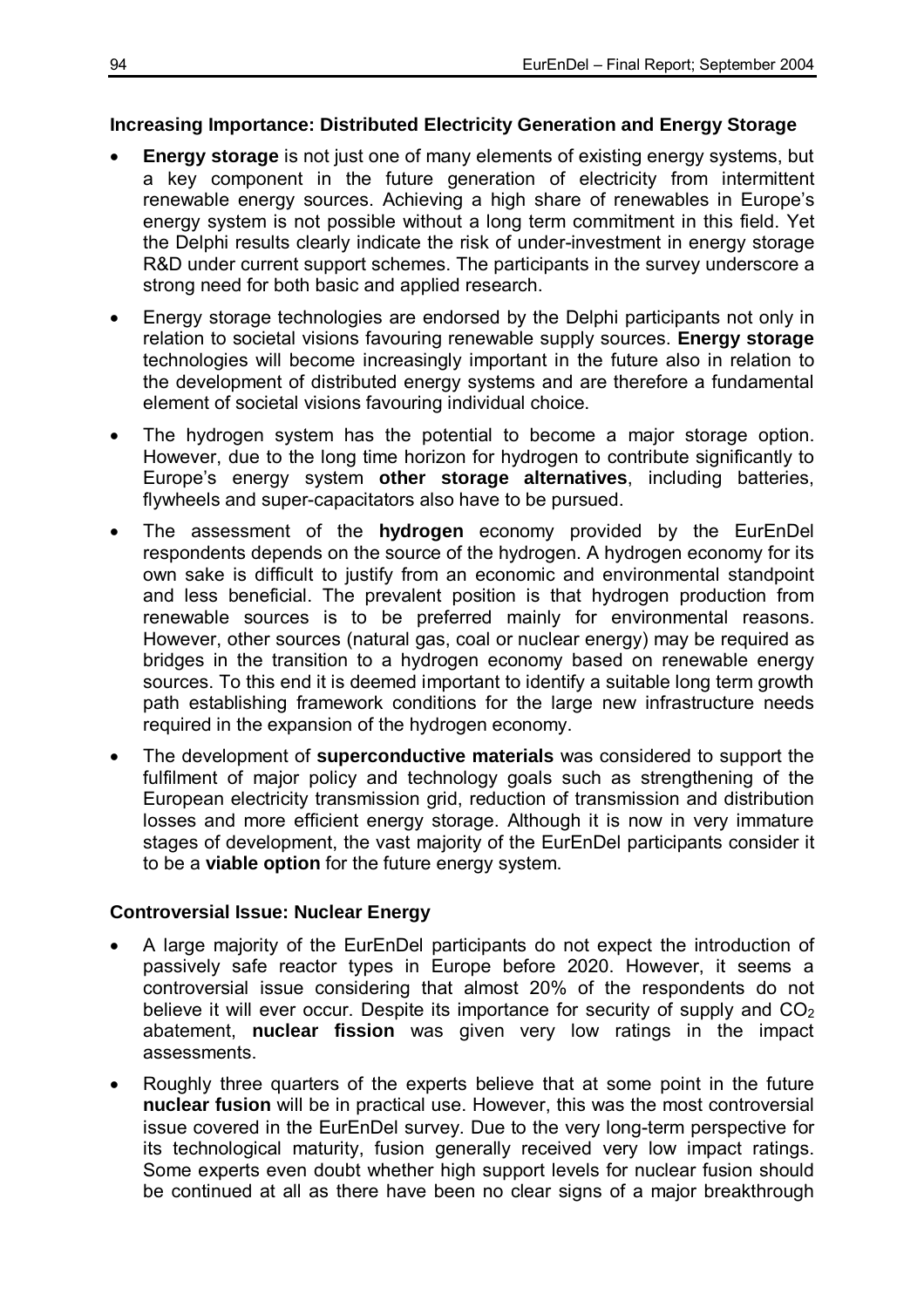### Increasing Importance: Distributed Electricity Generation and Energy Storage

- **Energy storage** is not just one of many elements of existing energy systems, but a key component in the future generation of electricity from intermittent renewable energy sources. Achieving a high share of renewables in Europe's energy system is not possible without a long term commitment in this field. Yet the Delphi results clearly indicate the risk of under-investment in energy storage R&D under current support schemes. The participants in the survey underscore a strong need for both basic and applied research.
- Energy storage technologies are endorsed by the Delphi participants not only in relation to societal visions favouring renewable supply sources. **Energy storage** technologies will become increasingly important in the future also in relation to the development of distributed energy systems and are therefore a fundamental element of societal visions favouring individual choice.
- The hydrogen system has the potential to become a major storage option. However, due to the long time horizon for hydrogen to contribute significantly to Europe's energy system **other storage alternatives**, including batteries, flywheels and super-capacitators also have to be pursued.
- The assessment of the **hydrogen** economy provided by the EurEnDel respondents depends on the source of the hydrogen. A hydrogen economy for its own sake is difficult to justify from an economic and environmental standpoint and less beneficial. The prevalent position is that hydrogen production from renewable sources is to be preferred mainly for environmental reasons. However, other sources (natural gas, coal or nuclear energy) may be required as bridges in the transition to a hydrogen economy based on renewable energy sources. To this end it is deemed important to identify a suitable long term growth path establishing framework conditions for the large new infrastructure needs required in the expansion of the hydrogen economy.
- The development of **superconductive materials** was considered to support the fulfilment of major policy and technology goals such as strengthening of the European electricity transmission grid, reduction of transmission and distribution losses and more efficient energy storage. Although it is now in very immature stages of development, the vast majority of the EurEnDel participants consider it to be a **viable option** for the future energy system.

### Controversial Issue: Nuclear Energy

- A large majority of the EurEnDel participants do not expect the introduction of passively safe reactor types in Europe before 2020. However, it seems a controversial issue considering that almost 20% of the respondents do not believe it will ever occur. Despite its importance for security of supply and $CO_2$ abatement, **nuclear fission** was given very low ratings in the impact assessments.
- Roughly three quarters of the experts believe that at some point in the future **nuclear fusion** will be in practical use. However, this was the most controversial issue covered in the EurEnDel survey. Due to the very long-term perspective for its technological maturity, fusion generally received very low impact ratings. Some experts even doubt whether high support levels for nuclear fusion should be continued at all as there have been no clear signs of a major breakthrough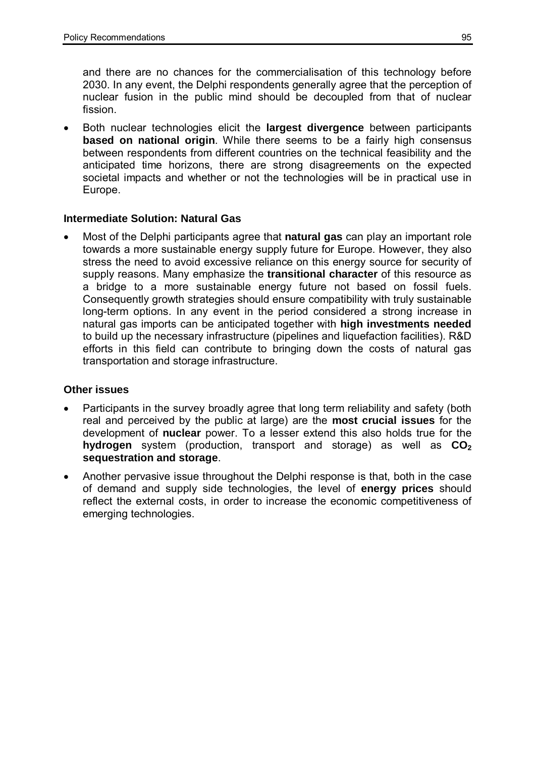and there are no chances for the commercialisation of this technology before 2030. In any event, the Delphi respondents generally agree that the perception of nuclear fusion in the public mind should be decoupled from that of nuclear fission.

- Both nuclear technologies elicit the **largest divergence** between participants **based on national origin**. While there seems to be a fairly high consensus between respondents from different countries on the technical feasibility and the anticipated time horizons, there are strong disagreements on the expected societal impacts and whether or not the technologies will be in practical use in Europe.

**Intermediate Solution: Natural Gas**

- Most of the Delphi participants agree that **natural gas** can play an important role towards a more sustainable energy supply future for Europe. However, they also stress the need to avoid excessive reliance on this energy source for security of supply reasons. Many emphasize the **transitional character** of this resource as a bridge to a more sustainable energy future not based on fossil fuels. Consequently growth strategies should ensure compatibility with truly sustainable long-term options. In any event in the period considered a strong increase in natural gas imports can be anticipated together with **high investments needed** to build up the necessary infrastructure (pipelines and liquefaction facilities). R&D efforts in this field can contribute to bringing down the costs of natural gas transportation and storage infrastructure.

**Other issues**

- Participants in the survey broadly agree that long term reliability and safety (both real and perceived by the public at large) are the **most crucial issues** for the development of **nuclear** power. To a lesser extend this also holds true for the **hydrogen** system (production, transport and storage) as well as **$CO_2$ sequestration and storage**.
- Another pervasive issue throughout the Delphi response is that, both in the case of demand and supply side technologies, the level of **energy prices** should reflect the external costs, in order to increase the economic competitiveness of emerging technologies.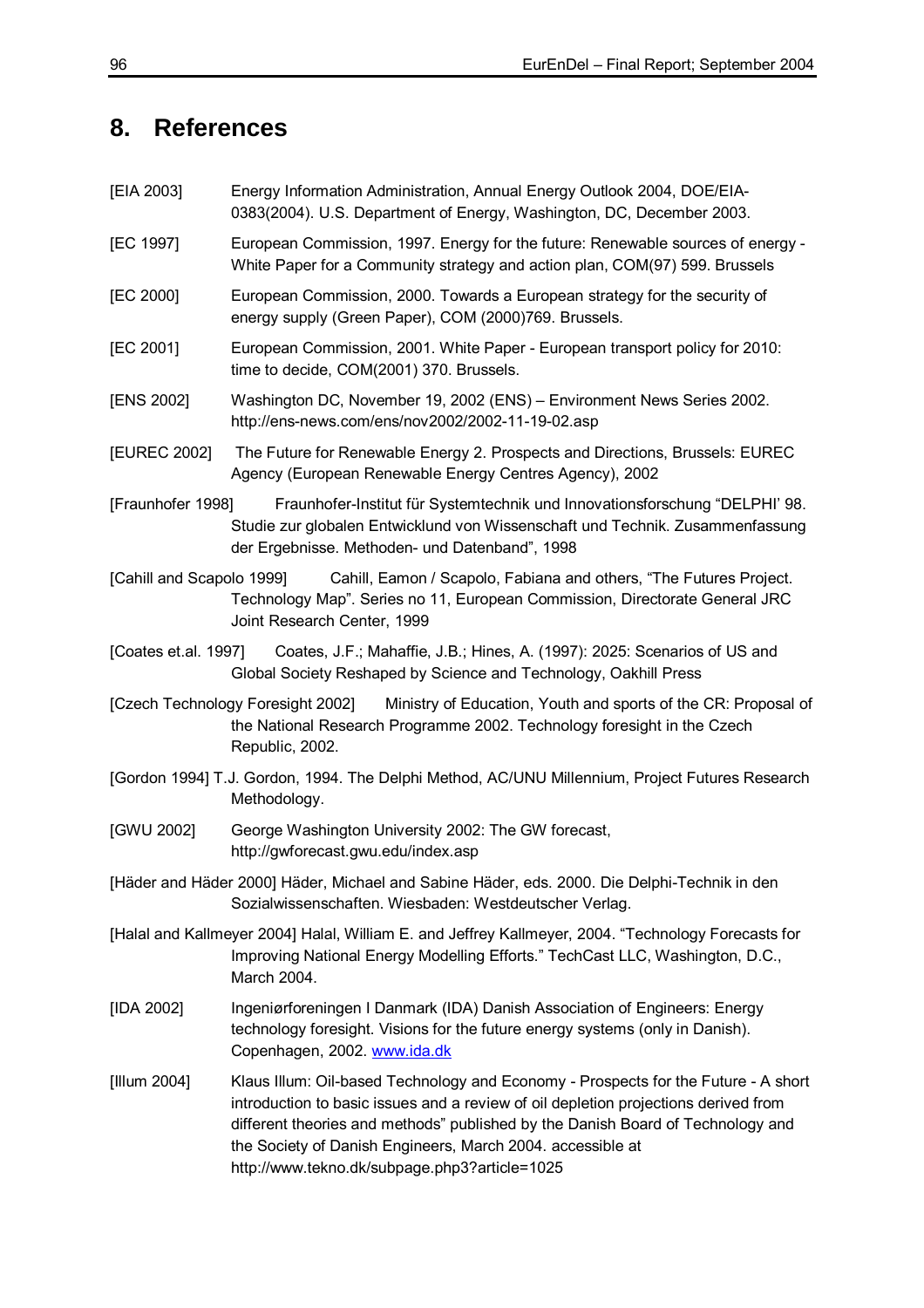# 8. References

[EIA 2003] Energy Information Administration, Annual Energy Outlook 2004, DOE/EIA-0383(2004). U.S. Department of Energy, Washington, DC, December 2003.

[EC 1997] European Commission, 1997. Energy for the future: Renewable sources of energy - White Paper for a Community strategy and action plan, COM(97) 599. Brussels

[EC 2000] European Commission, 2000. Towards a European strategy for the security of energy supply (Green Paper), COM (2000)769. Brussels.

[EC 2001] European Commission, 2001. White Paper - European transport policy for 2010: time to decide, COM(2001) 370. Brussels.

[ENS 2002] Washington DC, November 19, 2002 (ENS) – Environment News Series 2002. http://ens-news.com/ens/nov2002/2002-11-19-02.asp

[EUREC 2002] The Future for Renewable Energy 2. Prospects and Directions, Brussels: EUREC Agency (European Renewable Energy Centres Agency), 2002

[Fraunhofer 1998] Fraunhofer-Institut für Systemtechnik und Innovationsforschung "DELPHI' 98. Studie zur globalen Entwicklund von Wissenschaft und Technik. Zusammenfassung der Ergebnisse. Methoden- und Datenband", 1998

[Cahill and Scapolo 1999] Cahill, Eamon / Scapolo, Fabiana and others, "The Futures Project. Technology Map". Series no 11, European Commission, Directorate General JRC Joint Research Center, 1999

[Coates et.al. 1997] Coates, J.F.; Mahaffie, J.B.; Hines, A. (1997): 2025: Scenarios of US and Global Society Reshaped by Science and Technology, Oakhill Press

[Czech Technology Foresight 2002] Ministry of Education, Youth and sports of the CR: Proposal of the National Research Programme 2002. Technology foresight in the Czech Republic, 2002.

[Gordon 1994] T.J. Gordon, 1994. The Delphi Method, AC/UNU Millennium, Project Futures Research Methodology.

[GWU 2002] George Washington University 2002: The GW forecast, http://gwforecast.gwu.edu/index.asp

[Häder and Häder 2000] Häder, Michael and Sabine Häder, eds. 2000. Die Delphi-Technik in den Sozialwissenschaften. Wiesbaden: Westdeutscher Verlag.

[Halal and Kallmeyer 2004] Halal, William E. and Jeffrey Kallmeyer, 2004. "Technology Forecasts for Improving National Energy Modelling Efforts." TechCast LLC, Washington, D.C., March 2004.

[IDA 2002] Ingeniørforeningen I Danmark (IDA) Danish Association of Engineers: Energy technology foresight. Visions for the future energy systems (only in Danish). Copenhagen, 2002. www.ida.dk

[Illum 2004] Klaus Illum: Oil-based Technology and Economy - Prospects for the Future - A short introduction to basic issues and a review of oil depletion projections derived from different theories and methods" published by the Danish Board of Technology and the Society of Danish Engineers, March 2004. accessible at http://www.tekno.dk/subpage.php3?article=1025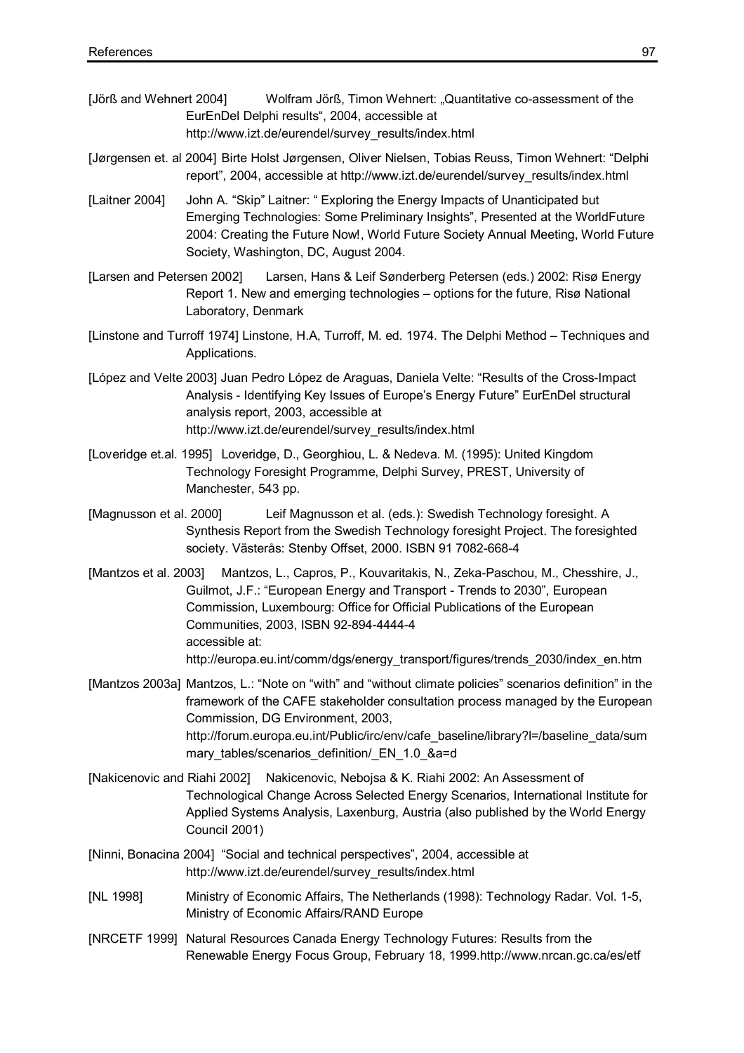[Jörß and Wehnert 2004] Wolfram Jörß, Timon Wehnert: „Quantitative co-assessment of the EurEnDel Delphi results“, 2004, accessible at http://www.izt.de/eurendel/survey_results/index.html

[Jørgensen et. al 2004] Birte Holst Jørgensen, Oliver Nielsen, Tobias Reuss, Timon Wehnert: “Delphi report”, 2004, accessible at http://www.izt.de/eurendel/survey_results/index.html

[Laitner 2004] John A. “Skip” Laitner: “ Exploring the Energy Impacts of Unanticipated but Emerging Technologies: Some Preliminary Insights”, Presented at the WorldFuture 2004: Creating the Future Now!, World Future Society Annual Meeting, World Future Society, Washington, DC, August 2004.

[Larsen and Petersen 2002] Larsen, Hans & Leif Sønderberg Petersen (eds.) 2002: Risø Energy Report 1. New and emerging technologies – options for the future, Risø National Laboratory, Denmark

[Linstone and Turroff 1974] Linstone, H.A, Turroff, M. ed. 1974. The Delphi Method – Techniques and Applications.

[López and Velte 2003] Juan Pedro López de Araguas, Daniela Velte: “Results of the Cross-Impact Analysis - Identifying Key Issues of Europe’s Energy Future” EurEnDel structural analysis report, 2003, accessible at http://www.izt.de/eurendel/survey_results/index.html

[Loveridge et.al. 1995] Loveridge, D., Georghiou, L. & Nedeva. M. (1995): United Kingdom Technology Foresight Programme, Delphi Survey, PREST, University of Manchester, 543 pp.

[Magnusson et al. 2000] Leif Magnusson et al. (eds.): Swedish Technology foresight. A Synthesis Report from the Swedish Technology foresight Project. The foresighted society. Västerås: Stenby Offset, 2000. ISBN 91 7082-668-4

[Mantzos et al. 2003] Mantzos, L., Capros, P., Kouvaritakis, N., Zeka-Paschou, M., Chesshire, J., Guilmot, J.F.: “European Energy and Transport - Trends to 2030”, European Commission, Luxembourg: Office for Official Publications of the European Communities, 2003, ISBN 92-894-4444-4
accessible at:
http://europa.eu.int/comm/dgs/energy_transport/figures/trends_2030/index_en.htm

[Mantzos 2003a] Mantzos, L.: “Note on “with” and “without climate policies” scenarios definition” in the framework of the CAFE stakeholder consultation process managed by the European Commission, DG Environment, 2003,
http://forum.europa.eu.int/Public/irc/env/cafe_baseline/library?l=/baseline_data/summary_tables/scenarios_definition/_EN_1.0_&a=d

[Nakicenovic and Riahi 2002] Nakicenovic, Nebojsa & K. Riahi 2002: An Assessment of Technological Change Across Selected Energy Scenarios, International Institute for Applied Systems Analysis, Laxenburg, Austria (also published by the World Energy Council 2001)

[Ninni, Bonacina 2004] “Social and technical perspectives”, 2004, accessible at http://www.izt.de/eurendel/survey_results/index.html

[NL 1998] Ministry of Economic Affairs, The Netherlands (1998): Technology Radar. Vol. 1-5, Ministry of Economic Affairs/RAND Europe

[NRCETF 1999] Natural Resources Canada Energy Technology Futures: Results from the Renewable Energy Focus Group, February 18, 1999.http://www.nrcan.gc.ca/es/etf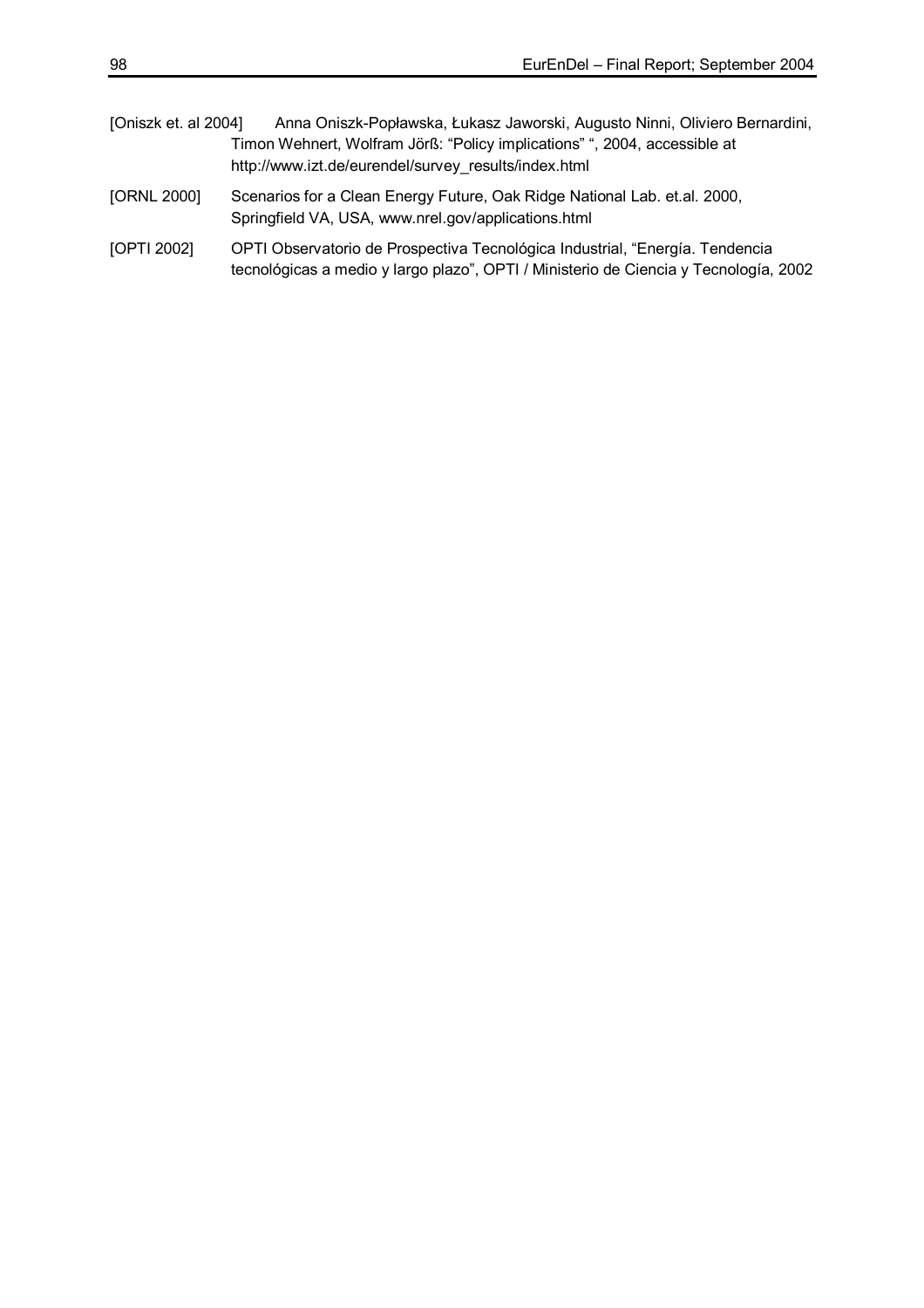[Oniszk et. al 2004] Anna Oniszk-Popławska, Łukasz Jaworski, Augusto Ninni, Oliviero Bernardini, Timon Wehnert, Wolfram Jörß: "Policy implications" ", 2004, accessible at http://www.izt.de/eurendel/survey_results/index.html

[ORNL 2000] Scenarios for a Clean Energy Future, Oak Ridge National Lab. et.al. 2000, Springfield VA, USA, www.nrel.gov/applications.html

[OPTI 2002] OPTI Observatorio de Prospectiva Tecnológica Industrial, "Energía. Tendencia tecnológicas a medio y largo plazo", OPTI / Ministerio de Ciencia y Tecnología, 2002